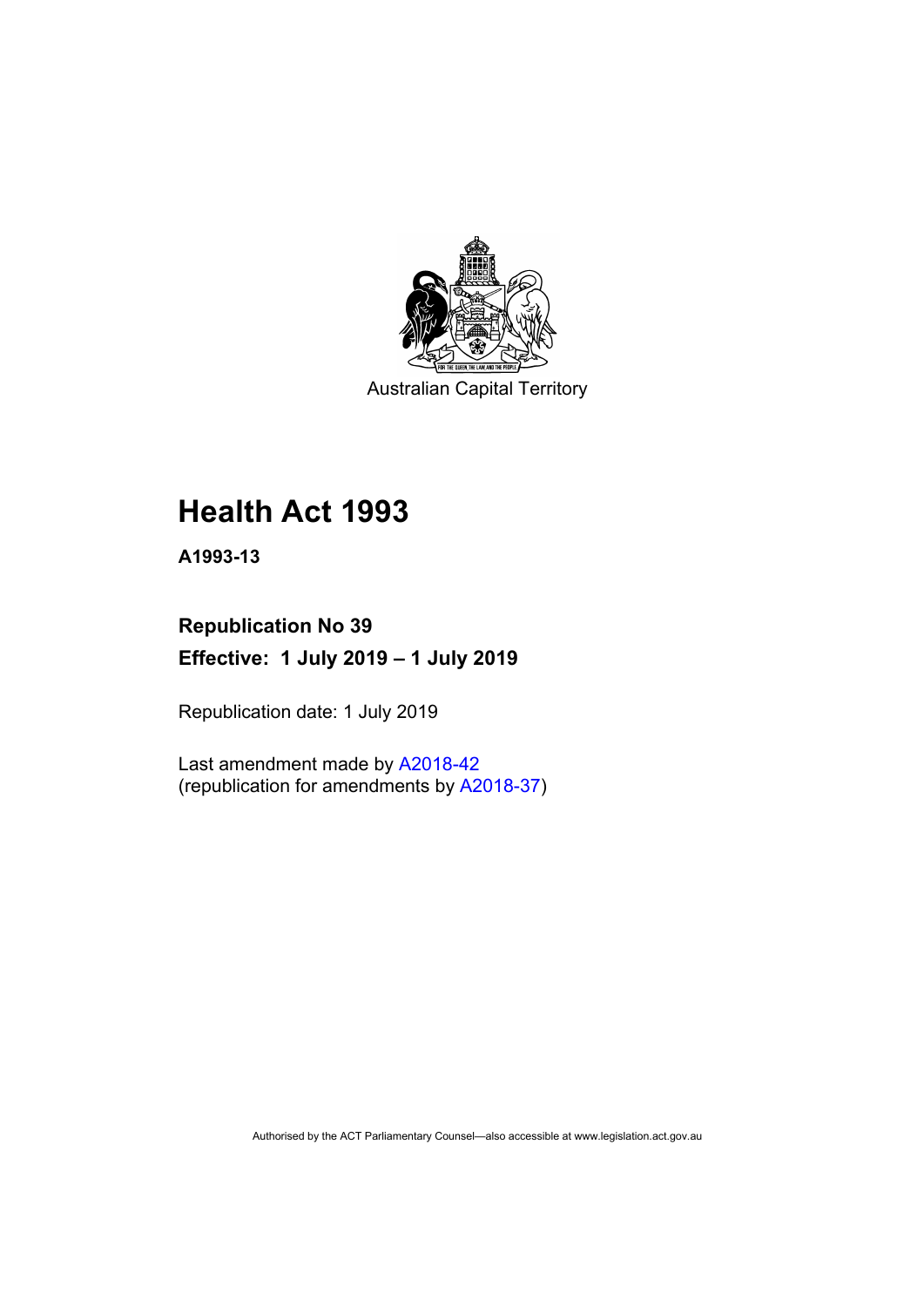Australian Capital Territory

# Health Act 1993

**A1993-13**

**Republication No 39**

**Effective: 1 July 2019 – 1 July 2019**

Republication date: 1 July 2019

Last amendment made by A2018-42
(republication for amendments by A2018-37)

Authorised by the ACT Parliamentary Counsel—also accessible at www.legislation.act.gov.au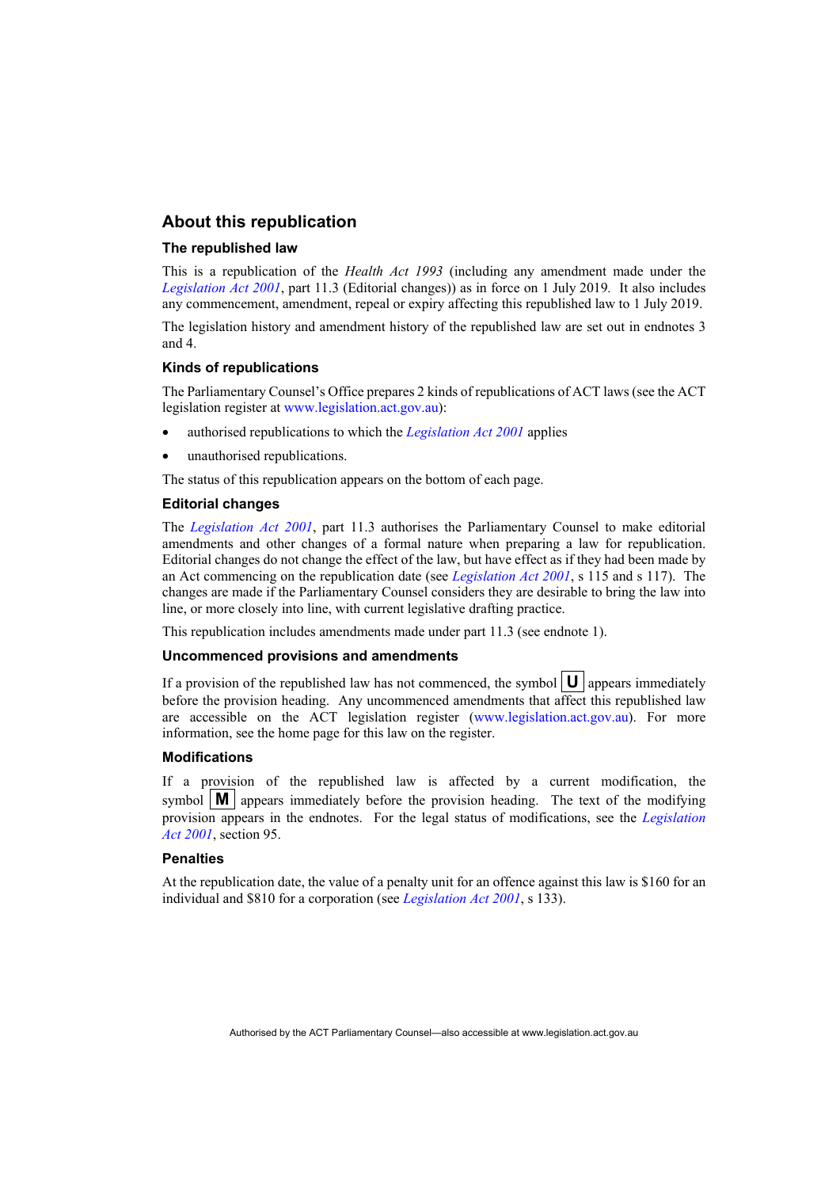## About this republication

### The republished law

This is a republication of the *Health Act 1993* (including any amendment made under the *Legislation Act 2001*, part 11.3 (Editorial changes)) as in force on 1 July 2019. It also includes any commencement, amendment, repeal or expiry affecting this republished law to 1 July 2019.

The legislation history and amendment history of the republished law are set out in endnotes 3 and 4.

### Kinds of republications

The Parliamentary Counsel's Office prepares 2 kinds of republications of ACT laws (see the ACT legislation register at www.legislation.act.gov.au):

- authorised republications to which the *Legislation Act 2001* applies
- unauthorised republications.

The status of this republication appears on the bottom of each page.

### Editorial changes

The *Legislation Act 2001*, part 11.3 authorises the Parliamentary Counsel to make editorial amendments and other changes of a formal nature when preparing a law for republication. Editorial changes do not change the effect of the law, but have effect as if they had been made by an Act commencing on the republication date (see *Legislation Act 2001*, s 115 and s 117). The changes are made if the Parliamentary Counsel considers they are desirable to bring the law into line, or more closely into line, with current legislative drafting practice.

This republication includes amendments made under part 11.3 (see endnote 1).

### Uncommenced provisions and amendments

If a provision of the republished law has not commenced, the symbol **U** appears immediately before the provision heading. Any uncommenced amendments that affect this republished law are accessible on the ACT legislation register (www.legislation.act.gov.au). For more information, see the home page for this law on the register.

### Modifications

If a provision of the republished law is affected by a current modification, the symbol **M** appears immediately before the provision heading. The text of the modifying provision appears in the endnotes. For the legal status of modifications, see the *Legislation Act 2001*, section 95.

### Penalties

At the republication date, the value of a penalty unit for an offence against this law is $160 for an individual and $810 for a corporation (see *Legislation Act 2001*, s 133).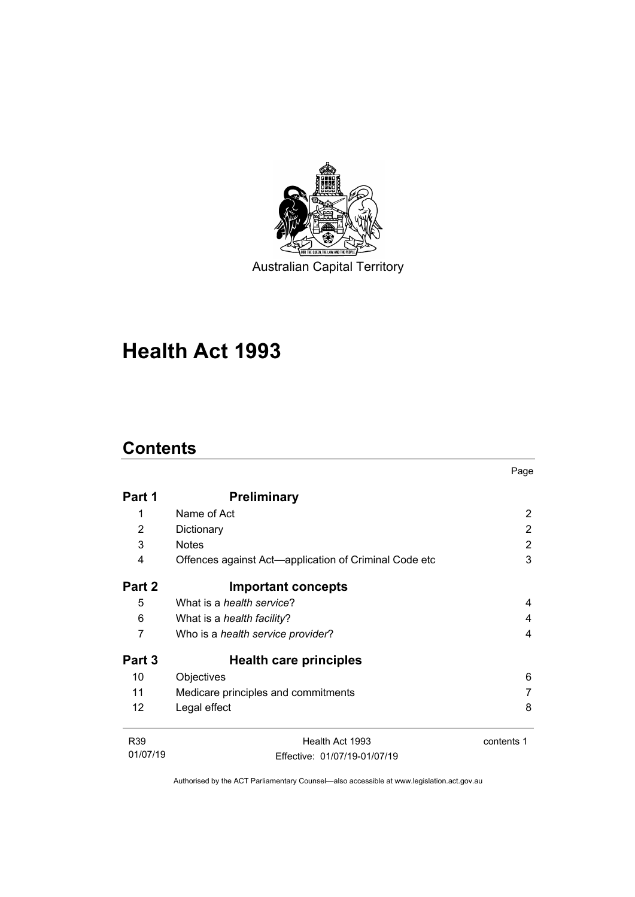Australian Capital Territory

# Health Act 1993

## Contents

| | | Page |
|---|---|---|
| **Part 1** | **Preliminary** | |
| 1 | Name of Act | 2 |
| 2 | Dictionary | 2 |
| 3 | Notes | 2 |
| 4 | Offences against Act—application of Criminal Code etc | 3 |
| **Part 2** | **Important concepts** | |
| 5 | What is a *health service*? | 4 |
| 6 | What is a *health facility*? | 4 |
| 7 | Who is a *health service provider*? | 4 |
| **Part 3** | **Health care principles** | |
| 10 | Objectives | 6 |
| 11 | Medicare principles and commitments | 7 |
| 12 | Legal effect | 8 |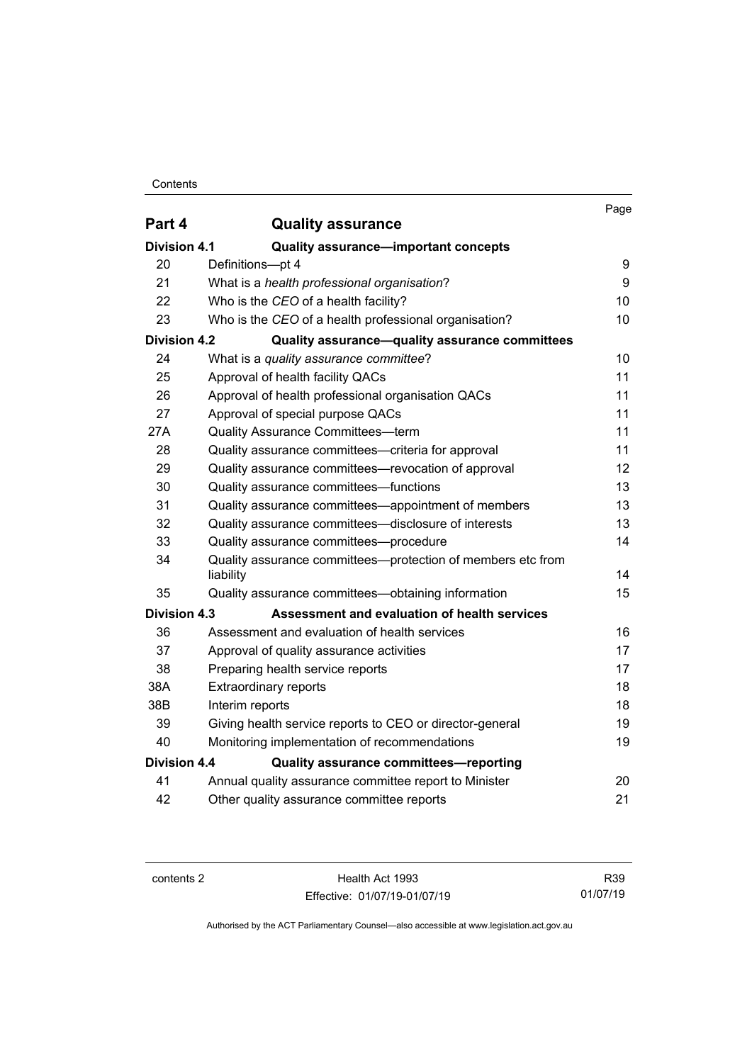| | | Page |
|---|---|---|
| **Part 4** | **Quality assurance** | |
| **Division 4.1** | **Quality assurance—important concepts** | |
| 20 | Definitions—pt 4 | 9 |
| 21 | What is a *health professional organisation*? | 9 |
| 22 | Who is the *CEO* of a health facility? | 10 |
| 23 | Who is the *CEO* of a health professional organisation? | 10 |
| **Division 4.2** | **Quality assurance—quality assurance committees** | |
| 24 | What is a *quality assurance committee*? | 10 |
| 25 | Approval of health facility QACs | 11 |
| 26 | Approval of health professional organisation QACs | 11 |
| 27 | Approval of special purpose QACs | 11 |
| 27A | Quality Assurance Committees—term | 11 |
| 28 | Quality assurance committees—criteria for approval | 11 |
| 29 | Quality assurance committees—revocation of approval | 12 |
| 30 | Quality assurance committees—functions | 13 |
| 31 | Quality assurance committees—appointment of members | 13 |
| 32 | Quality assurance committees—disclosure of interests | 13 |
| 33 | Quality assurance committees—procedure | 14 |
| 34 | Quality assurance committees—protection of members etc from liability | 14 |
| 35 | Quality assurance committees—obtaining information | 15 |
| **Division 4.3** | **Assessment and evaluation of health services** | |
| 36 | Assessment and evaluation of health services | 16 |
| 37 | Approval of quality assurance activities | 17 |
| 38 | Preparing health service reports | 17 |
| 38A | Extraordinary reports | 18 |
| 38B | Interim reports | 18 |
| 39 | Giving health service reports to CEO or director-general | 19 |
| 40 | Monitoring implementation of recommendations | 19 |
| **Division 4.4** | **Quality assurance committees—reporting** | |
| 41 | Annual quality assurance committee report to Minister | 20 |
| 42 | Other quality assurance committee reports | 21 |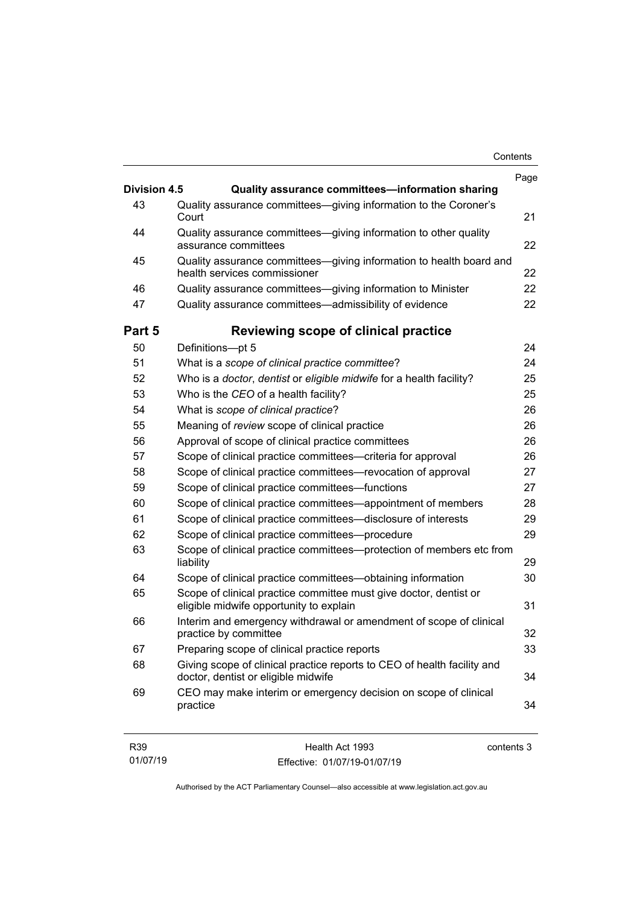| | | Page |
|---|---|---|
| **Division 4.5** | **Quality assurance committees—information sharing** | |
| 43 | Quality assurance committees—giving information to the Coroner's Court | 21 |
| 44 | Quality assurance committees—giving information to other quality assurance committees | 22 |
| 45 | Quality assurance committees—giving information to health board and health services commissioner | 22 |
| 46 | Quality assurance committees—giving information to Minister | 22 |
| 47 | Quality assurance committees—admissibility of evidence | 22 |
| **Part 5** | **Reviewing scope of clinical practice** | |
| 50 | Definitions—pt 5 | 24 |
| 51 | What is a *scope of clinical practice committee*? | 24 |
| 52 | Who is a *doctor*, *dentist* or *eligible midwife* for a health facility? | 25 |
| 53 | Who is the *CEO* of a health facility? | 25 |
| 54 | What is *scope of clinical practice*? | 26 |
| 55 | Meaning of *review* scope of clinical practice | 26 |
| 56 | Approval of scope of clinical practice committees | 26 |
| 57 | Scope of clinical practice committees—criteria for approval | 26 |
| 58 | Scope of clinical practice committees—revocation of approval | 27 |
| 59 | Scope of clinical practice committees—functions | 27 |
| 60 | Scope of clinical practice committees—appointment of members | 28 |
| 61 | Scope of clinical practice committees—disclosure of interests | 29 |
| 62 | Scope of clinical practice committees—procedure | 29 |
| 63 | Scope of clinical practice committees—protection of members etc from liability | 29 |
| 64 | Scope of clinical practice committees—obtaining information | 30 |
| 65 | Scope of clinical practice committee must give doctor, dentist or eligible midwife opportunity to explain | 31 |
| 66 | Interim and emergency withdrawal or amendment of scope of clinical practice by committee | 32 |
| 67 | Preparing scope of clinical practice reports | 33 |
| 68 | Giving scope of clinical practice reports to CEO of health facility and doctor, dentist or eligible midwife | 34 |
| 69 | CEO may make interim or emergency decision on scope of clinical practice | 34 |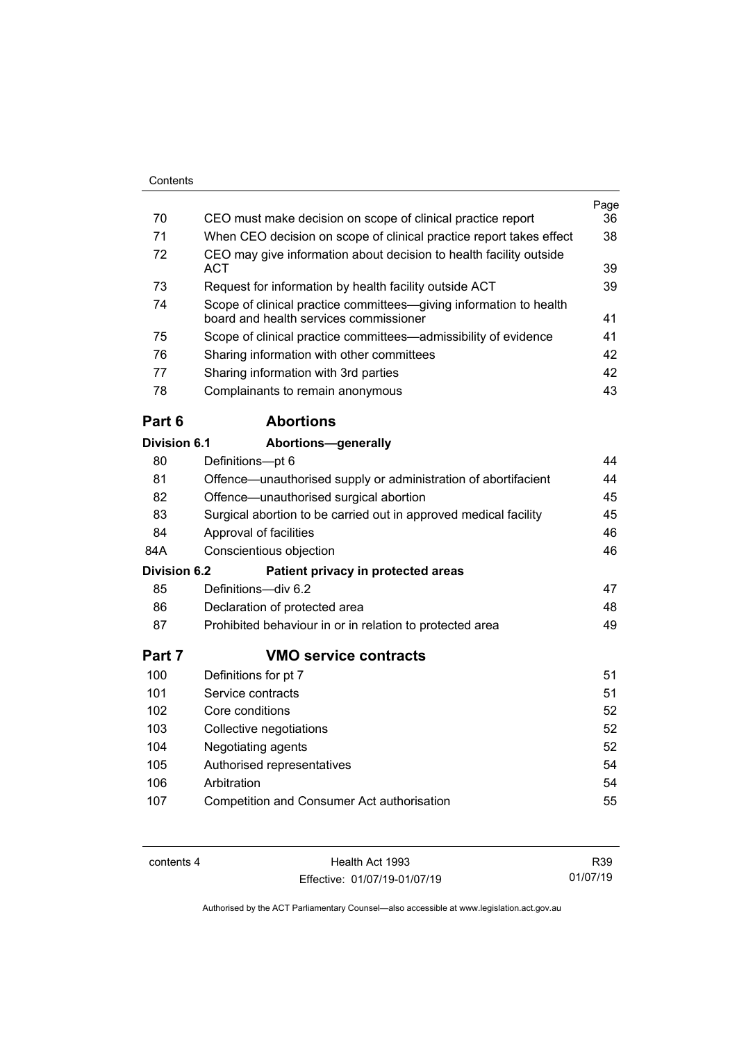| | | Page |
|---|---|---|
| 70 | CEO must make decision on scope of clinical practice report | 36 |
| 71 | When CEO decision on scope of clinical practice report takes effect | 38 |
| 72 | CEO may give information about decision to health facility outside ACT | 39 |
| 73 | Request for information by health facility outside ACT | 39 |
| 74 | Scope of clinical practice committees—giving information to health board and health services commissioner | 41 |
| 75 | Scope of clinical practice committees—admissibility of evidence | 41 |
| 76 | Sharing information with other committees | 42 |
| 77 | Sharing information with 3rd parties | 42 |
| 78 | Complainants to remain anonymous | 43 |

## Part 6 Abortions

### Division 6.1 Abortions—generally

| | | |
|---|---|---|
| 80 | Definitions—pt 6 | 44 |
| 81 | Offence—unauthorised supply or administration of abortifacient | 44 |
| 82 | Offence—unauthorised surgical abortion | 45 |
| 83 | Surgical abortion to be carried out in approved medical facility | 45 |
| 84 | Approval of facilities | 46 |
| 84A | Conscientious objection | 46 |

### Division 6.2 Patient privacy in protected areas

| | | |
|---|---|---|
| 85 | Definitions—div 6.2 | 47 |
| 86 | Declaration of protected area | 48 |
| 87 | Prohibited behaviour in or in relation to protected area | 49 |

## Part 7 VMO service contracts

| | | |
|---|---|---|
| 100 | Definitions for pt 7 | 51 |
| 101 | Service contracts | 51 |
| 102 | Core conditions | 52 |
| 103 | Collective negotiations | 52 |
| 104 | Negotiating agents | 52 |
| 105 | Authorised representatives | 54 |
| 106 | Arbitration | 54 |
| 107 | Competition and Consumer Act authorisation | 55 |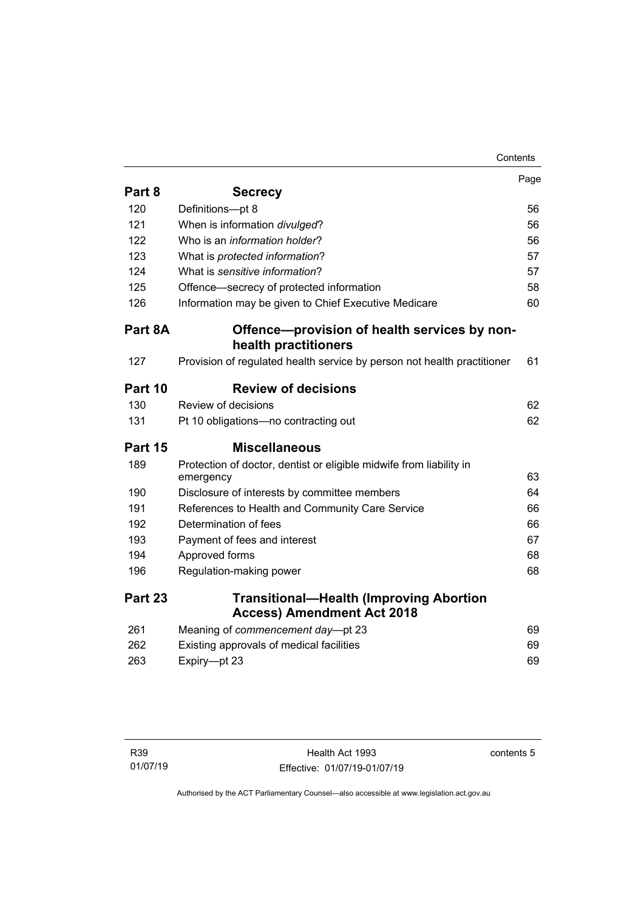| | | Page |
|---|---|---|
| **Part 8** | **Secrecy** | |
| 120 | Definitions—pt 8 | 56 |
| 121 | When is information *divulged*? | 56 |
| 122 | Who is an *information holder*? | 56 |
| 123 | What is *protected information*? | 57 |
| 124 | What is *sensitive information*? | 57 |
| 125 | Offence—secrecy of protected information | 58 |
| 126 | Information may be given to Chief Executive Medicare | 60 |
| **Part 8A** | **Offence—provision of health services by non-health practitioners** | |
| 127 | Provision of regulated health service by person not health practitioner | 61 |
| **Part 10** | **Review of decisions** | |
| 130 | Review of decisions | 62 |
| 131 | Pt 10 obligations—no contracting out | 62 |
| **Part 15** | **Miscellaneous** | |
| 189 | Protection of doctor, dentist or eligible midwife from liability in emergency | 63 |
| 190 | Disclosure of interests by committee members | 64 |
| 191 | References to Health and Community Care Service | 66 |
| 192 | Determination of fees | 66 |
| 193 | Payment of fees and interest | 67 |
| 194 | Approved forms | 68 |
| 196 | Regulation-making power | 68 |
| **Part 23** | **Transitional—Health (Improving Abortion Access) Amendment Act 2018** | |
| 261 | Meaning of *commencement day*—pt 23 | 69 |
| 262 | Existing approvals of medical facilities | 69 |
| 263 | Expiry—pt 23 | 69 |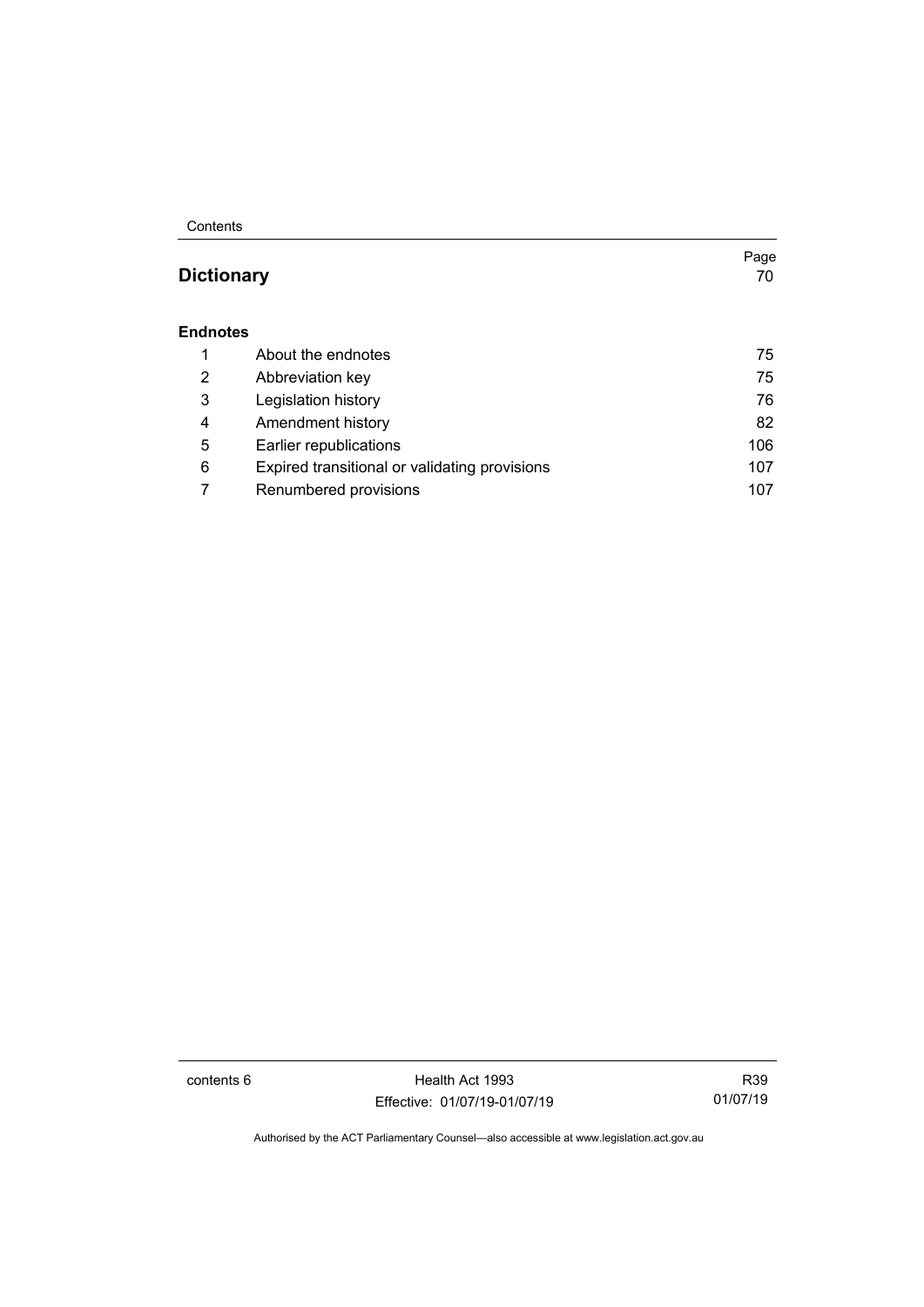| | | Page |
|---|---|---|
| **Dictionary** | | 70 |
| **Endnotes** | | |
| 1 | About the endnotes | 75 |
| 2 | Abbreviation key | 75 |
| 3 | Legislation history | 76 |
| 4 | Amendment history | 82 |
| 5 | Earlier republications | 106 |
| 6 | Expired transitional or validating provisions | 107 |
| 7 | Renumbered provisions | 107 |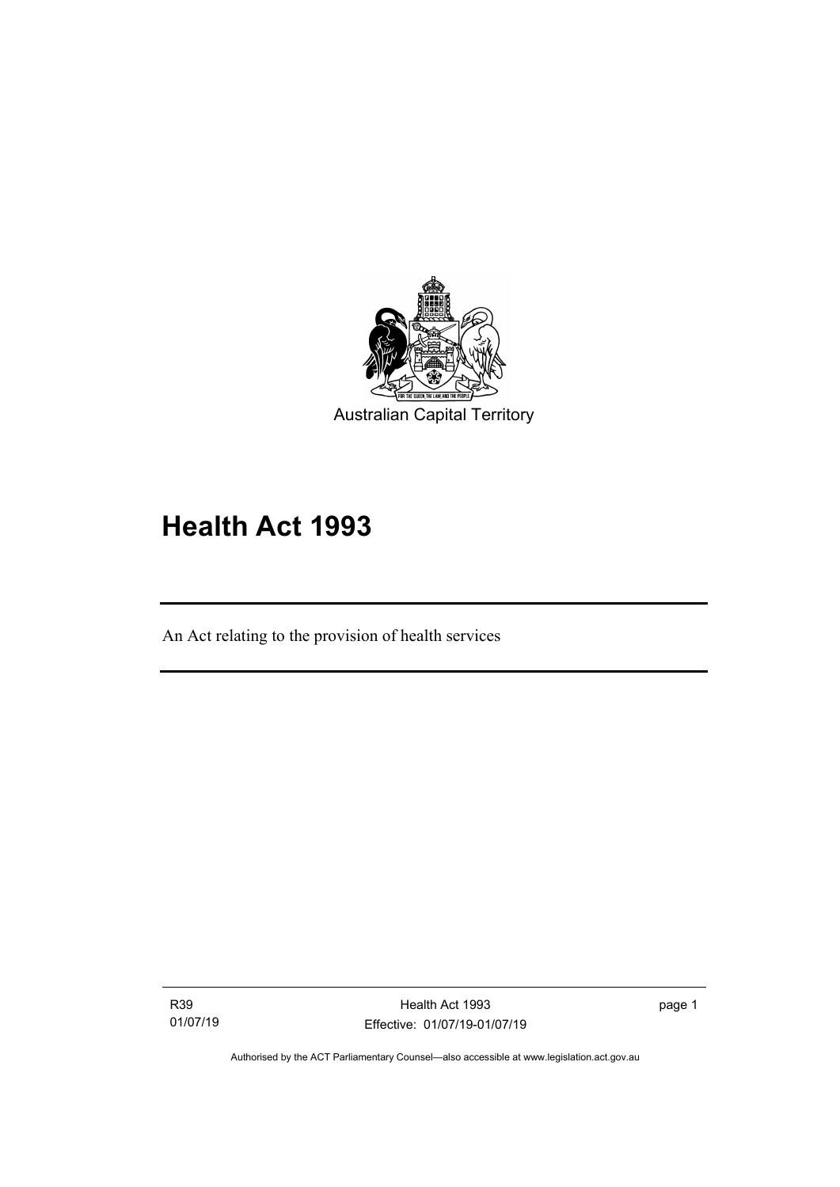Australian Capital Territory

# Health Act 1993

An Act relating to the provision of health services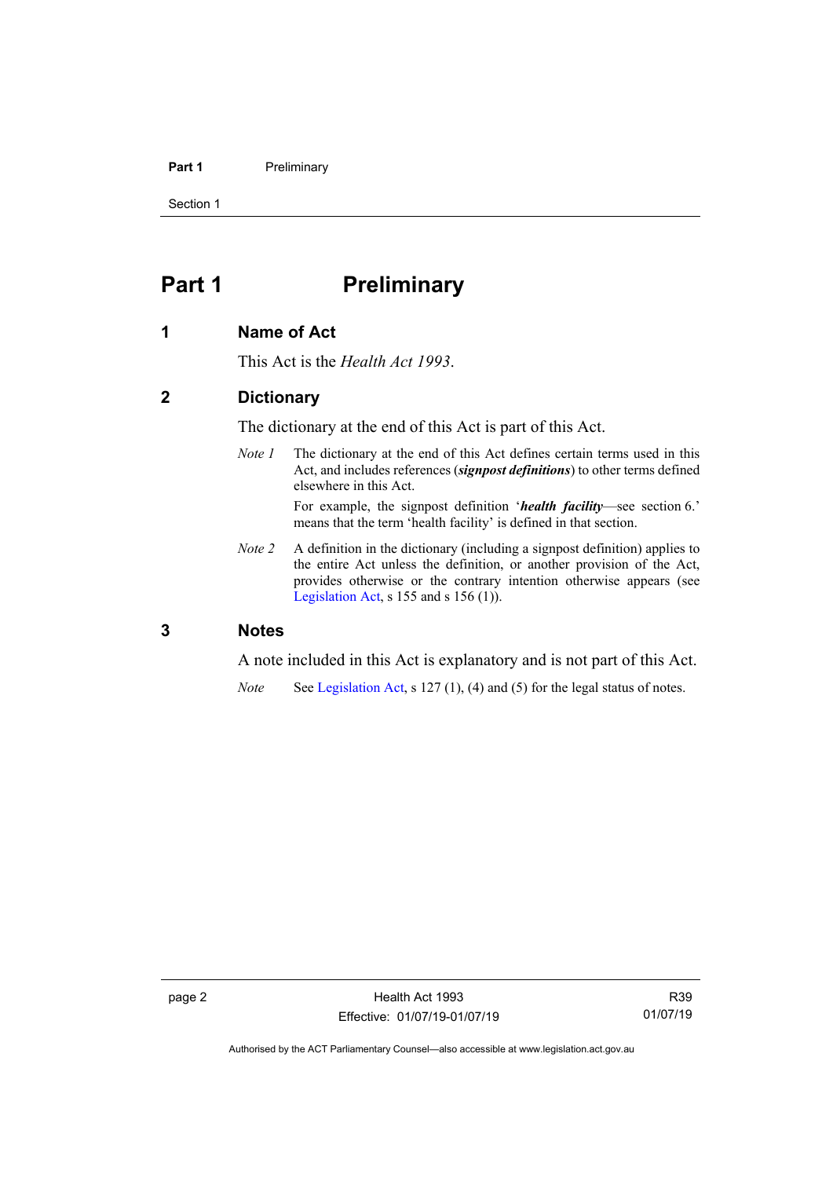# Part 1 Preliminary

## 1 Name of Act

This Act is the *Health Act 1993*.

## 2 Dictionary

The dictionary at the end of this Act is part of this Act.

*Note 1* The dictionary at the end of this Act defines certain terms used in this Act, and includes references (***signpost definitions***) to other terms defined elsewhere in this Act.

For example, the signpost definition '***health facility***—see section 6.' means that the term 'health facility' is defined in that section.

*Note 2* A definition in the dictionary (including a signpost definition) applies to the entire Act unless the definition, or another provision of the Act, provides otherwise or the contrary intention otherwise appears (see Legislation Act, s 155 and s 156 (1)).

## 3 Notes

A note included in this Act is explanatory and is not part of this Act.

*Note* See Legislation Act, s 127 (1), (4) and (5) for the legal status of notes.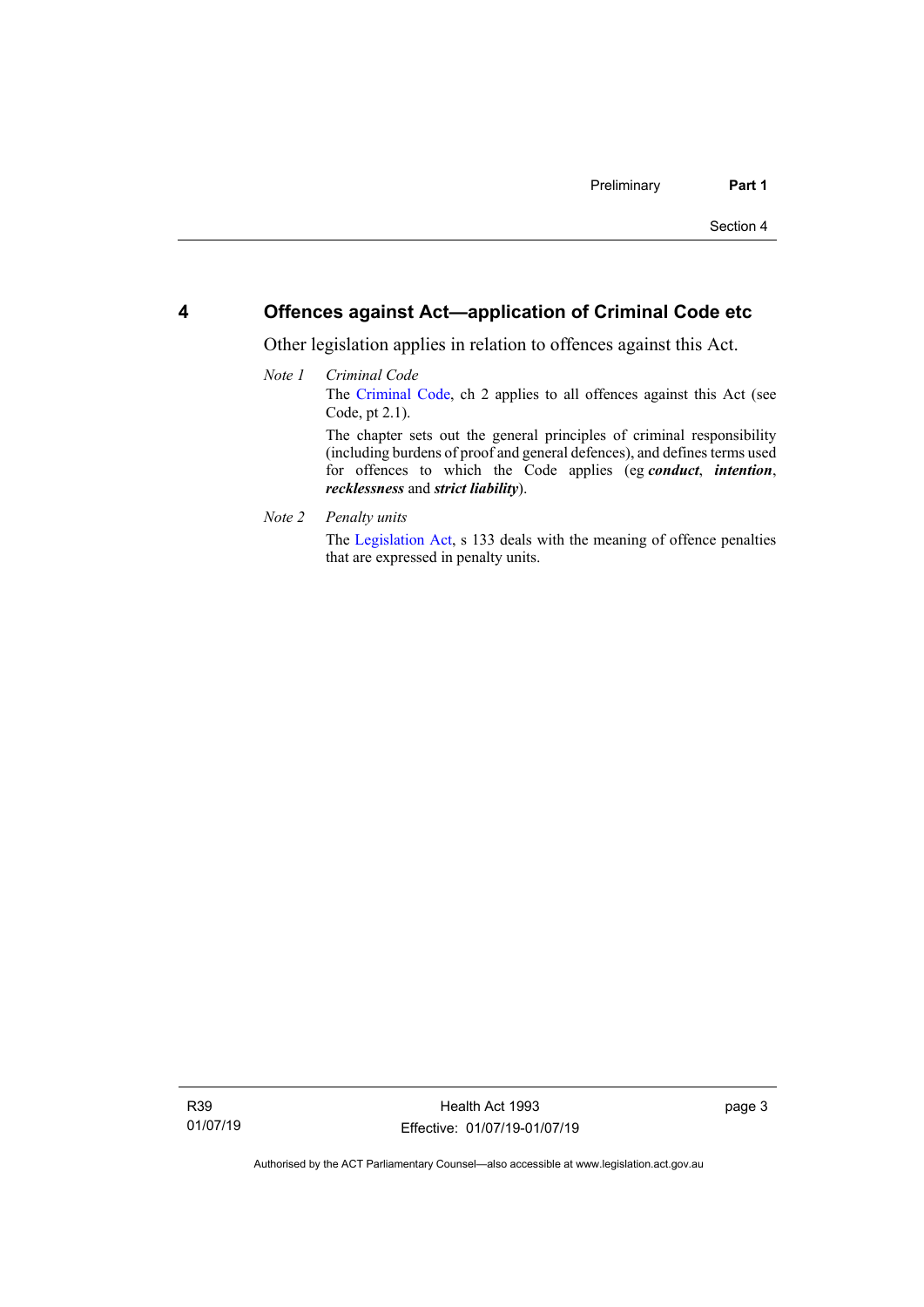## 4 Offences against Act—application of Criminal Code etc

Other legislation applies in relation to offences against this Act.

*Note 1* *Criminal Code*

The Criminal Code, ch 2 applies to all offences against this Act (see Code, pt 2.1).

The chapter sets out the general principles of criminal responsibility (including burdens of proof and general defences), and defines terms used for offences to which the Code applies (eg ***conduct***, ***intention***, ***recklessness*** and ***strict liability***).

*Note 2* *Penalty units*

The Legislation Act, s 133 deals with the meaning of offence penalties that are expressed in penalty units.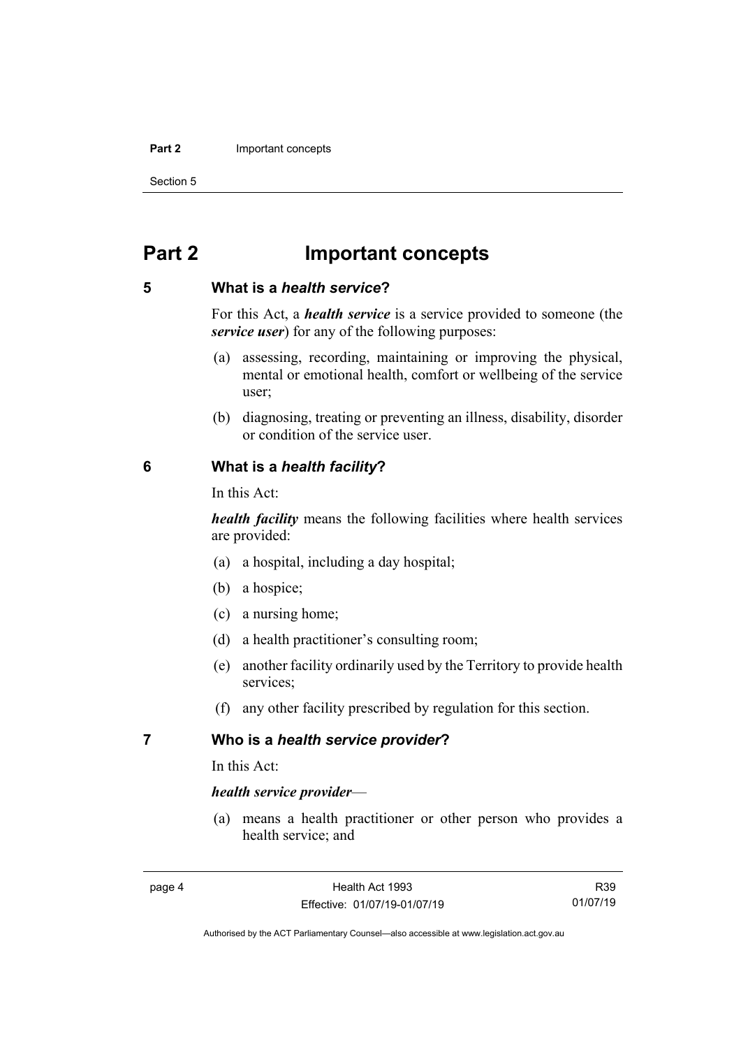# Part 2 Important concepts

## 5 What is a *health service*?

For this Act, a ***health service*** is a service provided to someone (the ***service user***) for any of the following purposes:

(a) assessing, recording, maintaining or improving the physical, mental or emotional health, comfort or wellbeing of the service user;

(b) diagnosing, treating or preventing an illness, disability, disorder or condition of the service user.

## 6 What is a *health facility*?

In this Act:

***health facility*** means the following facilities where health services are provided:

(a) a hospital, including a day hospital;

(b) a hospice;

(c) a nursing home;

(d) a health practitioner's consulting room;

(e) another facility ordinarily used by the Territory to provide health services;

(f) any other facility prescribed by regulation for this section.

## 7 Who is a *health service provider*?

In this Act:

***health service provider***—

(a) means a health practitioner or other person who provides a health service; and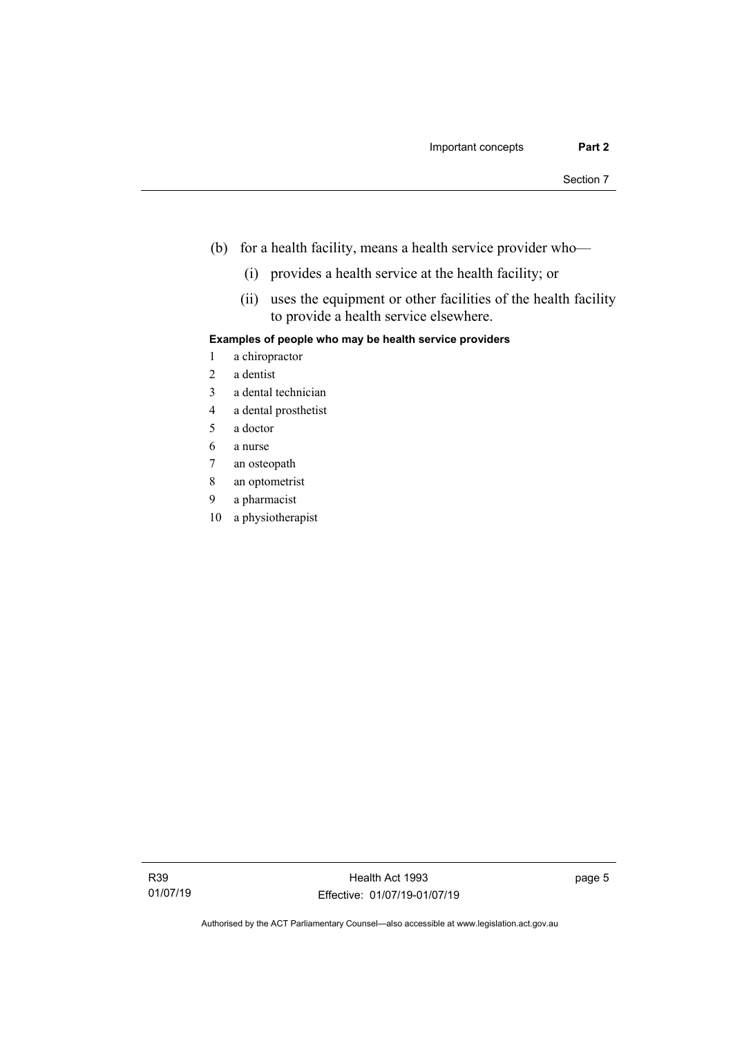(b) for a health facility, means a health service provider who—

  (i) provides a health service at the health facility; or

  (ii) uses the equipment or other facilities of the health facility to provide a health service elsewhere.

**Examples of people who may be health service providers**

1 a chiropractor
2 a dentist
3 a dental technician
4 a dental prosthetist
5 a doctor
6 a nurse
7 an osteopath
8 an optometrist
9 a pharmacist
10 a physiotherapist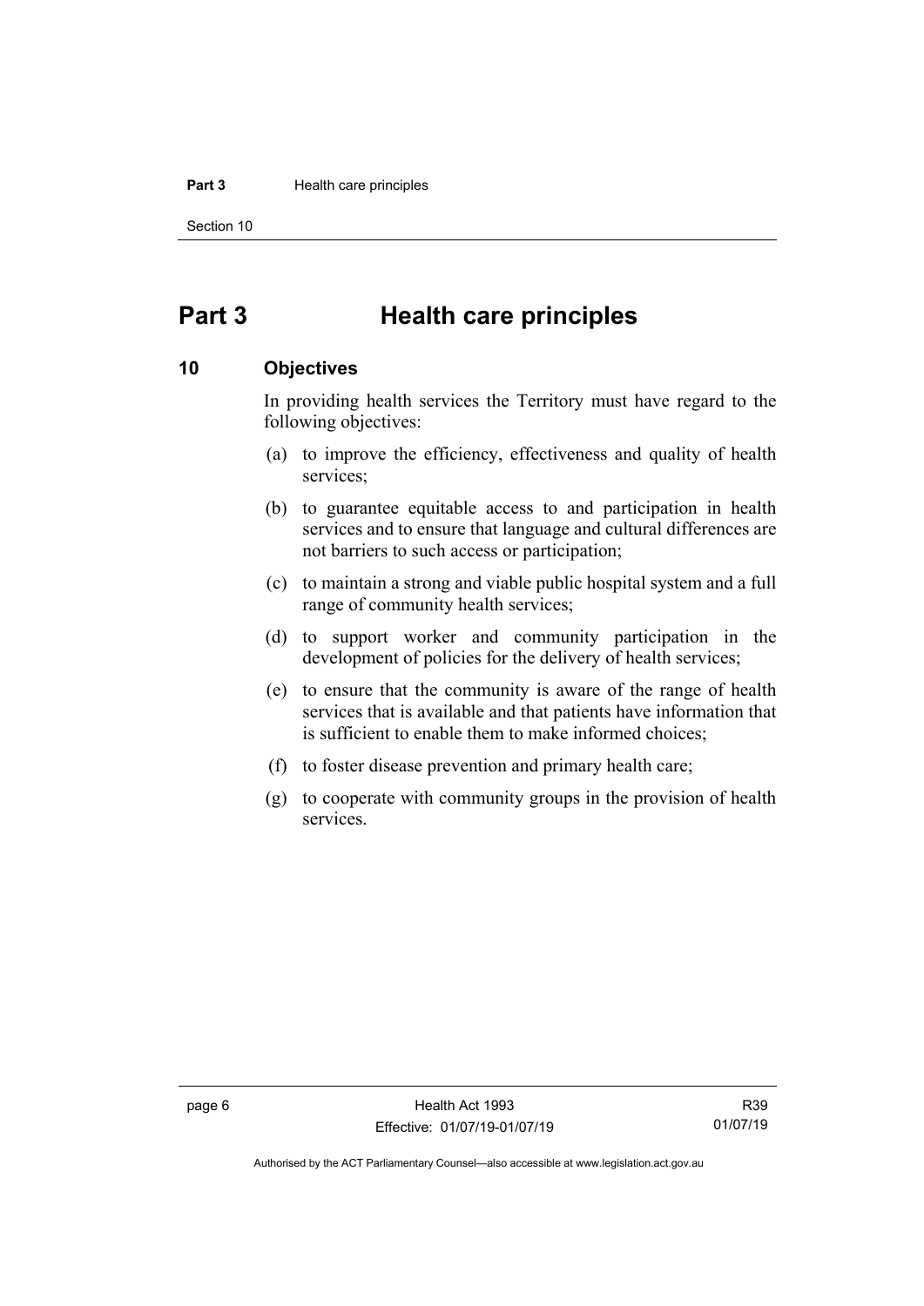# Part 3 Health care principles

## 10 Objectives

In providing health services the Territory must have regard to the following objectives:

(a) to improve the efficiency, effectiveness and quality of health services;

(b) to guarantee equitable access to and participation in health services and to ensure that language and cultural differences are not barriers to such access or participation;

(c) to maintain a strong and viable public hospital system and a full range of community health services;

(d) to support worker and community participation in the development of policies for the delivery of health services;

(e) to ensure that the community is aware of the range of health services that is available and that patients have information that is sufficient to enable them to make informed choices;

(f) to foster disease prevention and primary health care;

(g) to cooperate with community groups in the provision of health services.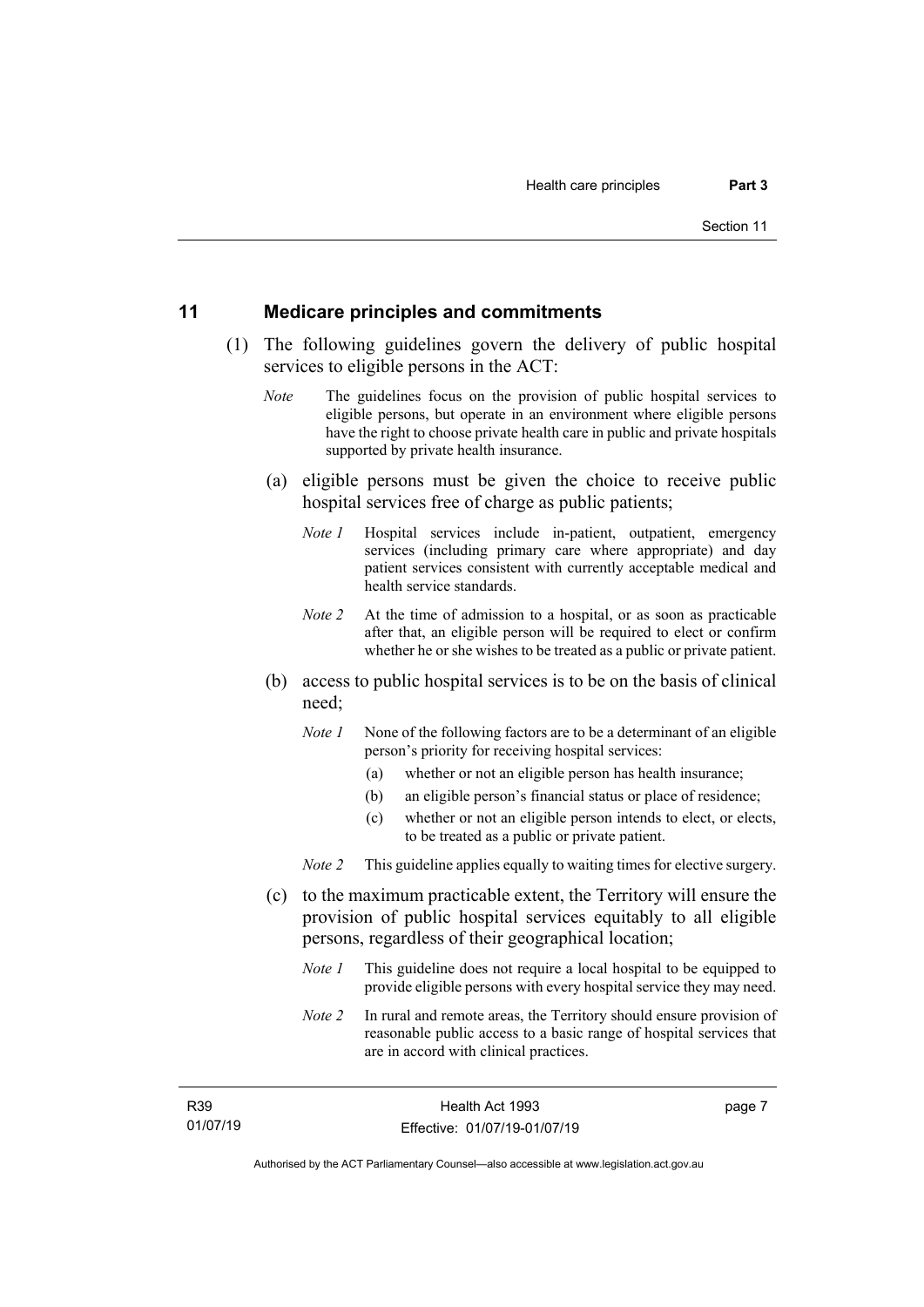## 11 Medicare principles and commitments

(1) The following guidelines govern the delivery of public hospital services to eligible persons in the ACT:

*Note* The guidelines focus on the provision of public hospital services to eligible persons, but operate in an environment where eligible persons have the right to choose private health care in public and private hospitals supported by private health insurance.

(a) eligible persons must be given the choice to receive public hospital services free of charge as public patients;

*Note 1* Hospital services include in-patient, outpatient, emergency services (including primary care where appropriate) and day patient services consistent with currently acceptable medical and health service standards.

*Note 2* At the time of admission to a hospital, or as soon as practicable after that, an eligible person will be required to elect or confirm whether he or she wishes to be treated as a public or private patient.

(b) access to public hospital services is to be on the basis of clinical need;

*Note 1* None of the following factors are to be a determinant of an eligible person's priority for receiving hospital services:

(a) whether or not an eligible person has health insurance;

(b) an eligible person's financial status or place of residence;

(c) whether or not an eligible person intends to elect, or elects, to be treated as a public or private patient.

*Note 2* This guideline applies equally to waiting times for elective surgery.

(c) to the maximum practicable extent, the Territory will ensure the provision of public hospital services equitably to all eligible persons, regardless of their geographical location;

*Note 1* This guideline does not require a local hospital to be equipped to provide eligible persons with every hospital service they may need.

*Note 2* In rural and remote areas, the Territory should ensure provision of reasonable public access to a basic range of hospital services that are in accord with clinical practices.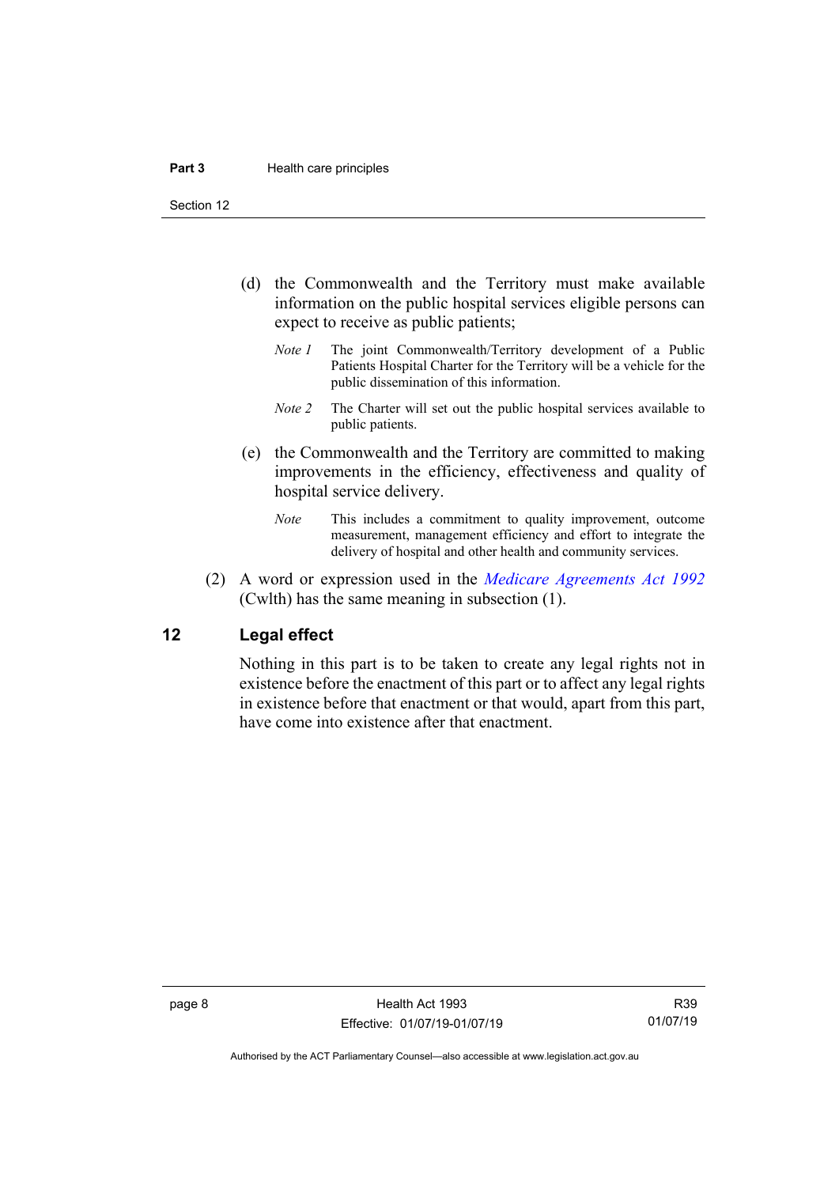(d) the Commonwealth and the Territory must make available information on the public hospital services eligible persons can expect to receive as public patients;

*Note 1* The joint Commonwealth/Territory development of a Public Patients Hospital Charter for the Territory will be a vehicle for the public dissemination of this information.

*Note 2* The Charter will set out the public hospital services available to public patients.

(e) the Commonwealth and the Territory are committed to making improvements in the efficiency, effectiveness and quality of hospital service delivery.

*Note* This includes a commitment to quality improvement, outcome measurement, management efficiency and effort to integrate the delivery of hospital and other health and community services.

(2) A word or expression used in the *Medicare Agreements Act 1992* (Cwlth) has the same meaning in subsection (1).

## 12 Legal effect

Nothing in this part is to be taken to create any legal rights not in existence before the enactment of this part or to affect any legal rights in existence before that enactment or that would, apart from this part, have come into existence after that enactment.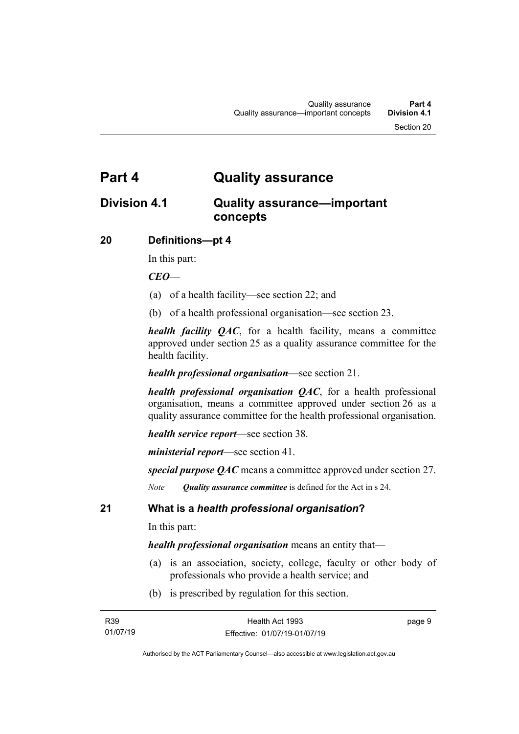# Part 4 Quality assurance

## Division 4.1 Quality assurance—important concepts

### 20 Definitions—pt 4

In this part:

***CEO***—

(a) of a health facility—see section 22; and

(b) of a health professional organisation—see section 23.

***health facility QAC***, for a health facility, means a committee approved under section 25 as a quality assurance committee for the health facility.

***health professional organisation***—see section 21.

***health professional organisation QAC***, for a health professional organisation, means a committee approved under section 26 as a quality assurance committee for the health professional organisation.

***health service report***—see section 38.

***ministerial report***—see section 41.

***special purpose QAC*** means a committee approved under section 27.

*Note* ***Quality assurance committee*** is defined for the Act in s 24.

### 21 What is a *health professional organisation*?

In this part:

***health professional organisation*** means an entity that—

(a) is an association, society, college, faculty or other body of professionals who provide a health service; and

(b) is prescribed by regulation for this section.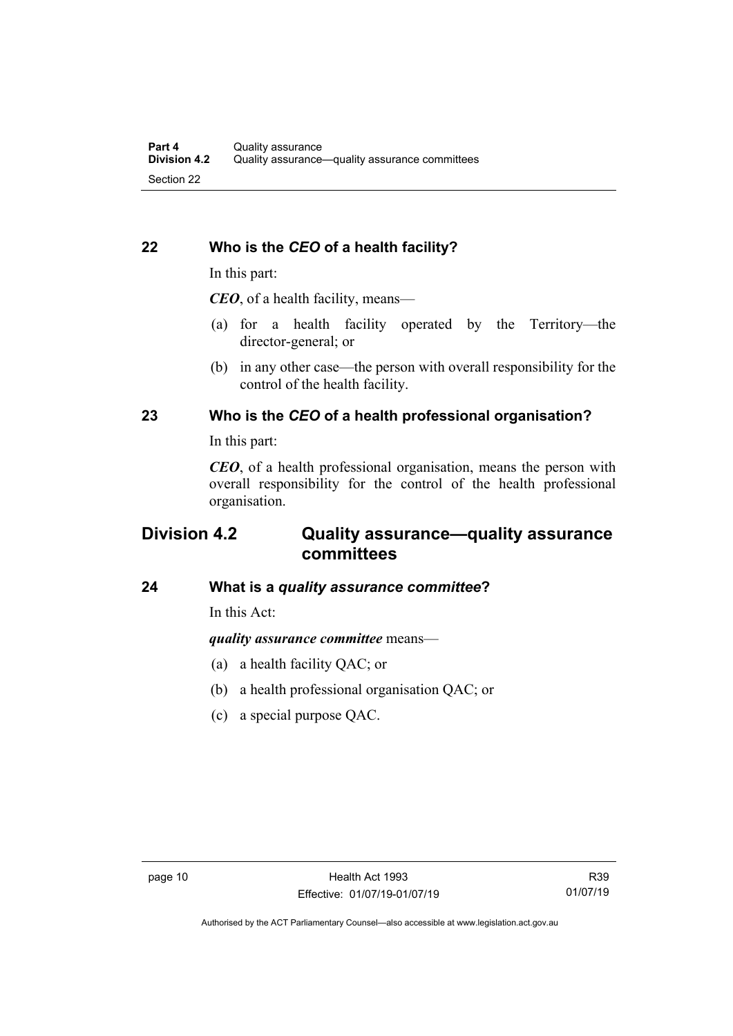### 22 Who is the *CEO* of a health facility?

In this part:

***CEO***, of a health facility, means—

(a) for a health facility operated by the Territory—the director-general; or

(b) in any other case—the person with overall responsibility for the control of the health facility.

### 23 Who is the *CEO* of a health professional organisation?

In this part:

***CEO***, of a health professional organisation, means the person with overall responsibility for the control of the health professional organisation.

## Division 4.2 Quality assurance—quality assurance committees

### 24 What is a *quality assurance committee*?

In this Act:

***quality assurance committee*** means—

(a) a health facility QAC; or

(b) a health professional organisation QAC; or

(c) a special purpose QAC.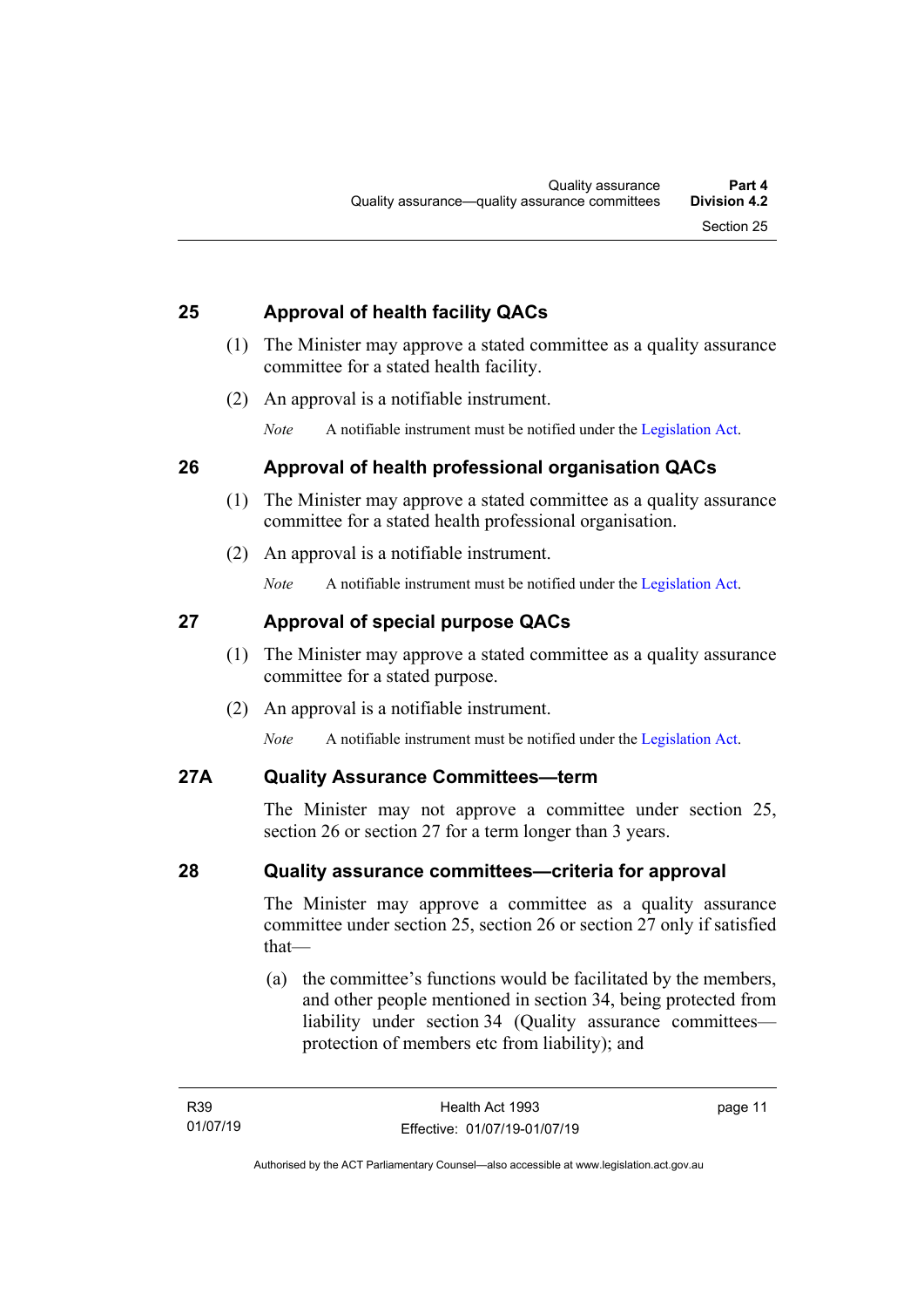## 25 Approval of health facility QACs

(1) The Minister may approve a stated committee as a quality assurance committee for a stated health facility.

(2) An approval is a notifiable instrument.

*Note* A notifiable instrument must be notified under the Legislation Act.

## 26 Approval of health professional organisation QACs

(1) The Minister may approve a stated committee as a quality assurance committee for a stated health professional organisation.

(2) An approval is a notifiable instrument.

*Note* A notifiable instrument must be notified under the Legislation Act.

## 27 Approval of special purpose QACs

(1) The Minister may approve a stated committee as a quality assurance committee for a stated purpose.

(2) An approval is a notifiable instrument.

*Note* A notifiable instrument must be notified under the Legislation Act.

## 27A Quality Assurance Committees—term

The Minister may not approve a committee under section 25, section 26 or section 27 for a term longer than 3 years.

## 28 Quality assurance committees—criteria for approval

The Minister may approve a committee as a quality assurance committee under section 25, section 26 or section 27 only if satisfied that—

(a) the committee's functions would be facilitated by the members, and other people mentioned in section 34, being protected from liability under section 34 (Quality assurance committees—protection of members etc from liability); and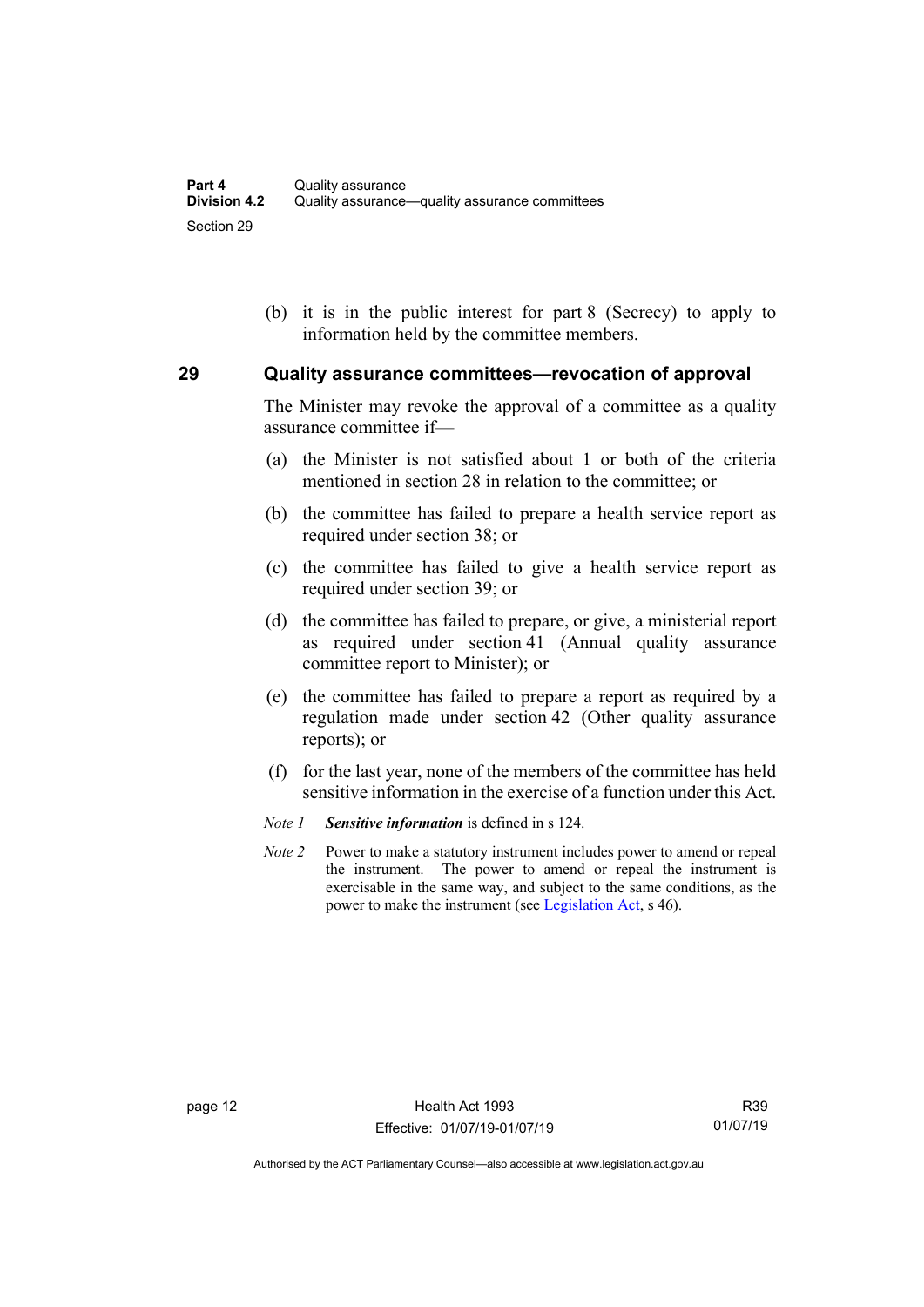(b) it is in the public interest for part 8 (Secrecy) to apply to information held by the committee members.

### 29 Quality assurance committees—revocation of approval

The Minister may revoke the approval of a committee as a quality assurance committee if—

(a) the Minister is not satisfied about 1 or both of the criteria mentioned in section 28 in relation to the committee; or

(b) the committee has failed to prepare a health service report as required under section 38; or

(c) the committee has failed to give a health service report as required under section 39; or

(d) the committee has failed to prepare, or give, a ministerial report as required under section 41 (Annual quality assurance committee report to Minister); or

(e) the committee has failed to prepare a report as required by a regulation made under section 42 (Other quality assurance reports); or

(f) for the last year, none of the members of the committee has held sensitive information in the exercise of a function under this Act.

*Note 1* ***Sensitive information*** is defined in s 124.

*Note 2* Power to make a statutory instrument includes power to amend or repeal the instrument. The power to amend or repeal the instrument is exercisable in the same way, and subject to the same conditions, as the power to make the instrument (see Legislation Act, s 46).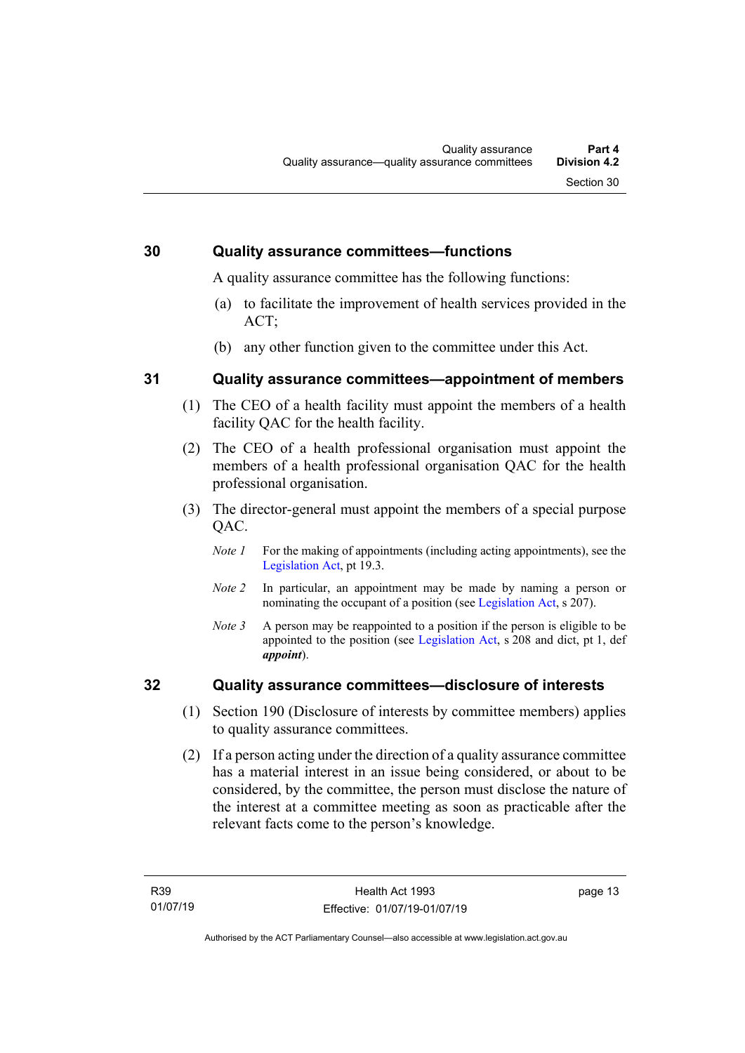## 30 Quality assurance committees—functions

A quality assurance committee has the following functions:

(a) to facilitate the improvement of health services provided in the ACT;

(b) any other function given to the committee under this Act.

## 31 Quality assurance committees—appointment of members

(1) The CEO of a health facility must appoint the members of a health facility QAC for the health facility.

(2) The CEO of a health professional organisation must appoint the members of a health professional organisation QAC for the health professional organisation.

(3) The director-general must appoint the members of a special purpose QAC.

*Note 1* For the making of appointments (including acting appointments), see the Legislation Act, pt 19.3.

*Note 2* In particular, an appointment may be made by naming a person or nominating the occupant of a position (see Legislation Act, s 207).

*Note 3* A person may be reappointed to a position if the person is eligible to be appointed to the position (see Legislation Act, s 208 and dict, pt 1, def ***appoint***).

## 32 Quality assurance committees—disclosure of interests

(1) Section 190 (Disclosure of interests by committee members) applies to quality assurance committees.

(2) If a person acting under the direction of a quality assurance committee has a material interest in an issue being considered, or about to be considered, by the committee, the person must disclose the nature of the interest at a committee meeting as soon as practicable after the relevant facts come to the person's knowledge.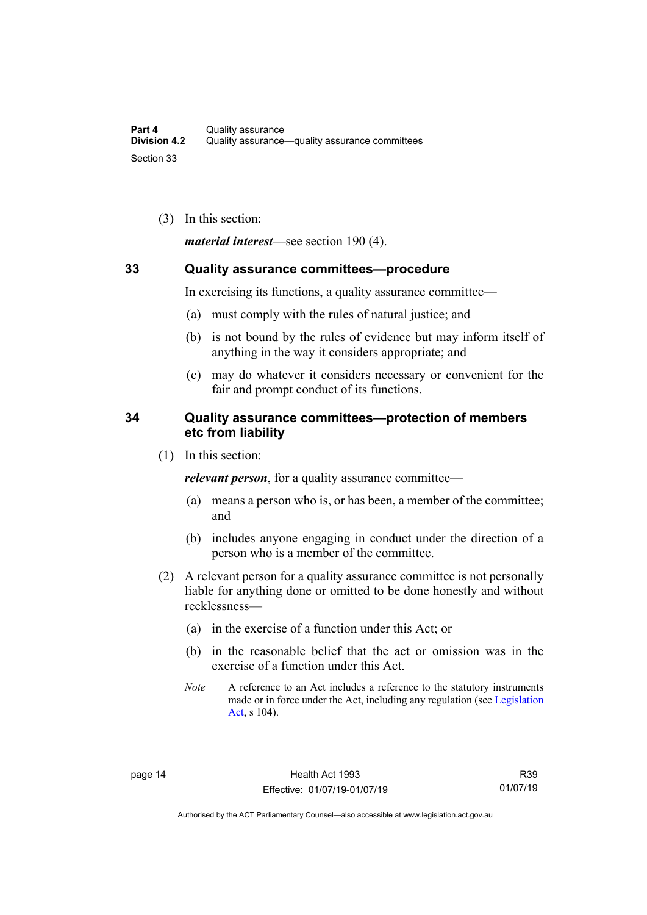(3) In this section:

***material interest***—see section 190 (4).

## 33 Quality assurance committees—procedure

In exercising its functions, a quality assurance committee—

(a) must comply with the rules of natural justice; and

(b) is not bound by the rules of evidence but may inform itself of anything in the way it considers appropriate; and

(c) may do whatever it considers necessary or convenient for the fair and prompt conduct of its functions.

## 34 Quality assurance committees—protection of members etc from liability

(1) In this section:

***relevant person***, for a quality assurance committee—

(a) means a person who is, or has been, a member of the committee; and

(b) includes anyone engaging in conduct under the direction of a person who is a member of the committee.

(2) A relevant person for a quality assurance committee is not personally liable for anything done or omitted to be done honestly and without recklessness—

(a) in the exercise of a function under this Act; or

(b) in the reasonable belief that the act or omission was in the exercise of a function under this Act.

*Note* A reference to an Act includes a reference to the statutory instruments made or in force under the Act, including any regulation (see Legislation Act, s 104).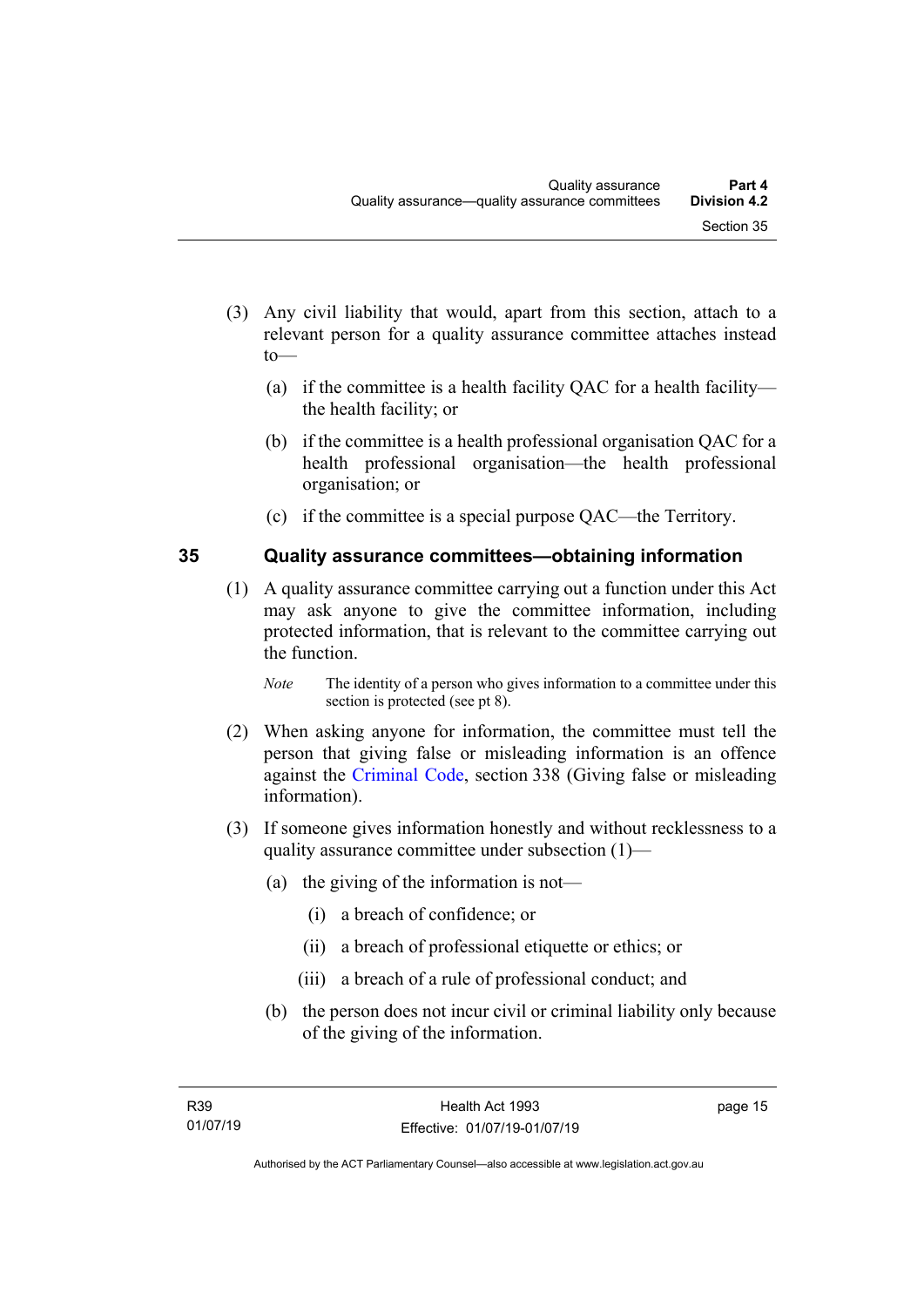(3) Any civil liability that would, apart from this section, attach to a relevant person for a quality assurance committee attaches instead to—

(a) if the committee is a health facility QAC for a health facility—the health facility; or

(b) if the committee is a health professional organisation QAC for a health professional organisation—the health professional organisation; or

(c) if the committee is a special purpose QAC—the Territory.

## 35 Quality assurance committees—obtaining information

(1) A quality assurance committee carrying out a function under this Act may ask anyone to give the committee information, including protected information, that is relevant to the committee carrying out the function.

*Note* The identity of a person who gives information to a committee under this section is protected (see pt 8).

(2) When asking anyone for information, the committee must tell the person that giving false or misleading information is an offence against the Criminal Code, section 338 (Giving false or misleading information).

(3) If someone gives information honestly and without recklessness to a quality assurance committee under subsection (1)—

(a) the giving of the information is not—

(i) a breach of confidence; or

(ii) a breach of professional etiquette or ethics; or

(iii) a breach of a rule of professional conduct; and

(b) the person does not incur civil or criminal liability only because of the giving of the information.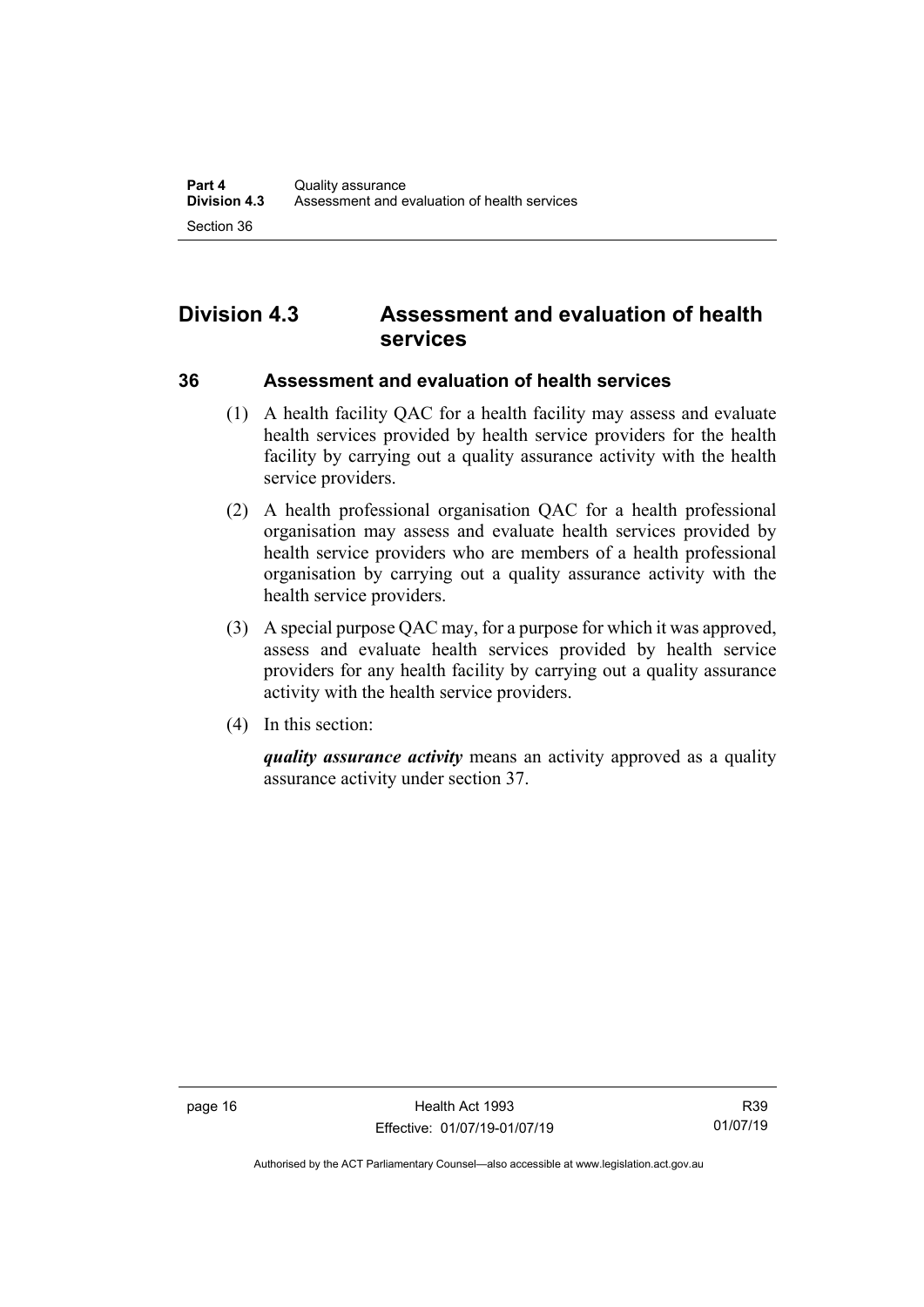## Division 4.3 Assessment and evaluation of health services

### 36 Assessment and evaluation of health services

(1) A health facility QAC for a health facility may assess and evaluate health services provided by health service providers for the health facility by carrying out a quality assurance activity with the health service providers.

(2) A health professional organisation QAC for a health professional organisation may assess and evaluate health services provided by health service providers who are members of a health professional organisation by carrying out a quality assurance activity with the health service providers.

(3) A special purpose QAC may, for a purpose for which it was approved, assess and evaluate health services provided by health service providers for any health facility by carrying out a quality assurance activity with the health service providers.

(4) In this section:

***quality assurance activity*** means an activity approved as a quality assurance activity under section 37.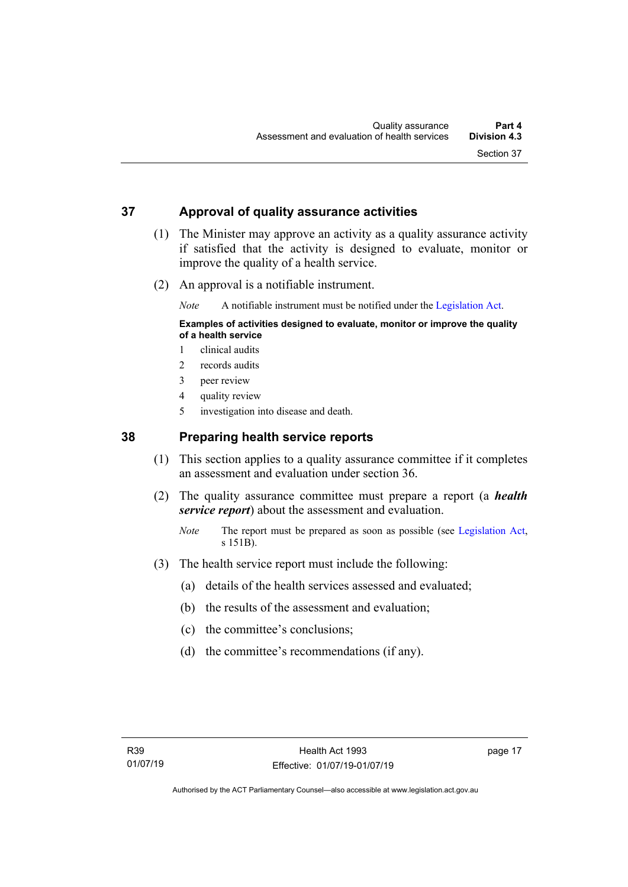## 37 Approval of quality assurance activities

(1) The Minister may approve an activity as a quality assurance activity if satisfied that the activity is designed to evaluate, monitor or improve the quality of a health service.

(2) An approval is a notifiable instrument.

*Note* A notifiable instrument must be notified under the Legislation Act.

**Examples of activities designed to evaluate, monitor or improve the quality of a health service**

1 clinical audits
2 records audits
3 peer review
4 quality review
5 investigation into disease and death.

## 38 Preparing health service reports

(1) This section applies to a quality assurance committee if it completes an assessment and evaluation under section 36.

(2) The quality assurance committee must prepare a report (a ***health service report***) about the assessment and evaluation.

*Note* The report must be prepared as soon as possible (see Legislation Act, s 151B).

(3) The health service report must include the following:

(a) details of the health services assessed and evaluated;

(b) the results of the assessment and evaluation;

(c) the committee's conclusions;

(d) the committee's recommendations (if any).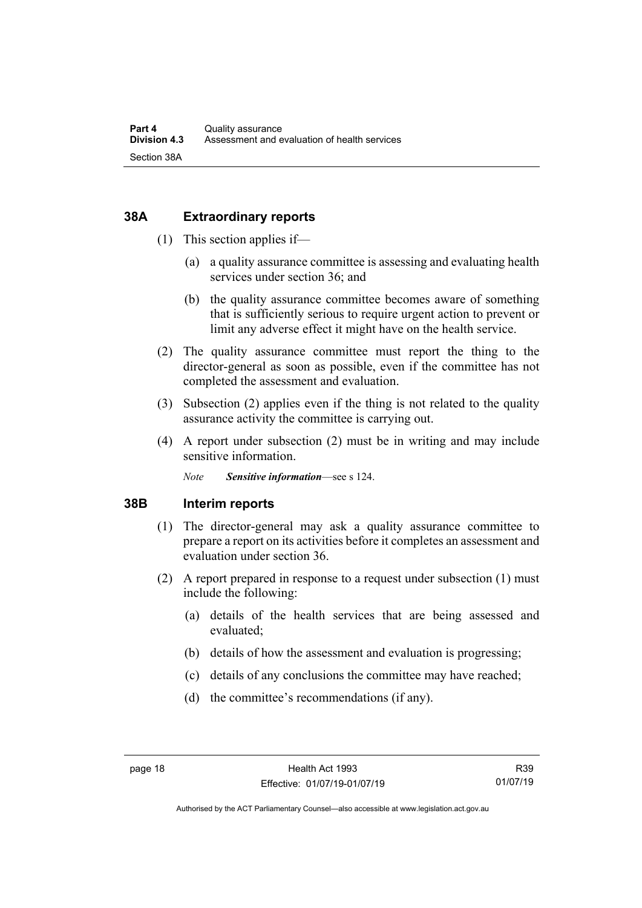## 38A Extraordinary reports

(1) This section applies if—

(a) a quality assurance committee is assessing and evaluating health services under section 36; and

(b) the quality assurance committee becomes aware of something that is sufficiently serious to require urgent action to prevent or limit any adverse effect it might have on the health service.

(2) The quality assurance committee must report the thing to the director-general as soon as possible, even if the committee has not completed the assessment and evaluation.

(3) Subsection (2) applies even if the thing is not related to the quality assurance activity the committee is carrying out.

(4) A report under subsection (2) must be in writing and may include sensitive information.

*Note* ***Sensitive information***—see s 124.

## 38B Interim reports

(1) The director-general may ask a quality assurance committee to prepare a report on its activities before it completes an assessment and evaluation under section 36.

(2) A report prepared in response to a request under subsection (1) must include the following:

(a) details of the health services that are being assessed and evaluated;

(b) details of how the assessment and evaluation is progressing;

(c) details of any conclusions the committee may have reached;

(d) the committee's recommendations (if any).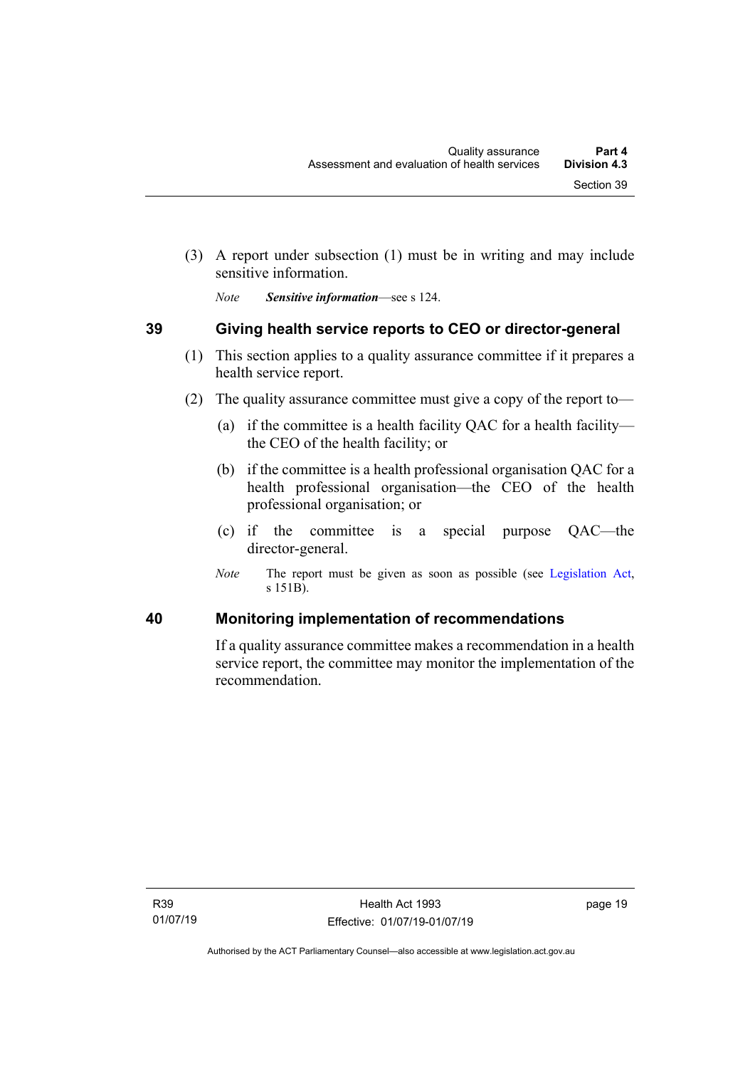(3) A report under subsection (1) must be in writing and may include sensitive information.

*Note* ***Sensitive information***—see s 124.

## 39 Giving health service reports to CEO or director-general

(1) This section applies to a quality assurance committee if it prepares a health service report.

(2) The quality assurance committee must give a copy of the report to—

(a) if the committee is a health facility QAC for a health facility—the CEO of the health facility; or

(b) if the committee is a health professional organisation QAC for a health professional organisation—the CEO of the health professional organisation; or

(c) if the committee is a special purpose QAC—the director-general.

*Note* The report must be given as soon as possible (see Legislation Act, s 151B).

## 40 Monitoring implementation of recommendations

If a quality assurance committee makes a recommendation in a health service report, the committee may monitor the implementation of the recommendation.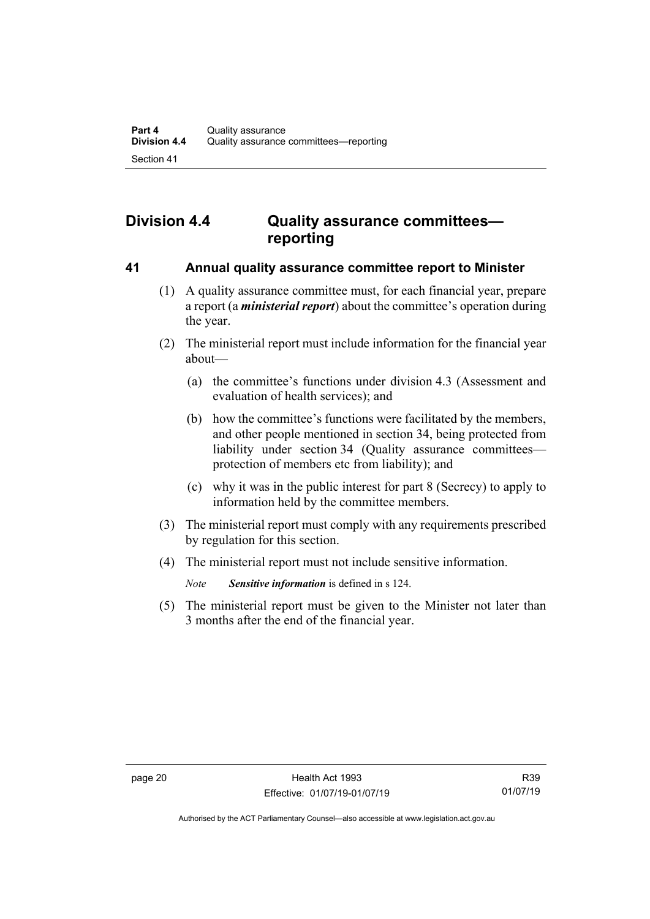## Division 4.4 Quality assurance committees—reporting

### 41 Annual quality assurance committee report to Minister

(1) A quality assurance committee must, for each financial year, prepare a report (a ***ministerial report***) about the committee's operation during the year.

(2) The ministerial report must include information for the financial year about—

(a) the committee's functions under division 4.3 (Assessment and evaluation of health services); and

(b) how the committee's functions were facilitated by the members, and other people mentioned in section 34, being protected from liability under section 34 (Quality assurance committees—protection of members etc from liability); and

(c) why it was in the public interest for part 8 (Secrecy) to apply to information held by the committee members.

(3) The ministerial report must comply with any requirements prescribed by regulation for this section.

(4) The ministerial report must not include sensitive information.

*Note* ***Sensitive information*** is defined in s 124.

(5) The ministerial report must be given to the Minister not later than 3 months after the end of the financial year.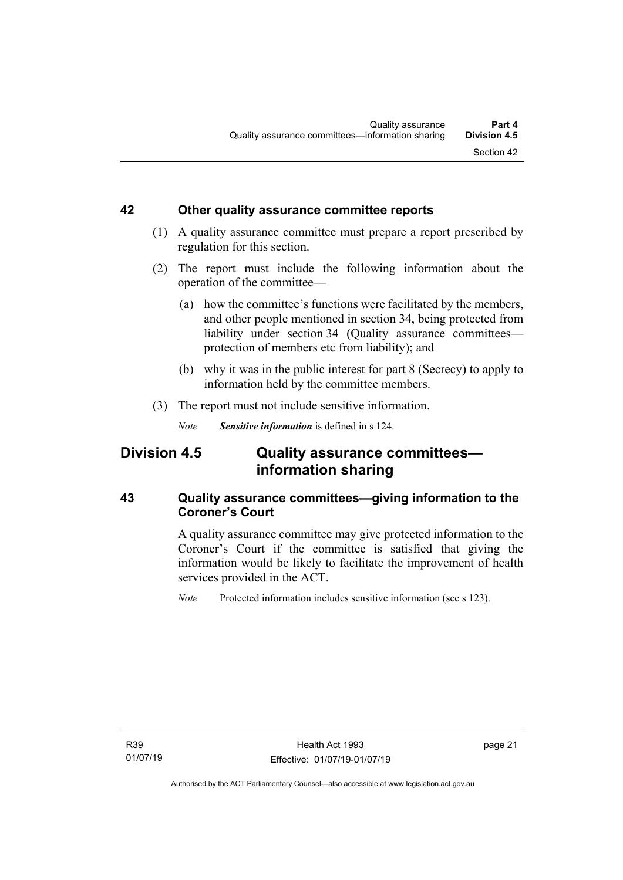## 42 Other quality assurance committee reports

(1) A quality assurance committee must prepare a report prescribed by regulation for this section.

(2) The report must include the following information about the operation of the committee—

(a) how the committee's functions were facilitated by the members, and other people mentioned in section 34, being protected from liability under section 34 (Quality assurance committees—protection of members etc from liability); and

(b) why it was in the public interest for part 8 (Secrecy) to apply to information held by the committee members.

(3) The report must not include sensitive information.

*Note* ***Sensitive information*** is defined in s 124.

# Division 4.5 Quality assurance committees—information sharing

## 43 Quality assurance committees—giving information to the Coroner's Court

A quality assurance committee may give protected information to the Coroner's Court if the committee is satisfied that giving the information would be likely to facilitate the improvement of health services provided in the ACT.

*Note* Protected information includes sensitive information (see s 123).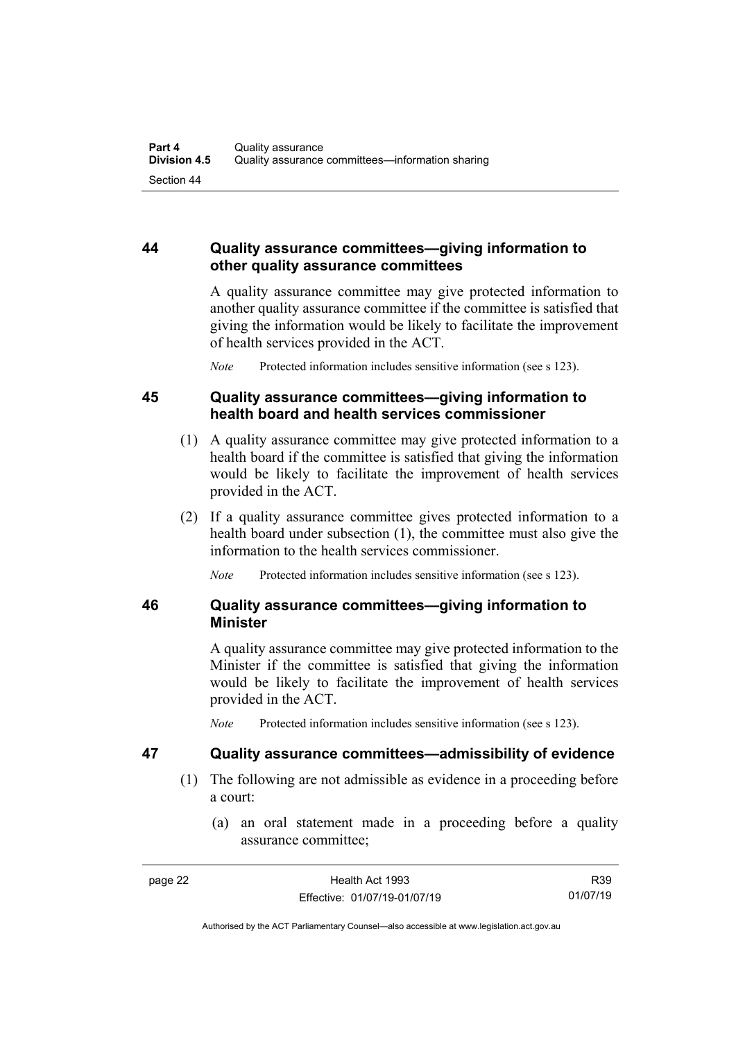## 44 Quality assurance committees—giving information to other quality assurance committees

A quality assurance committee may give protected information to another quality assurance committee if the committee is satisfied that giving the information would be likely to facilitate the improvement of health services provided in the ACT.

*Note* Protected information includes sensitive information (see s 123).

## 45 Quality assurance committees—giving information to health board and health services commissioner

(1) A quality assurance committee may give protected information to a health board if the committee is satisfied that giving the information would be likely to facilitate the improvement of health services provided in the ACT.

(2) If a quality assurance committee gives protected information to a health board under subsection (1), the committee must also give the information to the health services commissioner.

*Note* Protected information includes sensitive information (see s 123).

## 46 Quality assurance committees—giving information to Minister

A quality assurance committee may give protected information to the Minister if the committee is satisfied that giving the information would be likely to facilitate the improvement of health services provided in the ACT.

*Note* Protected information includes sensitive information (see s 123).

## 47 Quality assurance committees—admissibility of evidence

(1) The following are not admissible as evidence in a proceeding before a court:

(a) an oral statement made in a proceeding before a quality assurance committee;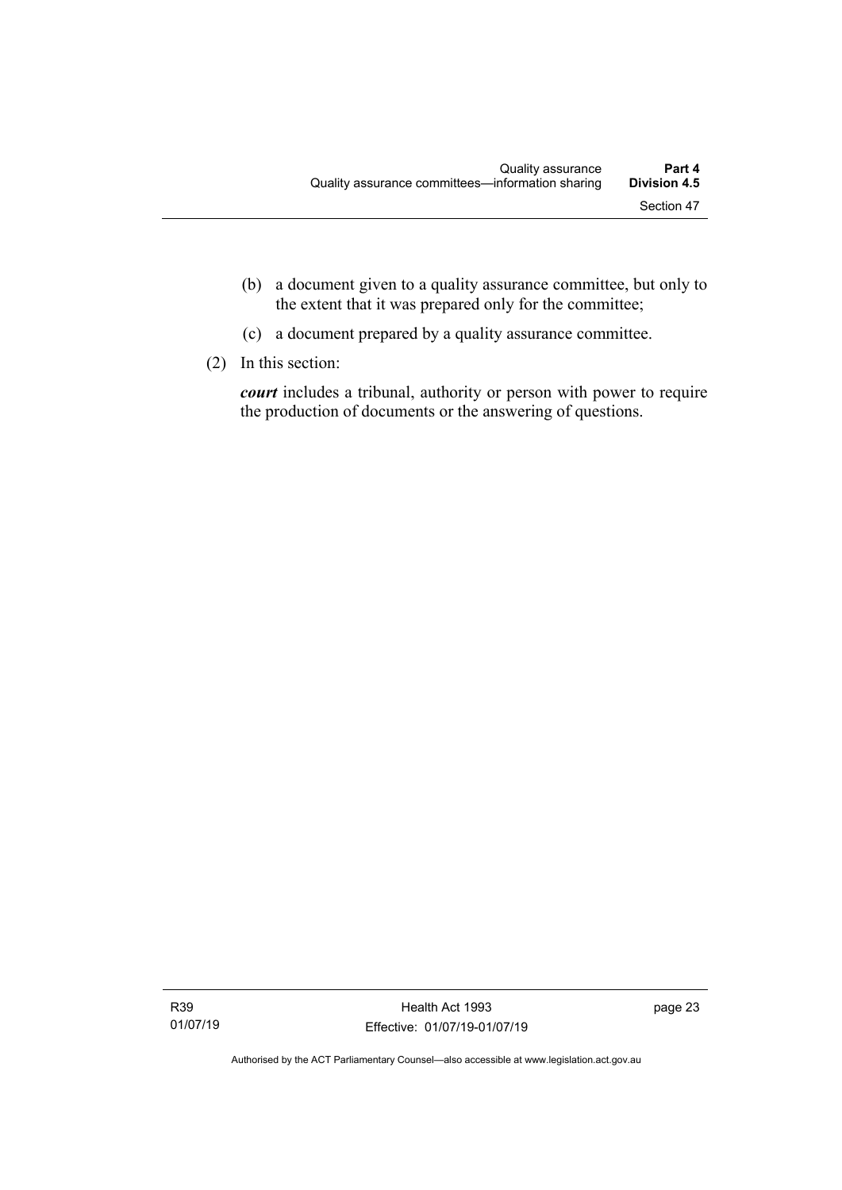(b) a document given to a quality assurance committee, but only to the extent that it was prepared only for the committee;

(c) a document prepared by a quality assurance committee.

(2) In this section:

***court*** includes a tribunal, authority or person with power to require the production of documents or the answering of questions.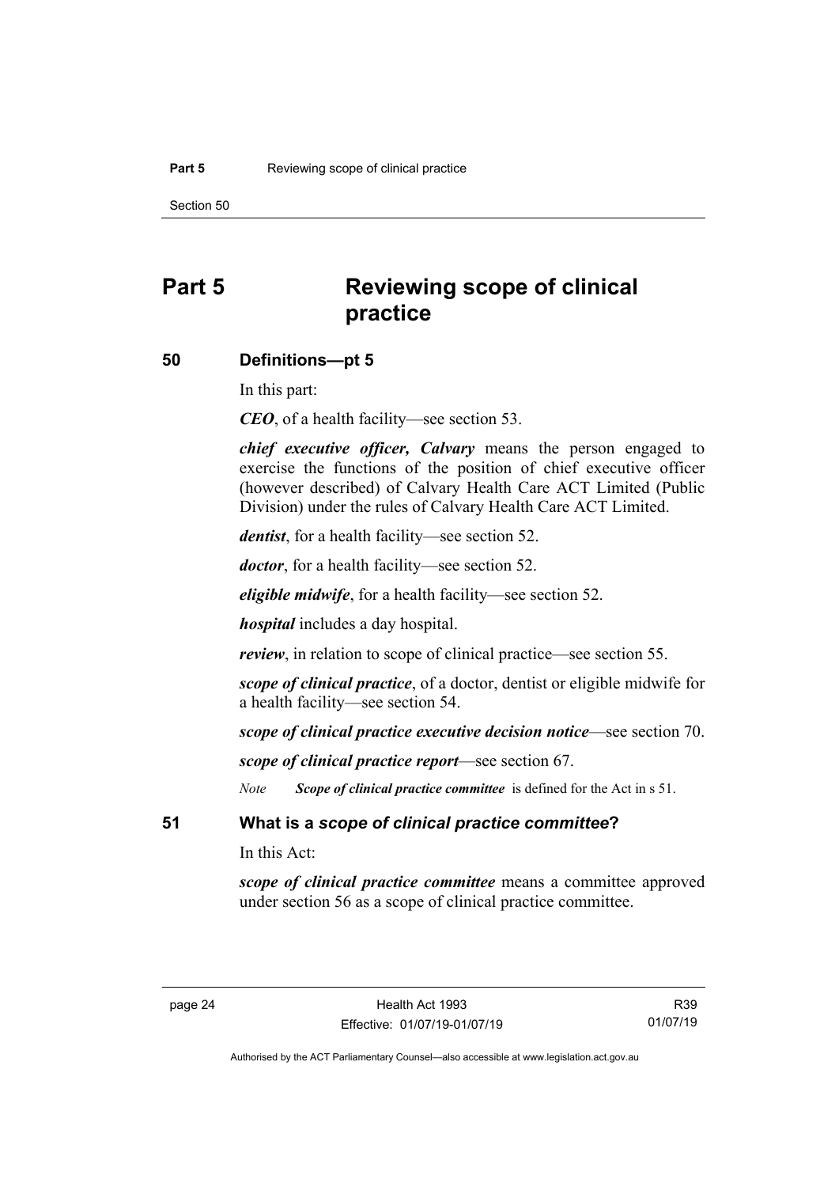# Part 5 Reviewing scope of clinical practice

## 50 Definitions—pt 5

In this part:

***CEO***, of a health facility—see section 53.

***chief executive officer, Calvary*** means the person engaged to exercise the functions of the position of chief executive officer (however described) of Calvary Health Care ACT Limited (Public Division) under the rules of Calvary Health Care ACT Limited.

***dentist***, for a health facility—see section 52.

***doctor***, for a health facility—see section 52.

***eligible midwife***, for a health facility—see section 52.

***hospital*** includes a day hospital.

***review***, in relation to scope of clinical practice—see section 55.

***scope of clinical practice***, of a doctor, dentist or eligible midwife for a health facility—see section 54.

***scope of clinical practice executive decision notice***—see section 70.

***scope of clinical practice report***—see section 67.

*Note* ***Scope of clinical practice committee*** is defined for the Act in s 51.

## 51 What is a *scope of clinical practice committee*?

In this Act:

***scope of clinical practice committee*** means a committee approved under section 56 as a scope of clinical practice committee.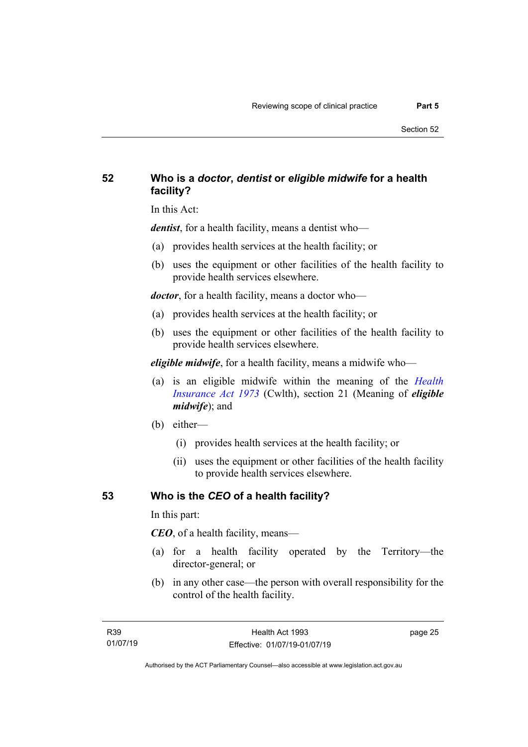## 52 Who is a *doctor*, *dentist* or *eligible midwife* for a health facility?

In this Act:

***dentist***, for a health facility, means a dentist who—

(a) provides health services at the health facility; or

(b) uses the equipment or other facilities of the health facility to provide health services elsewhere.

***doctor***, for a health facility, means a doctor who—

(a) provides health services at the health facility; or

(b) uses the equipment or other facilities of the health facility to provide health services elsewhere.

***eligible midwife***, for a health facility, means a midwife who—

(a) is an eligible midwife within the meaning of the *Health Insurance Act 1973* (Cwlth), section 21 (Meaning of ***eligible midwife***); and

(b) either—

(i) provides health services at the health facility; or

(ii) uses the equipment or other facilities of the health facility to provide health services elsewhere.

## 53 Who is the *CEO* of a health facility?

In this part:

***CEO***, of a health facility, means—

(a) for a health facility operated by the Territory—the director-general; or

(b) in any other case—the person with overall responsibility for the control of the health facility.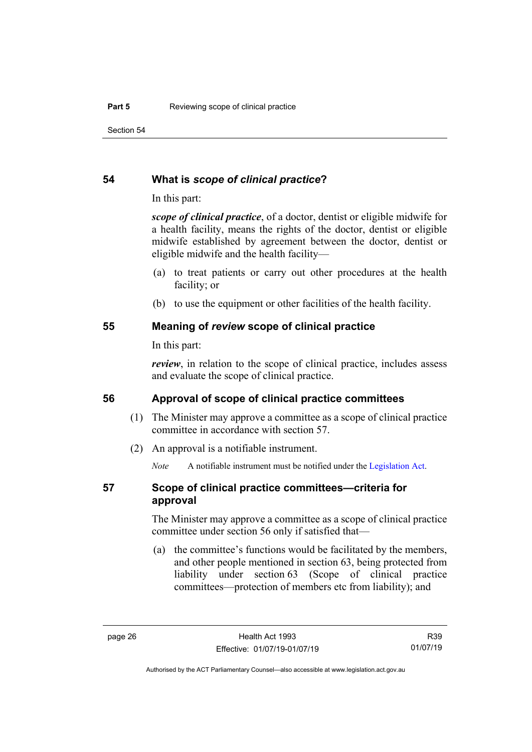## 54 What is *scope of clinical practice*?

In this part:

***scope of clinical practice***, of a doctor, dentist or eligible midwife for a health facility, means the rights of the doctor, dentist or eligible midwife established by agreement between the doctor, dentist or eligible midwife and the health facility—

(a) to treat patients or carry out other procedures at the health facility; or

(b) to use the equipment or other facilities of the health facility.

## 55 Meaning of *review* scope of clinical practice

In this part:

***review***, in relation to the scope of clinical practice, includes assess and evaluate the scope of clinical practice.

## 56 Approval of scope of clinical practice committees

(1) The Minister may approve a committee as a scope of clinical practice committee in accordance with section 57.

(2) An approval is a notifiable instrument.

*Note* A notifiable instrument must be notified under the Legislation Act.

## 57 Scope of clinical practice committees—criteria for approval

The Minister may approve a committee as a scope of clinical practice committee under section 56 only if satisfied that—

(a) the committee's functions would be facilitated by the members, and other people mentioned in section 63, being protected from liability under section 63 (Scope of clinical practice committees—protection of members etc from liability); and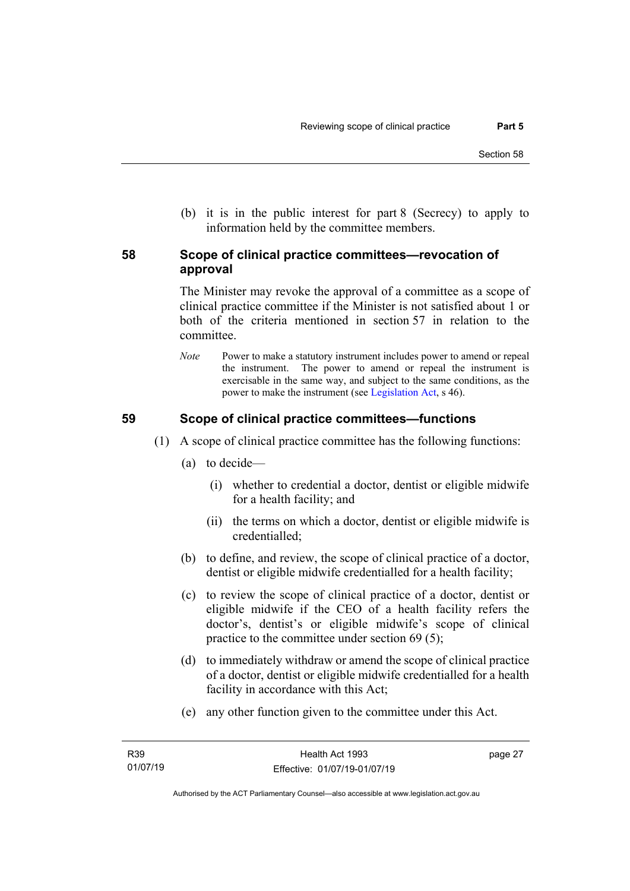(b) it is in the public interest for part 8 (Secrecy) to apply to information held by the committee members.

## 58 Scope of clinical practice committees—revocation of approval

The Minister may revoke the approval of a committee as a scope of clinical practice committee if the Minister is not satisfied about 1 or both of the criteria mentioned in section 57 in relation to the committee.

*Note* Power to make a statutory instrument includes power to amend or repeal the instrument. The power to amend or repeal the instrument is exercisable in the same way, and subject to the same conditions, as the power to make the instrument (see Legislation Act, s 46).

## 59 Scope of clinical practice committees—functions

(1) A scope of clinical practice committee has the following functions:

(a) to decide—

(i) whether to credential a doctor, dentist or eligible midwife for a health facility; and

(ii) the terms on which a doctor, dentist or eligible midwife is credentialled;

(b) to define, and review, the scope of clinical practice of a doctor, dentist or eligible midwife credentialled for a health facility;

(c) to review the scope of clinical practice of a doctor, dentist or eligible midwife if the CEO of a health facility refers the doctor's, dentist's or eligible midwife's scope of clinical practice to the committee under section 69 (5);

(d) to immediately withdraw or amend the scope of clinical practice of a doctor, dentist or eligible midwife credentialled for a health facility in accordance with this Act;

(e) any other function given to the committee under this Act.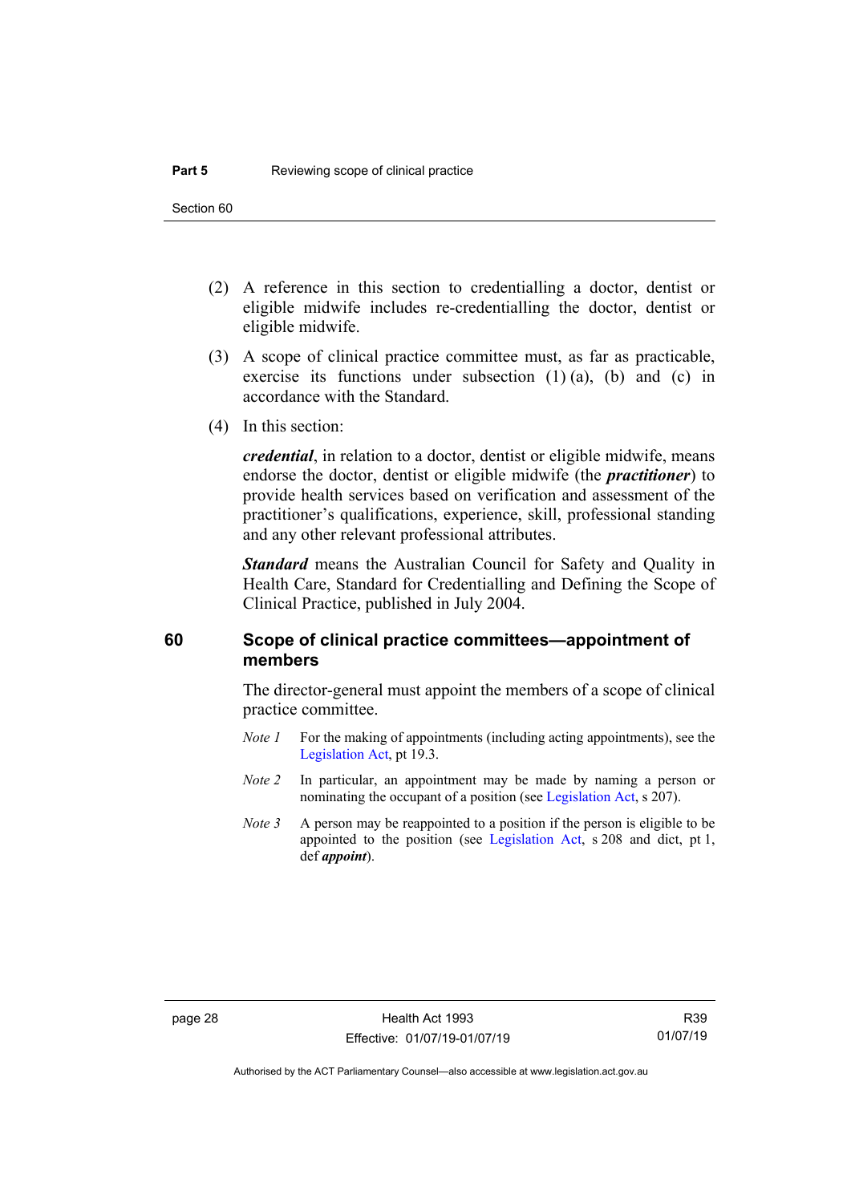(2) A reference in this section to credentialling a doctor, dentist or eligible midwife includes re-credentialling the doctor, dentist or eligible midwife.

(3) A scope of clinical practice committee must, as far as practicable, exercise its functions under subsection (1) (a), (b) and (c) in accordance with the Standard.

(4) In this section:

***credential***, in relation to a doctor, dentist or eligible midwife, means endorse the doctor, dentist or eligible midwife (the ***practitioner***) to provide health services based on verification and assessment of the practitioner's qualifications, experience, skill, professional standing and any other relevant professional attributes.

***Standard*** means the Australian Council for Safety and Quality in Health Care, Standard for Credentialling and Defining the Scope of Clinical Practice, published in July 2004.

## 60 Scope of clinical practice committees—appointment of members

The director-general must appoint the members of a scope of clinical practice committee.

*Note 1* For the making of appointments (including acting appointments), see the Legislation Act, pt 19.3.

*Note 2* In particular, an appointment may be made by naming a person or nominating the occupant of a position (see Legislation Act, s 207).

*Note 3* A person may be reappointed to a position if the person is eligible to be appointed to the position (see Legislation Act, s 208 and dict, pt 1, def ***appoint***).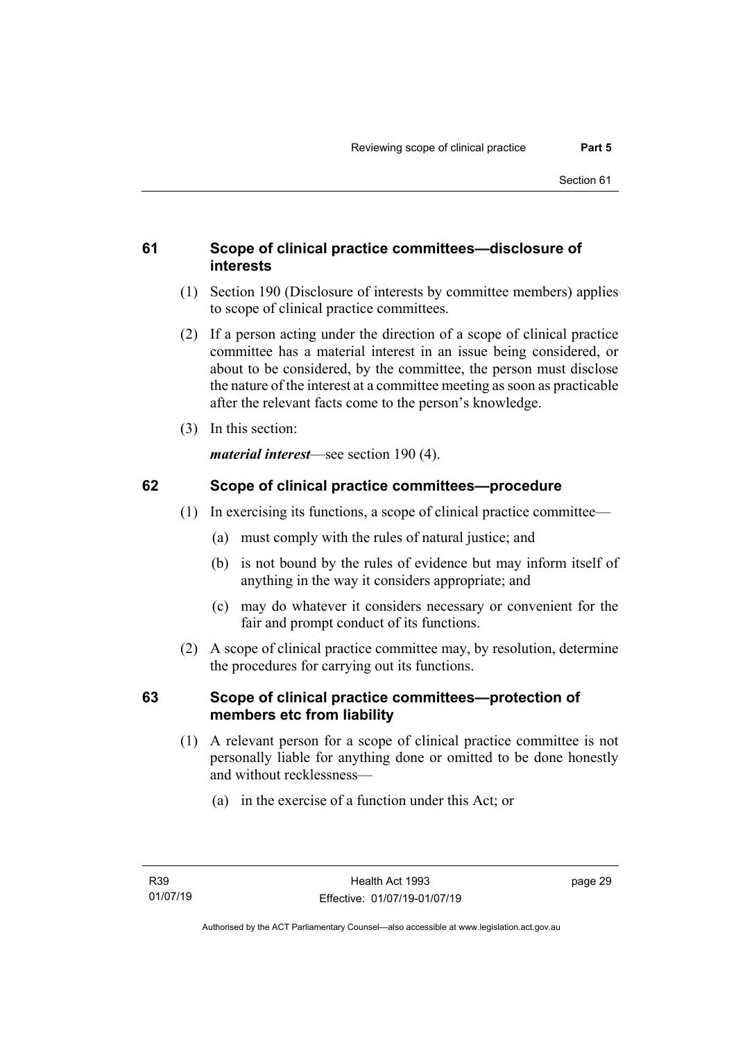### 61 Scope of clinical practice committees—disclosure of interests

(1) Section 190 (Disclosure of interests by committee members) applies to scope of clinical practice committees.

(2) If a person acting under the direction of a scope of clinical practice committee has a material interest in an issue being considered, or about to be considered, by the committee, the person must disclose the nature of the interest at a committee meeting as soon as practicable after the relevant facts come to the person's knowledge.

(3) In this section:

***material interest***—see section 190 (4).

### 62 Scope of clinical practice committees—procedure

(1) In exercising its functions, a scope of clinical practice committee—

(a) must comply with the rules of natural justice; and

(b) is not bound by the rules of evidence but may inform itself of anything in the way it considers appropriate; and

(c) may do whatever it considers necessary or convenient for the fair and prompt conduct of its functions.

(2) A scope of clinical practice committee may, by resolution, determine the procedures for carrying out its functions.

### 63 Scope of clinical practice committees—protection of members etc from liability

(1) A relevant person for a scope of clinical practice committee is not personally liable for anything done or omitted to be done honestly and without recklessness—

(a) in the exercise of a function under this Act; or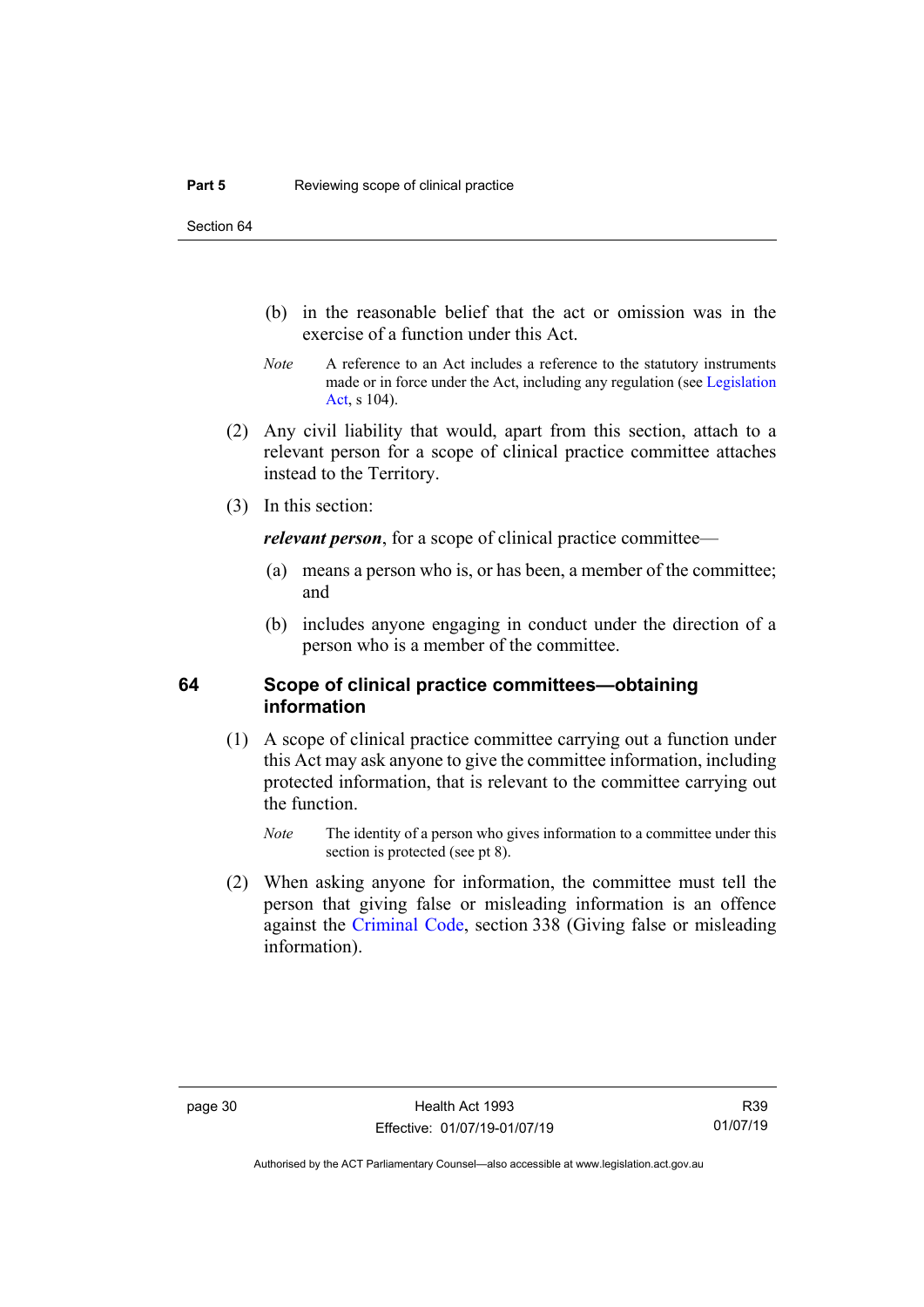(b) in the reasonable belief that the act or omission was in the exercise of a function under this Act.

*Note* A reference to an Act includes a reference to the statutory instruments made or in force under the Act, including any regulation (see Legislation Act, s 104).

(2) Any civil liability that would, apart from this section, attach to a relevant person for a scope of clinical practice committee attaches instead to the Territory.

(3) In this section:

***relevant person***, for a scope of clinical practice committee—

(a) means a person who is, or has been, a member of the committee; and

(b) includes anyone engaging in conduct under the direction of a person who is a member of the committee.

## 64 Scope of clinical practice committees—obtaining information

(1) A scope of clinical practice committee carrying out a function under this Act may ask anyone to give the committee information, including protected information, that is relevant to the committee carrying out the function.

*Note* The identity of a person who gives information to a committee under this section is protected (see pt 8).

(2) When asking anyone for information, the committee must tell the person that giving false or misleading information is an offence against the Criminal Code, section 338 (Giving false or misleading information).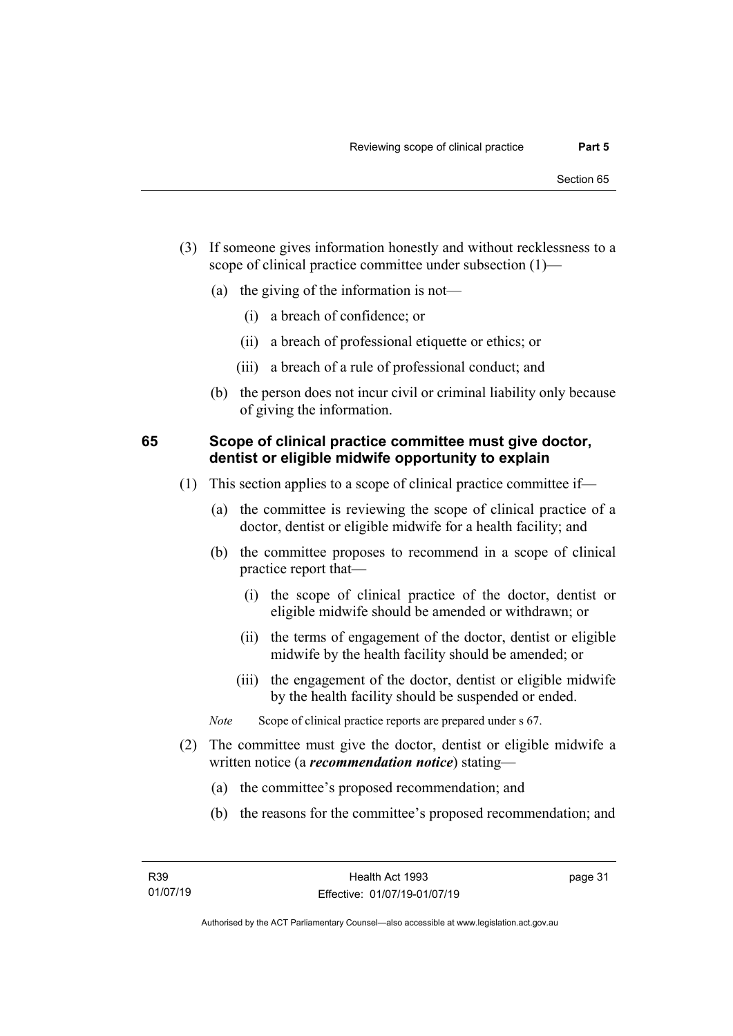(3) If someone gives information honestly and without recklessness to a scope of clinical practice committee under subsection (1)—

(a) the giving of the information is not—

(i) a breach of confidence; or

(ii) a breach of professional etiquette or ethics; or

(iii) a breach of a rule of professional conduct; and

(b) the person does not incur civil or criminal liability only because of giving the information.

### 65 Scope of clinical practice committee must give doctor, dentist or eligible midwife opportunity to explain

(1) This section applies to a scope of clinical practice committee if—

(a) the committee is reviewing the scope of clinical practice of a doctor, dentist or eligible midwife for a health facility; and

(b) the committee proposes to recommend in a scope of clinical practice report that—

(i) the scope of clinical practice of the doctor, dentist or eligible midwife should be amended or withdrawn; or

(ii) the terms of engagement of the doctor, dentist or eligible midwife by the health facility should be amended; or

(iii) the engagement of the doctor, dentist or eligible midwife by the health facility should be suspended or ended.

*Note* Scope of clinical practice reports are prepared under s 67.

(2) The committee must give the doctor, dentist or eligible midwife a written notice (a ***recommendation notice***) stating—

(a) the committee's proposed recommendation; and

(b) the reasons for the committee's proposed recommendation; and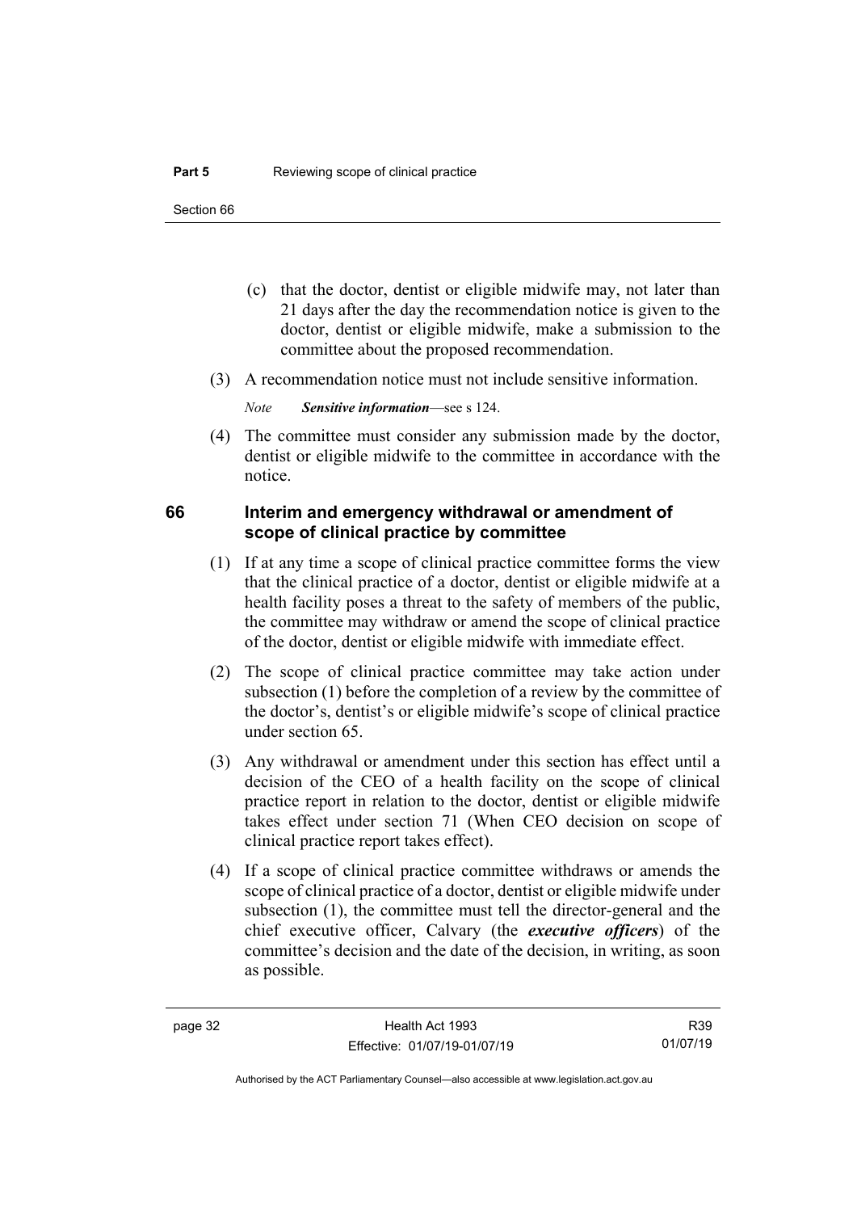(c) that the doctor, dentist or eligible midwife may, not later than 21 days after the day the recommendation notice is given to the doctor, dentist or eligible midwife, make a submission to the committee about the proposed recommendation.

(3) A recommendation notice must not include sensitive information.

*Note* ***Sensitive information***—see s 124.

(4) The committee must consider any submission made by the doctor, dentist or eligible midwife to the committee in accordance with the notice.

## 66 Interim and emergency withdrawal or amendment of scope of clinical practice by committee

(1) If at any time a scope of clinical practice committee forms the view that the clinical practice of a doctor, dentist or eligible midwife at a health facility poses a threat to the safety of members of the public, the committee may withdraw or amend the scope of clinical practice of the doctor, dentist or eligible midwife with immediate effect.

(2) The scope of clinical practice committee may take action under subsection (1) before the completion of a review by the committee of the doctor's, dentist's or eligible midwife's scope of clinical practice under section 65.

(3) Any withdrawal or amendment under this section has effect until a decision of the CEO of a health facility on the scope of clinical practice report in relation to the doctor, dentist or eligible midwife takes effect under section 71 (When CEO decision on scope of clinical practice report takes effect).

(4) If a scope of clinical practice committee withdraws or amends the scope of clinical practice of a doctor, dentist or eligible midwife under subsection (1), the committee must tell the director-general and the chief executive officer, Calvary (the ***executive officers***) of the committee's decision and the date of the decision, in writing, as soon as possible.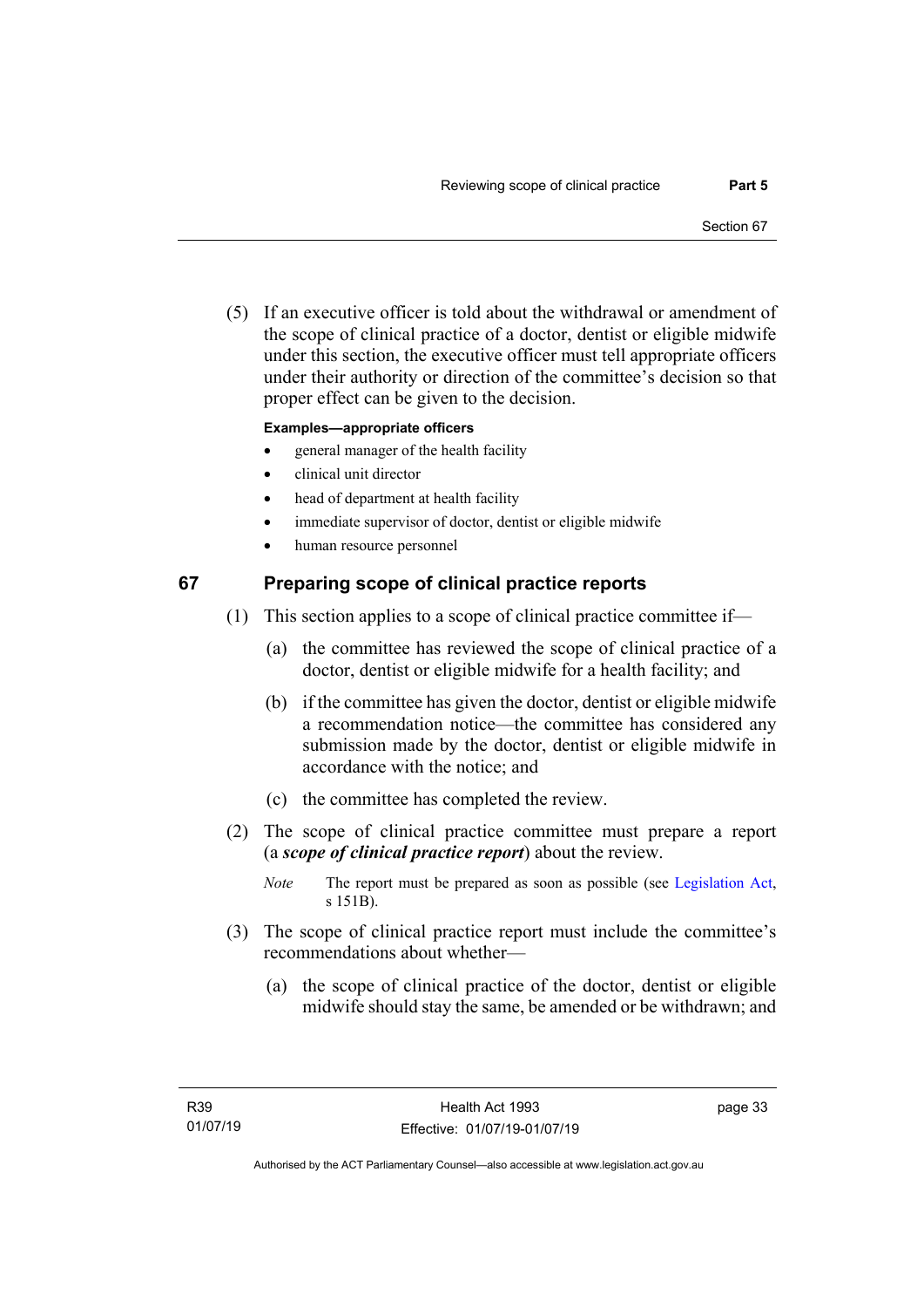(5) If an executive officer is told about the withdrawal or amendment of the scope of clinical practice of a doctor, dentist or eligible midwife under this section, the executive officer must tell appropriate officers under their authority or direction of the committee's decision so that proper effect can be given to the decision.

**Examples—appropriate officers**

- general manager of the health facility
- clinical unit director
- head of department at health facility
- immediate supervisor of doctor, dentist or eligible midwife
- human resource personnel

## 67 Preparing scope of clinical practice reports

(1) This section applies to a scope of clinical practice committee if—

(a) the committee has reviewed the scope of clinical practice of a doctor, dentist or eligible midwife for a health facility; and

(b) if the committee has given the doctor, dentist or eligible midwife a recommendation notice—the committee has considered any submission made by the doctor, dentist or eligible midwife in accordance with the notice; and

(c) the committee has completed the review.

(2) The scope of clinical practice committee must prepare a report (a ***scope of clinical practice report***) about the review.

*Note* The report must be prepared as soon as possible (see Legislation Act, s 151B).

(3) The scope of clinical practice report must include the committee's recommendations about whether—

(a) the scope of clinical practice of the doctor, dentist or eligible midwife should stay the same, be amended or be withdrawn; and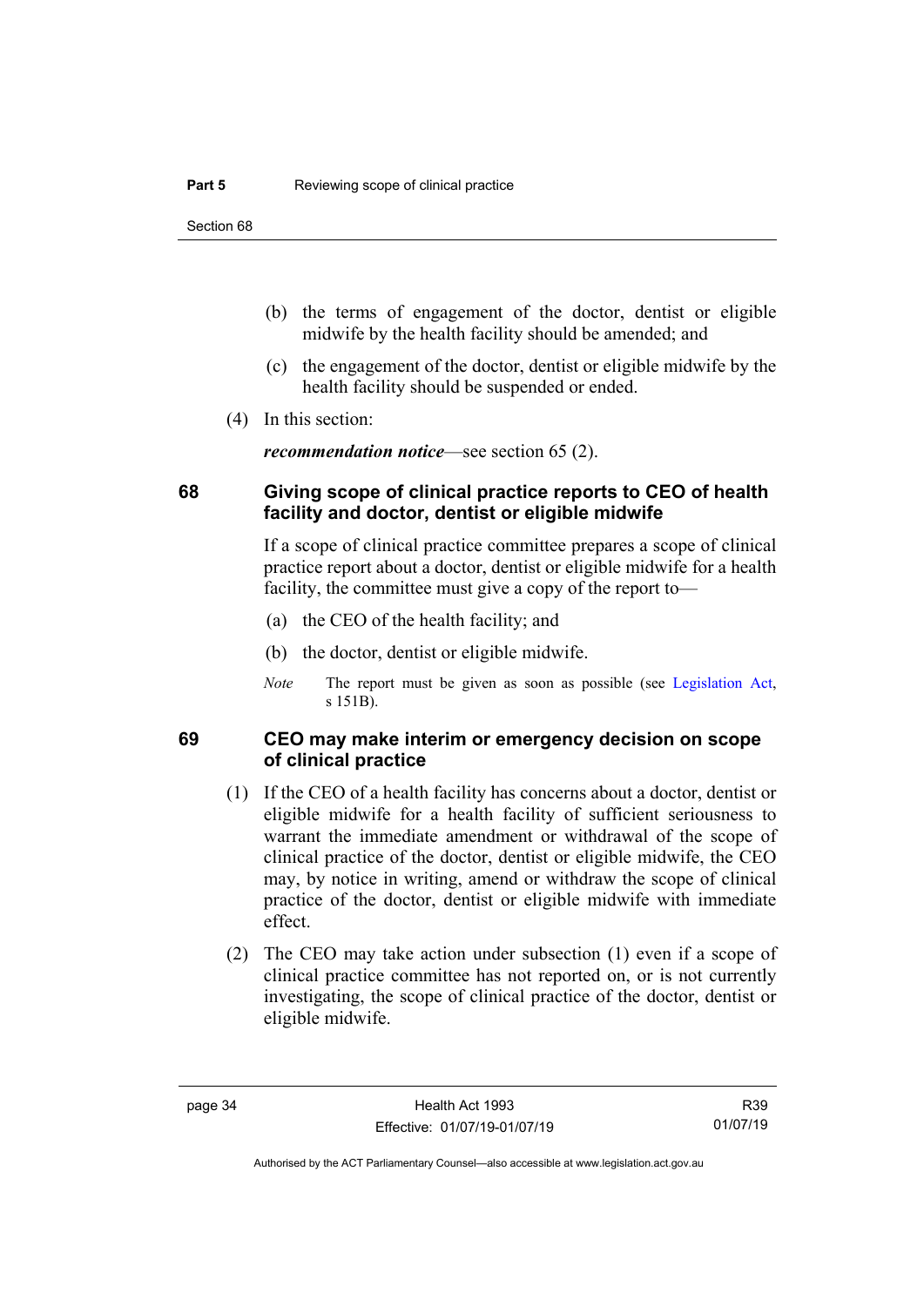(b) the terms of engagement of the doctor, dentist or eligible midwife by the health facility should be amended; and

(c) the engagement of the doctor, dentist or eligible midwife by the health facility should be suspended or ended.

(4) In this section:

***recommendation notice***—see section 65 (2).

### 68 Giving scope of clinical practice reports to CEO of health facility and doctor, dentist or eligible midwife

If a scope of clinical practice committee prepares a scope of clinical practice report about a doctor, dentist or eligible midwife for a health facility, the committee must give a copy of the report to—

(a) the CEO of the health facility; and

(b) the doctor, dentist or eligible midwife.

*Note* The report must be given as soon as possible (see Legislation Act, s 151B).

### 69 CEO may make interim or emergency decision on scope of clinical practice

(1) If the CEO of a health facility has concerns about a doctor, dentist or eligible midwife for a health facility of sufficient seriousness to warrant the immediate amendment or withdrawal of the scope of clinical practice of the doctor, dentist or eligible midwife, the CEO may, by notice in writing, amend or withdraw the scope of clinical practice of the doctor, dentist or eligible midwife with immediate effect.

(2) The CEO may take action under subsection (1) even if a scope of clinical practice committee has not reported on, or is not currently investigating, the scope of clinical practice of the doctor, dentist or eligible midwife.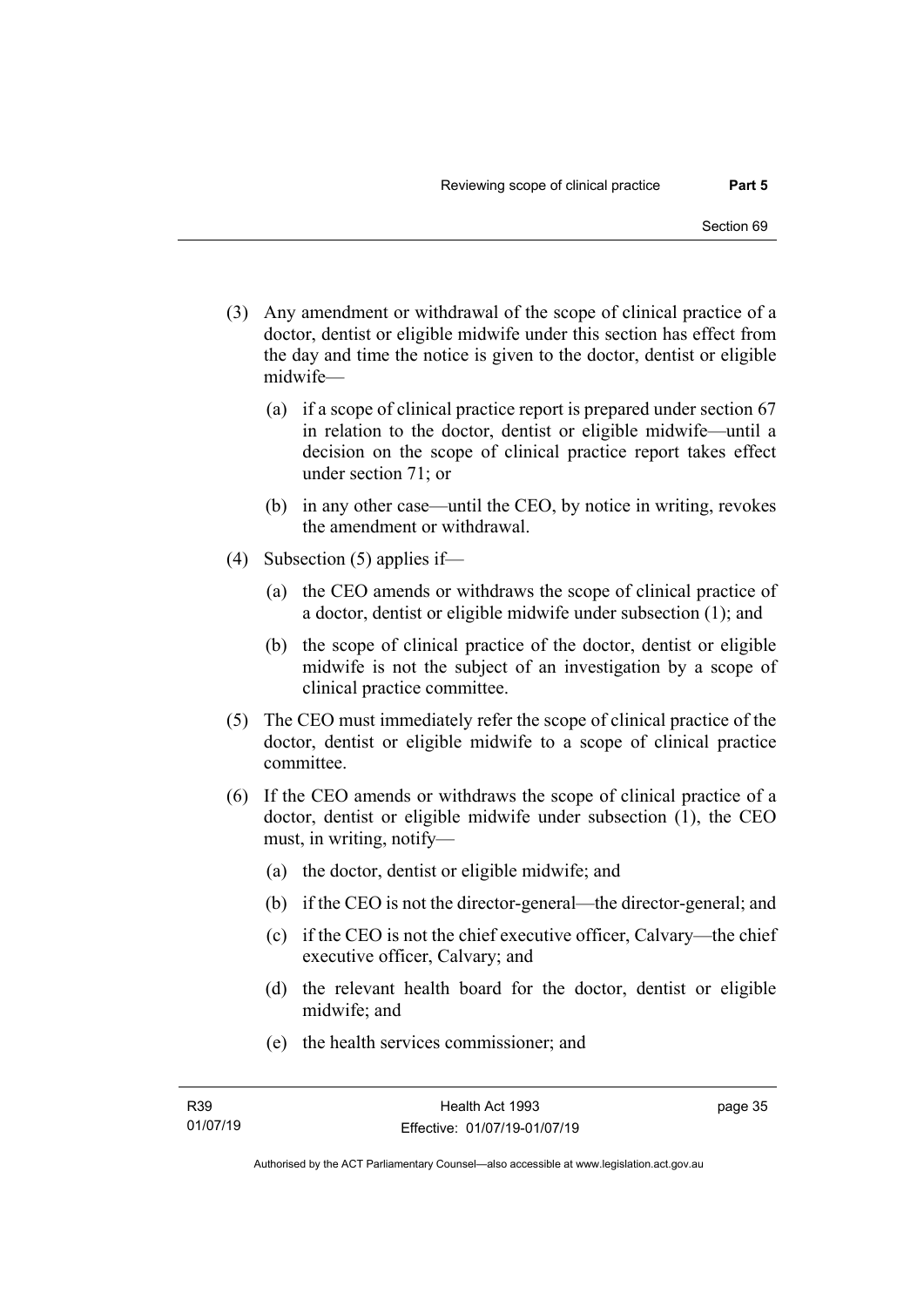(3) Any amendment or withdrawal of the scope of clinical practice of a doctor, dentist or eligible midwife under this section has effect from the day and time the notice is given to the doctor, dentist or eligible midwife—

(a) if a scope of clinical practice report is prepared under section 67 in relation to the doctor, dentist or eligible midwife—until a decision on the scope of clinical practice report takes effect under section 71; or

(b) in any other case—until the CEO, by notice in writing, revokes the amendment or withdrawal.

(4) Subsection (5) applies if—

(a) the CEO amends or withdraws the scope of clinical practice of a doctor, dentist or eligible midwife under subsection (1); and

(b) the scope of clinical practice of the doctor, dentist or eligible midwife is not the subject of an investigation by a scope of clinical practice committee.

(5) The CEO must immediately refer the scope of clinical practice of the doctor, dentist or eligible midwife to a scope of clinical practice committee.

(6) If the CEO amends or withdraws the scope of clinical practice of a doctor, dentist or eligible midwife under subsection (1), the CEO must, in writing, notify—

(a) the doctor, dentist or eligible midwife; and

(b) if the CEO is not the director-general—the director-general; and

(c) if the CEO is not the chief executive officer, Calvary—the chief executive officer, Calvary; and

(d) the relevant health board for the doctor, dentist or eligible midwife; and

(e) the health services commissioner; and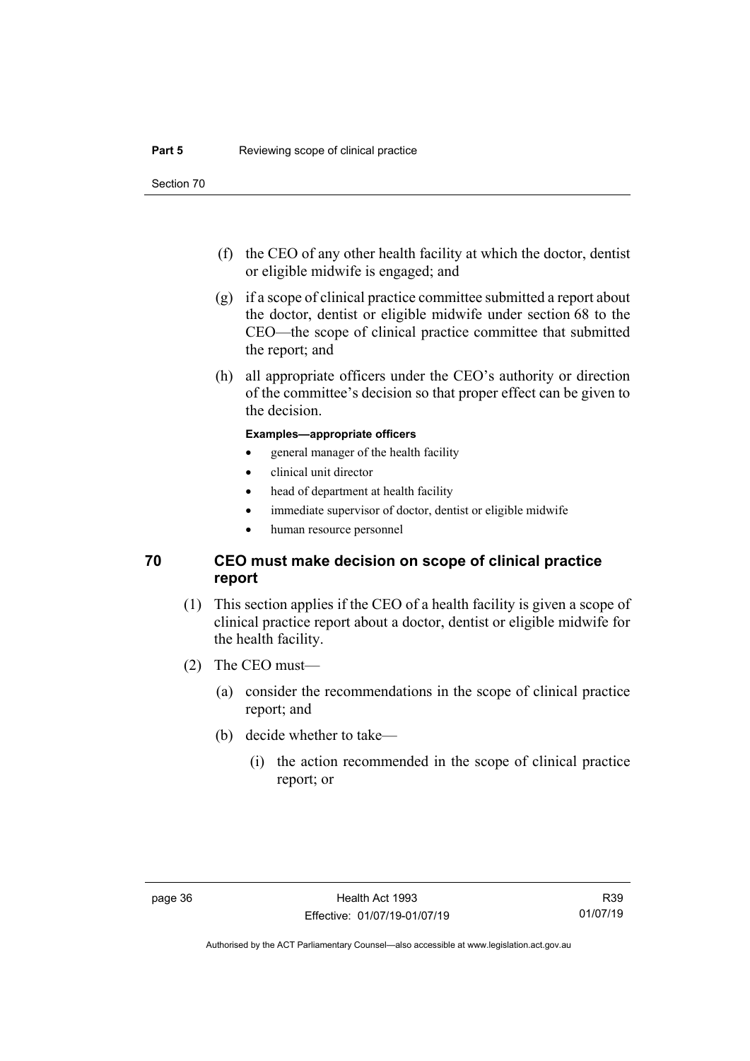(f) the CEO of any other health facility at which the doctor, dentist or eligible midwife is engaged; and

(g) if a scope of clinical practice committee submitted a report about the doctor, dentist or eligible midwife under section 68 to the CEO—the scope of clinical practice committee that submitted the report; and

(h) all appropriate officers under the CEO's authority or direction of the committee's decision so that proper effect can be given to the decision.

**Examples—appropriate officers**

- general manager of the health facility
- clinical unit director
- head of department at health facility
- immediate supervisor of doctor, dentist or eligible midwife
- human resource personnel

## 70 CEO must make decision on scope of clinical practice report

(1) This section applies if the CEO of a health facility is given a scope of clinical practice report about a doctor, dentist or eligible midwife for the health facility.

(2) The CEO must—

(a) consider the recommendations in the scope of clinical practice report; and

(b) decide whether to take—

(i) the action recommended in the scope of clinical practice report; or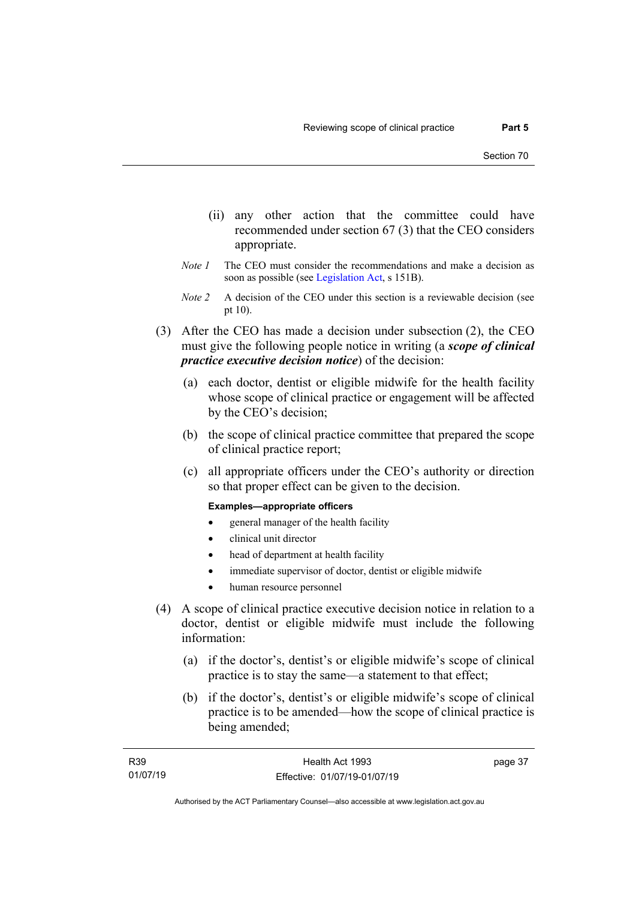(ii) any other action that the committee could have recommended under section 67 (3) that the CEO considers appropriate.

*Note 1* The CEO must consider the recommendations and make a decision as soon as possible (see Legislation Act, s 151B).

*Note 2* A decision of the CEO under this section is a reviewable decision (see pt 10).

(3) After the CEO has made a decision under subsection (2), the CEO must give the following people notice in writing (a ***scope of clinical practice executive decision notice***) of the decision:

(a) each doctor, dentist or eligible midwife for the health facility whose scope of clinical practice or engagement will be affected by the CEO's decision;

(b) the scope of clinical practice committee that prepared the scope of clinical practice report;

(c) all appropriate officers under the CEO's authority or direction so that proper effect can be given to the decision.

**Examples—appropriate officers**

- general manager of the health facility
- clinical unit director
- head of department at health facility
- immediate supervisor of doctor, dentist or eligible midwife
- human resource personnel

(4) A scope of clinical practice executive decision notice in relation to a doctor, dentist or eligible midwife must include the following information:

(a) if the doctor's, dentist's or eligible midwife's scope of clinical practice is to stay the same—a statement to that effect;

(b) if the doctor's, dentist's or eligible midwife's scope of clinical practice is to be amended—how the scope of clinical practice is being amended;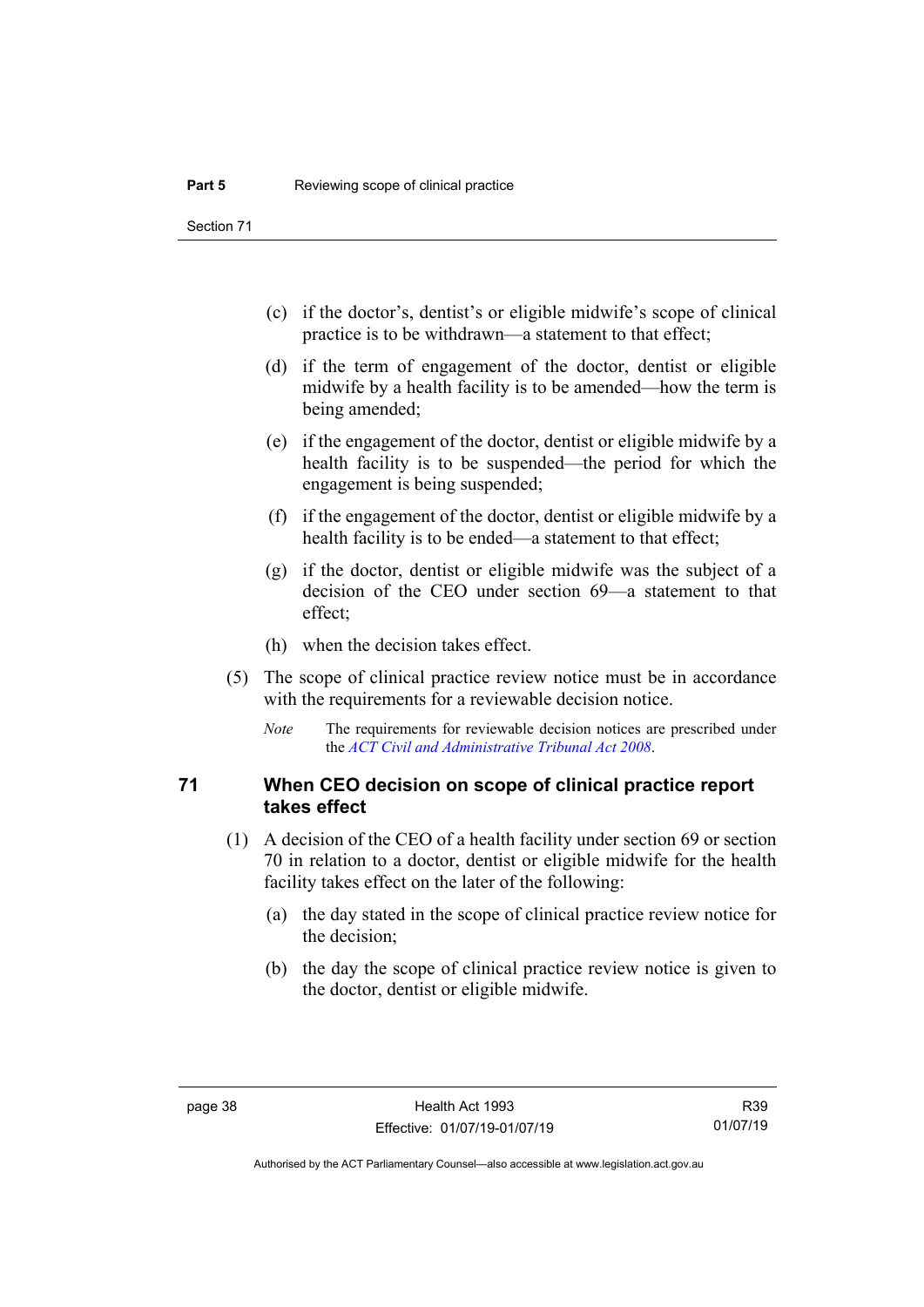(c) if the doctor's, dentist's or eligible midwife's scope of clinical practice is to be withdrawn—a statement to that effect;

(d) if the term of engagement of the doctor, dentist or eligible midwife by a health facility is to be amended—how the term is being amended;

(e) if the engagement of the doctor, dentist or eligible midwife by a health facility is to be suspended—the period for which the engagement is being suspended;

(f) if the engagement of the doctor, dentist or eligible midwife by a health facility is to be ended—a statement to that effect;

(g) if the doctor, dentist or eligible midwife was the subject of a decision of the CEO under section 69—a statement to that effect;

(h) when the decision takes effect.

(5) The scope of clinical practice review notice must be in accordance with the requirements for a reviewable decision notice.

*Note* The requirements for reviewable decision notices are prescribed under the *ACT Civil and Administrative Tribunal Act 2008*.

### 71 When CEO decision on scope of clinical practice report takes effect

(1) A decision of the CEO of a health facility under section 69 or section 70 in relation to a doctor, dentist or eligible midwife for the health facility takes effect on the later of the following:

(a) the day stated in the scope of clinical practice review notice for the decision;

(b) the day the scope of clinical practice review notice is given to the doctor, dentist or eligible midwife.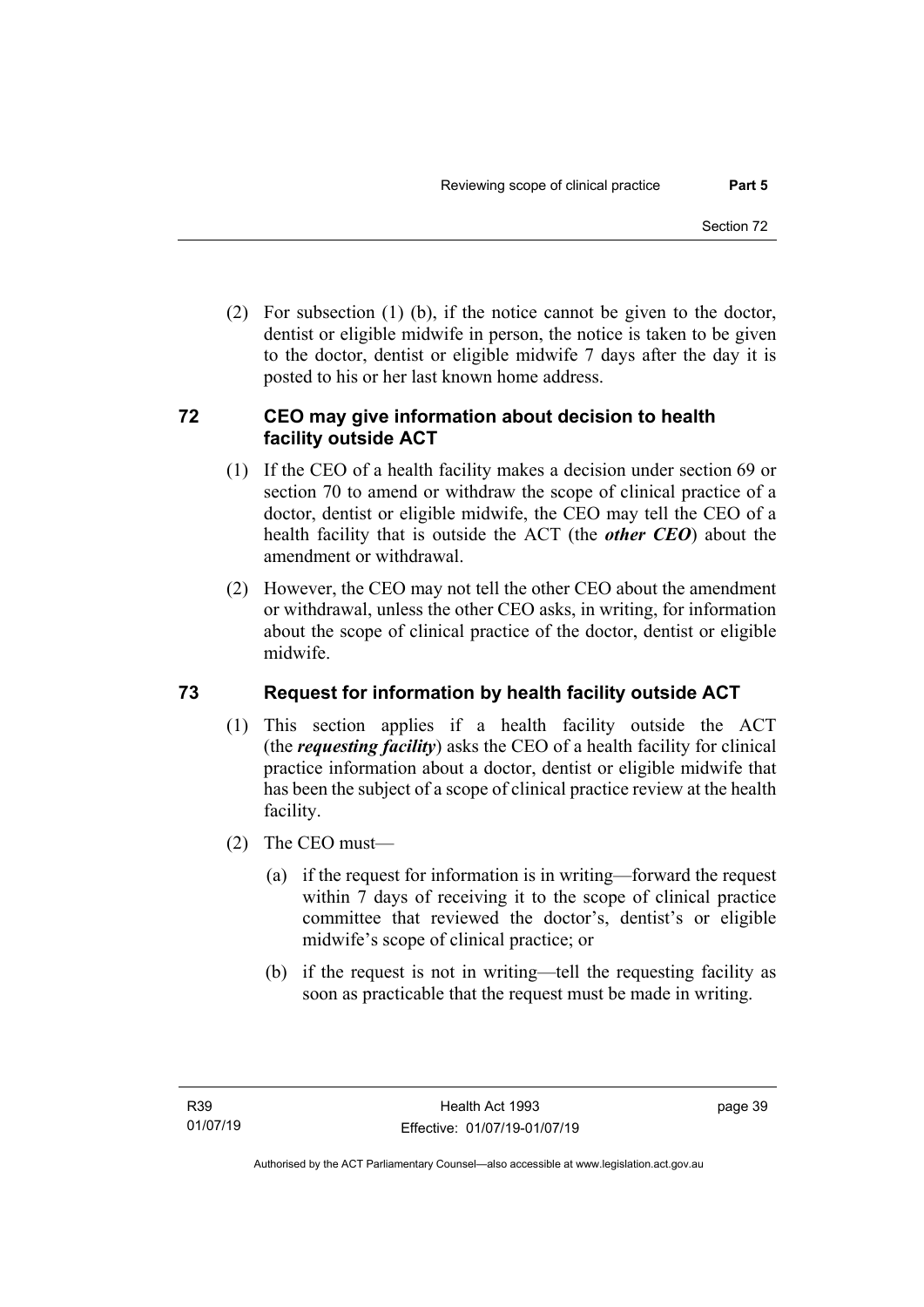(2) For subsection (1) (b), if the notice cannot be given to the doctor, dentist or eligible midwife in person, the notice is taken to be given to the doctor, dentist or eligible midwife 7 days after the day it is posted to his or her last known home address.

## 72 CEO may give information about decision to health facility outside ACT

(1) If the CEO of a health facility makes a decision under section 69 or section 70 to amend or withdraw the scope of clinical practice of a doctor, dentist or eligible midwife, the CEO may tell the CEO of a health facility that is outside the ACT (the ***other CEO***) about the amendment or withdrawal.

(2) However, the CEO may not tell the other CEO about the amendment or withdrawal, unless the other CEO asks, in writing, for information about the scope of clinical practice of the doctor, dentist or eligible midwife.

## 73 Request for information by health facility outside ACT

(1) This section applies if a health facility outside the ACT (the ***requesting facility***) asks the CEO of a health facility for clinical practice information about a doctor, dentist or eligible midwife that has been the subject of a scope of clinical practice review at the health facility.

(2) The CEO must—

(a) if the request for information is in writing—forward the request within 7 days of receiving it to the scope of clinical practice committee that reviewed the doctor's, dentist's or eligible midwife's scope of clinical practice; or

(b) if the request is not in writing—tell the requesting facility as soon as practicable that the request must be made in writing.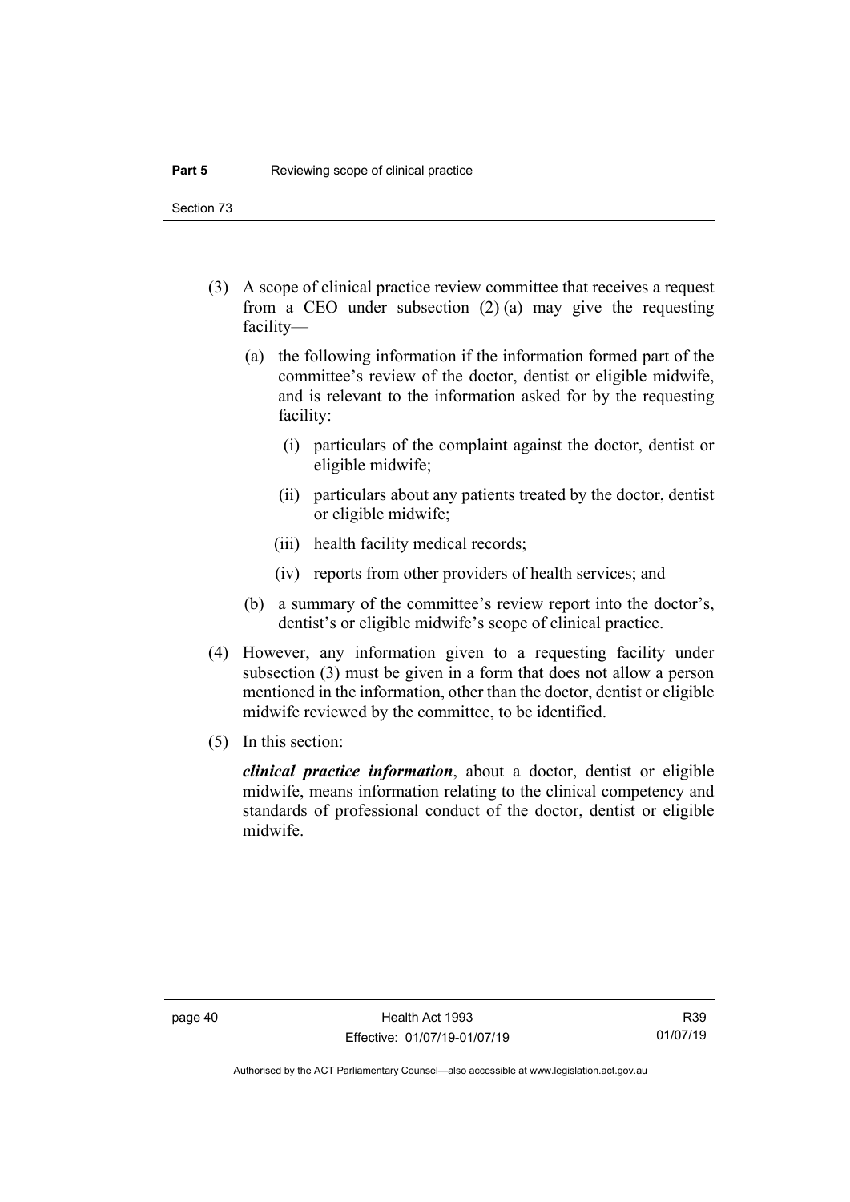(3) A scope of clinical practice review committee that receives a request from a CEO under subsection (2) (a) may give the requesting facility—

(a) the following information if the information formed part of the committee's review of the doctor, dentist or eligible midwife, and is relevant to the information asked for by the requesting facility:

(i) particulars of the complaint against the doctor, dentist or eligible midwife;

(ii) particulars about any patients treated by the doctor, dentist or eligible midwife;

(iii) health facility medical records;

(iv) reports from other providers of health services; and

(b) a summary of the committee's review report into the doctor's, dentist's or eligible midwife's scope of clinical practice.

(4) However, any information given to a requesting facility under subsection (3) must be given in a form that does not allow a person mentioned in the information, other than the doctor, dentist or eligible midwife reviewed by the committee, to be identified.

(5) In this section:

***clinical practice information***, about a doctor, dentist or eligible midwife, means information relating to the clinical competency and standards of professional conduct of the doctor, dentist or eligible midwife.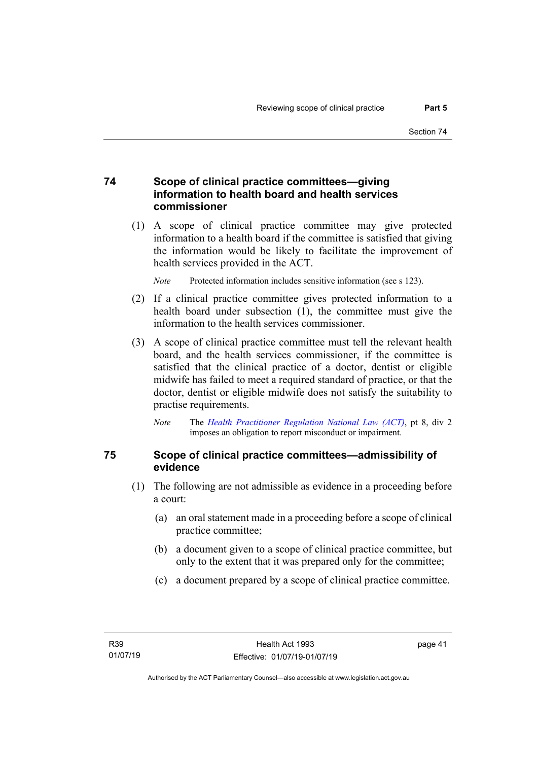## 74 Scope of clinical practice committees—giving information to health board and health services commissioner

(1) A scope of clinical practice committee may give protected information to a health board if the committee is satisfied that giving the information would be likely to facilitate the improvement of health services provided in the ACT.

*Note* Protected information includes sensitive information (see s 123).

(2) If a clinical practice committee gives protected information to a health board under subsection (1), the committee must give the information to the health services commissioner.

(3) A scope of clinical practice committee must tell the relevant health board, and the health services commissioner, if the committee is satisfied that the clinical practice of a doctor, dentist or eligible midwife has failed to meet a required standard of practice, or that the doctor, dentist or eligible midwife does not satisfy the suitability to practise requirements.

*Note* The *Health Practitioner Regulation National Law (ACT)*, pt 8, div 2 imposes an obligation to report misconduct or impairment.

## 75 Scope of clinical practice committees—admissibility of evidence

(1) The following are not admissible as evidence in a proceeding before a court:

(a) an oral statement made in a proceeding before a scope of clinical practice committee;

(b) a document given to a scope of clinical practice committee, but only to the extent that it was prepared only for the committee;

(c) a document prepared by a scope of clinical practice committee.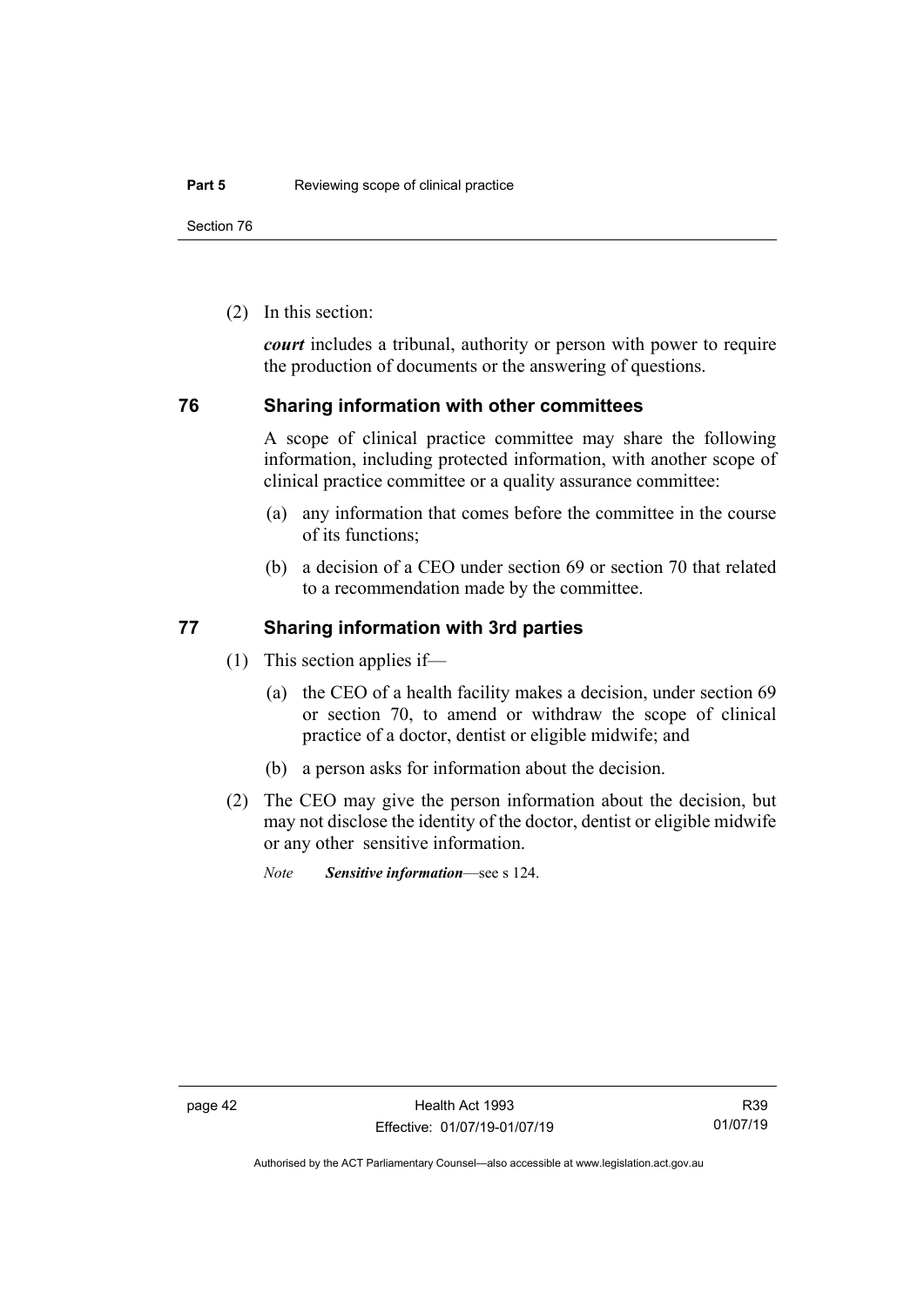(2) In this section:

***court*** includes a tribunal, authority or person with power to require the production of documents or the answering of questions.

## 76 Sharing information with other committees

A scope of clinical practice committee may share the following information, including protected information, with another scope of clinical practice committee or a quality assurance committee:

(a) any information that comes before the committee in the course of its functions;

(b) a decision of a CEO under section 69 or section 70 that related to a recommendation made by the committee.

## 77 Sharing information with 3rd parties

(1) This section applies if—

(a) the CEO of a health facility makes a decision, under section 69 or section 70, to amend or withdraw the scope of clinical practice of a doctor, dentist or eligible midwife; and

(b) a person asks for information about the decision.

(2) The CEO may give the person information about the decision, but may not disclose the identity of the doctor, dentist or eligible midwife or any other sensitive information.

*Note* ***Sensitive information***—see s 124.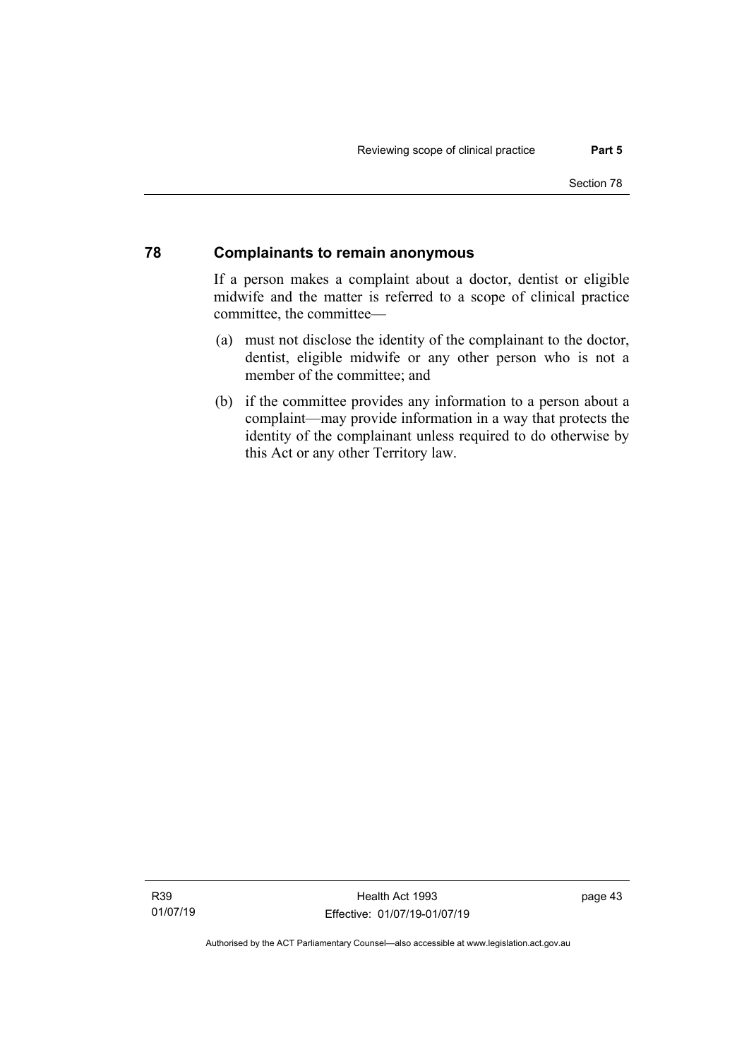## 78 Complainants to remain anonymous

If a person makes a complaint about a doctor, dentist or eligible midwife and the matter is referred to a scope of clinical practice committee, the committee—

(a) must not disclose the identity of the complainant to the doctor, dentist, eligible midwife or any other person who is not a member of the committee; and

(b) if the committee provides any information to a person about a complaint—may provide information in a way that protects the identity of the complainant unless required to do otherwise by this Act or any other Territory law.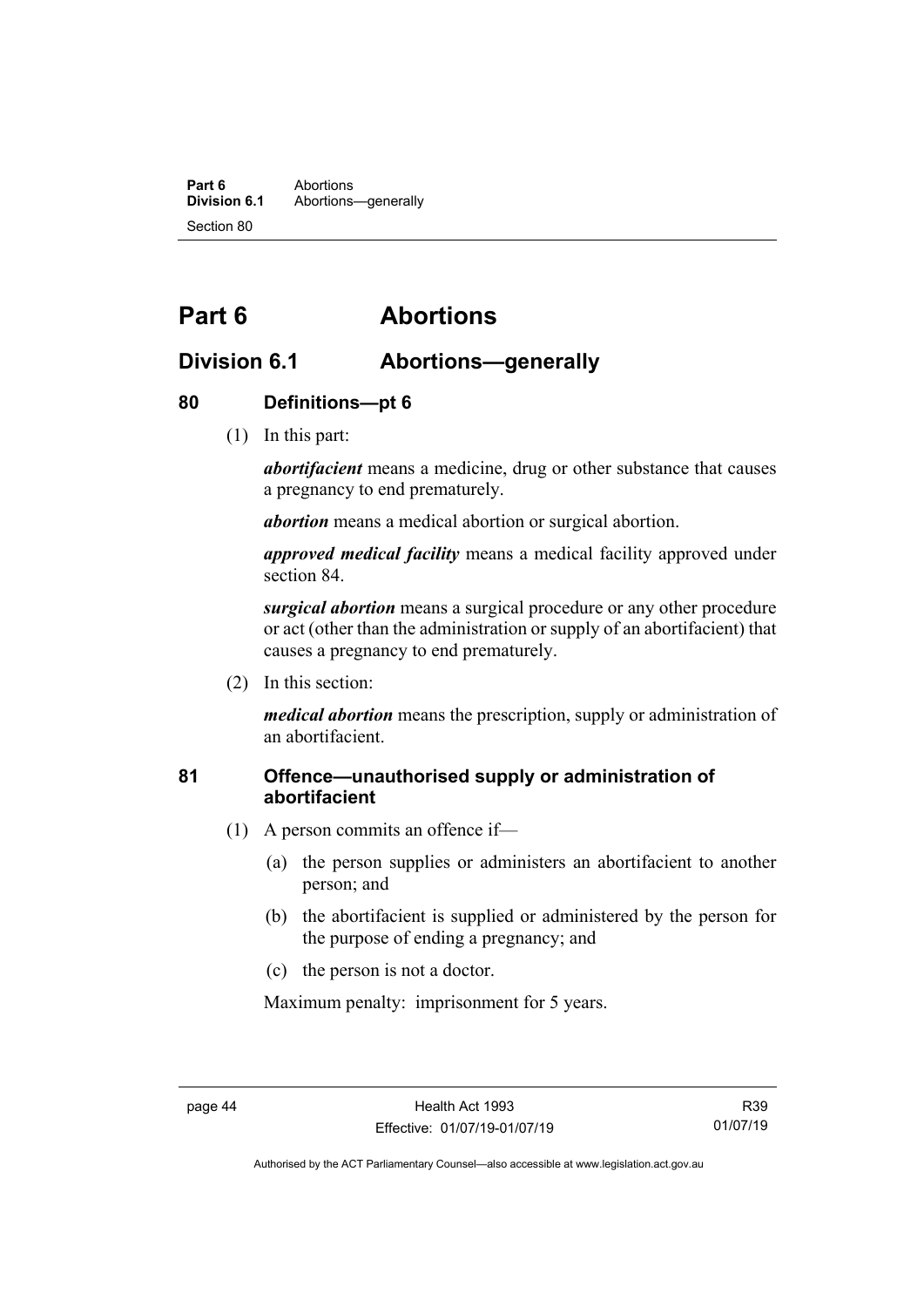# Part 6 Abortions

## Division 6.1 Abortions—generally

### 80 Definitions—pt 6

(1) In this part:

***abortifacient*** means a medicine, drug or other substance that causes a pregnancy to end prematurely.

***abortion*** means a medical abortion or surgical abortion.

***approved medical facility*** means a medical facility approved under section 84.

***surgical abortion*** means a surgical procedure or any other procedure or act (other than the administration or supply of an abortifacient) that causes a pregnancy to end prematurely.

(2) In this section:

***medical abortion*** means the prescription, supply or administration of an abortifacient.

### 81 Offence—unauthorised supply or administration of abortifacient

(1) A person commits an offence if—

(a) the person supplies or administers an abortifacient to another person; and

(b) the abortifacient is supplied or administered by the person for the purpose of ending a pregnancy; and

(c) the person is not a doctor.

Maximum penalty: imprisonment for 5 years.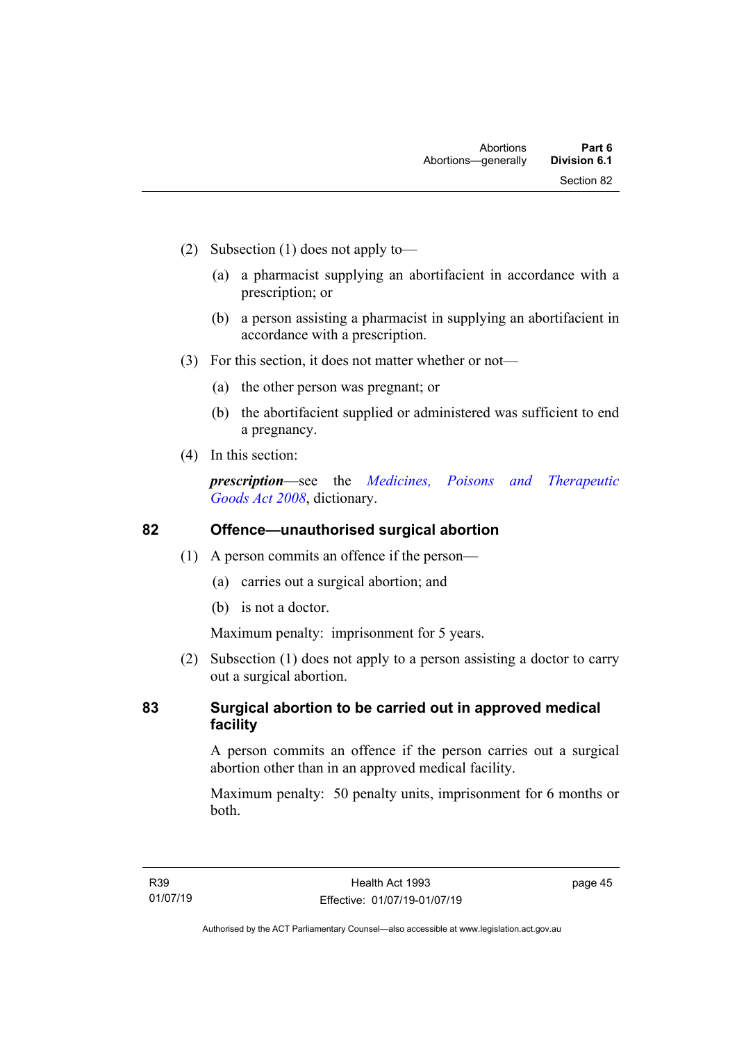(2) Subsection (1) does not apply to—

(a) a pharmacist supplying an abortifacient in accordance with a prescription; or

(b) a person assisting a pharmacist in supplying an abortifacient in accordance with a prescription.

(3) For this section, it does not matter whether or not—

(a) the other person was pregnant; or

(b) the abortifacient supplied or administered was sufficient to end a pregnancy.

(4) In this section:

***prescription***—see the *Medicines, Poisons and Therapeutic Goods Act 2008*, dictionary.

## 82 Offence—unauthorised surgical abortion

(1) A person commits an offence if the person—

(a) carries out a surgical abortion; and

(b) is not a doctor.

Maximum penalty: imprisonment for 5 years.

(2) Subsection (1) does not apply to a person assisting a doctor to carry out a surgical abortion.

## 83 Surgical abortion to be carried out in approved medical facility

A person commits an offence if the person carries out a surgical abortion other than in an approved medical facility.

Maximum penalty: 50 penalty units, imprisonment for 6 months or both.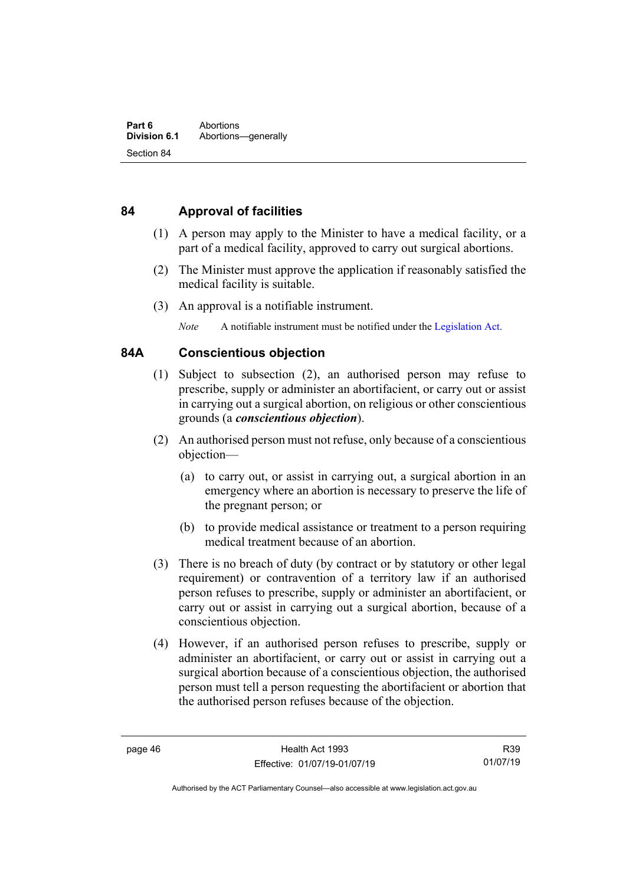## 84 Approval of facilities

(1) A person may apply to the Minister to have a medical facility, or a part of a medical facility, approved to carry out surgical abortions.

(2) The Minister must approve the application if reasonably satisfied the medical facility is suitable.

(3) An approval is a notifiable instrument.

*Note* A notifiable instrument must be notified under the Legislation Act.

## 84A Conscientious objection

(1) Subject to subsection (2), an authorised person may refuse to prescribe, supply or administer an abortifacient, or carry out or assist in carrying out a surgical abortion, on religious or other conscientious grounds (a ***conscientious objection***).

(2) An authorised person must not refuse, only because of a conscientious objection—

(a) to carry out, or assist in carrying out, a surgical abortion in an emergency where an abortion is necessary to preserve the life of the pregnant person; or

(b) to provide medical assistance or treatment to a person requiring medical treatment because of an abortion.

(3) There is no breach of duty (by contract or by statutory or other legal requirement) or contravention of a territory law if an authorised person refuses to prescribe, supply or administer an abortifacient, or carry out or assist in carrying out a surgical abortion, because of a conscientious objection.

(4) However, if an authorised person refuses to prescribe, supply or administer an abortifacient, or carry out or assist in carrying out a surgical abortion because of a conscientious objection, the authorised person must tell a person requesting the abortifacient or abortion that the authorised person refuses because of the objection.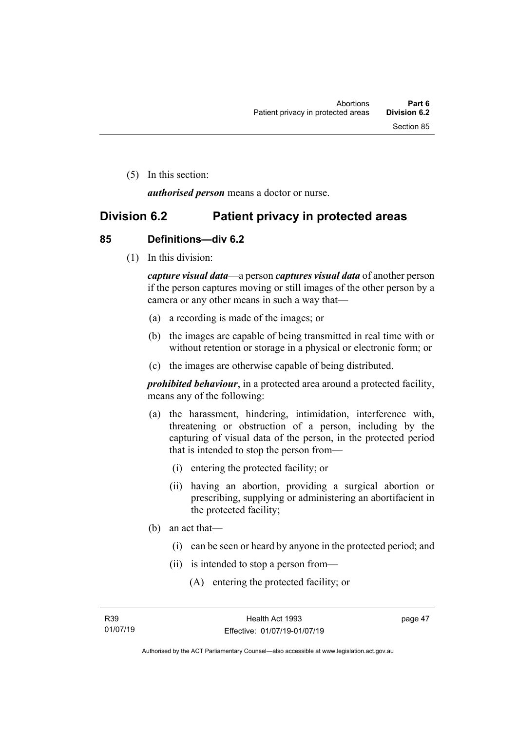(5) In this section:

***authorised person*** means a doctor or nurse.

## Division 6.2 Patient privacy in protected areas

### 85 Definitions—div 6.2

(1) In this division:

***capture visual data***—a person ***captures visual data*** of another person if the person captures moving or still images of the other person by a camera or any other means in such a way that—

(a) a recording is made of the images; or

(b) the images are capable of being transmitted in real time with or without retention or storage in a physical or electronic form; or

(c) the images are otherwise capable of being distributed.

***prohibited behaviour***, in a protected area around a protected facility, means any of the following:

(a) the harassment, hindering, intimidation, interference with, threatening or obstruction of a person, including by the capturing of visual data of the person, in the protected period that is intended to stop the person from—

(i) entering the protected facility; or

(ii) having an abortion, providing a surgical abortion or prescribing, supplying or administering an abortifacient in the protected facility;

(b) an act that—

(i) can be seen or heard by anyone in the protected period; and

(ii) is intended to stop a person from—

(A) entering the protected facility; or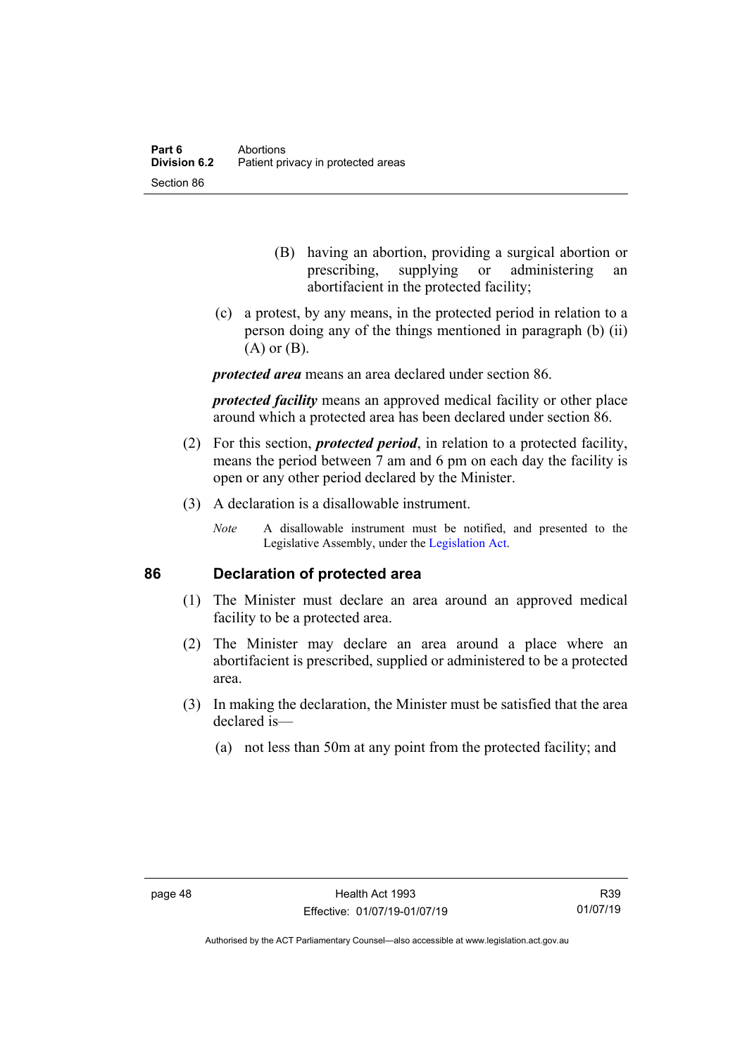(B) having an abortion, providing a surgical abortion or prescribing, supplying or administering an abortifacient in the protected facility;

(c) a protest, by any means, in the protected period in relation to a person doing any of the things mentioned in paragraph (b) (ii) (A) or (B).

***protected area*** means an area declared under section 86.

***protected facility*** means an approved medical facility or other place around which a protected area has been declared under section 86.

(2) For this section, ***protected period***, in relation to a protected facility, means the period between 7 am and 6 pm on each day the facility is open or any other period declared by the Minister.

(3) A declaration is a disallowable instrument.

*Note* A disallowable instrument must be notified, and presented to the Legislative Assembly, under the Legislation Act.

## 86 Declaration of protected area

(1) The Minister must declare an area around an approved medical facility to be a protected area.

(2) The Minister may declare an area around a place where an abortifacient is prescribed, supplied or administered to be a protected area.

(3) In making the declaration, the Minister must be satisfied that the area declared is—

(a) not less than 50m at any point from the protected facility; and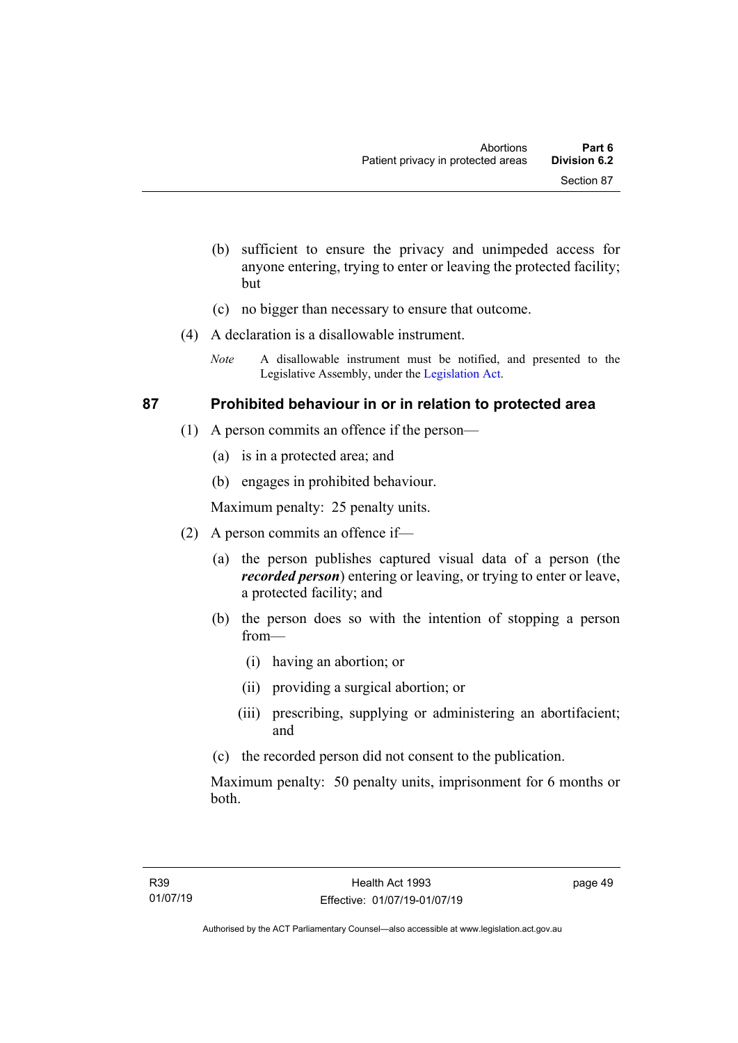(b) sufficient to ensure the privacy and unimpeded access for anyone entering, trying to enter or leaving the protected facility; but

(c) no bigger than necessary to ensure that outcome.

(4) A declaration is a disallowable instrument.

*Note* A disallowable instrument must be notified, and presented to the Legislative Assembly, under the Legislation Act.

## 87 Prohibited behaviour in or in relation to protected area

(1) A person commits an offence if the person—

(a) is in a protected area; and

(b) engages in prohibited behaviour.

Maximum penalty: 25 penalty units.

(2) A person commits an offence if—

(a) the person publishes captured visual data of a person (the ***recorded person***) entering or leaving, or trying to enter or leave, a protected facility; and

(b) the person does so with the intention of stopping a person from—

(i) having an abortion; or

(ii) providing a surgical abortion; or

(iii) prescribing, supplying or administering an abortifacient; and

(c) the recorded person did not consent to the publication.

Maximum penalty: 50 penalty units, imprisonment for 6 months or both.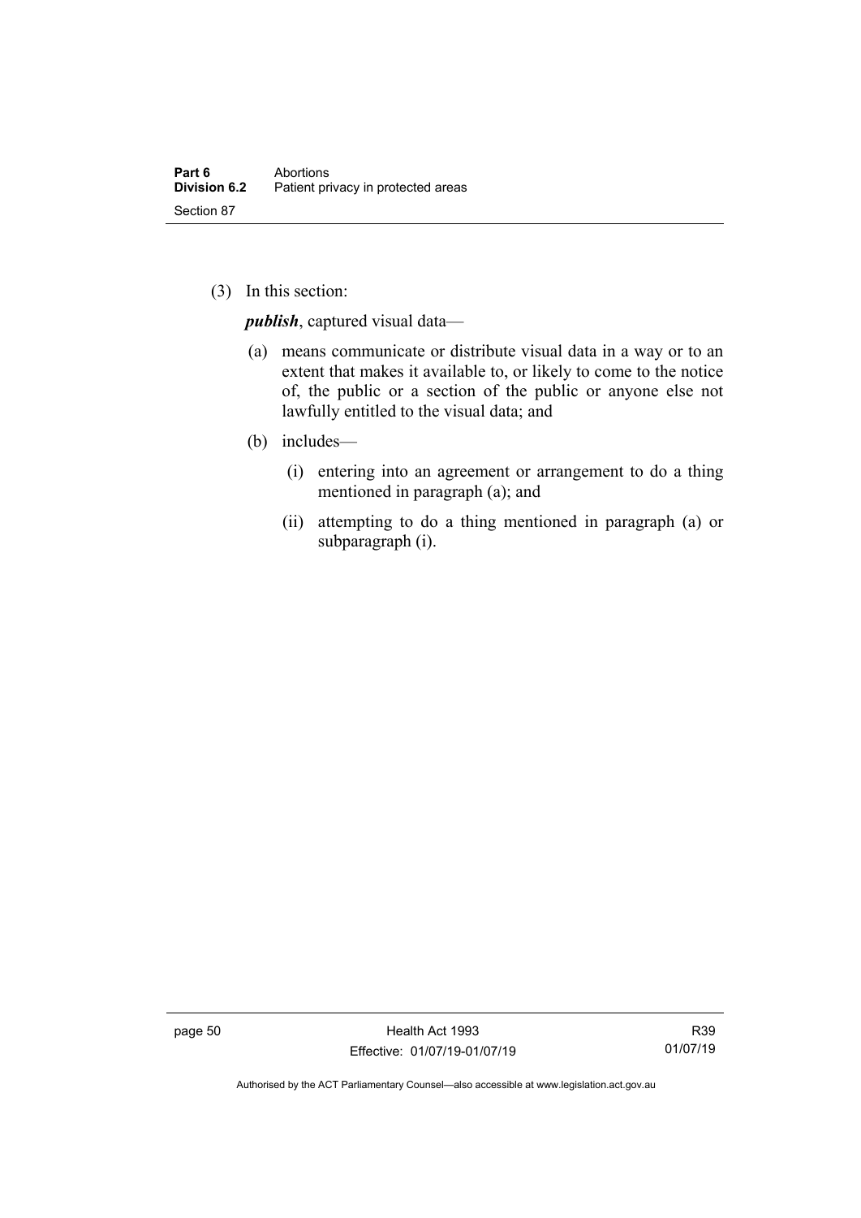(3) In this section:

***publish***, captured visual data—

(a) means communicate or distribute visual data in a way or to an extent that makes it available to, or likely to come to the notice of, the public or a section of the public or anyone else not lawfully entitled to the visual data; and

(b) includes—

(i) entering into an agreement or arrangement to do a thing mentioned in paragraph (a); and

(ii) attempting to do a thing mentioned in paragraph (a) or subparagraph (i).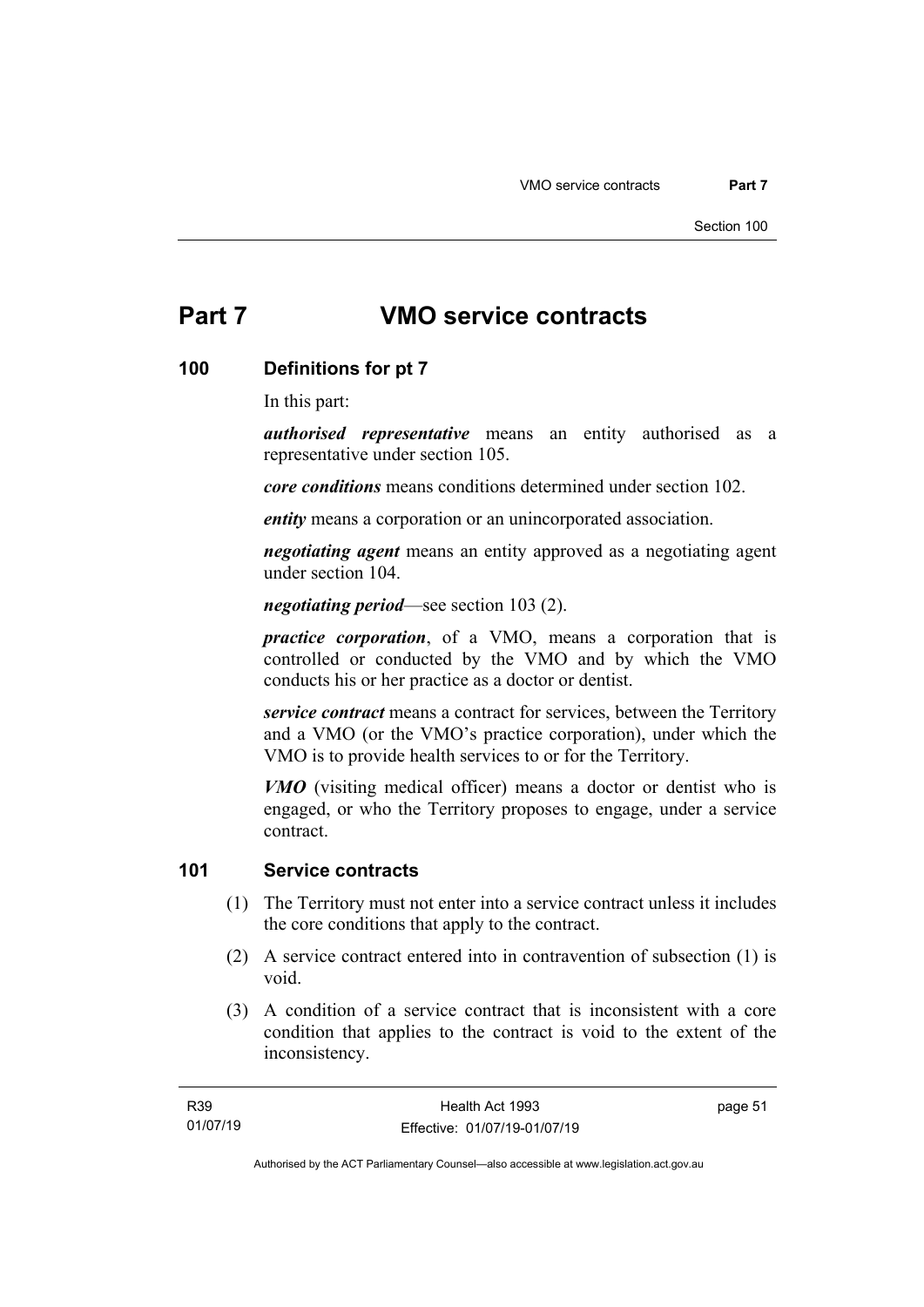# Part 7 VMO service contracts

## 100 Definitions for pt 7

In this part:

***authorised representative*** means an entity authorised as a representative under section 105.

***core conditions*** means conditions determined under section 102.

***entity*** means a corporation or an unincorporated association.

***negotiating agent*** means an entity approved as a negotiating agent under section 104.

***negotiating period***—see section 103 (2).

***practice corporation***, of a VMO, means a corporation that is controlled or conducted by the VMO and by which the VMO conducts his or her practice as a doctor or dentist.

***service contract*** means a contract for services, between the Territory and a VMO (or the VMO's practice corporation), under which the VMO is to provide health services to or for the Territory.

***VMO*** (visiting medical officer) means a doctor or dentist who is engaged, or who the Territory proposes to engage, under a service contract.

## 101 Service contracts

(1) The Territory must not enter into a service contract unless it includes the core conditions that apply to the contract.

(2) A service contract entered into in contravention of subsection (1) is void.

(3) A condition of a service contract that is inconsistent with a core condition that applies to the contract is void to the extent of the inconsistency.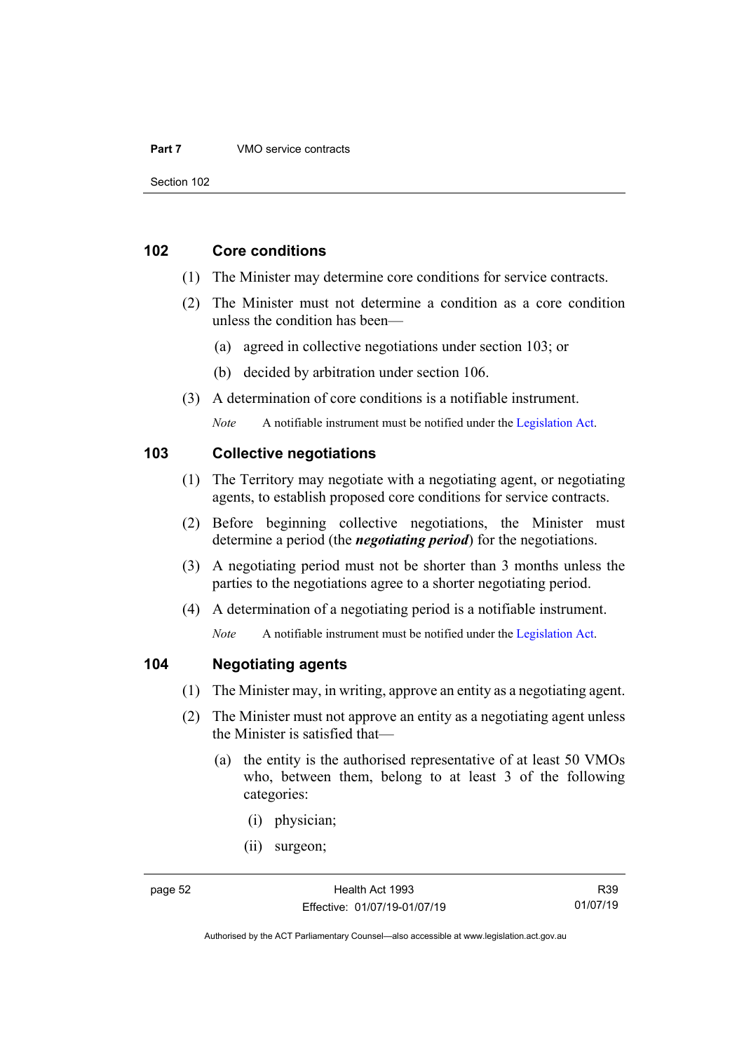### 102 Core conditions

(1) The Minister may determine core conditions for service contracts.

(2) The Minister must not determine a condition as a core condition unless the condition has been—

(a) agreed in collective negotiations under section 103; or

(b) decided by arbitration under section 106.

(3) A determination of core conditions is a notifiable instrument.

*Note* A notifiable instrument must be notified under the Legislation Act.

### 103 Collective negotiations

(1) The Territory may negotiate with a negotiating agent, or negotiating agents, to establish proposed core conditions for service contracts.

(2) Before beginning collective negotiations, the Minister must determine a period (the ***negotiating period***) for the negotiations.

(3) A negotiating period must not be shorter than 3 months unless the parties to the negotiations agree to a shorter negotiating period.

(4) A determination of a negotiating period is a notifiable instrument.

*Note* A notifiable instrument must be notified under the Legislation Act.

### 104 Negotiating agents

(1) The Minister may, in writing, approve an entity as a negotiating agent.

(2) The Minister must not approve an entity as a negotiating agent unless the Minister is satisfied that—

(a) the entity is the authorised representative of at least 50 VMOs who, between them, belong to at least 3 of the following categories:

(i) physician;

(ii) surgeon;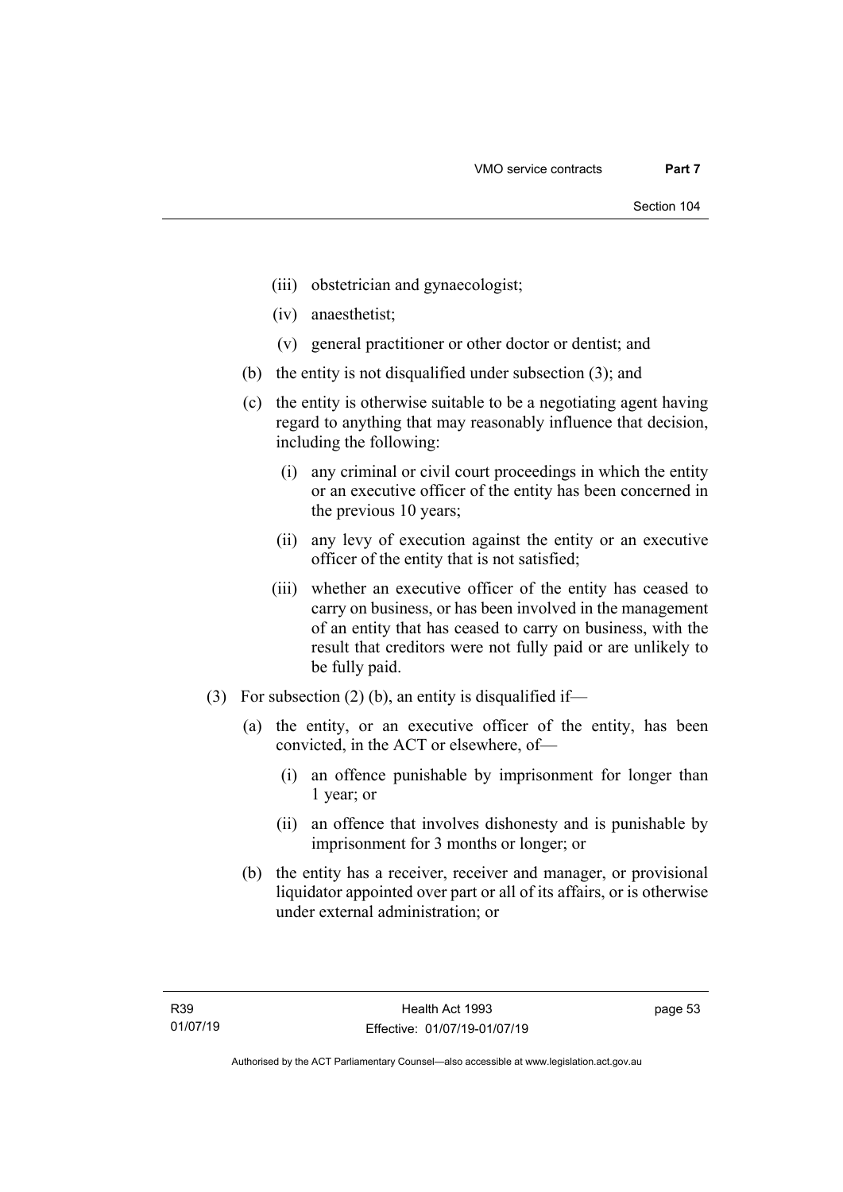(iii) obstetrician and gynaecologist;

(iv) anaesthetist;

(v) general practitioner or other doctor or dentist; and

(b) the entity is not disqualified under subsection (3); and

(c) the entity is otherwise suitable to be a negotiating agent having regard to anything that may reasonably influence that decision, including the following:

(i) any criminal or civil court proceedings in which the entity or an executive officer of the entity has been concerned in the previous 10 years;

(ii) any levy of execution against the entity or an executive officer of the entity that is not satisfied;

(iii) whether an executive officer of the entity has ceased to carry on business, or has been involved in the management of an entity that has ceased to carry on business, with the result that creditors were not fully paid or are unlikely to be fully paid.

(3) For subsection (2) (b), an entity is disqualified if—

(a) the entity, or an executive officer of the entity, has been convicted, in the ACT or elsewhere, of—

(i) an offence punishable by imprisonment for longer than 1 year; or

(ii) an offence that involves dishonesty and is punishable by imprisonment for 3 months or longer; or

(b) the entity has a receiver, receiver and manager, or provisional liquidator appointed over part or all of its affairs, or is otherwise under external administration; or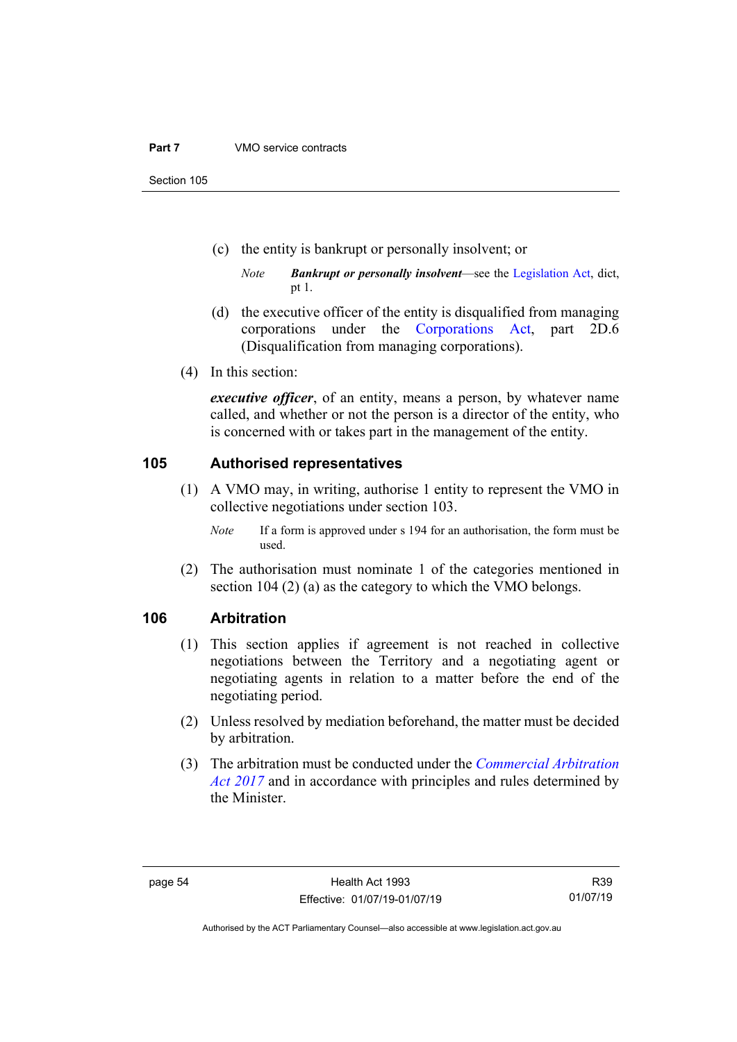(c) the entity is bankrupt or personally insolvent; or

*Note* ***Bankrupt or personally insolvent***—see the Legislation Act, dict, pt 1.

(d) the executive officer of the entity is disqualified from managing corporations under the Corporations Act, part 2D.6 (Disqualification from managing corporations).

(4) In this section:

***executive officer***, of an entity, means a person, by whatever name called, and whether or not the person is a director of the entity, who is concerned with or takes part in the management of the entity.

## 105 Authorised representatives

(1) A VMO may, in writing, authorise 1 entity to represent the VMO in collective negotiations under section 103.

*Note* If a form is approved under s 194 for an authorisation, the form must be used.

(2) The authorisation must nominate 1 of the categories mentioned in section 104 (2) (a) as the category to which the VMO belongs.

## 106 Arbitration

(1) This section applies if agreement is not reached in collective negotiations between the Territory and a negotiating agent or negotiating agents in relation to a matter before the end of the negotiating period.

(2) Unless resolved by mediation beforehand, the matter must be decided by arbitration.

(3) The arbitration must be conducted under the *Commercial Arbitration Act 2017* and in accordance with principles and rules determined by the Minister.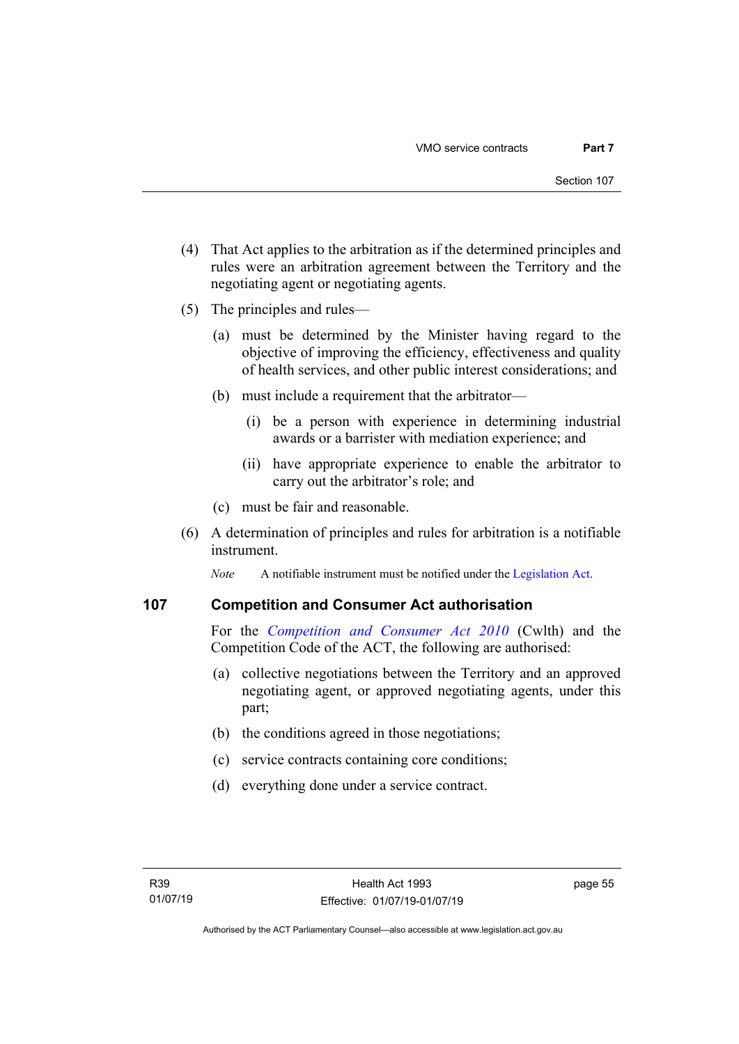(4) That Act applies to the arbitration as if the determined principles and rules were an arbitration agreement between the Territory and the negotiating agent or negotiating agents.

(5) The principles and rules—

(a) must be determined by the Minister having regard to the objective of improving the efficiency, effectiveness and quality of health services, and other public interest considerations; and

(b) must include a requirement that the arbitrator—

(i) be a person with experience in determining industrial awards or a barrister with mediation experience; and

(ii) have appropriate experience to enable the arbitrator to carry out the arbitrator's role; and

(c) must be fair and reasonable.

(6) A determination of principles and rules for arbitration is a notifiable instrument.

*Note* A notifiable instrument must be notified under the Legislation Act.

## 107 Competition and Consumer Act authorisation

For the *Competition and Consumer Act 2010* (Cwlth) and the Competition Code of the ACT, the following are authorised:

(a) collective negotiations between the Territory and an approved negotiating agent, or approved negotiating agents, under this part;

(b) the conditions agreed in those negotiations;

(c) service contracts containing core conditions;

(d) everything done under a service contract.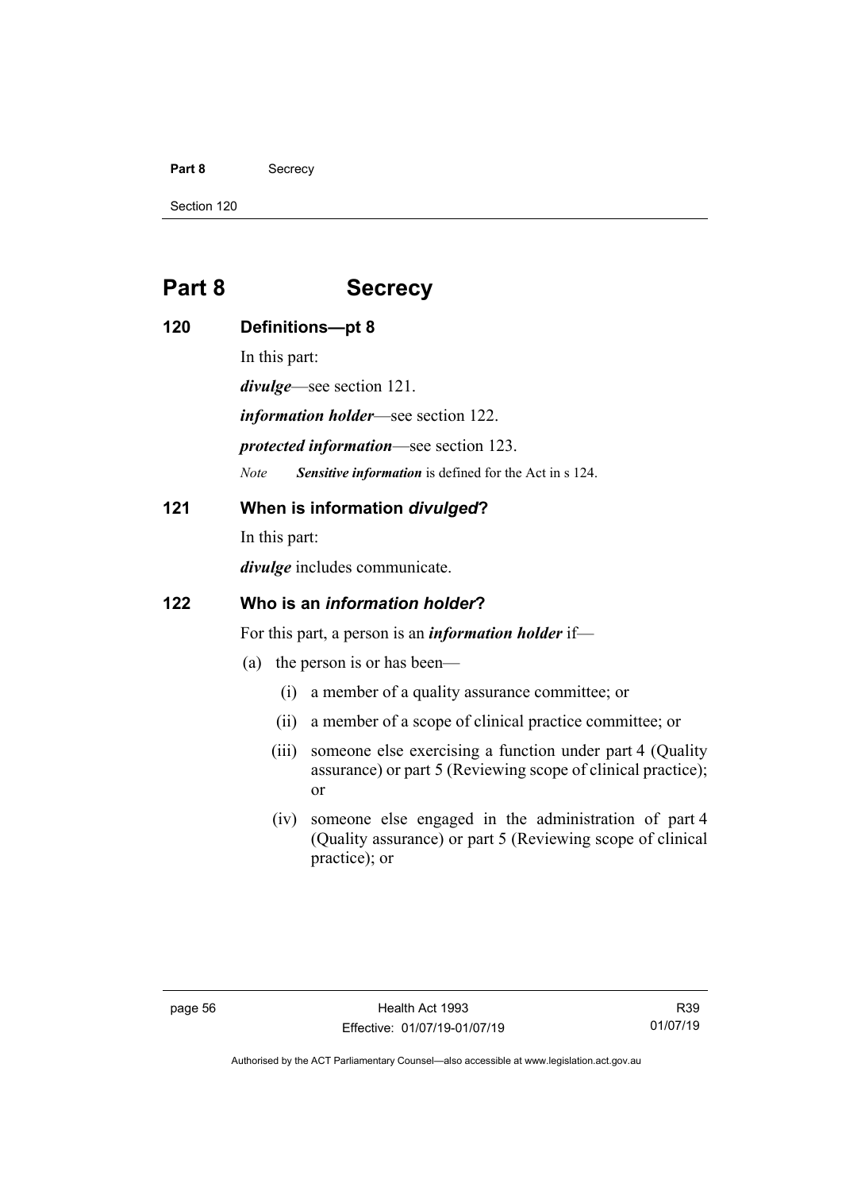# Part 8 Secrecy

## 120 Definitions—pt 8

In this part:

***divulge***—see section 121.

***information holder***—see section 122.

***protected information***—see section 123.

*Note* ***Sensitive information*** is defined for the Act in s 124.

## 121 When is information *divulged*?

In this part:

***divulge*** includes communicate.

## 122 Who is an *information holder*?

For this part, a person is an ***information holder*** if—

(a) the person is or has been—

(i) a member of a quality assurance committee; or

(ii) a member of a scope of clinical practice committee; or

(iii) someone else exercising a function under part 4 (Quality assurance) or part 5 (Reviewing scope of clinical practice); or

(iv) someone else engaged in the administration of part 4 (Quality assurance) or part 5 (Reviewing scope of clinical practice); or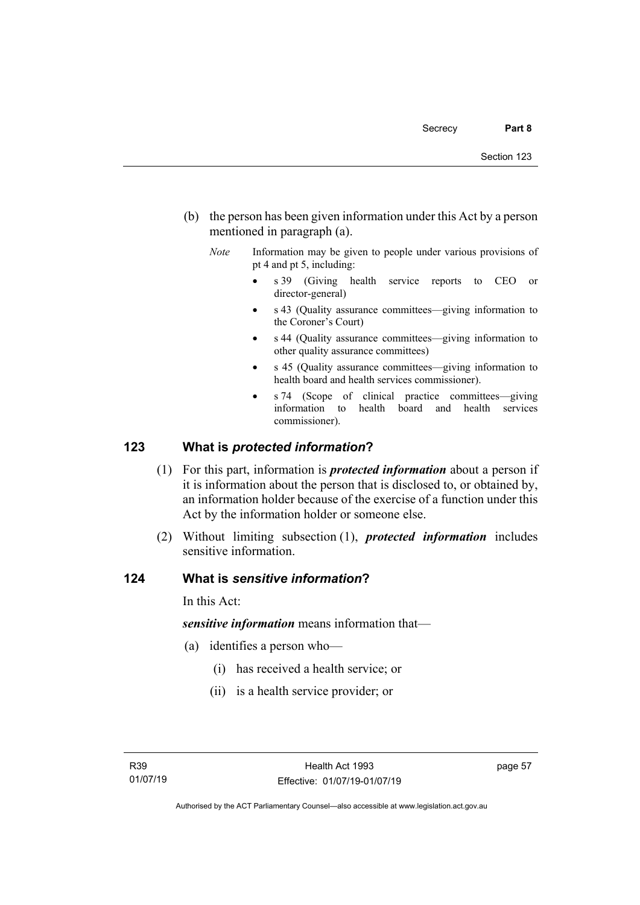(b) the person has been given information under this Act by a person mentioned in paragraph (a).

*Note* Information may be given to people under various provisions of pt 4 and pt 5, including:

- s 39 (Giving health service reports to CEO or director-general)
- s 43 (Quality assurance committees—giving information to the Coroner's Court)
- s 44 (Quality assurance committees—giving information to other quality assurance committees)
- s 45 (Quality assurance committees—giving information to health board and health services commissioner).
- s 74 (Scope of clinical practice committees—giving information to health board and health services commissioner).

## 123 What is *protected information*?

(1) For this part, information is ***protected information*** about a person if it is information about the person that is disclosed to, or obtained by, an information holder because of the exercise of a function under this Act by the information holder or someone else.

(2) Without limiting subsection (1), ***protected information*** includes sensitive information.

## 124 What is *sensitive information*?

In this Act:

***sensitive information*** means information that—

(a) identifies a person who—

(i) has received a health service; or

(ii) is a health service provider; or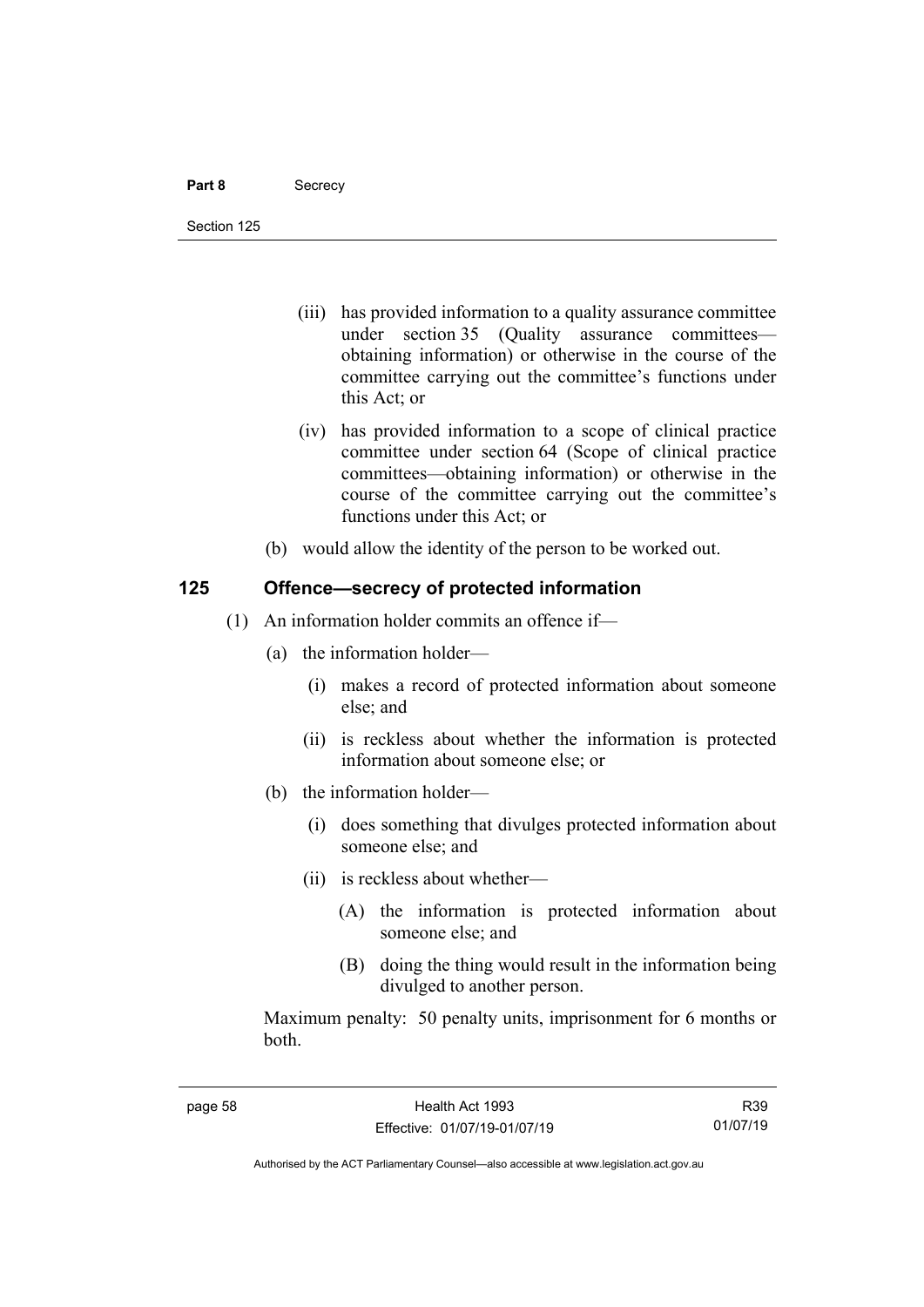(iii) has provided information to a quality assurance committee under section 35 (Quality assurance committees—obtaining information) or otherwise in the course of the committee carrying out the committee's functions under this Act; or

(iv) has provided information to a scope of clinical practice committee under section 64 (Scope of clinical practice committees—obtaining information) or otherwise in the course of the committee carrying out the committee's functions under this Act; or

(b) would allow the identity of the person to be worked out.

## 125 Offence—secrecy of protected information

(1) An information holder commits an offence if—

(a) the information holder—

(i) makes a record of protected information about someone else; and

(ii) is reckless about whether the information is protected information about someone else; or

(b) the information holder—

(i) does something that divulges protected information about someone else; and

(ii) is reckless about whether—

(A) the information is protected information about someone else; and

(B) doing the thing would result in the information being divulged to another person.

Maximum penalty: 50 penalty units, imprisonment for 6 months or both.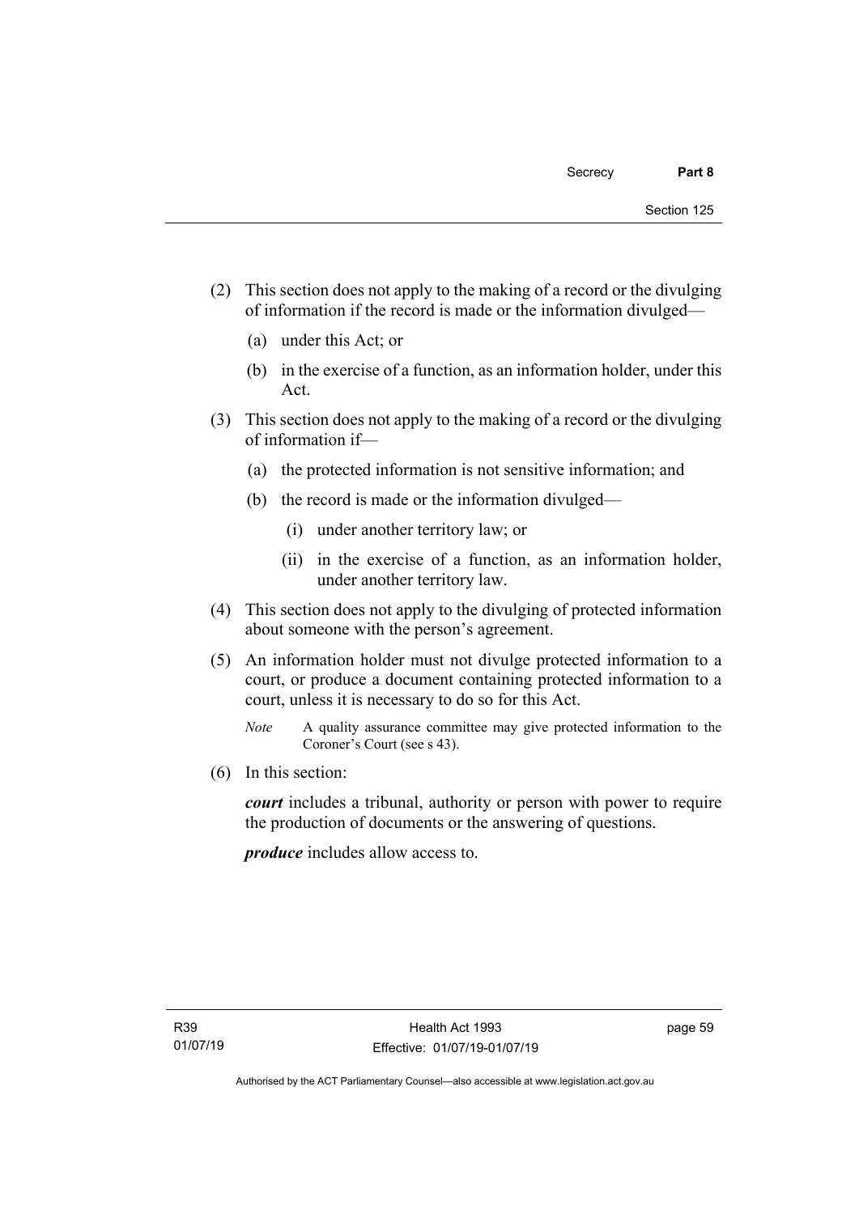(2) This section does not apply to the making of a record or the divulging of information if the record is made or the information divulged—

(a) under this Act; or

(b) in the exercise of a function, as an information holder, under this Act.

(3) This section does not apply to the making of a record or the divulging of information if—

(a) the protected information is not sensitive information; and

(b) the record is made or the information divulged—

(i) under another territory law; or

(ii) in the exercise of a function, as an information holder, under another territory law.

(4) This section does not apply to the divulging of protected information about someone with the person's agreement.

(5) An information holder must not divulge protected information to a court, or produce a document containing protected information to a court, unless it is necessary to do so for this Act.

*Note* A quality assurance committee may give protected information to the Coroner's Court (see s 43).

(6) In this section:

***court*** includes a tribunal, authority or person with power to require the production of documents or the answering of questions.

***produce*** includes allow access to.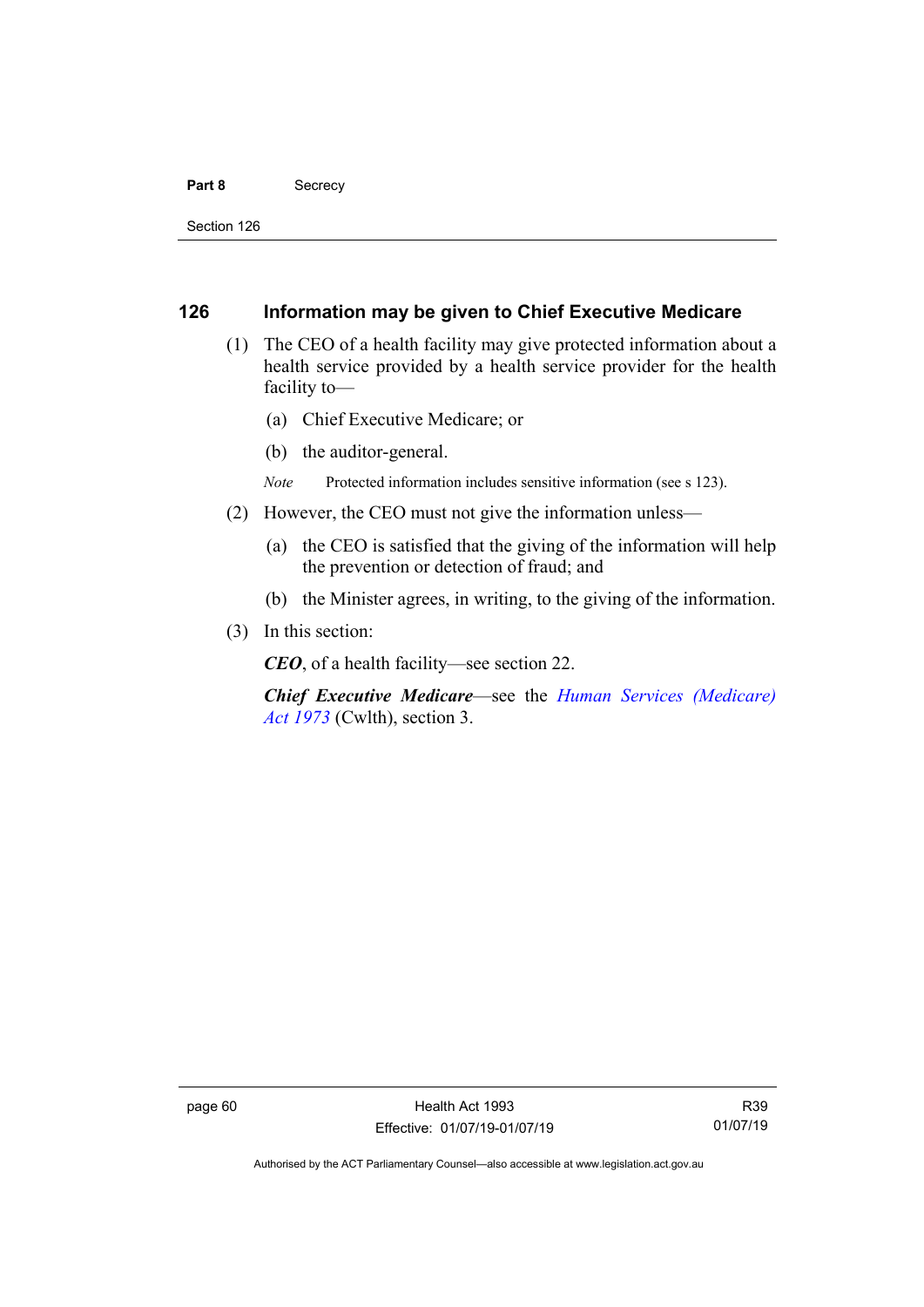## 126 Information may be given to Chief Executive Medicare

(1) The CEO of a health facility may give protected information about a health service provided by a health service provider for the health facility to—

(a) Chief Executive Medicare; or

(b) the auditor-general.

*Note* Protected information includes sensitive information (see s 123).

(2) However, the CEO must not give the information unless—

(a) the CEO is satisfied that the giving of the information will help the prevention or detection of fraud; and

(b) the Minister agrees, in writing, to the giving of the information.

(3) In this section:

***CEO***, of a health facility—see section 22.

***Chief Executive Medicare***—see the *Human Services (Medicare) Act 1973* (Cwlth), section 3.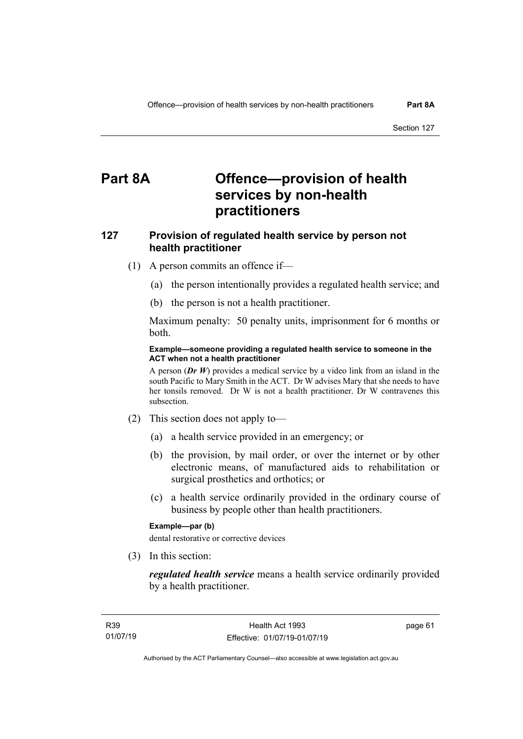# Part 8A Offence—provision of health services by non-health practitioners

## 127 Provision of regulated health service by person not health practitioner

(1) A person commits an offence if—

(a) the person intentionally provides a regulated health service; and

(b) the person is not a health practitioner.

Maximum penalty: 50 penalty units, imprisonment for 6 months or both.

**Example—someone providing a regulated health service to someone in the ACT when not a health practitioner**

A person (***Dr W***) provides a medical service by a video link from an island in the south Pacific to Mary Smith in the ACT. Dr W advises Mary that she needs to have her tonsils removed. Dr W is not a health practitioner. Dr W contravenes this subsection.

(2) This section does not apply to—

(a) a health service provided in an emergency; or

(b) the provision, by mail order, or over the internet or by other electronic means, of manufactured aids to rehabilitation or surgical prosthetics and orthotics; or

(c) a health service ordinarily provided in the ordinary course of business by people other than health practitioners.

**Example—par (b)**

dental restorative or corrective devices

(3) In this section:

***regulated health service*** means a health service ordinarily provided by a health practitioner.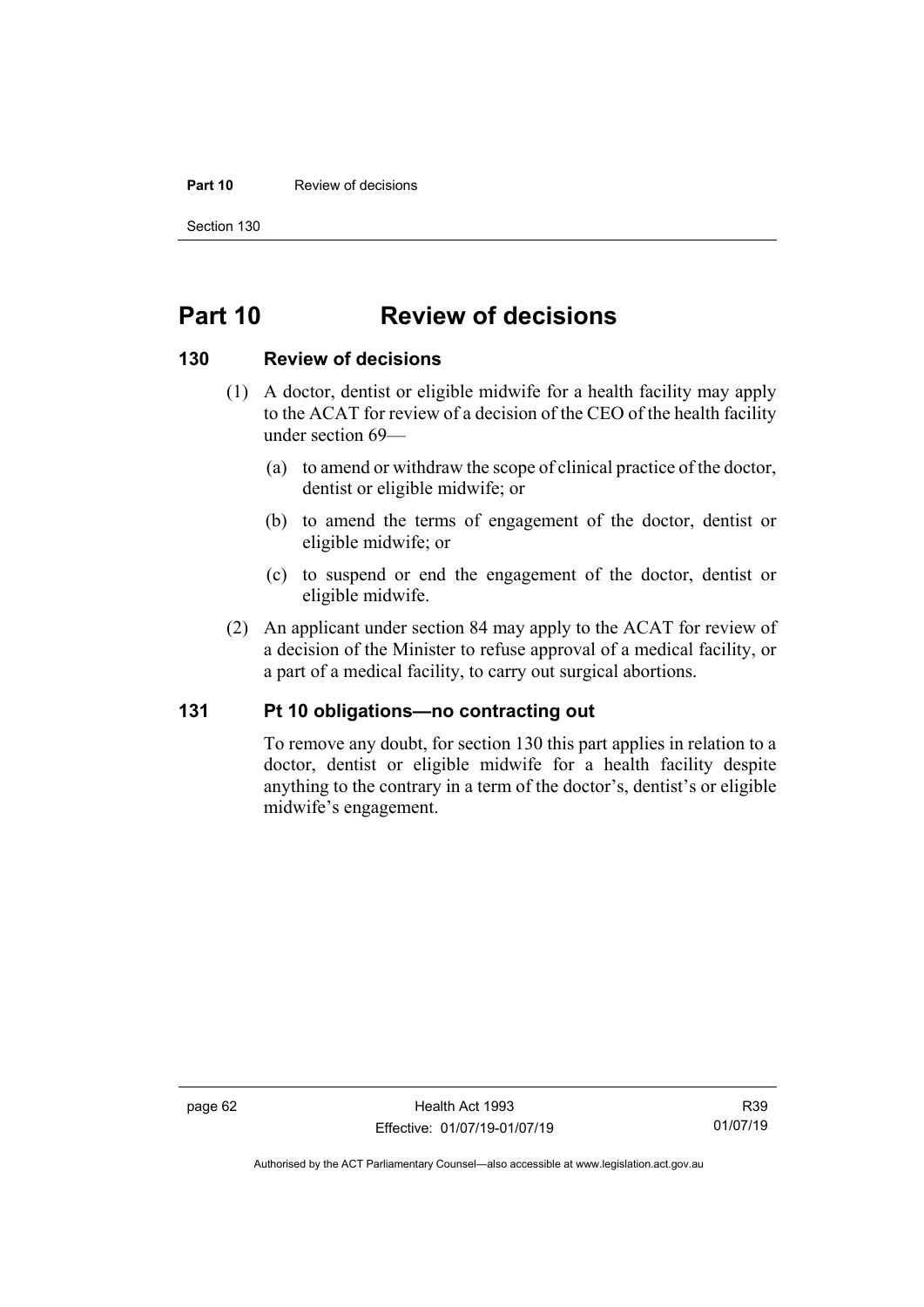# Part 10 Review of decisions

## 130 Review of decisions

(1) A doctor, dentist or eligible midwife for a health facility may apply to the ACAT for review of a decision of the CEO of the health facility under section 69—

(a) to amend or withdraw the scope of clinical practice of the doctor, dentist or eligible midwife; or

(b) to amend the terms of engagement of the doctor, dentist or eligible midwife; or

(c) to suspend or end the engagement of the doctor, dentist or eligible midwife.

(2) An applicant under section 84 may apply to the ACAT for review of a decision of the Minister to refuse approval of a medical facility, or a part of a medical facility, to carry out surgical abortions.

## 131 Pt 10 obligations—no contracting out

To remove any doubt, for section 130 this part applies in relation to a doctor, dentist or eligible midwife for a health facility despite anything to the contrary in a term of the doctor's, dentist's or eligible midwife's engagement.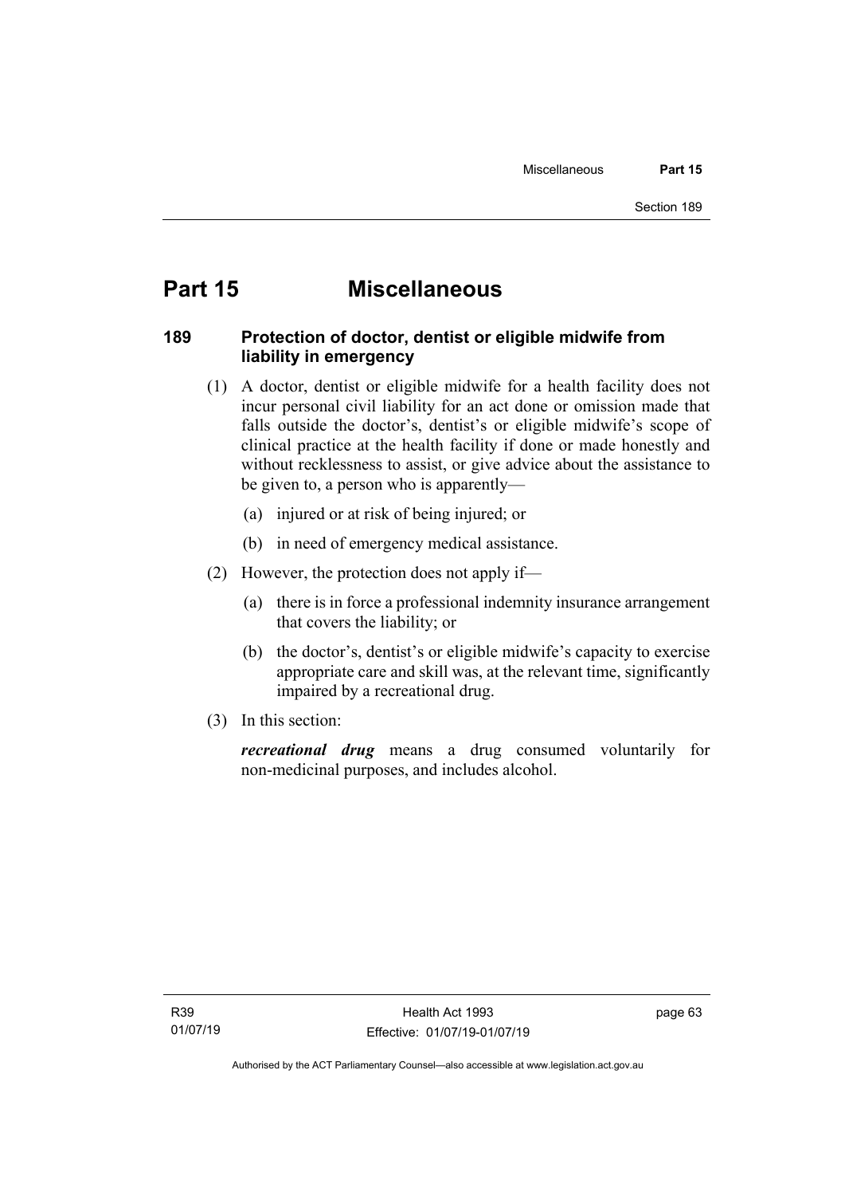# Part 15 Miscellaneous

## 189 Protection of doctor, dentist or eligible midwife from liability in emergency

(1) A doctor, dentist or eligible midwife for a health facility does not incur personal civil liability for an act done or omission made that falls outside the doctor's, dentist's or eligible midwife's scope of clinical practice at the health facility if done or made honestly and without recklessness to assist, or give advice about the assistance to be given to, a person who is apparently—

(a) injured or at risk of being injured; or

(b) in need of emergency medical assistance.

(2) However, the protection does not apply if—

(a) there is in force a professional indemnity insurance arrangement that covers the liability; or

(b) the doctor's, dentist's or eligible midwife's capacity to exercise appropriate care and skill was, at the relevant time, significantly impaired by a recreational drug.

(3) In this section:

***recreational drug*** means a drug consumed voluntarily for non-medicinal purposes, and includes alcohol.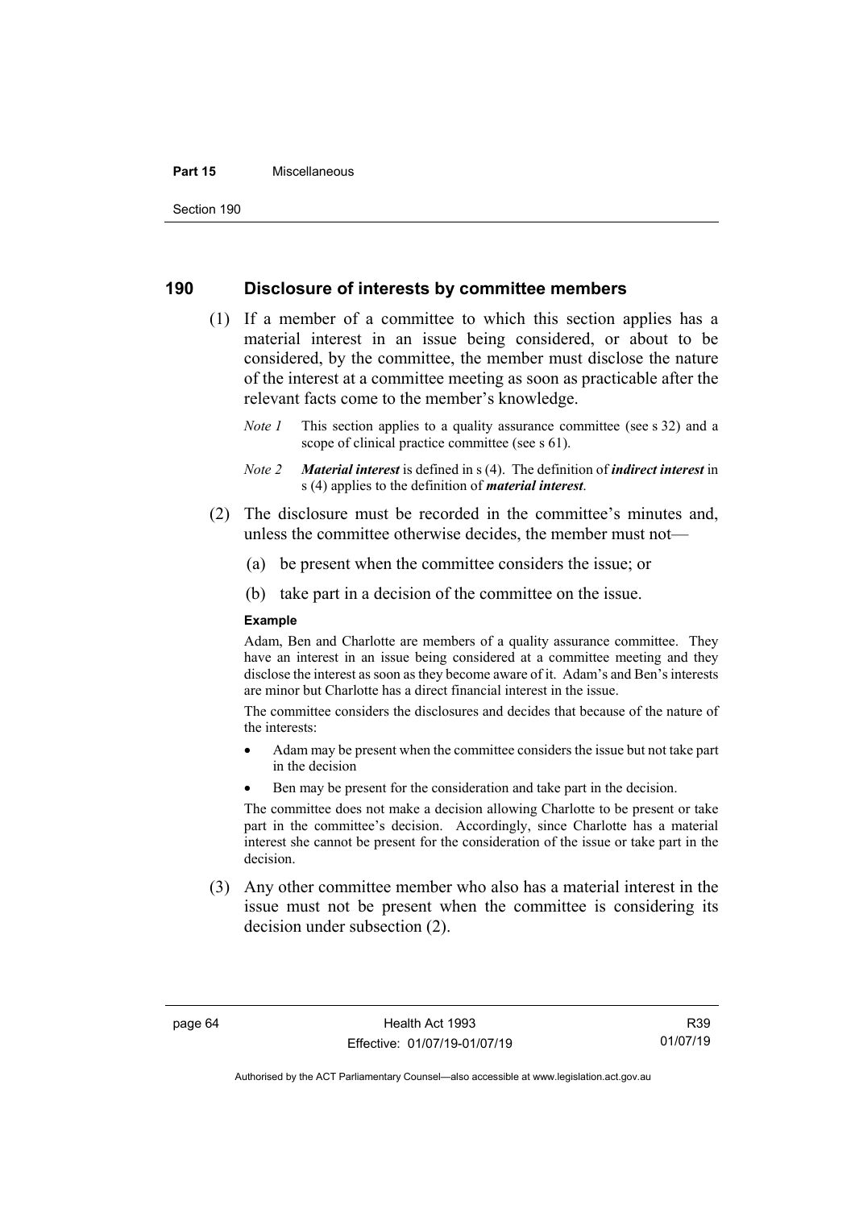## 190 Disclosure of interests by committee members

(1) If a member of a committee to which this section applies has a material interest in an issue being considered, or about to be considered, by the committee, the member must disclose the nature of the interest at a committee meeting as soon as practicable after the relevant facts come to the member's knowledge.

*Note 1* This section applies to a quality assurance committee (see s 32) and a scope of clinical practice committee (see s 61).

*Note 2* ***Material interest*** is defined in s (4). The definition of ***indirect interest*** in s (4) applies to the definition of ***material interest***.

(2) The disclosure must be recorded in the committee's minutes and, unless the committee otherwise decides, the member must not—

(a) be present when the committee considers the issue; or

(b) take part in a decision of the committee on the issue.

**Example**

Adam, Ben and Charlotte are members of a quality assurance committee. They have an interest in an issue being considered at a committee meeting and they disclose the interest as soon as they become aware of it. Adam's and Ben's interests are minor but Charlotte has a direct financial interest in the issue.

The committee considers the disclosures and decides that because of the nature of the interests:

- Adam may be present when the committee considers the issue but not take part in the decision
- Ben may be present for the consideration and take part in the decision.

The committee does not make a decision allowing Charlotte to be present or take part in the committee's decision. Accordingly, since Charlotte has a material interest she cannot be present for the consideration of the issue or take part in the decision.

(3) Any other committee member who also has a material interest in the issue must not be present when the committee is considering its decision under subsection (2).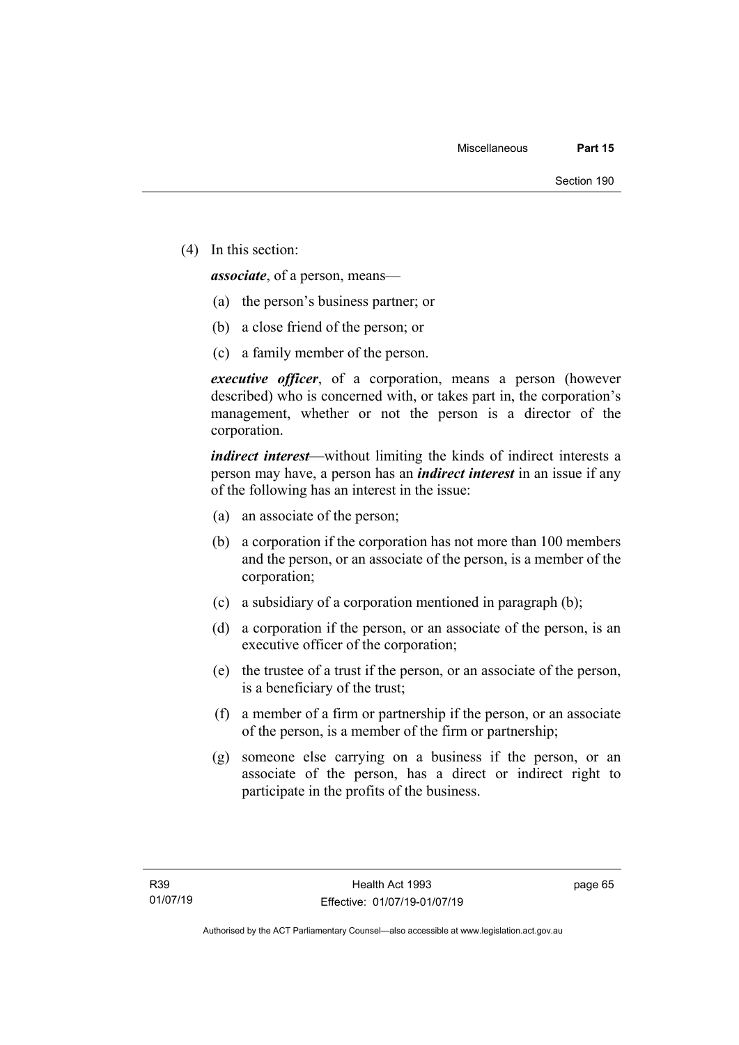(4) In this section:

***associate***, of a person, means—

(a) the person's business partner; or

(b) a close friend of the person; or

(c) a family member of the person.

***executive officer***, of a corporation, means a person (however described) who is concerned with, or takes part in, the corporation's management, whether or not the person is a director of the corporation.

***indirect interest***—without limiting the kinds of indirect interests a person may have, a person has an ***indirect interest*** in an issue if any of the following has an interest in the issue:

(a) an associate of the person;

(b) a corporation if the corporation has not more than 100 members and the person, or an associate of the person, is a member of the corporation;

(c) a subsidiary of a corporation mentioned in paragraph (b);

(d) a corporation if the person, or an associate of the person, is an executive officer of the corporation;

(e) the trustee of a trust if the person, or an associate of the person, is a beneficiary of the trust;

(f) a member of a firm or partnership if the person, or an associate of the person, is a member of the firm or partnership;

(g) someone else carrying on a business if the person, or an associate of the person, has a direct or indirect right to participate in the profits of the business.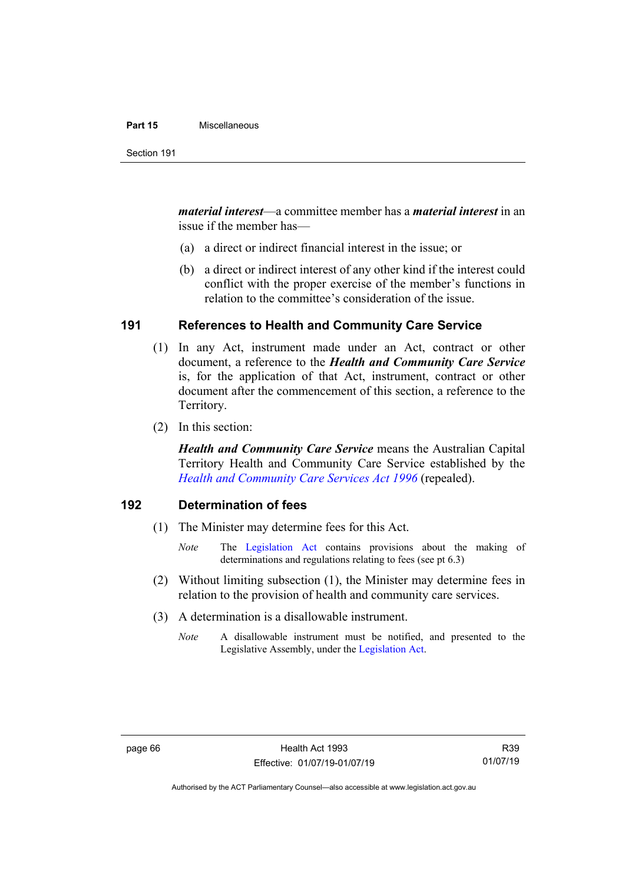***material interest***—a committee member has a ***material interest*** in an issue if the member has—

(a) a direct or indirect financial interest in the issue; or

(b) a direct or indirect interest of any other kind if the interest could conflict with the proper exercise of the member's functions in relation to the committee's consideration of the issue.

## 191 References to Health and Community Care Service

(1) In any Act, instrument made under an Act, contract or other document, a reference to the ***Health and Community Care Service*** is, for the application of that Act, instrument, contract or other document after the commencement of this section, a reference to the Territory.

(2) In this section:

***Health and Community Care Service*** means the Australian Capital Territory Health and Community Care Service established by the *Health and Community Care Services Act 1996* (repealed).

## 192 Determination of fees

(1) The Minister may determine fees for this Act.

*Note* The Legislation Act contains provisions about the making of determinations and regulations relating to fees (see pt 6.3)

(2) Without limiting subsection (1), the Minister may determine fees in relation to the provision of health and community care services.

(3) A determination is a disallowable instrument.

*Note* A disallowable instrument must be notified, and presented to the Legislative Assembly, under the Legislation Act.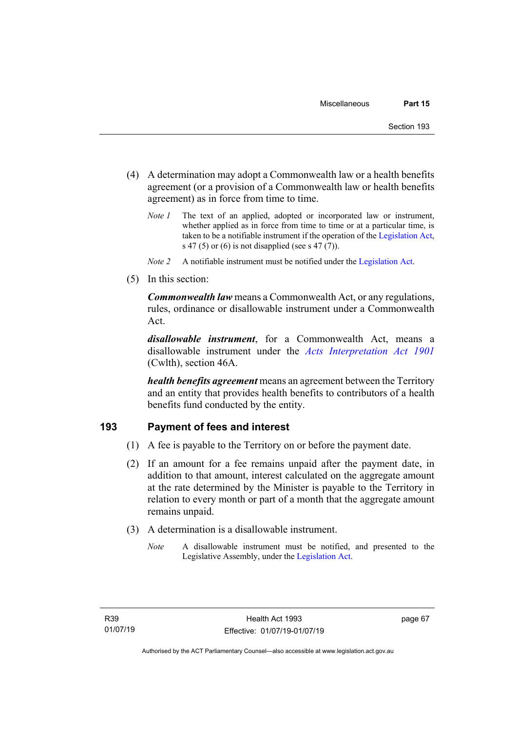(4) A determination may adopt a Commonwealth law or a health benefits agreement (or a provision of a Commonwealth law or health benefits agreement) as in force from time to time.

*Note 1* The text of an applied, adopted or incorporated law or instrument, whether applied as in force from time to time or at a particular time, is taken to be a notifiable instrument if the operation of the Legislation Act, s 47 (5) or (6) is not disapplied (see s 47 (7)).

*Note 2* A notifiable instrument must be notified under the Legislation Act.

(5) In this section:

***Commonwealth law*** means a Commonwealth Act, or any regulations, rules, ordinance or disallowable instrument under a Commonwealth Act.

***disallowable instrument***, for a Commonwealth Act, means a disallowable instrument under the *Acts Interpretation Act 1901* (Cwlth), section 46A.

***health benefits agreement*** means an agreement between the Territory and an entity that provides health benefits to contributors of a health benefits fund conducted by the entity.

## 193 Payment of fees and interest

(1) A fee is payable to the Territory on or before the payment date.

(2) If an amount for a fee remains unpaid after the payment date, in addition to that amount, interest calculated on the aggregate amount at the rate determined by the Minister is payable to the Territory in relation to every month or part of a month that the aggregate amount remains unpaid.

(3) A determination is a disallowable instrument.

*Note* A disallowable instrument must be notified, and presented to the Legislative Assembly, under the Legislation Act.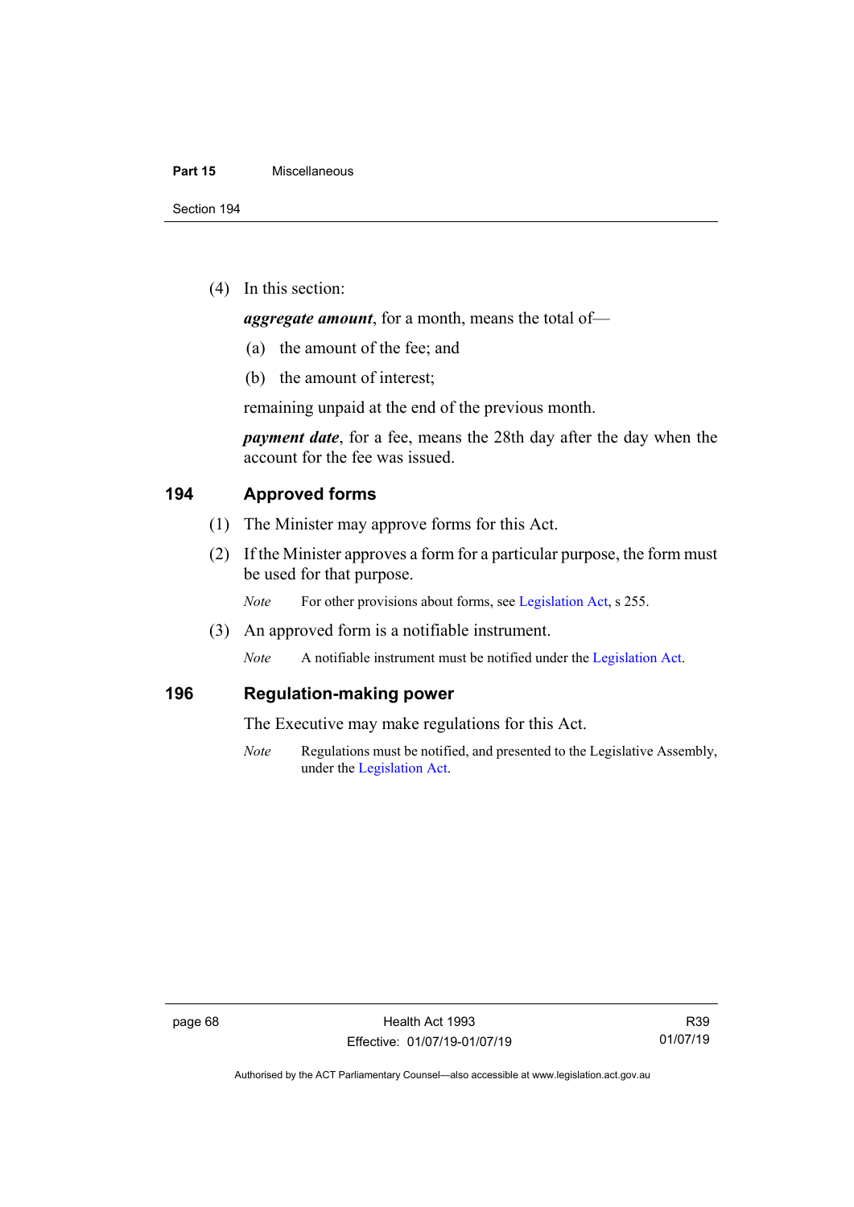(4) In this section:

***aggregate amount***, for a month, means the total of—

(a) the amount of the fee; and

(b) the amount of interest;

remaining unpaid at the end of the previous month.

***payment date***, for a fee, means the 28th day after the day when the account for the fee was issued.

## 194 Approved forms

(1) The Minister may approve forms for this Act.

(2) If the Minister approves a form for a particular purpose, the form must be used for that purpose.

*Note* For other provisions about forms, see Legislation Act, s 255.

(3) An approved form is a notifiable instrument.

*Note* A notifiable instrument must be notified under the Legislation Act.

## 196 Regulation-making power

The Executive may make regulations for this Act.

*Note* Regulations must be notified, and presented to the Legislative Assembly, under the Legislation Act.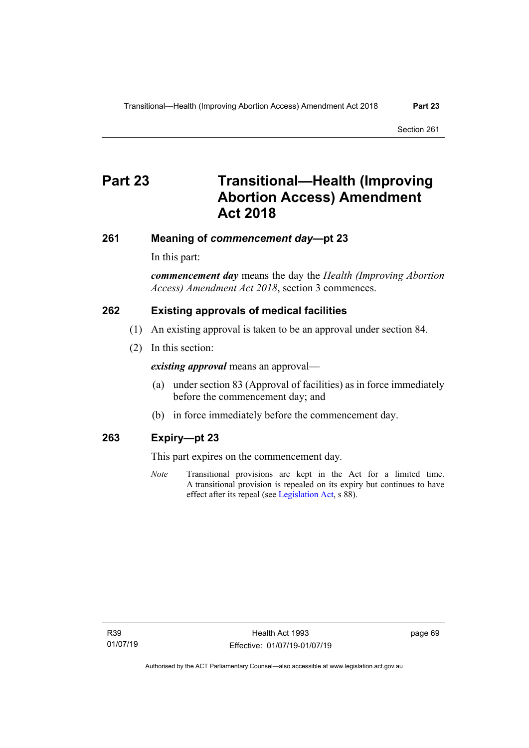# Part 23 Transitional—Health (Improving Abortion Access) Amendment Act 2018

## 261 Meaning of *commencement day*—pt 23

In this part:

***commencement day*** means the day the *Health (Improving Abortion Access) Amendment Act 2018*, section 3 commences.

## 262 Existing approvals of medical facilities

(1) An existing approval is taken to be an approval under section 84.

(2) In this section:

***existing approval*** means an approval—

(a) under section 83 (Approval of facilities) as in force immediately before the commencement day; and

(b) in force immediately before the commencement day.

## 263 Expiry—pt 23

This part expires on the commencement day.

*Note* Transitional provisions are kept in the Act for a limited time. A transitional provision is repealed on its expiry but continues to have effect after its repeal (see Legislation Act, s 88).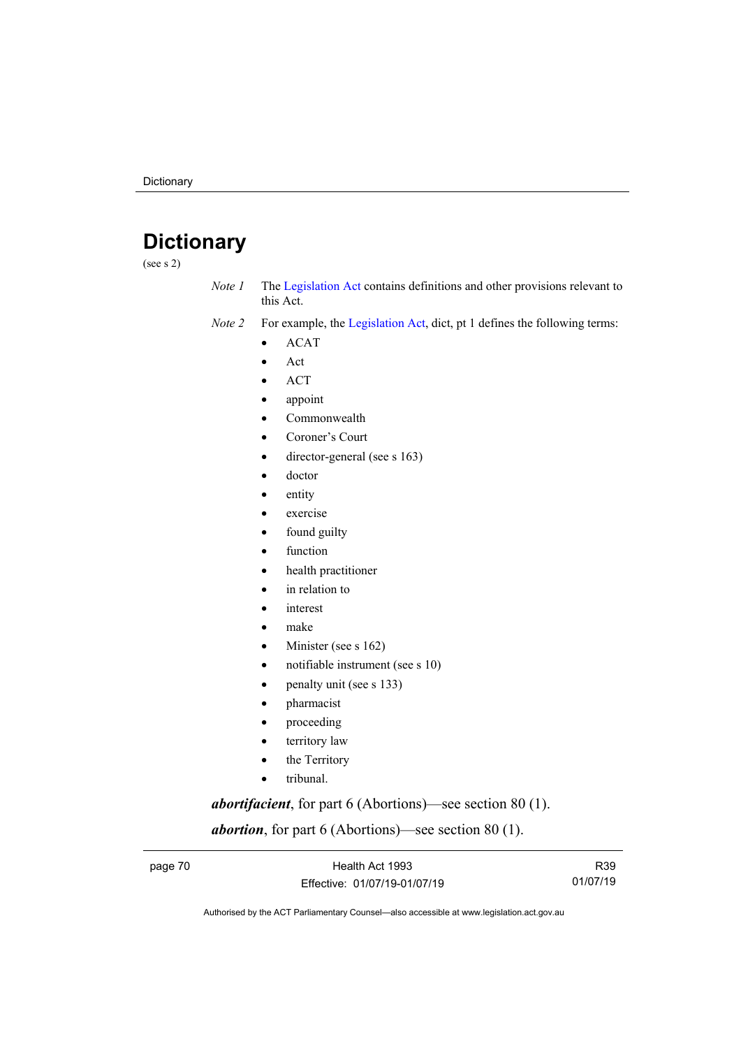# Dictionary

(see s 2)

*Note 1* The Legislation Act contains definitions and other provisions relevant to this Act.

*Note 2* For example, the Legislation Act, dict, pt 1 defines the following terms:

- ACAT
- Act
- ACT
- appoint
- Commonwealth
- Coroner's Court
- director-general (see s 163)
- doctor
- entity
- exercise
- found guilty
- function
- health practitioner
- in relation to
- interest
- make
- Minister (see s 162)
- notifiable instrument (see s 10)
- penalty unit (see s 133)
- pharmacist
- proceeding
- territory law
- the Territory
- tribunal.

***abortifacient***, for part 6 (Abortions)—see section 80 (1).

***abortion***, for part 6 (Abortions)—see section 80 (1).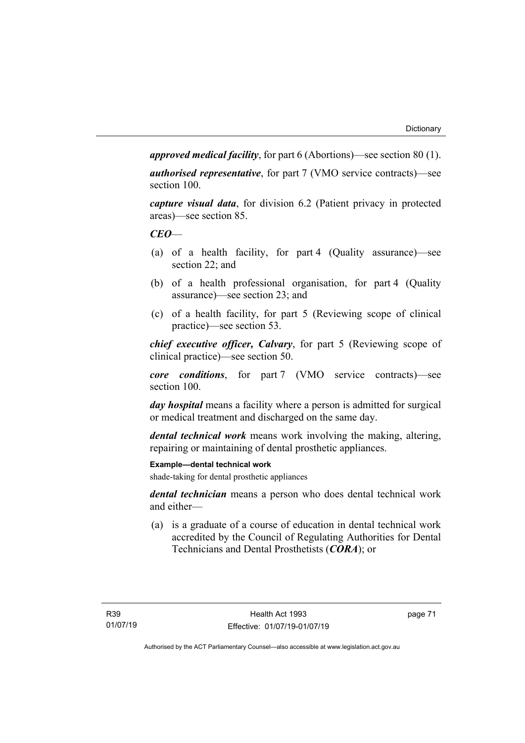***approved medical facility***, for part 6 (Abortions)—see section 80 (1).

***authorised representative***, for part 7 (VMO service contracts)—see section 100.

***capture visual data***, for division 6.2 (Patient privacy in protected areas)—see section 85.

***CEO***—

(a) of a health facility, for part 4 (Quality assurance)—see section 22; and

(b) of a health professional organisation, for part 4 (Quality assurance)—see section 23; and

(c) of a health facility, for part 5 (Reviewing scope of clinical practice)—see section 53.

***chief executive officer, Calvary***, for part 5 (Reviewing scope of clinical practice)—see section 50.

***core conditions***, for part 7 (VMO service contracts)—see section 100.

***day hospital*** means a facility where a person is admitted for surgical or medical treatment and discharged on the same day.

***dental technical work*** means work involving the making, altering, repairing or maintaining of dental prosthetic appliances.

**Example—dental technical work**

shade-taking for dental prosthetic appliances

***dental technician*** means a person who does dental technical work and either—

(a) is a graduate of a course of education in dental technical work accredited by the Council of Regulating Authorities for Dental Technicians and Dental Prosthetists (***CORA***); or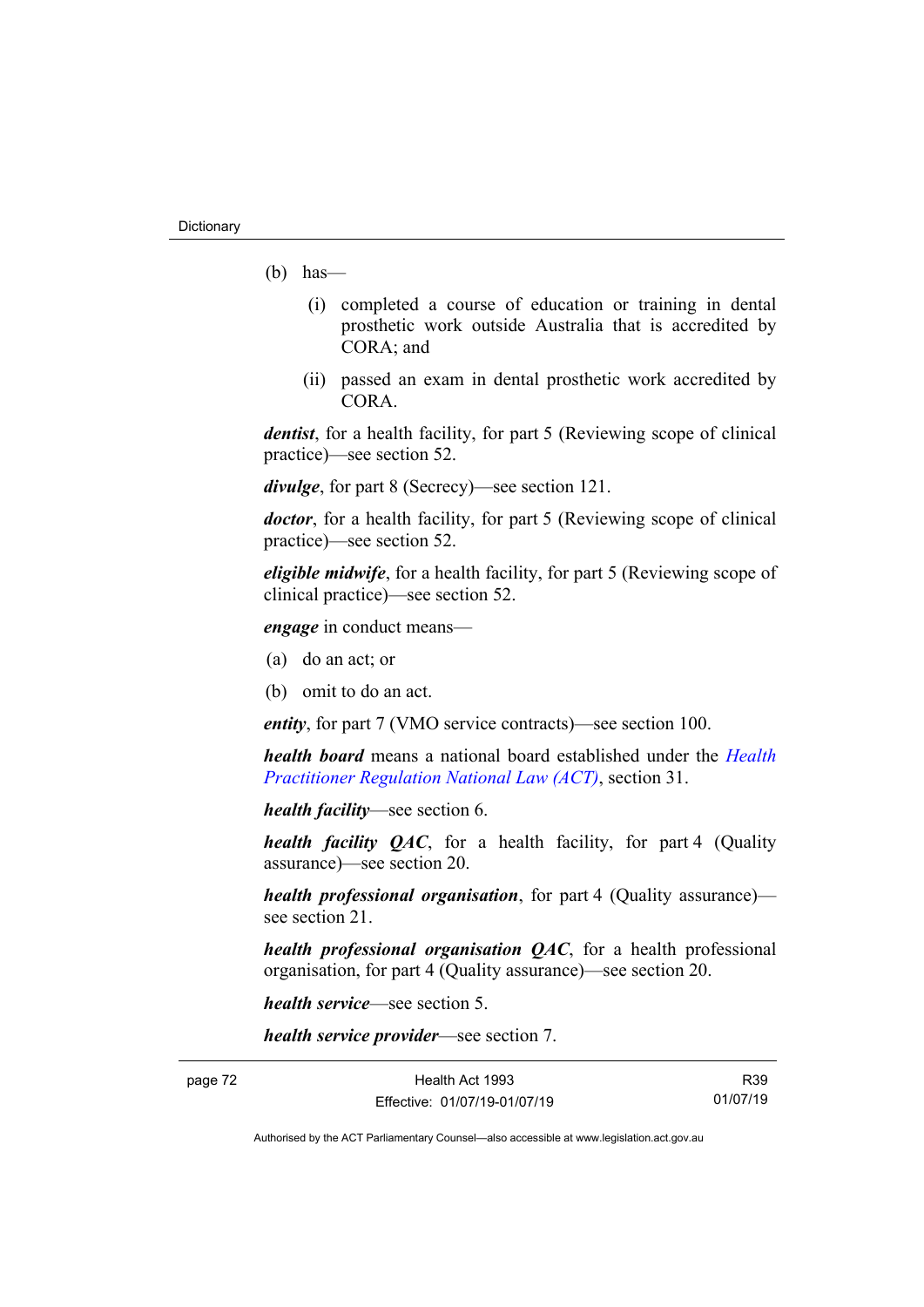(b) has—

(i) completed a course of education or training in dental prosthetic work outside Australia that is accredited by CORA; and

(ii) passed an exam in dental prosthetic work accredited by CORA.

***dentist***, for a health facility, for part 5 (Reviewing scope of clinical practice)—see section 52.

***divulge***, for part 8 (Secrecy)—see section 121.

***doctor***, for a health facility, for part 5 (Reviewing scope of clinical practice)—see section 52.

***eligible midwife***, for a health facility, for part 5 (Reviewing scope of clinical practice)—see section 52.

***engage*** in conduct means—

(a) do an act; or

(b) omit to do an act.

***entity***, for part 7 (VMO service contracts)—see section 100.

***health board*** means a national board established under the *Health Practitioner Regulation National Law (ACT)*, section 31.

***health facility***—see section 6.

***health facility QAC***, for a health facility, for part 4 (Quality assurance)—see section 20.

***health professional organisation***, for part 4 (Quality assurance)—see section 21.

***health professional organisation QAC***, for a health professional organisation, for part 4 (Quality assurance)—see section 20.

***health service***—see section 5.

***health service provider***—see section 7.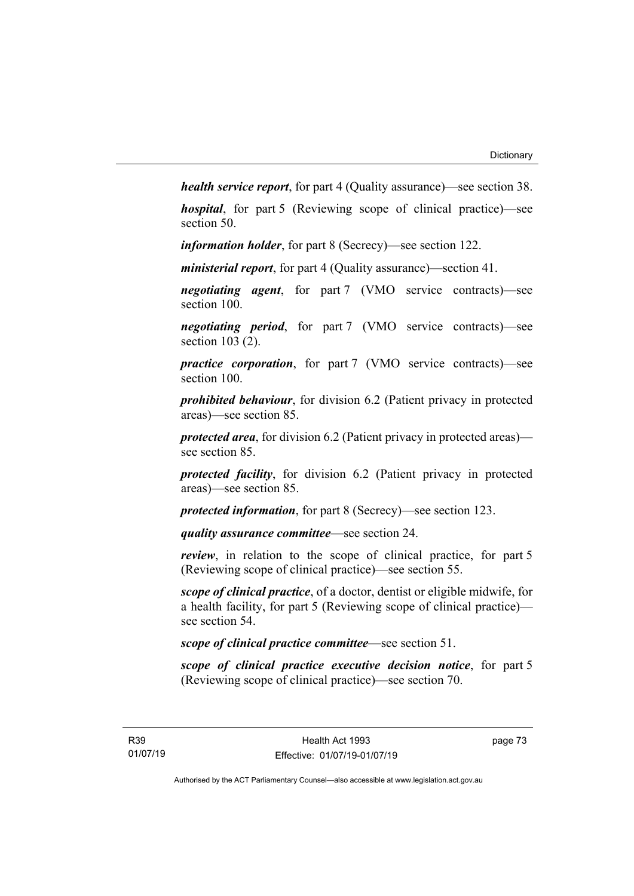***health service report***, for part 4 (Quality assurance)—see section 38.

***hospital***, for part 5 (Reviewing scope of clinical practice)—see section 50.

***information holder***, for part 8 (Secrecy)—see section 122.

***ministerial report***, for part 4 (Quality assurance)—section 41.

***negotiating agent***, for part 7 (VMO service contracts)—see section 100.

***negotiating period***, for part 7 (VMO service contracts)—see section 103 (2).

***practice corporation***, for part 7 (VMO service contracts)—see section 100.

***prohibited behaviour***, for division 6.2 (Patient privacy in protected areas)—see section 85.

***protected area***, for division 6.2 (Patient privacy in protected areas)—see section 85.

***protected facility***, for division 6.2 (Patient privacy in protected areas)—see section 85.

***protected information***, for part 8 (Secrecy)—see section 123.

***quality assurance committee***—see section 24.

***review***, in relation to the scope of clinical practice, for part 5 (Reviewing scope of clinical practice)—see section 55.

***scope of clinical practice***, of a doctor, dentist or eligible midwife, for a health facility, for part 5 (Reviewing scope of clinical practice)—see section 54.

***scope of clinical practice committee***—see section 51.

***scope of clinical practice executive decision notice***, for part 5 (Reviewing scope of clinical practice)—see section 70.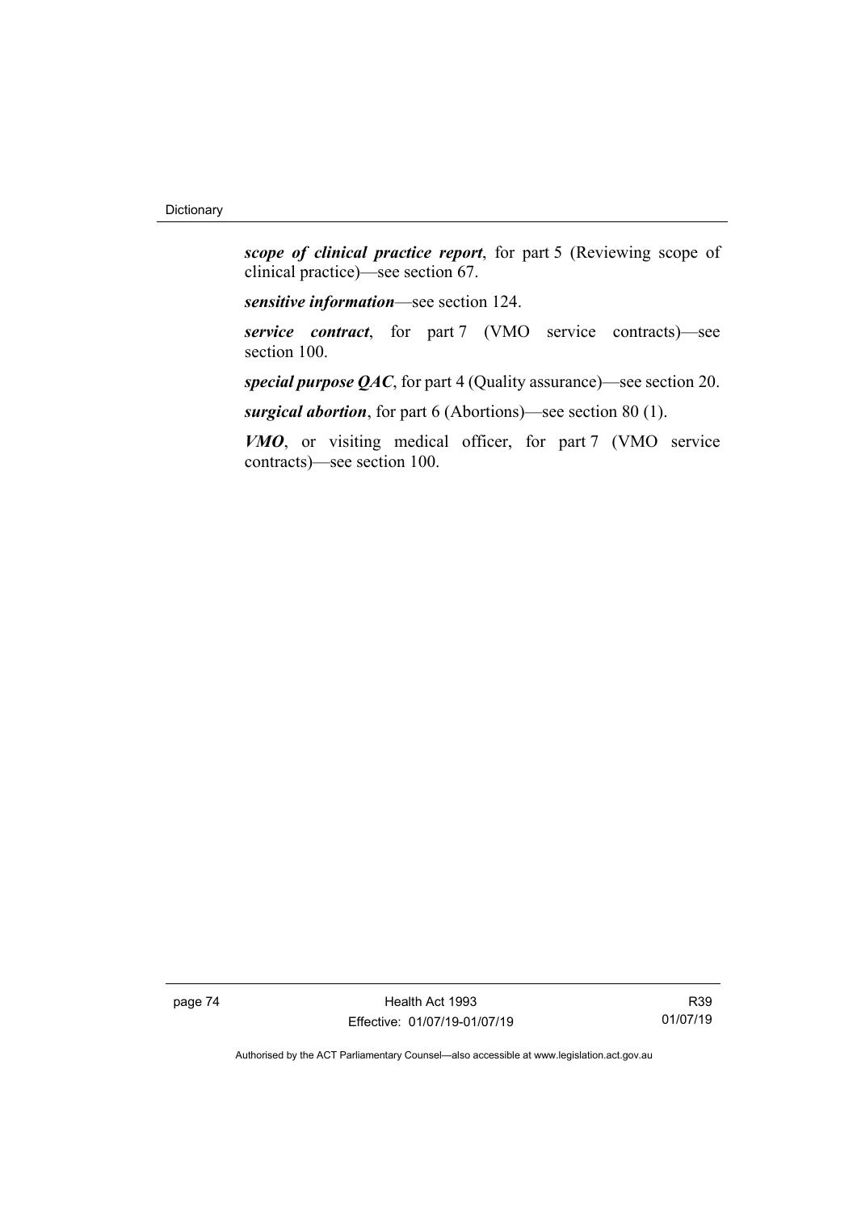***scope of clinical practice report***, for part 5 (Reviewing scope of clinical practice)—see section 67.

***sensitive information***—see section 124.

***service contract***, for part 7 (VMO service contracts)—see section 100.

***special purpose QAC***, for part 4 (Quality assurance)—see section 20.

***surgical abortion***, for part 6 (Abortions)—see section 80 (1).

***VMO***, or visiting medical officer, for part 7 (VMO service contracts)—see section 100.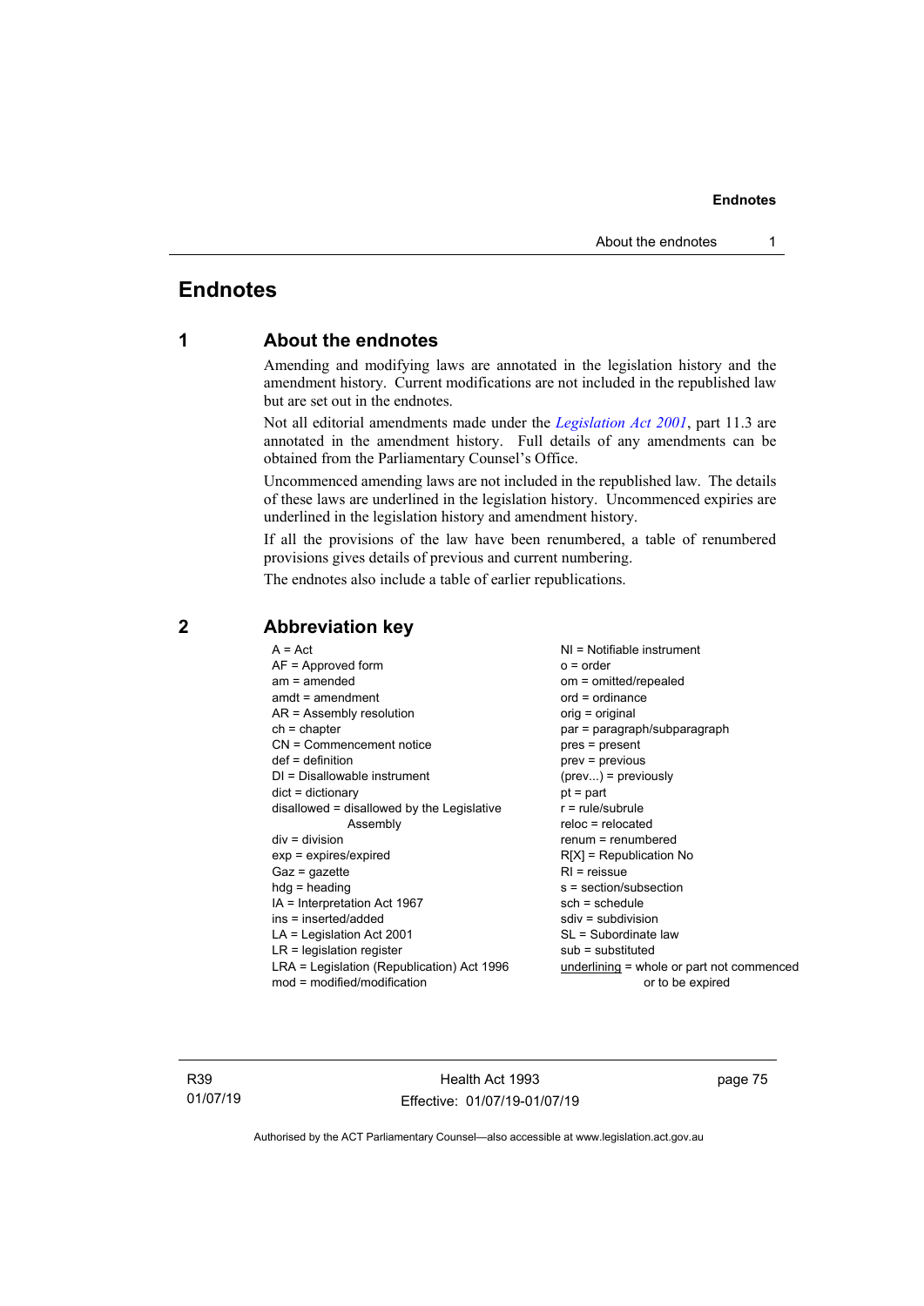# Endnotes

## 1 About the endnotes

Amending and modifying laws are annotated in the legislation history and the amendment history. Current modifications are not included in the republished law but are set out in the endnotes.

Not all editorial amendments made under the *Legislation Act 2001*, part 11.3 are annotated in the amendment history. Full details of any amendments can be obtained from the Parliamentary Counsel's Office.

Uncommenced amending laws are not included in the republished law. The details of these laws are underlined in the legislation history. Uncommenced expiries are underlined in the legislation history and amendment history.

If all the provisions of the law have been renumbered, a table of renumbered provisions gives details of previous and current numbering.

The endnotes also include a table of earlier republications.

## 2 Abbreviation key

A = Act
AF = Approved form
am = amended
amdt = amendment
AR = Assembly resolution
ch = chapter
CN = Commencement notice
def = definition
DI = Disallowable instrument
dict = dictionary
disallowed = disallowed by the Legislative Assembly
div = division
exp = expires/expired
Gaz = gazette
hdg = heading
IA = Interpretation Act 1967
ins = inserted/added
LA = Legislation Act 2001
LR = legislation register
LRA = Legislation (Republication) Act 1996
mod = modified/modification
NI = Notifiable instrument
o = order
om = omitted/repealed
ord = ordinance
orig = original
par = paragraph/subparagraph
pres = present
prev = previous
(prev...) = previously
pt = part
r = rule/subrule
reloc = relocated
renum = renumbered
R[X] = Republication No
RI = reissue
s = section/subsection
sch = schedule
sdiv = subdivision
SL = Subordinate law
sub = substituted
underlining = whole or part not commenced or to be expired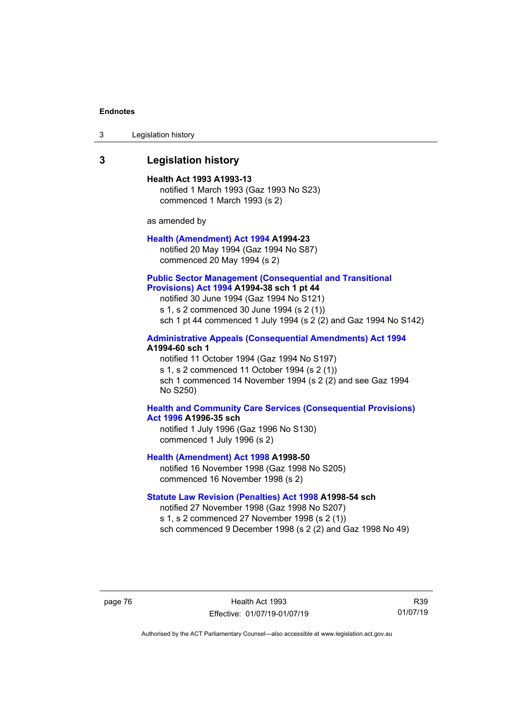## 3 Legislation history

**Health Act 1993 A1993-13**
notified 1 March 1993 (Gaz 1993 No S23)
commenced 1 March 1993 (s 2)

as amended by

**Health (Amendment) Act 1994 A1994-23**
notified 20 May 1994 (Gaz 1994 No S87)
commenced 20 May 1994 (s 2)

**Public Sector Management (Consequential and Transitional Provisions) Act 1994 A1994-38 sch 1 pt 44**
notified 30 June 1994 (Gaz 1994 No S121)
s 1, s 2 commenced 30 June 1994 (s 2 (1))
sch 1 pt 44 commenced 1 July 1994 (s 2 (2) and Gaz 1994 No S142)

**Administrative Appeals (Consequential Amendments) Act 1994 A1994-60 sch 1**
notified 11 October 1994 (Gaz 1994 No S197)
s 1, s 2 commenced 11 October 1994 (s 2 (1))
sch 1 commenced 14 November 1994 (s 2 (2) and see Gaz 1994 No S250)

**Health and Community Care Services (Consequential Provisions) Act 1996 A1996-35 sch**
notified 1 July 1996 (Gaz 1996 No S130)
commenced 1 July 1996 (s 2)

**Health (Amendment) Act 1998 A1998-50**
notified 16 November 1998 (Gaz 1998 No S205)
commenced 16 November 1998 (s 2)

**Statute Law Revision (Penalties) Act 1998 A1998-54 sch**
notified 27 November 1998 (Gaz 1998 No S207)
s 1, s 2 commenced 27 November 1998 (s 2 (1))
sch commenced 9 December 1998 (s 2 (2) and Gaz 1998 No 49)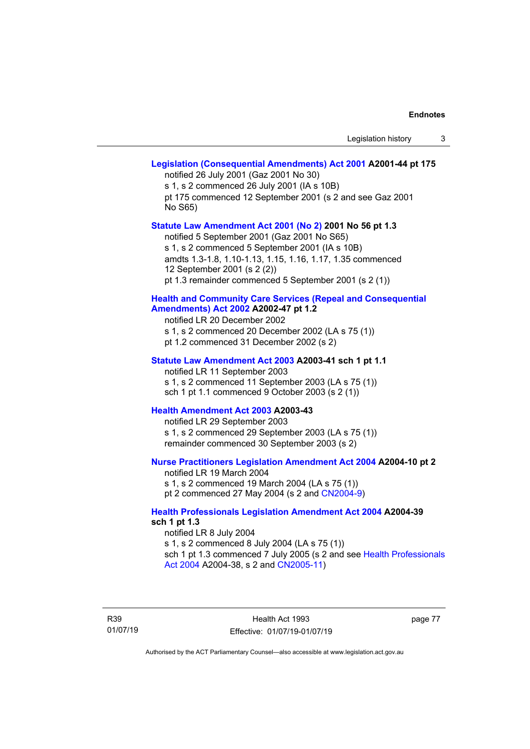**Legislation (Consequential Amendments) Act 2001 A2001-44 pt 175**
notified 26 July 2001 (Gaz 2001 No 30)
s 1, s 2 commenced 26 July 2001 (IA s 10B)
pt 175 commenced 12 September 2001 (s 2 and see Gaz 2001 No S65)

**Statute Law Amendment Act 2001 (No 2) 2001 No 56 pt 1.3**
notified 5 September 2001 (Gaz 2001 No S65)
s 1, s 2 commenced 5 September 2001 (IA s 10B)
amdts 1.3-1.8, 1.10-1.13, 1.15, 1.16, 1.17, 1.35 commenced 12 September 2001 (s 2 (2))
pt 1.3 remainder commenced 5 September 2001 (s 2 (1))

**Health and Community Care Services (Repeal and Consequential Amendments) Act 2002 A2002-47 pt 1.2**
notified LR 20 December 2002
s 1, s 2 commenced 20 December 2002 (LA s 75 (1))
pt 1.2 commenced 31 December 2002 (s 2)

**Statute Law Amendment Act 2003 A2003-41 sch 1 pt 1.1**
notified LR 11 September 2003
s 1, s 2 commenced 11 September 2003 (LA s 75 (1))
sch 1 pt 1.1 commenced 9 October 2003 (s 2 (1))

**Health Amendment Act 2003 A2003-43**
notified LR 29 September 2003
s 1, s 2 commenced 29 September 2003 (LA s 75 (1))
remainder commenced 30 September 2003 (s 2)

**Nurse Practitioners Legislation Amendment Act 2004 A2004-10 pt 2**
notified LR 19 March 2004
s 1, s 2 commenced 19 March 2004 (LA s 75 (1))
pt 2 commenced 27 May 2004 (s 2 and CN2004-9)

**Health Professionals Legislation Amendment Act 2004 A2004-39 sch 1 pt 1.3**
notified LR 8 July 2004
s 1, s 2 commenced 8 July 2004 (LA s 75 (1))
sch 1 pt 1.3 commenced 7 July 2005 (s 2 and see Health Professionals Act 2004 A2004-38, s 2 and CN2005-11)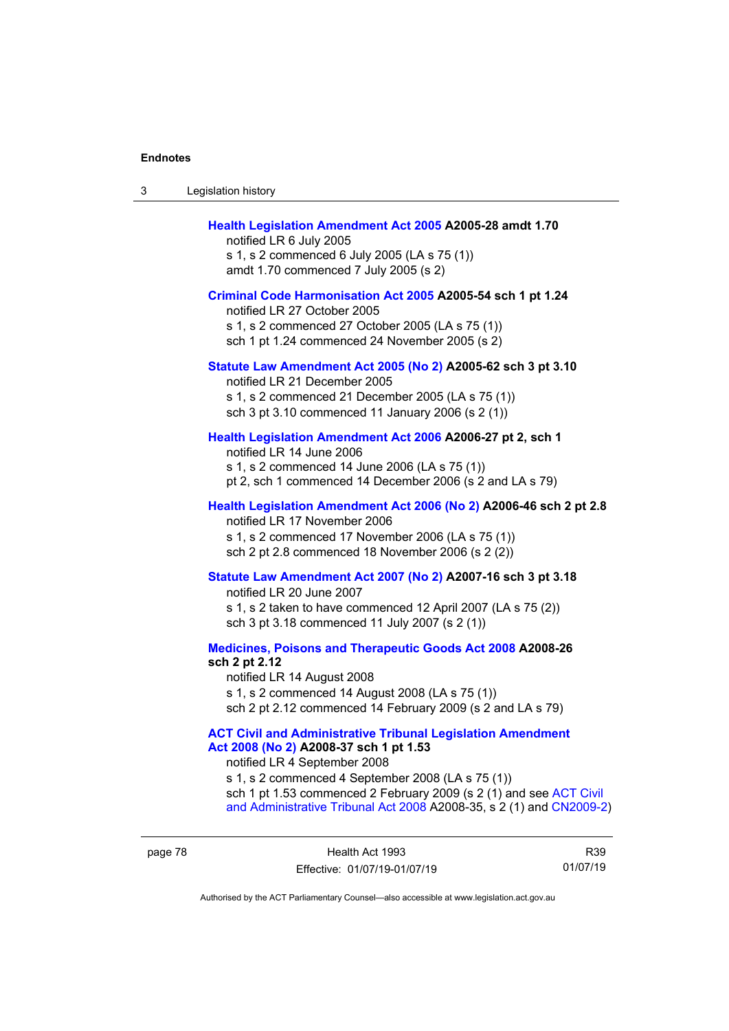**Health Legislation Amendment Act 2005 A2005-28 amdt 1.70**
notified LR 6 July 2005
s 1, s 2 commenced 6 July 2005 (LA s 75 (1))
amdt 1.70 commenced 7 July 2005 (s 2)

**Criminal Code Harmonisation Act 2005 A2005-54 sch 1 pt 1.24**
notified LR 27 October 2005
s 1, s 2 commenced 27 October 2005 (LA s 75 (1))
sch 1 pt 1.24 commenced 24 November 2005 (s 2)

**Statute Law Amendment Act 2005 (No 2) A2005-62 sch 3 pt 3.10**
notified LR 21 December 2005
s 1, s 2 commenced 21 December 2005 (LA s 75 (1))
sch 3 pt 3.10 commenced 11 January 2006 (s 2 (1))

**Health Legislation Amendment Act 2006 A2006-27 pt 2, sch 1**
notified LR 14 June 2006
s 1, s 2 commenced 14 June 2006 (LA s 75 (1))
pt 2, sch 1 commenced 14 December 2006 (s 2 and LA s 79)

**Health Legislation Amendment Act 2006 (No 2) A2006-46 sch 2 pt 2.8**
notified LR 17 November 2006
s 1, s 2 commenced 17 November 2006 (LA s 75 (1))
sch 2 pt 2.8 commenced 18 November 2006 (s 2 (2))

**Statute Law Amendment Act 2007 (No 2) A2007-16 sch 3 pt 3.18**
notified LR 20 June 2007
s 1, s 2 taken to have commenced 12 April 2007 (LA s 75 (2))
sch 3 pt 3.18 commenced 11 July 2007 (s 2 (1))

**Medicines, Poisons and Therapeutic Goods Act 2008 A2008-26 sch 2 pt 2.12**
notified LR 14 August 2008
s 1, s 2 commenced 14 August 2008 (LA s 75 (1))
sch 2 pt 2.12 commenced 14 February 2009 (s 2 and LA s 79)

**ACT Civil and Administrative Tribunal Legislation Amendment Act 2008 (No 2) A2008-37 sch 1 pt 1.53**
notified LR 4 September 2008
s 1, s 2 commenced 4 September 2008 (LA s 75 (1))
sch 1 pt 1.53 commenced 2 February 2009 (s 2 (1) and see ACT Civil and Administrative Tribunal Act 2008 A2008-35, s 2 (1) and CN2009-2)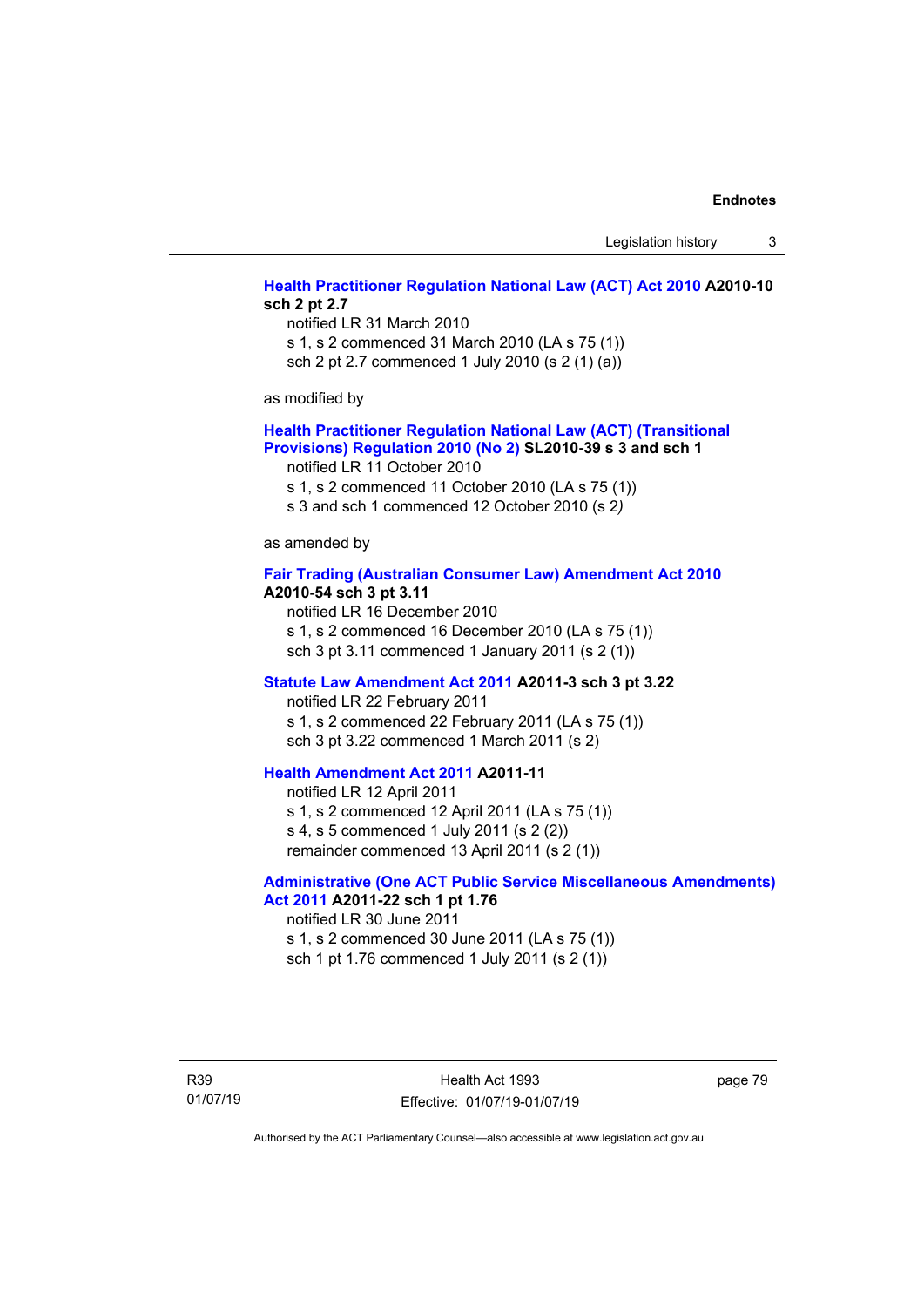**Health Practitioner Regulation National Law (ACT) Act 2010 A2010-10 sch 2 pt 2.7**

notified LR 31 March 2010
s 1, s 2 commenced 31 March 2010 (LA s 75 (1))
sch 2 pt 2.7 commenced 1 July 2010 (s 2 (1) (a))

as modified by

**Health Practitioner Regulation National Law (ACT) (Transitional Provisions) Regulation 2010 (No 2) SL2010-39 s 3 and sch 1**

notified LR 11 October 2010
s 1, s 2 commenced 11 October 2010 (LA s 75 (1))
s 3 and sch 1 commenced 12 October 2010 (s 2*)*

as amended by

**Fair Trading (Australian Consumer Law) Amendment Act 2010 A2010-54 sch 3 pt 3.11**

notified LR 16 December 2010
s 1, s 2 commenced 16 December 2010 (LA s 75 (1))
sch 3 pt 3.11 commenced 1 January 2011 (s 2 (1))

**Statute Law Amendment Act 2011 A2011-3 sch 3 pt 3.22**

notified LR 22 February 2011
s 1, s 2 commenced 22 February 2011 (LA s 75 (1))
sch 3 pt 3.22 commenced 1 March 2011 (s 2)

**Health Amendment Act 2011 A2011-11**

notified LR 12 April 2011
s 1, s 2 commenced 12 April 2011 (LA s 75 (1))
s 4, s 5 commenced 1 July 2011 (s 2 (2))
remainder commenced 13 April 2011 (s 2 (1))

**Administrative (One ACT Public Service Miscellaneous Amendments) Act 2011 A2011-22 sch 1 pt 1.76**

notified LR 30 June 2011
s 1, s 2 commenced 30 June 2011 (LA s 75 (1))
sch 1 pt 1.76 commenced 1 July 2011 (s 2 (1))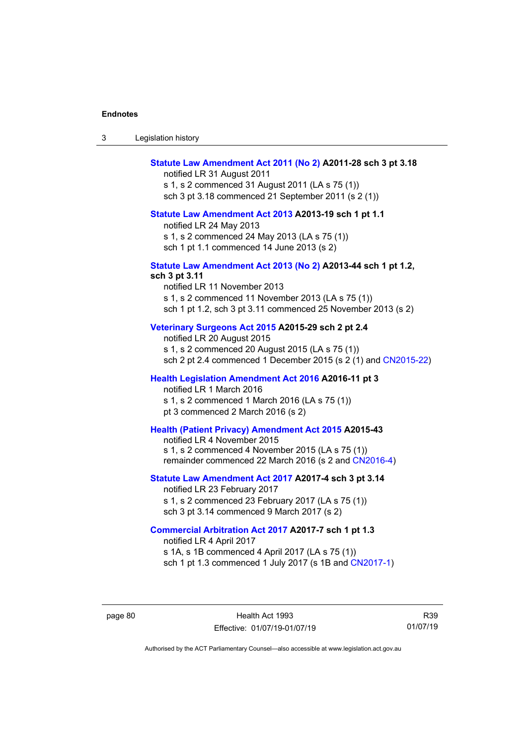**Statute Law Amendment Act 2011 (No 2) A2011-28 sch 3 pt 3.18**
notified LR 31 August 2011
s 1, s 2 commenced 31 August 2011 (LA s 75 (1))
sch 3 pt 3.18 commenced 21 September 2011 (s 2 (1))

**Statute Law Amendment Act 2013 A2013-19 sch 1 pt 1.1**
notified LR 24 May 2013
s 1, s 2 commenced 24 May 2013 (LA s 75 (1))
sch 1 pt 1.1 commenced 14 June 2013 (s 2)

**Statute Law Amendment Act 2013 (No 2) A2013-44 sch 1 pt 1.2, sch 3 pt 3.11**
notified LR 11 November 2013
s 1, s 2 commenced 11 November 2013 (LA s 75 (1))
sch 1 pt 1.2, sch 3 pt 3.11 commenced 25 November 2013 (s 2)

**Veterinary Surgeons Act 2015 A2015-29 sch 2 pt 2.4**
notified LR 20 August 2015
s 1, s 2 commenced 20 August 2015 (LA s 75 (1))
sch 2 pt 2.4 commenced 1 December 2015 (s 2 (1) and CN2015-22)

**Health Legislation Amendment Act 2016 A2016-11 pt 3**
notified LR 1 March 2016
s 1, s 2 commenced 1 March 2016 (LA s 75 (1))
pt 3 commenced 2 March 2016 (s 2)

**Health (Patient Privacy) Amendment Act 2015 A2015-43**
notified LR 4 November 2015
s 1, s 2 commenced 4 November 2015 (LA s 75 (1))
remainder commenced 22 March 2016 (s 2 and CN2016-4)

**Statute Law Amendment Act 2017 A2017-4 sch 3 pt 3.14**
notified LR 23 February 2017
s 1, s 2 commenced 23 February 2017 (LA s 75 (1))
sch 3 pt 3.14 commenced 9 March 2017 (s 2)

**Commercial Arbitration Act 2017 A2017-7 sch 1 pt 1.3**
notified LR 4 April 2017
s 1A, s 1B commenced 4 April 2017 (LA s 75 (1))
sch 1 pt 1.3 commenced 1 July 2017 (s 1B and CN2017-1)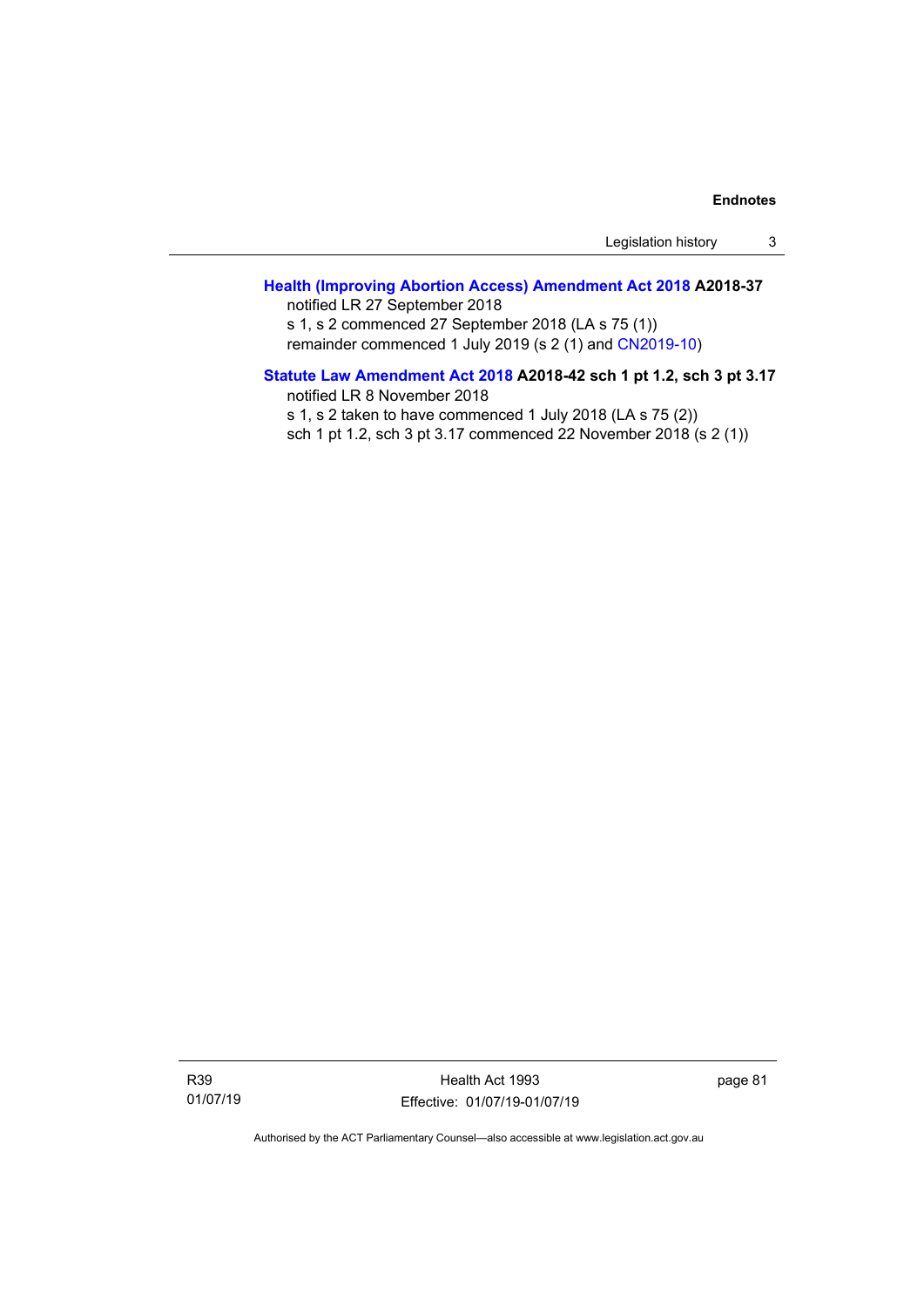**Health (Improving Abortion Access) Amendment Act 2018 A2018-37**

notified LR 27 September 2018

s 1, s 2 commenced 27 September 2018 (LA s 75 (1))

remainder commenced 1 July 2019 (s 2 (1) and CN2019-10)

**Statute Law Amendment Act 2018 A2018-42 sch 1 pt 1.2, sch 3 pt 3.17**

notified LR 8 November 2018

s 1, s 2 taken to have commenced 1 July 2018 (LA s 75 (2))

sch 1 pt 1.2, sch 3 pt 3.17 commenced 22 November 2018 (s 2 (1))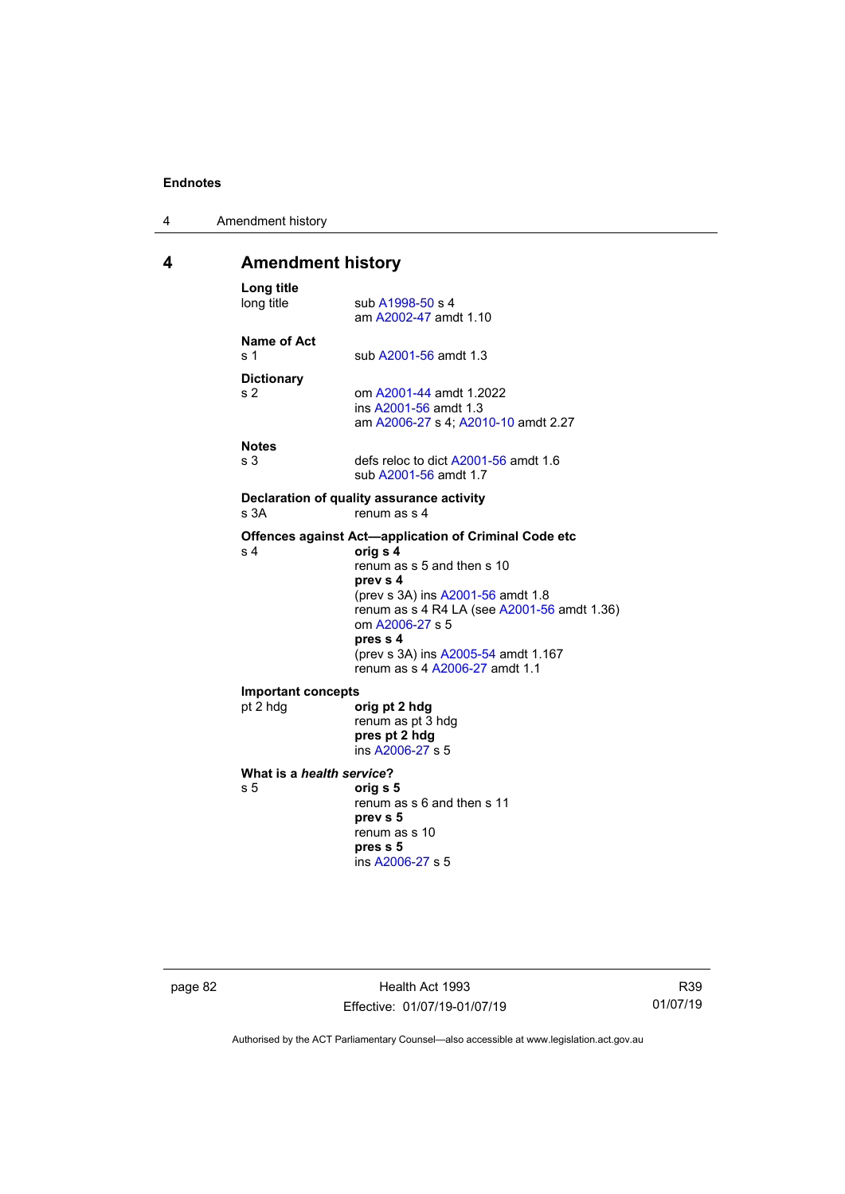# 4 Amendment history

**Long title**

long title — sub A1998-50 s 4
am A2002-47 amdt 1.10

**Name of Act**

s 1 — sub A2001-56 amdt 1.3

**Dictionary**

s 2 — om A2001-44 amdt 1.2022
ins A2001-56 amdt 1.3
am A2006-27 s 4; A2010-10 amdt 2.27

**Notes**

s 3 — defs reloc to dict A2001-56 amdt 1.6
sub A2001-56 amdt 1.7

**Declaration of quality assurance activity**

s 3A — renum as s 4

**Offences against Act—application of Criminal Code etc**

s 4 — **orig s 4**
renum as s 5 and then s 10
**prev s 4**
(prev s 3A) ins A2001-56 amdt 1.8
renum as s 4 R4 LA (see A2001-56 amdt 1.36)
om A2006-27 s 5
**pres s 4**
(prev s 3A) ins A2005-54 amdt 1.167
renum as s 4 A2006-27 amdt 1.1

**Important concepts**

pt 2 hdg — **orig pt 2 hdg**
renum as pt 3 hdg
**pres pt 2 hdg**
ins A2006-27 s 5

**What is a *health service*?**

s 5 — **orig s 5**
renum as s 6 and then s 11
**prev s 5**
renum as s 10
**pres s 5**
ins A2006-27 s 5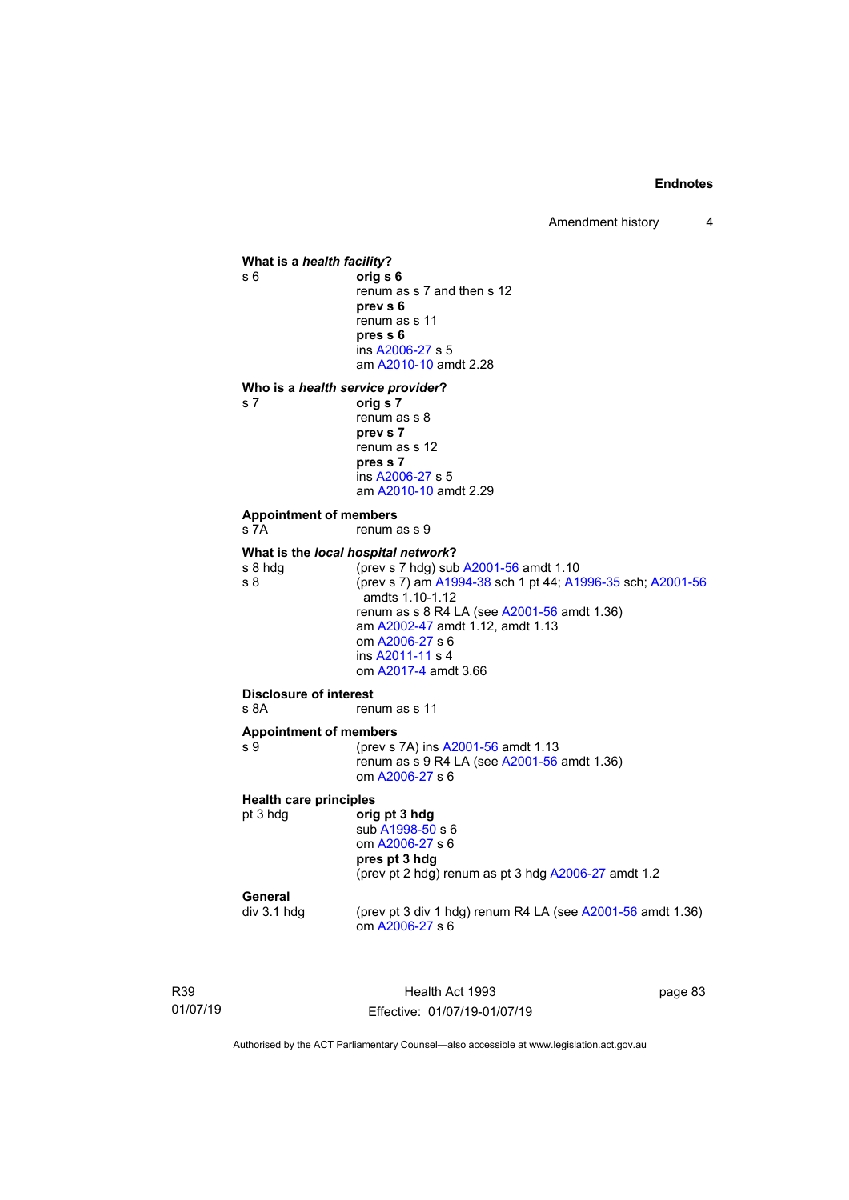**What is a *health facility*?**

s 6 **orig s 6**
renum as s 7 and then s 12
**prev s 6**
renum as s 11
**pres s 6**
ins A2006-27 s 5
am A2010-10 amdt 2.28

**Who is a *health service provider*?**

s 7 **orig s 7**
renum as s 8
**prev s 7**
renum as s 12
**pres s 7**
ins A2006-27 s 5
am A2010-10 amdt 2.29

**Appointment of members**

s 7A renum as s 9

**What is the *local hospital network*?**

s 8 hdg (prev s 7 hdg) sub A2001-56 amdt 1.10

s 8 (prev s 7) am A1994-38 sch 1 pt 44; A1996-35 sch; A2001-56 amdts 1.10-1.12
renum as s 8 R4 LA (see A2001-56 amdt 1.36)
am A2002-47 amdt 1.12, amdt 1.13
om A2006-27 s 6
ins A2011-11 s 4
om A2017-4 amdt 3.66

**Disclosure of interest**

s 8A renum as s 11

**Appointment of members**

s 9 (prev s 7A) ins A2001-56 amdt 1.13
renum as s 9 R4 LA (see A2001-56 amdt 1.36)
om A2006-27 s 6

**Health care principles**

pt 3 hdg **orig pt 3 hdg**
sub A1998-50 s 6
om A2006-27 s 6
**pres pt 3 hdg**
(prev pt 2 hdg) renum as pt 3 hdg A2006-27 amdt 1.2

**General**

div 3.1 hdg (prev pt 3 div 1 hdg) renum R4 LA (see A2001-56 amdt 1.36)
om A2006-27 s 6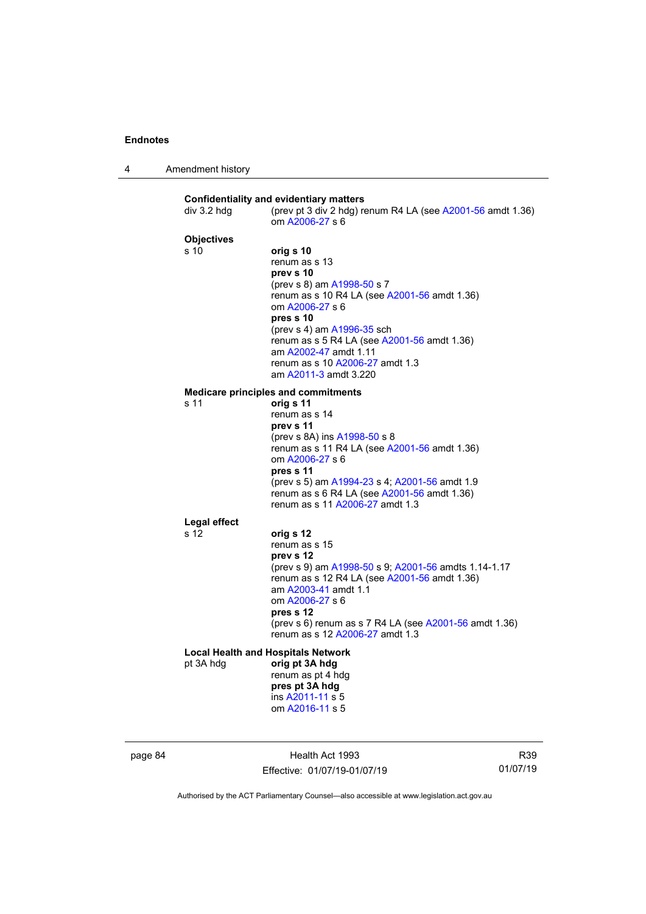**Confidentiality and evidentiary matters**
div 3.2 hdg (prev pt 3 div 2 hdg) renum R4 LA (see A2001-56 amdt 1.36)
om A2006-27 s 6

**Objectives**
s 10 **orig s 10**
renum as s 13
**prev s 10**
(prev s 8) am A1998-50 s 7
renum as s 10 R4 LA (see A2001-56 amdt 1.36)
om A2006-27 s 6
**pres s 10**
(prev s 4) am A1996-35 sch
renum as s 5 R4 LA (see A2001-56 amdt 1.36)
am A2002-47 amdt 1.11
renum as s 10 A2006-27 amdt 1.3
am A2011-3 amdt 3.220

**Medicare principles and commitments**
s 11 **orig s 11**
renum as s 14
**prev s 11**
(prev s 8A) ins A1998-50 s 8
renum as s 11 R4 LA (see A2001-56 amdt 1.36)
om A2006-27 s 6
**pres s 11**
(prev s 5) am A1994-23 s 4; A2001-56 amdt 1.9
renum as s 6 R4 LA (see A2001-56 amdt 1.36)
renum as s 11 A2006-27 amdt 1.3

**Legal effect**
s 12 **orig s 12**
renum as s 15
**prev s 12**
(prev s 9) am A1998-50 s 9; A2001-56 amdts 1.14-1.17
renum as s 12 R4 LA (see A2001-56 amdt 1.36)
am A2003-41 amdt 1.1
om A2006-27 s 6
**pres s 12**
(prev s 6) renum as s 7 R4 LA (see A2001-56 amdt 1.36)
renum as s 12 A2006-27 amdt 1.3

**Local Health and Hospitals Network**
pt 3A hdg **orig pt 3A hdg**
renum as pt 4 hdg
**pres pt 3A hdg**
ins A2011-11 s 5
om A2016-11 s 5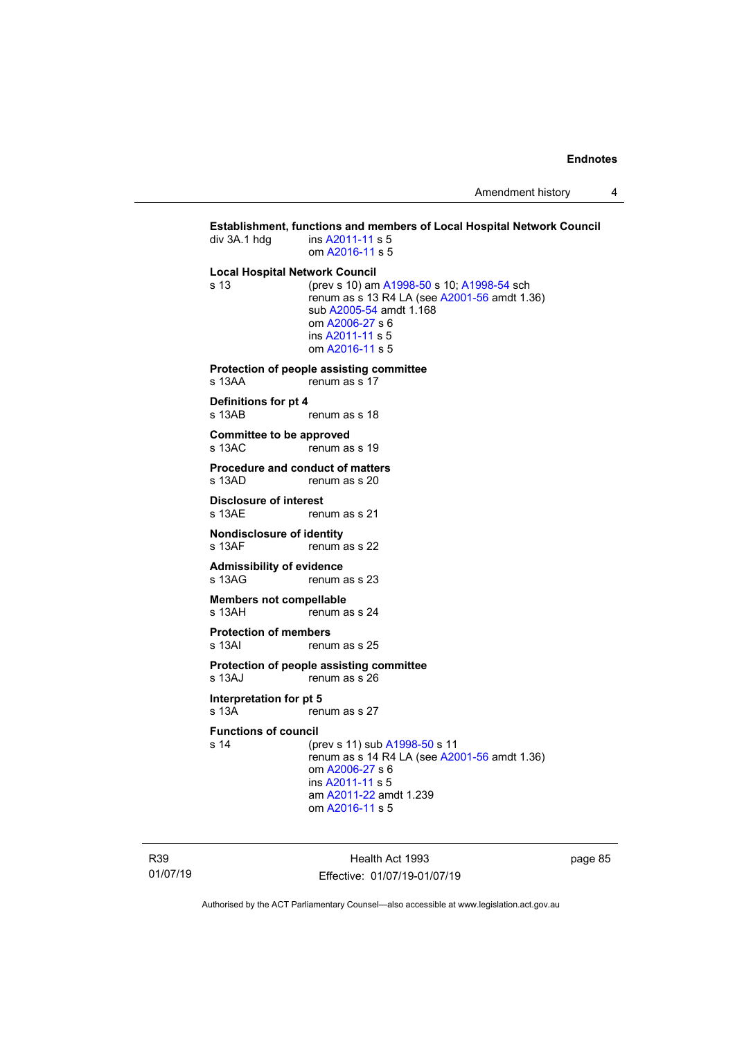**Establishment, functions and members of Local Hospital Network Council**

div 3A.1 hdg ins A2011-11 s 5
om A2016-11 s 5

**Local Hospital Network Council**

s 13 (prev s 10) am A1998-50 s 10; A1998-54 sch
renum as s 13 R4 LA (see A2001-56 amdt 1.36)
sub A2005-54 amdt 1.168
om A2006-27 s 6
ins A2011-11 s 5
om A2016-11 s 5

**Protection of people assisting committee**

s 13AA renum as s 17

**Definitions for pt 4**

s 13AB renum as s 18

**Committee to be approved**

s 13AC renum as s 19

**Procedure and conduct of matters**

s 13AD renum as s 20

**Disclosure of interest**

s 13AE renum as s 21

**Nondisclosure of identity**

s 13AF renum as s 22

**Admissibility of evidence**

s 13AG renum as s 23

**Members not compellable**

s 13AH renum as s 24

**Protection of members**

s 13AI renum as s 25

**Protection of people assisting committee**

s 13AJ renum as s 26

**Interpretation for pt 5**

s 13A renum as s 27

**Functions of council**

s 14 (prev s 11) sub A1998-50 s 11
renum as s 14 R4 LA (see A2001-56 amdt 1.36)
om A2006-27 s 6
ins A2011-11 s 5
am A2011-22 amdt 1.239
om A2016-11 s 5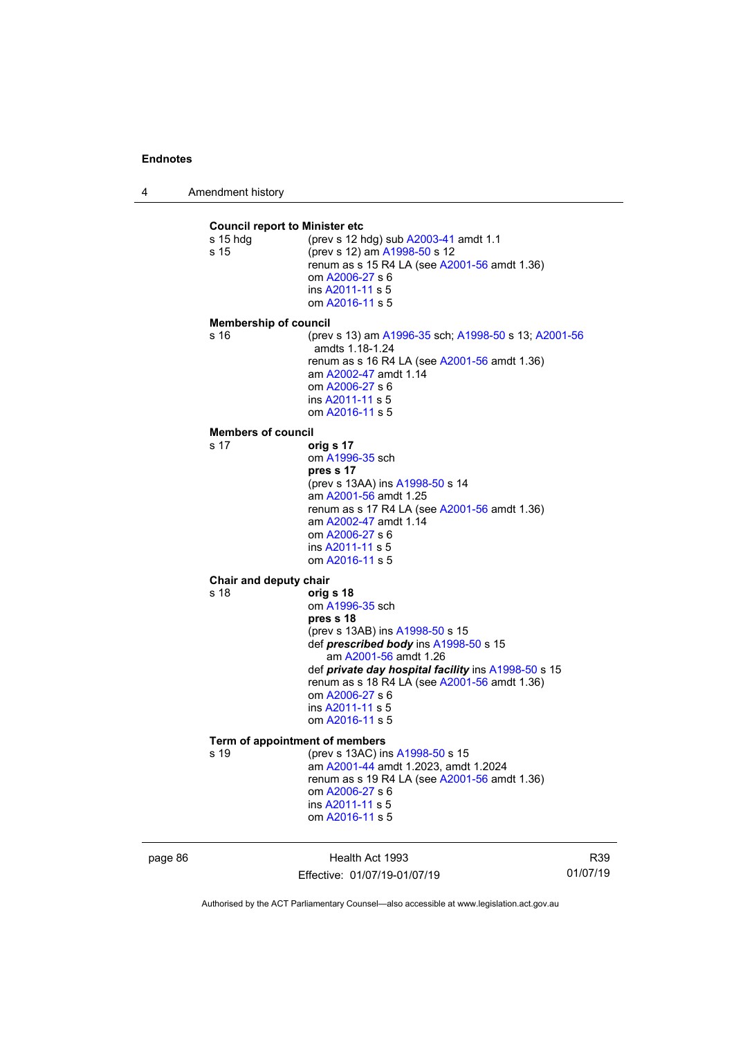**Council report to Minister etc**

| | |
|---|---|
| s 15 hdg | (prev s 12 hdg) sub A2003-41 amdt 1.1 |
| s 15 | (prev s 12) am A1998-50 s 12<br>renum as s 15 R4 LA (see A2001-56 amdt 1.36)<br>om A2006-27 s 6<br>ins A2011-11 s 5<br>om A2016-11 s 5 |

**Membership of council**

| | |
|---|---|
| s 16 | (prev s 13) am A1996-35 sch; A1998-50 s 13; A2001-56 amdts 1.18-1.24<br>renum as s 16 R4 LA (see A2001-56 amdt 1.36)<br>am A2002-47 amdt 1.14<br>om A2006-27 s 6<br>ins A2011-11 s 5<br>om A2016-11 s 5 |

**Members of council**

| | |
|---|---|
| s 17 | **orig s 17**<br>om A1996-35 sch<br>**pres s 17**<br>(prev s 13AA) ins A1998-50 s 14<br>am A2001-56 amdt 1.25<br>renum as s 17 R4 LA (see A2001-56 amdt 1.36)<br>am A2002-47 amdt 1.14<br>om A2006-27 s 6<br>ins A2011-11 s 5<br>om A2016-11 s 5 |

**Chair and deputy chair**

| | |
|---|---|
| s 18 | **orig s 18**<br>om A1996-35 sch<br>**pres s 18**<br>(prev s 13AB) ins A1998-50 s 15<br>def ***prescribed body*** ins A1998-50 s 15<br>am A2001-56 amdt 1.26<br>def ***private day hospital facility*** ins A1998-50 s 15<br>renum as s 18 R4 LA (see A2001-56 amdt 1.36)<br>om A2006-27 s 6<br>ins A2011-11 s 5<br>om A2016-11 s 5 |

**Term of appointment of members**

| | |
|---|---|
| s 19 | (prev s 13AC) ins A1998-50 s 15<br>am A2001-44 amdt 1.2023, amdt 1.2024<br>renum as s 19 R4 LA (see A2001-56 amdt 1.36)<br>om A2006-27 s 6<br>ins A2011-11 s 5<br>om A2016-11 s 5 |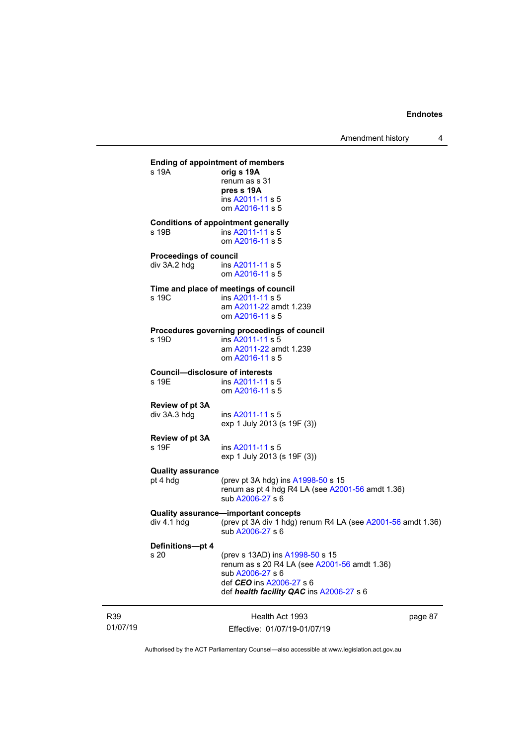**Ending of appointment of members**

s 19A **orig s 19A**
renum as s 31
**pres s 19A**
ins A2011-11 s 5
om A2016-11 s 5

**Conditions of appointment generally**

s 19B ins A2011-11 s 5
om A2016-11 s 5

**Proceedings of council**

div 3A.2 hdg ins A2011-11 s 5
om A2016-11 s 5

**Time and place of meetings of council**

s 19C ins A2011-11 s 5
am A2011-22 amdt 1.239
om A2016-11 s 5

**Procedures governing proceedings of council**

s 19D ins A2011-11 s 5
am A2011-22 amdt 1.239
om A2016-11 s 5

**Council—disclosure of interests**

s 19E ins A2011-11 s 5
om A2016-11 s 5

**Review of pt 3A**

div 3A.3 hdg ins A2011-11 s 5
exp 1 July 2013 (s 19F (3))

**Review of pt 3A**

s 19F ins A2011-11 s 5
exp 1 July 2013 (s 19F (3))

**Quality assurance**

pt 4 hdg (prev pt 3A hdg) ins A1998-50 s 15
renum as pt 4 hdg R4 LA (see A2001-56 amdt 1.36)
sub A2006-27 s 6

**Quality assurance—important concepts**

div 4.1 hdg (prev pt 3A div 1 hdg) renum R4 LA (see A2001-56 amdt 1.36)
sub A2006-27 s 6

**Definitions—pt 4**

s 20 (prev s 13AD) ins A1998-50 s 15
renum as s 20 R4 LA (see A2001-56 amdt 1.36)
sub A2006-27 s 6
def ***CEO*** ins A2006-27 s 6
def ***health facility QAC*** ins A2006-27 s 6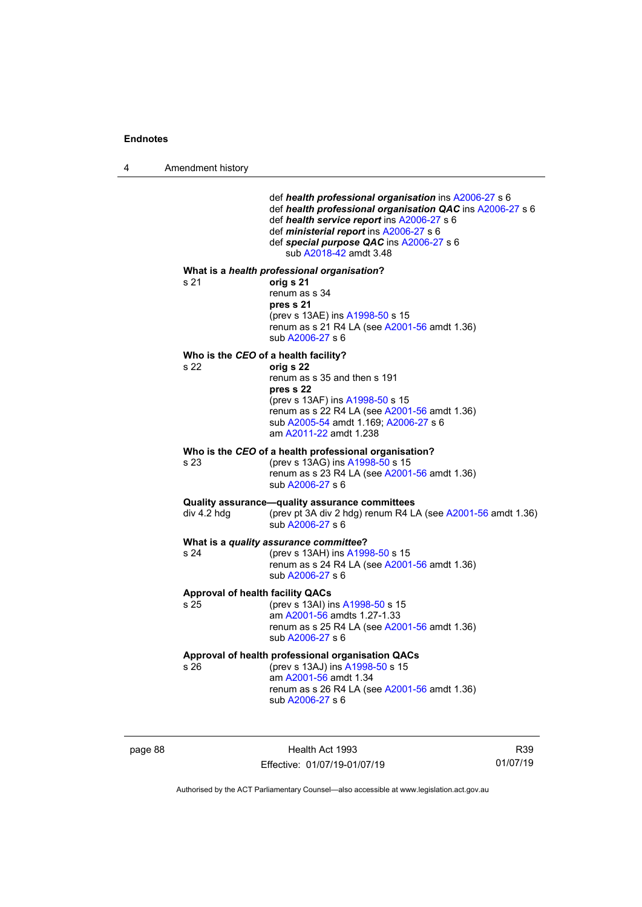def ***health professional organisation*** ins A2006-27 s 6
def ***health professional organisation QAC*** ins A2006-27 s 6
def ***health service report*** ins A2006-27 s 6
def ***ministerial report*** ins A2006-27 s 6
def ***special purpose QAC*** ins A2006-27 s 6
sub A2018-42 amdt 3.48

**What is a *health professional organisation*?**

s 21
**orig s 21**
renum as s 34
**pres s 21**
(prev s 13AE) ins A1998-50 s 15
renum as s 21 R4 LA (see A2001-56 amdt 1.36)
sub A2006-27 s 6

**Who is the *CEO* of a health facility?**

s 22
**orig s 22**
renum as s 35 and then s 191
**pres s 22**
(prev s 13AF) ins A1998-50 s 15
renum as s 22 R4 LA (see A2001-56 amdt 1.36)
sub A2005-54 amdt 1.169; A2006-27 s 6
am A2011-22 amdt 1.238

**Who is the *CEO* of a health professional organisation?**

s 23
(prev s 13AG) ins A1998-50 s 15
renum as s 23 R4 LA (see A2001-56 amdt 1.36)
sub A2006-27 s 6

**Quality assurance—quality assurance committees**

div 4.2 hdg
(prev pt 3A div 2 hdg) renum R4 LA (see A2001-56 amdt 1.36)
sub A2006-27 s 6

**What is a *quality assurance committee*?**

s 24
(prev s 13AH) ins A1998-50 s 15
renum as s 24 R4 LA (see A2001-56 amdt 1.36)
sub A2006-27 s 6

**Approval of health facility QACs**

s 25
(prev s 13AI) ins A1998-50 s 15
am A2001-56 amdts 1.27-1.33
renum as s 25 R4 LA (see A2001-56 amdt 1.36)
sub A2006-27 s 6

**Approval of health professional organisation QACs**

s 26
(prev s 13AJ) ins A1998-50 s 15
am A2001-56 amdt 1.34
renum as s 26 R4 LA (see A2001-56 amdt 1.36)
sub A2006-27 s 6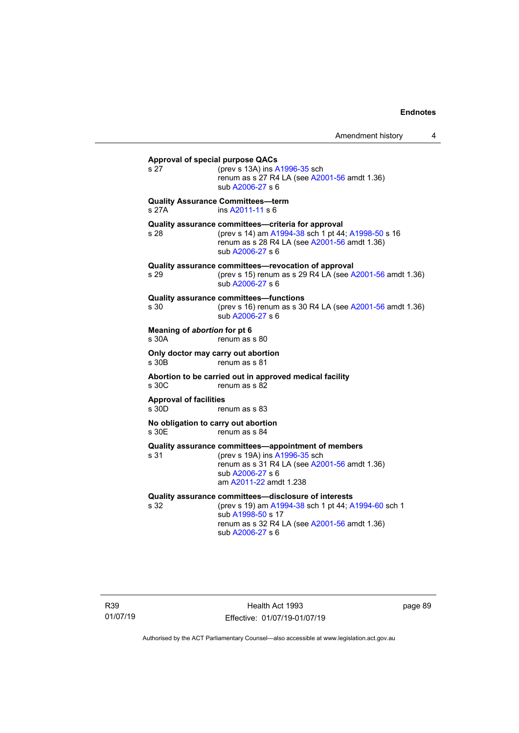**Approval of special purpose QACs**

s 27 (prev s 13A) ins A1996-35 sch
renum as s 27 R4 LA (see A2001-56 amdt 1.36)
sub A2006-27 s 6

**Quality Assurance Committees—term**

s 27A ins A2011-11 s 6

**Quality assurance committees—criteria for approval**

s 28 (prev s 14) am A1994-38 sch 1 pt 44; A1998-50 s 16
renum as s 28 R4 LA (see A2001-56 amdt 1.36)
sub A2006-27 s 6

**Quality assurance committees—revocation of approval**

s 29 (prev s 15) renum as s 29 R4 LA (see A2001-56 amdt 1.36)
sub A2006-27 s 6

**Quality assurance committees—functions**

s 30 (prev s 16) renum as s 30 R4 LA (see A2001-56 amdt 1.36)
sub A2006-27 s 6

**Meaning of *abortion* for pt 6**

s 30A renum as s 80

**Only doctor may carry out abortion**

s 30B renum as s 81

**Abortion to be carried out in approved medical facility**

s 30C renum as s 82

**Approval of facilities**

s 30D renum as s 83

**No obligation to carry out abortion**

s 30E renum as s 84

**Quality assurance committees—appointment of members**

s 31 (prev s 19A) ins A1996-35 sch
renum as s 31 R4 LA (see A2001-56 amdt 1.36)
sub A2006-27 s 6
am A2011-22 amdt 1.238

**Quality assurance committees—disclosure of interests**

s 32 (prev s 19) am A1994-38 sch 1 pt 44; A1994-60 sch 1
sub A1998-50 s 17
renum as s 32 R4 LA (see A2001-56 amdt 1.36)
sub A2006-27 s 6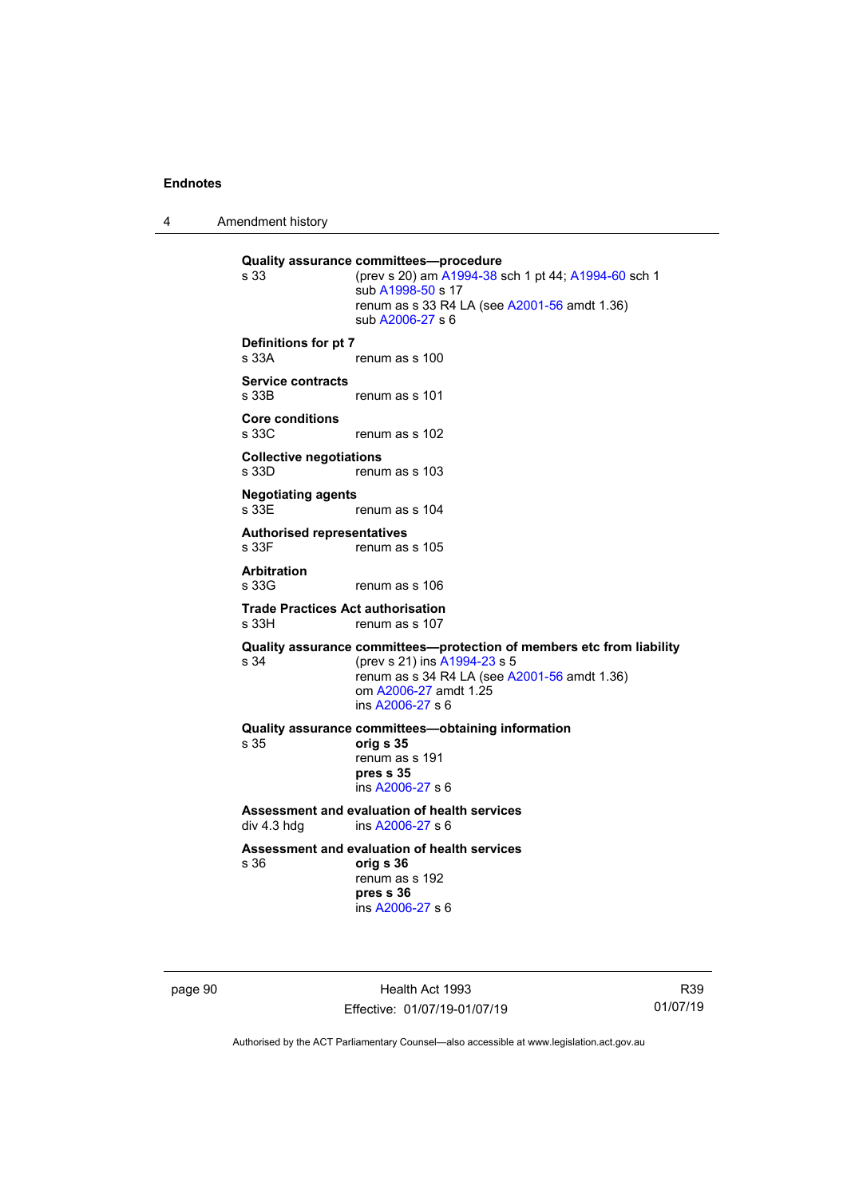**Quality assurance committees—procedure**

s 33 (prev s 20) am A1994-38 sch 1 pt 44; A1994-60 sch 1
sub A1998-50 s 17
renum as s 33 R4 LA (see A2001-56 amdt 1.36)
sub A2006-27 s 6

**Definitions for pt 7**

s 33A renum as s 100

**Service contracts**

s 33B renum as s 101

**Core conditions**

s 33C renum as s 102

**Collective negotiations**

s 33D renum as s 103

**Negotiating agents**

s 33E renum as s 104

**Authorised representatives**

s 33F renum as s 105

**Arbitration**

s 33G renum as s 106

**Trade Practices Act authorisation**

s 33H renum as s 107

**Quality assurance committees—protection of members etc from liability**

s 34 (prev s 21) ins A1994-23 s 5
renum as s 34 R4 LA (see A2001-56 amdt 1.36)
om A2006-27 amdt 1.25
ins A2006-27 s 6

**Quality assurance committees—obtaining information**

s 35 **orig s 35**
renum as s 191
**pres s 35**
ins A2006-27 s 6

**Assessment and evaluation of health services**

div 4.3 hdg ins A2006-27 s 6

**Assessment and evaluation of health services**

s 36 **orig s 36**
renum as s 192
**pres s 36**
ins A2006-27 s 6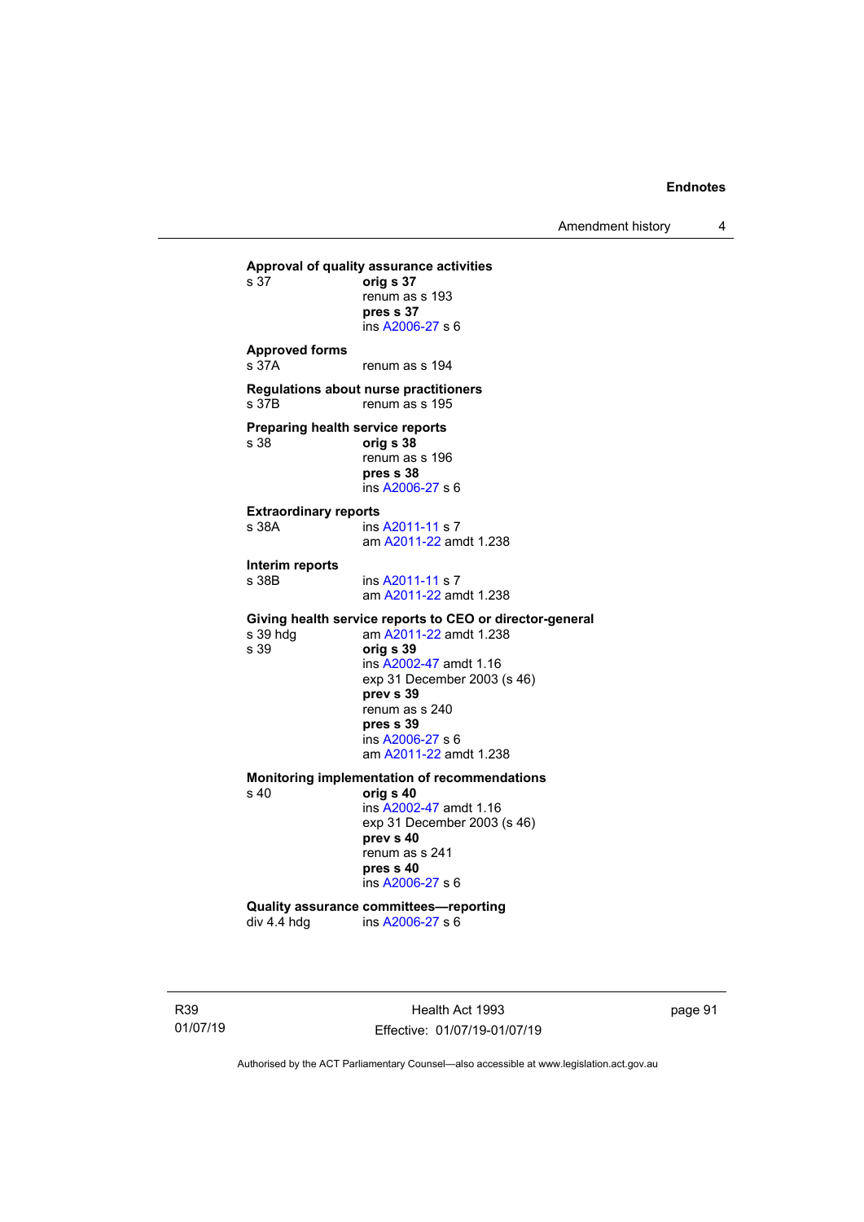**Approval of quality assurance activities**

s 37 **orig s 37**
renum as s 193
**pres s 37**
ins A2006-27 s 6

**Approved forms**

s 37A renum as s 194

**Regulations about nurse practitioners**

s 37B renum as s 195

**Preparing health service reports**

s 38 **orig s 38**
renum as s 196
**pres s 38**
ins A2006-27 s 6

**Extraordinary reports**

s 38A ins A2011-11 s 7
am A2011-22 amdt 1.238

**Interim reports**

s 38B ins A2011-11 s 7
am A2011-22 amdt 1.238

**Giving health service reports to CEO or director-general**

s 39 hdg am A2011-22 amdt 1.238
s 39 **orig s 39**
ins A2002-47 amdt 1.16
exp 31 December 2003 (s 46)
**prev s 39**
renum as s 240
**pres s 39**
ins A2006-27 s 6
am A2011-22 amdt 1.238

**Monitoring implementation of recommendations**

s 40 **orig s 40**
ins A2002-47 amdt 1.16
exp 31 December 2003 (s 46)
**prev s 40**
renum as s 241
**pres s 40**
ins A2006-27 s 6

**Quality assurance committees—reporting**

div 4.4 hdg ins A2006-27 s 6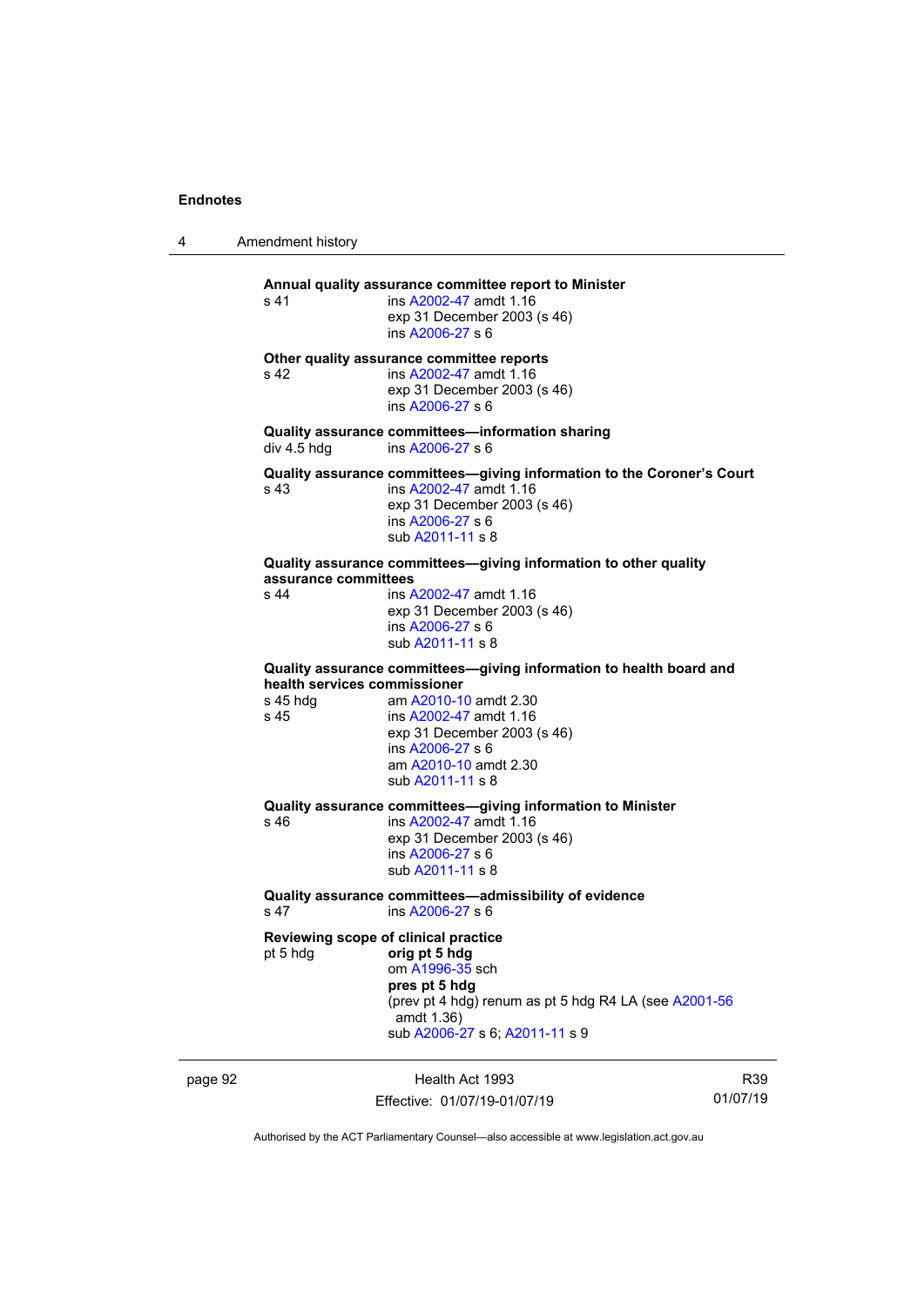**Annual quality assurance committee report to Minister**

s 41 ins A2002-47 amdt 1.16
exp 31 December 2003 (s 46)
ins A2006-27 s 6

**Other quality assurance committee reports**

s 42 ins A2002-47 amdt 1.16
exp 31 December 2003 (s 46)
ins A2006-27 s 6

**Quality assurance committees—information sharing**

div 4.5 hdg ins A2006-27 s 6

**Quality assurance committees—giving information to the Coroner's Court**

s 43 ins A2002-47 amdt 1.16
exp 31 December 2003 (s 46)
ins A2006-27 s 6
sub A2011-11 s 8

**Quality assurance committees—giving information to other quality assurance committees**

s 44 ins A2002-47 amdt 1.16
exp 31 December 2003 (s 46)
ins A2006-27 s 6
sub A2011-11 s 8

**Quality assurance committees—giving information to health board and health services commissioner**

s 45 hdg am A2010-10 amdt 2.30
s 45 ins A2002-47 amdt 1.16
exp 31 December 2003 (s 46)
ins A2006-27 s 6
am A2010-10 amdt 2.30
sub A2011-11 s 8

**Quality assurance committees—giving information to Minister**

s 46 ins A2002-47 amdt 1.16
exp 31 December 2003 (s 46)
ins A2006-27 s 6
sub A2011-11 s 8

**Quality assurance committees—admissibility of evidence**

s 47 ins A2006-27 s 6

**Reviewing scope of clinical practice**

pt 5 hdg **orig pt 5 hdg**
om A1996-35 sch
**pres pt 5 hdg**
(prev pt 4 hdg) renum as pt 5 hdg R4 LA (see A2001-56 amdt 1.36)
sub A2006-27 s 6; A2011-11 s 9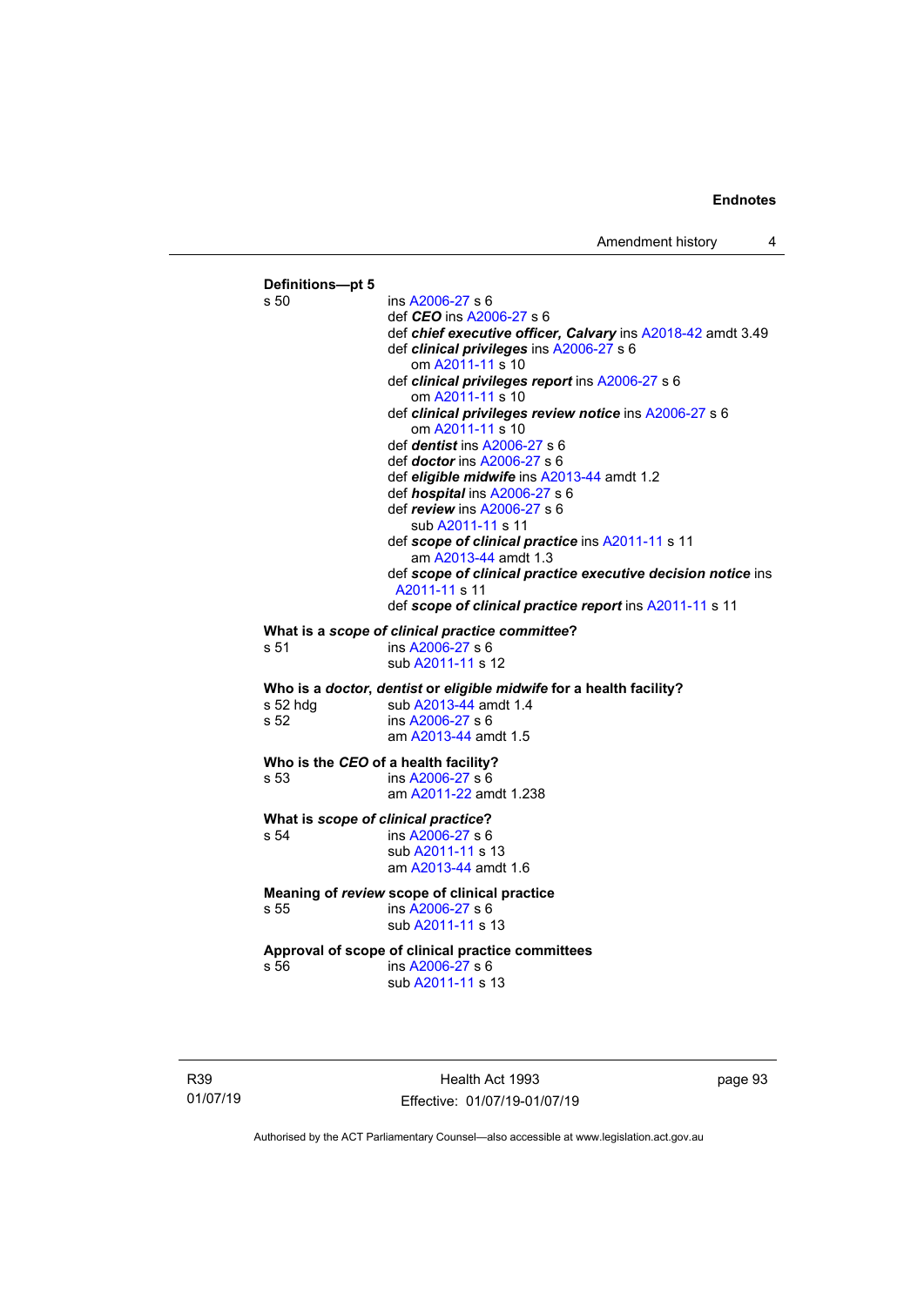**Definitions—pt 5**

s 50 ins A2006-27 s 6
def ***CEO*** ins A2006-27 s 6
def ***chief executive officer, Calvary*** ins A2018-42 amdt 3.49
def ***clinical privileges*** ins A2006-27 s 6
om A2011-11 s 10
def ***clinical privileges report*** ins A2006-27 s 6
om A2011-11 s 10
def ***clinical privileges review notice*** ins A2006-27 s 6
om A2011-11 s 10
def ***dentist*** ins A2006-27 s 6
def ***doctor*** ins A2006-27 s 6
def ***eligible midwife*** ins A2013-44 amdt 1.2
def ***hospital*** ins A2006-27 s 6
def ***review*** ins A2006-27 s 6
sub A2011-11 s 11
def ***scope of clinical practice*** ins A2011-11 s 11
am A2013-44 amdt 1.3
def ***scope of clinical practice executive decision notice*** ins A2011-11 s 11
def ***scope of clinical practice report*** ins A2011-11 s 11

**What is a *scope of clinical practice committee*?**

s 51 ins A2006-27 s 6
sub A2011-11 s 12

**Who is a *doctor*, *dentist* or *eligible midwife* for a health facility?**

s 52 hdg sub A2013-44 amdt 1.4
s 52 ins A2006-27 s 6
am A2013-44 amdt 1.5

**Who is the *CEO* of a health facility?**

s 53 ins A2006-27 s 6
am A2011-22 amdt 1.238

**What is *scope of clinical practice*?**

s 54 ins A2006-27 s 6
sub A2011-11 s 13
am A2013-44 amdt 1.6

**Meaning of *review* scope of clinical practice**

s 55 ins A2006-27 s 6
sub A2011-11 s 13

**Approval of scope of clinical practice committees**

s 56 ins A2006-27 s 6
sub A2011-11 s 13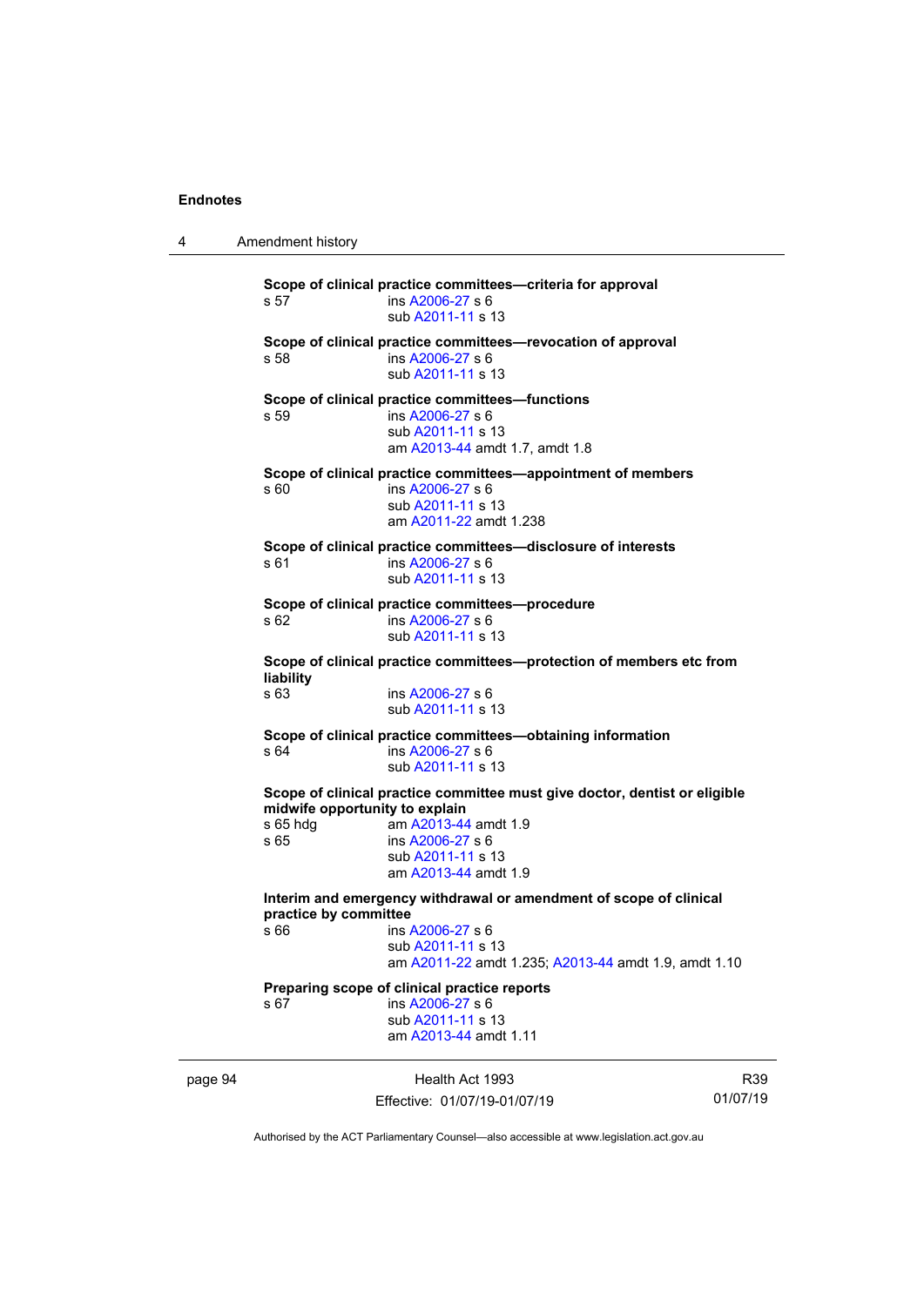**Scope of clinical practice committees—criteria for approval**
s 57 ins A2006-27 s 6
sub A2011-11 s 13

**Scope of clinical practice committees—revocation of approval**
s 58 ins A2006-27 s 6
sub A2011-11 s 13

**Scope of clinical practice committees—functions**
s 59 ins A2006-27 s 6
sub A2011-11 s 13
am A2013-44 amdt 1.7, amdt 1.8

**Scope of clinical practice committees—appointment of members**
s 60 ins A2006-27 s 6
sub A2011-11 s 13
am A2011-22 amdt 1.238

**Scope of clinical practice committees—disclosure of interests**
s 61 ins A2006-27 s 6
sub A2011-11 s 13

**Scope of clinical practice committees—procedure**
s 62 ins A2006-27 s 6
sub A2011-11 s 13

**Scope of clinical practice committees—protection of members etc from liability**
s 63 ins A2006-27 s 6
sub A2011-11 s 13

**Scope of clinical practice committees—obtaining information**
s 64 ins A2006-27 s 6
sub A2011-11 s 13

**Scope of clinical practice committee must give doctor, dentist or eligible midwife opportunity to explain**
s 65 hdg am A2013-44 amdt 1.9
s 65 ins A2006-27 s 6
sub A2011-11 s 13
am A2013-44 amdt 1.9

**Interim and emergency withdrawal or amendment of scope of clinical practice by committee**
s 66 ins A2006-27 s 6
sub A2011-11 s 13
am A2011-22 amdt 1.235; A2013-44 amdt 1.9, amdt 1.10

**Preparing scope of clinical practice reports**
s 67 ins A2006-27 s 6
sub A2011-11 s 13
am A2013-44 amdt 1.11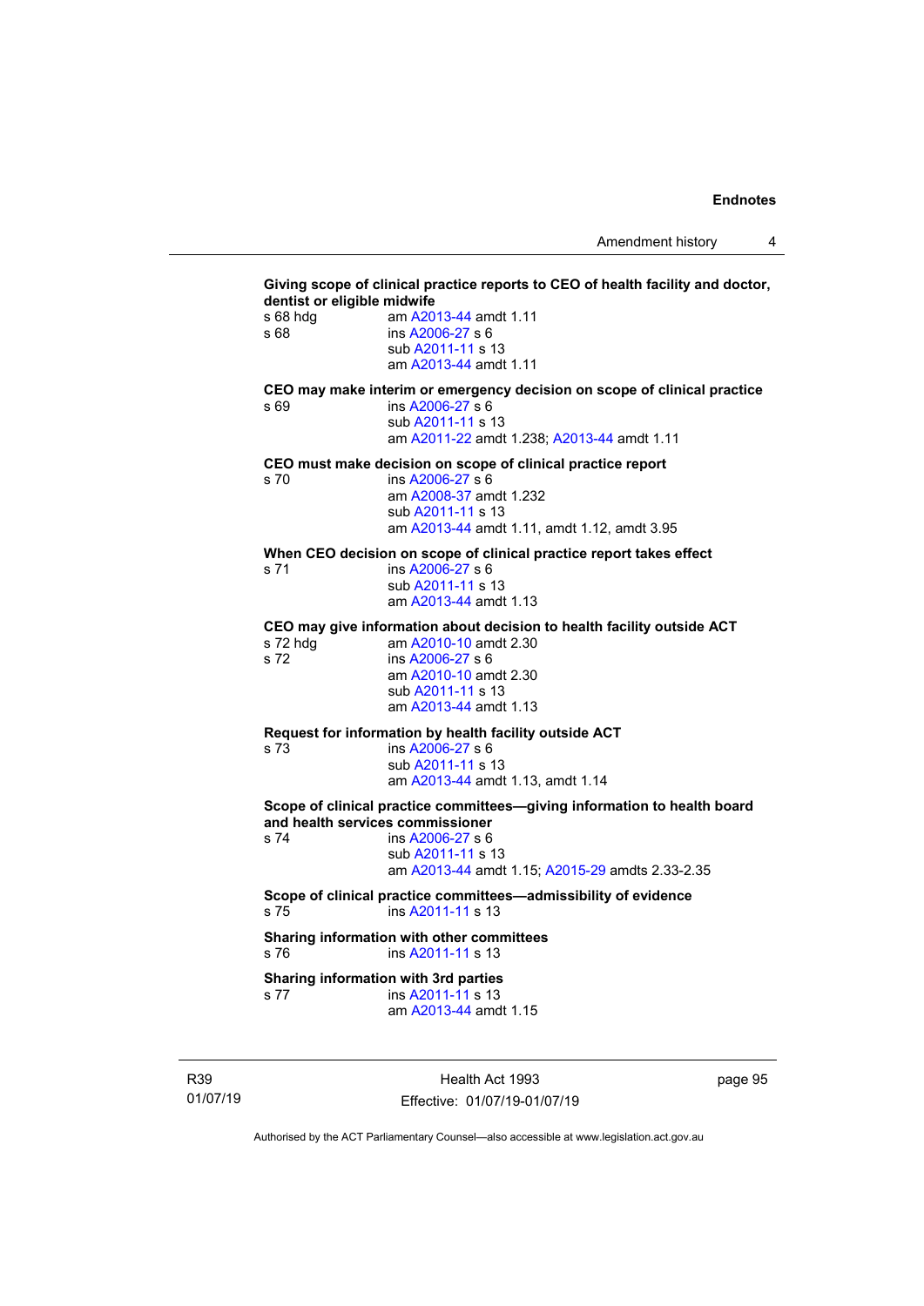**Giving scope of clinical practice reports to CEO of health facility and doctor, dentist or eligible midwife**

s 68 hdg am A2013-44 amdt 1.11

s 68 ins A2006-27 s 6
sub A2011-11 s 13
am A2013-44 amdt 1.11

**CEO may make interim or emergency decision on scope of clinical practice**

s 69 ins A2006-27 s 6
sub A2011-11 s 13
am A2011-22 amdt 1.238; A2013-44 amdt 1.11

**CEO must make decision on scope of clinical practice report**

s 70 ins A2006-27 s 6
am A2008-37 amdt 1.232
sub A2011-11 s 13
am A2013-44 amdt 1.11, amdt 1.12, amdt 3.95

**When CEO decision on scope of clinical practice report takes effect**

s 71 ins A2006-27 s 6
sub A2011-11 s 13
am A2013-44 amdt 1.13

**CEO may give information about decision to health facility outside ACT**

s 72 hdg am A2010-10 amdt 2.30

s 72 ins A2006-27 s 6
am A2010-10 amdt 2.30
sub A2011-11 s 13
am A2013-44 amdt 1.13

**Request for information by health facility outside ACT**

s 73 ins A2006-27 s 6
sub A2011-11 s 13
am A2013-44 amdt 1.13, amdt 1.14

**Scope of clinical practice committees—giving information to health board and health services commissioner**

s 74 ins A2006-27 s 6
sub A2011-11 s 13
am A2013-44 amdt 1.15; A2015-29 amdts 2.33-2.35

**Scope of clinical practice committees—admissibility of evidence**

s 75 ins A2011-11 s 13

**Sharing information with other committees**

s 76 ins A2011-11 s 13

**Sharing information with 3rd parties**

s 77 ins A2011-11 s 13
am A2013-44 amdt 1.15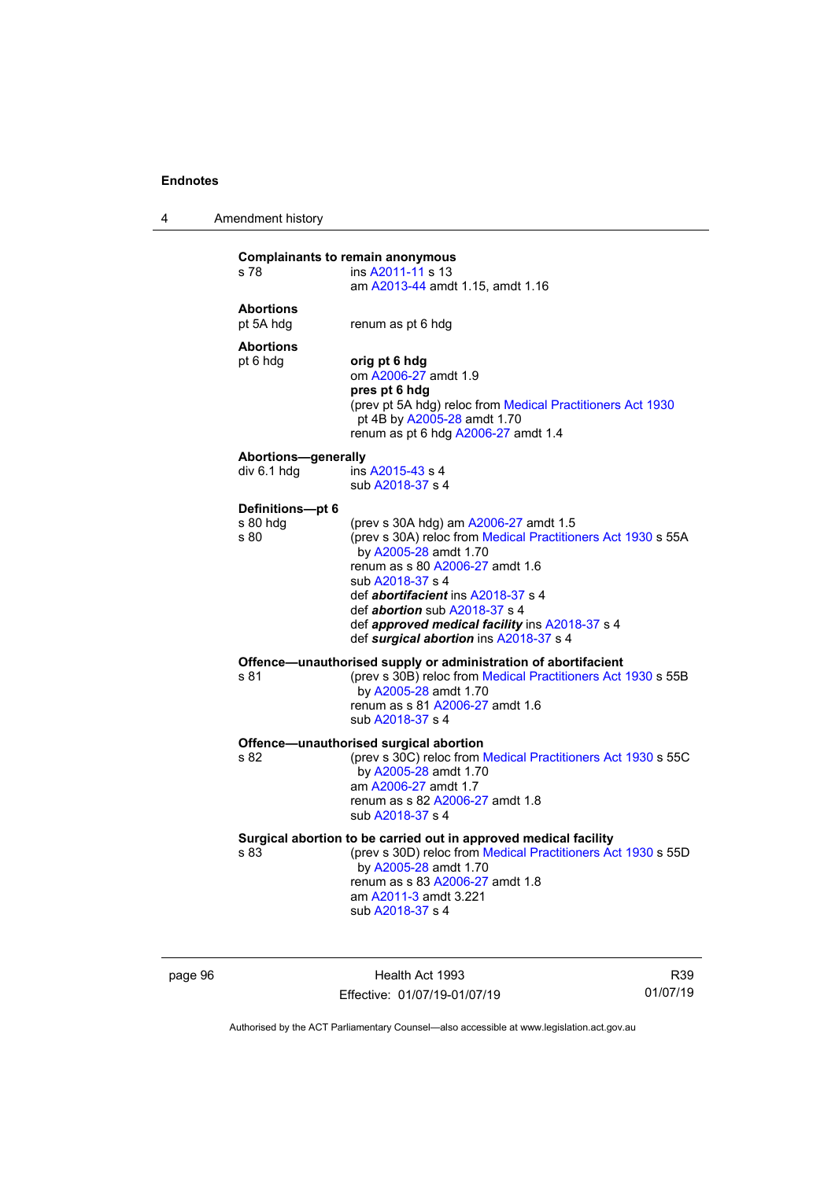**Complainants to remain anonymous**
s 78 ins A2011-11 s 13
am A2013-44 amdt 1.15, amdt 1.16

**Abortions**
pt 5A hdg renum as pt 6 hdg

**Abortions**
pt 6 hdg **orig pt 6 hdg**
om A2006-27 amdt 1.9
**pres pt 6 hdg**
(prev pt 5A hdg) reloc from Medical Practitioners Act 1930 pt 4B by A2005-28 amdt 1.70
renum as pt 6 hdg A2006-27 amdt 1.4

**Abortions—generally**
div 6.1 hdg ins A2015-43 s 4
sub A2018-37 s 4

**Definitions—pt 6**
s 80 hdg (prev s 30A hdg) am A2006-27 amdt 1.5
s 80 (prev s 30A) reloc from Medical Practitioners Act 1930 s 55A by A2005-28 amdt 1.70
renum as s 80 A2006-27 amdt 1.6
sub A2018-37 s 4
def ***abortifacient*** ins A2018-37 s 4
def ***abortion*** sub A2018-37 s 4
def ***approved medical facility*** ins A2018-37 s 4
def ***surgical abortion*** ins A2018-37 s 4

**Offence—unauthorised supply or administration of abortifacient**
s 81 (prev s 30B) reloc from Medical Practitioners Act 1930 s 55B by A2005-28 amdt 1.70
renum as s 81 A2006-27 amdt 1.6
sub A2018-37 s 4

**Offence—unauthorised surgical abortion**
s 82 (prev s 30C) reloc from Medical Practitioners Act 1930 s 55C by A2005-28 amdt 1.70
am A2006-27 amdt 1.7
renum as s 82 A2006-27 amdt 1.8
sub A2018-37 s 4

**Surgical abortion to be carried out in approved medical facility**
s 83 (prev s 30D) reloc from Medical Practitioners Act 1930 s 55D by A2005-28 amdt 1.70
renum as s 83 A2006-27 amdt 1.8
am A2011-3 amdt 3.221
sub A2018-37 s 4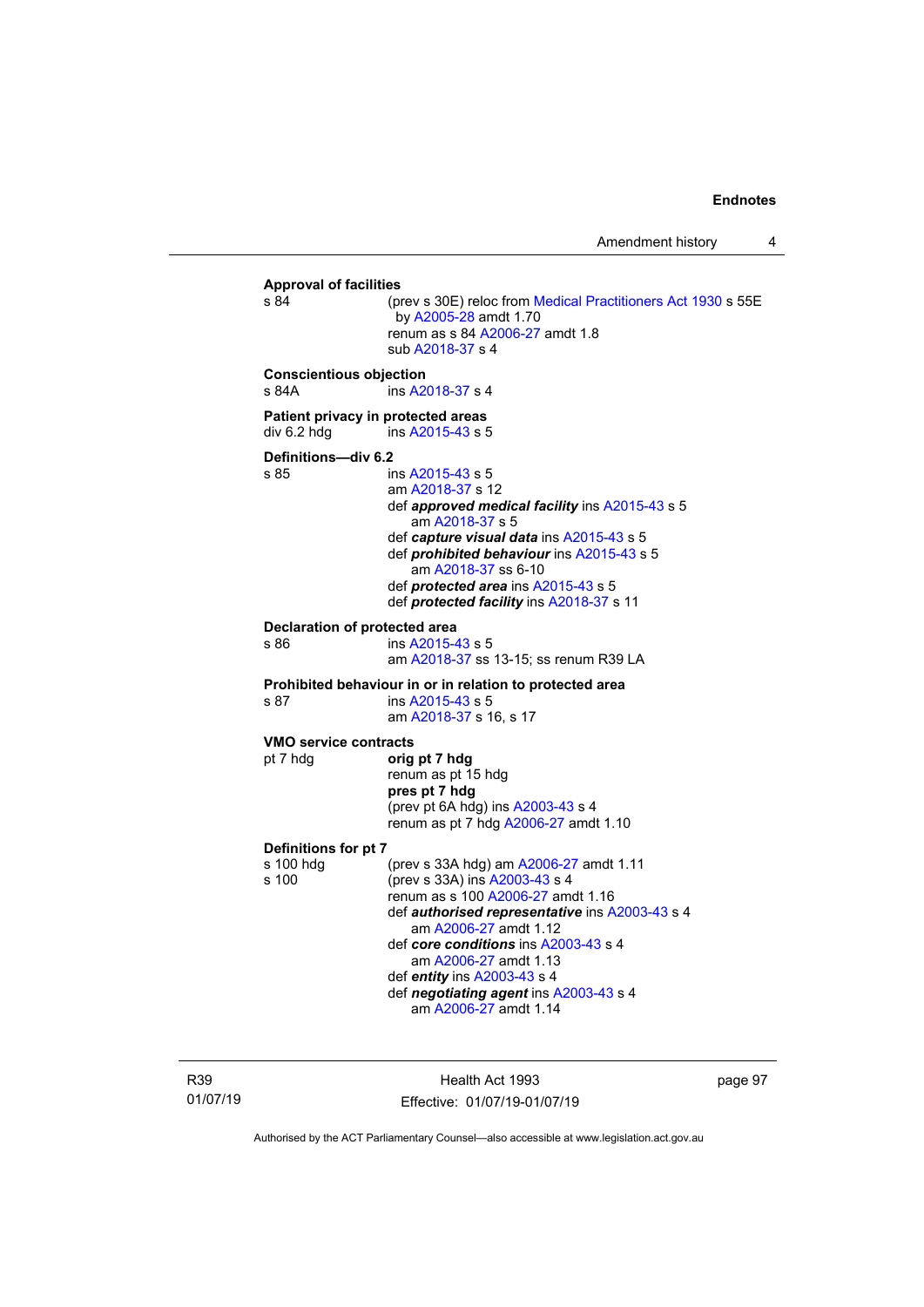**Approval of facilities**

s 84 (prev s 30E) reloc from Medical Practitioners Act 1930 s 55E by A2005-28 amdt 1.70
renum as s 84 A2006-27 amdt 1.8
sub A2018-37 s 4

**Conscientious objection**

s 84A ins A2018-37 s 4

**Patient privacy in protected areas**

div 6.2 hdg ins A2015-43 s 5

**Definitions—div 6.2**

s 85 ins A2015-43 s 5
am A2018-37 s 12
def ***approved medical facility*** ins A2015-43 s 5
am A2018-37 s 5
def ***capture visual data*** ins A2015-43 s 5
def ***prohibited behaviour*** ins A2015-43 s 5
am A2018-37 ss 6-10
def ***protected area*** ins A2015-43 s 5
def ***protected facility*** ins A2018-37 s 11

**Declaration of protected area**

s 86 ins A2015-43 s 5
am A2018-37 ss 13-15; ss renum R39 LA

**Prohibited behaviour in or in relation to protected area**

s 87 ins A2015-43 s 5
am A2018-37 s 16, s 17

**VMO service contracts**

pt 7 hdg **orig pt 7 hdg**
renum as pt 15 hdg
**pres pt 7 hdg**
(prev pt 6A hdg) ins A2003-43 s 4
renum as pt 7 hdg A2006-27 amdt 1.10

**Definitions for pt 7**

s 100 hdg (prev s 33A hdg) am A2006-27 amdt 1.11

s 100 (prev s 33A) ins A2003-43 s 4
renum as s 100 A2006-27 amdt 1.16
def ***authorised representative*** ins A2003-43 s 4
am A2006-27 amdt 1.12
def ***core conditions*** ins A2003-43 s 4
am A2006-27 amdt 1.13
def ***entity*** ins A2003-43 s 4
def ***negotiating agent*** ins A2003-43 s 4
am A2006-27 amdt 1.14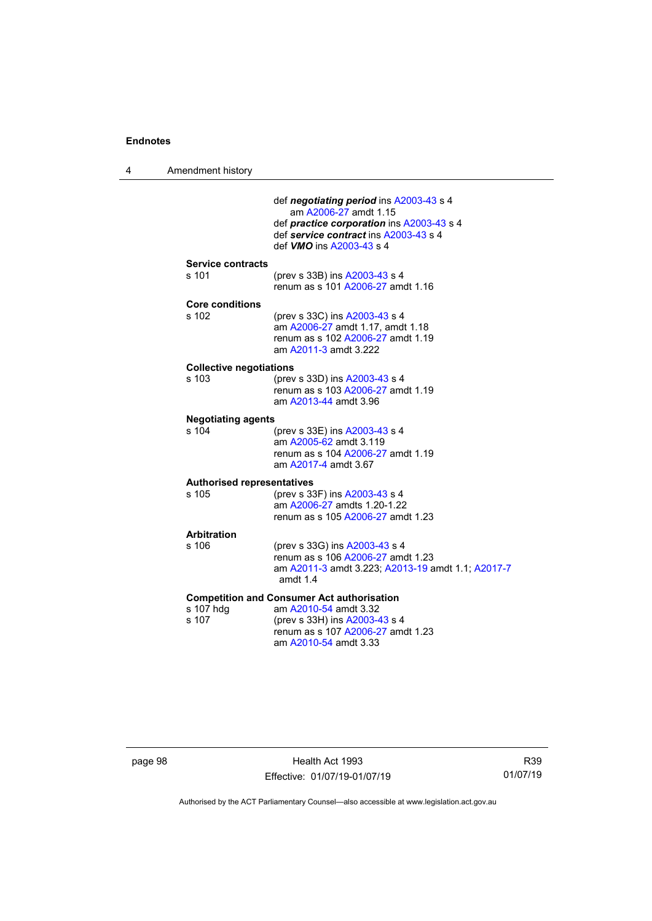def ***negotiating period*** ins A2003-43 s 4
am A2006-27 amdt 1.15
def ***practice corporation*** ins A2003-43 s 4
def ***service contract*** ins A2003-43 s 4
def ***VMO*** ins A2003-43 s 4

**Service contracts**
s 101 (prev s 33B) ins A2003-43 s 4
renum as s 101 A2006-27 amdt 1.16

**Core conditions**
s 102 (prev s 33C) ins A2003-43 s 4
am A2006-27 amdt 1.17, amdt 1.18
renum as s 102 A2006-27 amdt 1.19
am A2011-3 amdt 3.222

**Collective negotiations**
s 103 (prev s 33D) ins A2003-43 s 4
renum as s 103 A2006-27 amdt 1.19
am A2013-44 amdt 3.96

**Negotiating agents**
s 104 (prev s 33E) ins A2003-43 s 4
am A2005-62 amdt 3.119
renum as s 104 A2006-27 amdt 1.19
am A2017-4 amdt 3.67

**Authorised representatives**
s 105 (prev s 33F) ins A2003-43 s 4
am A2006-27 amdts 1.20-1.22
renum as s 105 A2006-27 amdt 1.23

**Arbitration**
s 106 (prev s 33G) ins A2003-43 s 4
renum as s 106 A2006-27 amdt 1.23
am A2011-3 amdt 3.223; A2013-19 amdt 1.1; A2017-7 amdt 1.4

**Competition and Consumer Act authorisation**
s 107 hdg am A2010-54 amdt 3.32
s 107 (prev s 33H) ins A2003-43 s 4
renum as s 107 A2006-27 amdt 1.23
am A2010-54 amdt 3.33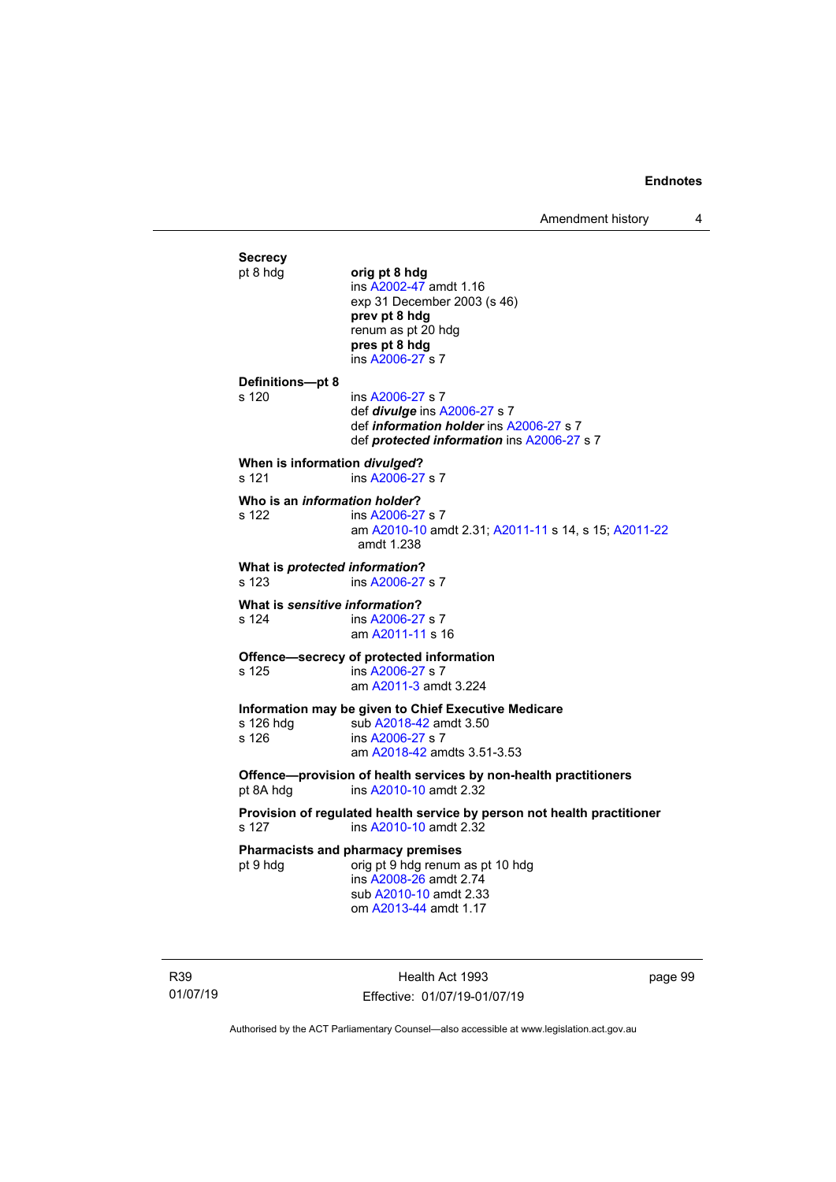**Secrecy**

pt 8 hdg
**orig pt 8 hdg**
ins A2002-47 amdt 1.16
exp 31 December 2003 (s 46)
**prev pt 8 hdg**
renum as pt 20 hdg
**pres pt 8 hdg**
ins A2006-27 s 7

**Definitions—pt 8**

s 120
ins A2006-27 s 7
def ***divulge*** ins A2006-27 s 7
def ***information holder*** ins A2006-27 s 7
def ***protected information*** ins A2006-27 s 7

**When is information *divulged*?**

s 121
ins A2006-27 s 7

**Who is an *information holder*?**

s 122
ins A2006-27 s 7
am A2010-10 amdt 2.31; A2011-11 s 14, s 15; A2011-22 amdt 1.238

**What is *protected information*?**

s 123
ins A2006-27 s 7

**What is *sensitive information*?**

s 124
ins A2006-27 s 7
am A2011-11 s 16

**Offence—secrecy of protected information**

s 125
ins A2006-27 s 7
am A2011-3 amdt 3.224

**Information may be given to Chief Executive Medicare**

s 126 hdg
sub A2018-42 amdt 3.50

s 126
ins A2006-27 s 7
am A2018-42 amdts 3.51-3.53

**Offence—provision of health services by non-health practitioners**

pt 8A hdg
ins A2010-10 amdt 2.32

**Provision of regulated health service by person not health practitioner**

s 127
ins A2010-10 amdt 2.32

**Pharmacists and pharmacy premises**

pt 9 hdg
orig pt 9 hdg renum as pt 10 hdg
ins A2008-26 amdt 2.74
sub A2010-10 amdt 2.33
om A2013-44 amdt 1.17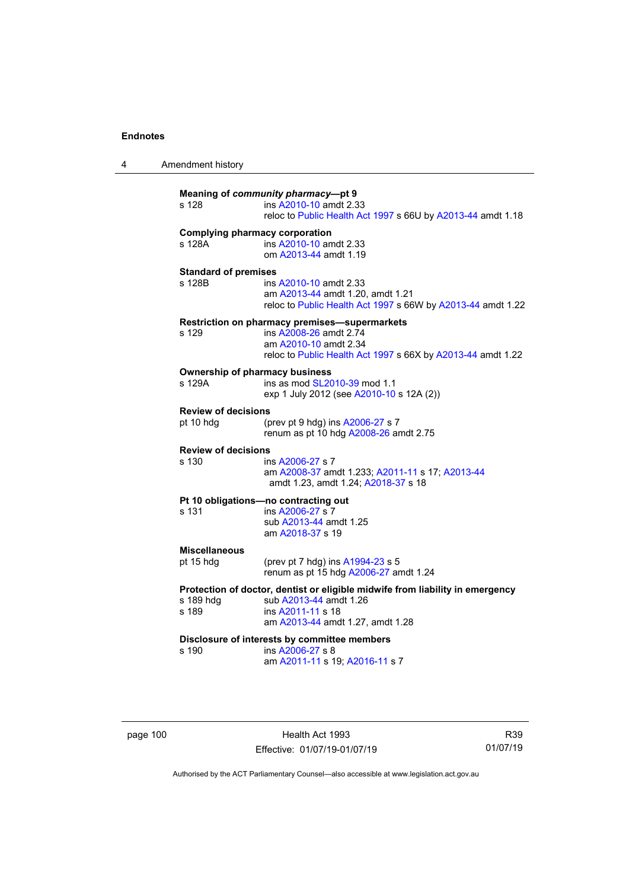**Meaning of *community pharmacy*—pt 9**

s 128 ins A2010-10 amdt 2.33
reloc to Public Health Act 1997 s 66U by A2013-44 amdt 1.18

**Complying pharmacy corporation**

s 128A ins A2010-10 amdt 2.33
om A2013-44 amdt 1.19

**Standard of premises**

s 128B ins A2010-10 amdt 2.33
am A2013-44 amdt 1.20, amdt 1.21
reloc to Public Health Act 1997 s 66W by A2013-44 amdt 1.22

**Restriction on pharmacy premises—supermarkets**

s 129 ins A2008-26 amdt 2.74
am A2010-10 amdt 2.34
reloc to Public Health Act 1997 s 66X by A2013-44 amdt 1.22

**Ownership of pharmacy business**

s 129A ins as mod SL2010-39 mod 1.1
exp 1 July 2012 (see A2010-10 s 12A (2))

**Review of decisions**

pt 10 hdg (prev pt 9 hdg) ins A2006-27 s 7
renum as pt 10 hdg A2008-26 amdt 2.75

**Review of decisions**

s 130 ins A2006-27 s 7
am A2008-37 amdt 1.233; A2011-11 s 17; A2013-44 amdt 1.23, amdt 1.24; A2018-37 s 18

**Pt 10 obligations—no contracting out**

s 131 ins A2006-27 s 7
sub A2013-44 amdt 1.25
am A2018-37 s 19

**Miscellaneous**

pt 15 hdg (prev pt 7 hdg) ins A1994-23 s 5
renum as pt 15 hdg A2006-27 amdt 1.24

**Protection of doctor, dentist or eligible midwife from liability in emergency**

s 189 hdg sub A2013-44 amdt 1.26
s 189 ins A2011-11 s 18
am A2013-44 amdt 1.27, amdt 1.28

**Disclosure of interests by committee members**

s 190 ins A2006-27 s 8
am A2011-11 s 19; A2016-11 s 7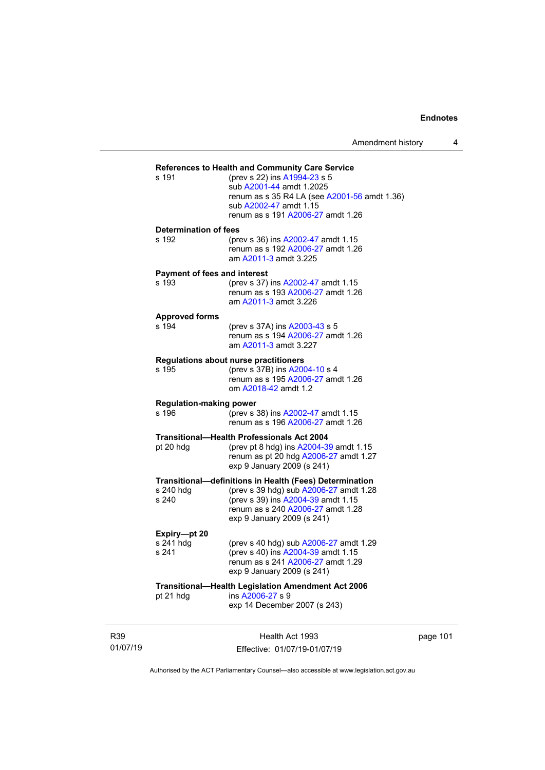**References to Health and Community Care Service**

s 191 (prev s 22) ins A1994-23 s 5
sub A2001-44 amdt 1.2025
renum as s 35 R4 LA (see A2001-56 amdt 1.36)
sub A2002-47 amdt 1.15
renum as s 191 A2006-27 amdt 1.26

**Determination of fees**

s 192 (prev s 36) ins A2002-47 amdt 1.15
renum as s 192 A2006-27 amdt 1.26
am A2011-3 amdt 3.225

**Payment of fees and interest**

s 193 (prev s 37) ins A2002-47 amdt 1.15
renum as s 193 A2006-27 amdt 1.26
am A2011-3 amdt 3.226

**Approved forms**

s 194 (prev s 37A) ins A2003-43 s 5
renum as s 194 A2006-27 amdt 1.26
am A2011-3 amdt 3.227

**Regulations about nurse practitioners**

s 195 (prev s 37B) ins A2004-10 s 4
renum as s 195 A2006-27 amdt 1.26
om A2018-42 amdt 1.2

**Regulation-making power**

s 196 (prev s 38) ins A2002-47 amdt 1.15
renum as s 196 A2006-27 amdt 1.26

**Transitional—Health Professionals Act 2004**

pt 20 hdg (prev pt 8 hdg) ins A2004-39 amdt 1.15
renum as pt 20 hdg A2006-27 amdt 1.27
exp 9 January 2009 (s 241)

**Transitional—definitions in Health (Fees) Determination**

s 240 hdg (prev s 39 hdg) sub A2006-27 amdt 1.28
s 240 (prev s 39) ins A2004-39 amdt 1.15
renum as s 240 A2006-27 amdt 1.28
exp 9 January 2009 (s 241)

**Expiry—pt 20**

s 241 hdg (prev s 40 hdg) sub A2006-27 amdt 1.29
s 241 (prev s 40) ins A2004-39 amdt 1.15
renum as s 241 A2006-27 amdt 1.29
exp 9 January 2009 (s 241)

**Transitional—Health Legislation Amendment Act 2006**

pt 21 hdg ins A2006-27 s 9
exp 14 December 2007 (s 243)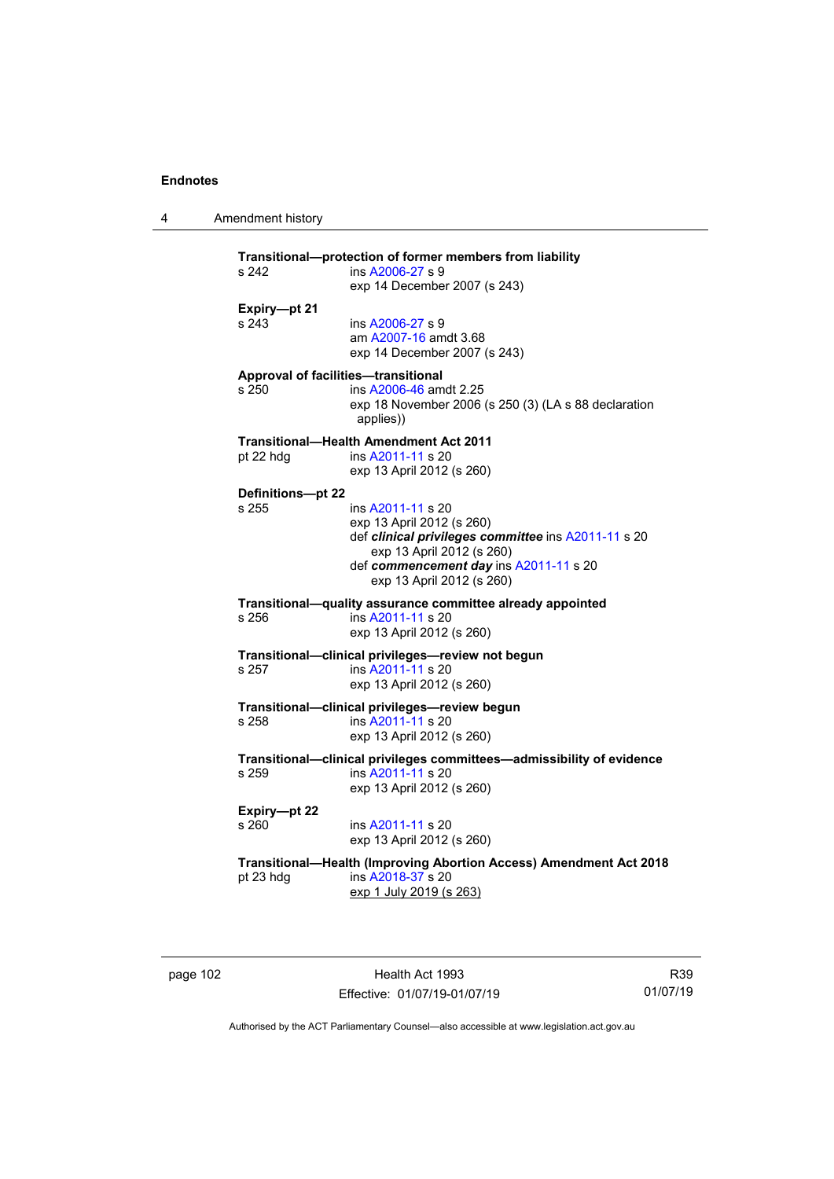**Transitional—protection of former members from liability**

s 242 ins A2006-27 s 9
exp 14 December 2007 (s 243)

**Expiry—pt 21**

s 243 ins A2006-27 s 9
am A2007-16 amdt 3.68
exp 14 December 2007 (s 243)

**Approval of facilities—transitional**

s 250 ins A2006-46 amdt 2.25
exp 18 November 2006 (s 250 (3) (LA s 88 declaration applies))

**Transitional—Health Amendment Act 2011**

pt 22 hdg ins A2011-11 s 20
exp 13 April 2012 (s 260)

**Definitions—pt 22**

s 255 ins A2011-11 s 20
exp 13 April 2012 (s 260)
def ***clinical privileges committee*** ins A2011-11 s 20
exp 13 April 2012 (s 260)
def ***commencement day*** ins A2011-11 s 20
exp 13 April 2012 (s 260)

**Transitional—quality assurance committee already appointed**

s 256 ins A2011-11 s 20
exp 13 April 2012 (s 260)

**Transitional—clinical privileges—review not begun**

s 257 ins A2011-11 s 20
exp 13 April 2012 (s 260)

**Transitional—clinical privileges—review begun**

s 258 ins A2011-11 s 20
exp 13 April 2012 (s 260)

**Transitional—clinical privileges committees—admissibility of evidence**

s 259 ins A2011-11 s 20
exp 13 April 2012 (s 260)

**Expiry—pt 22**

s 260 ins A2011-11 s 20
exp 13 April 2012 (s 260)

**Transitional—Health (Improving Abortion Access) Amendment Act 2018**

pt 23 hdg ins A2018-37 s 20
exp 1 July 2019 (s 263)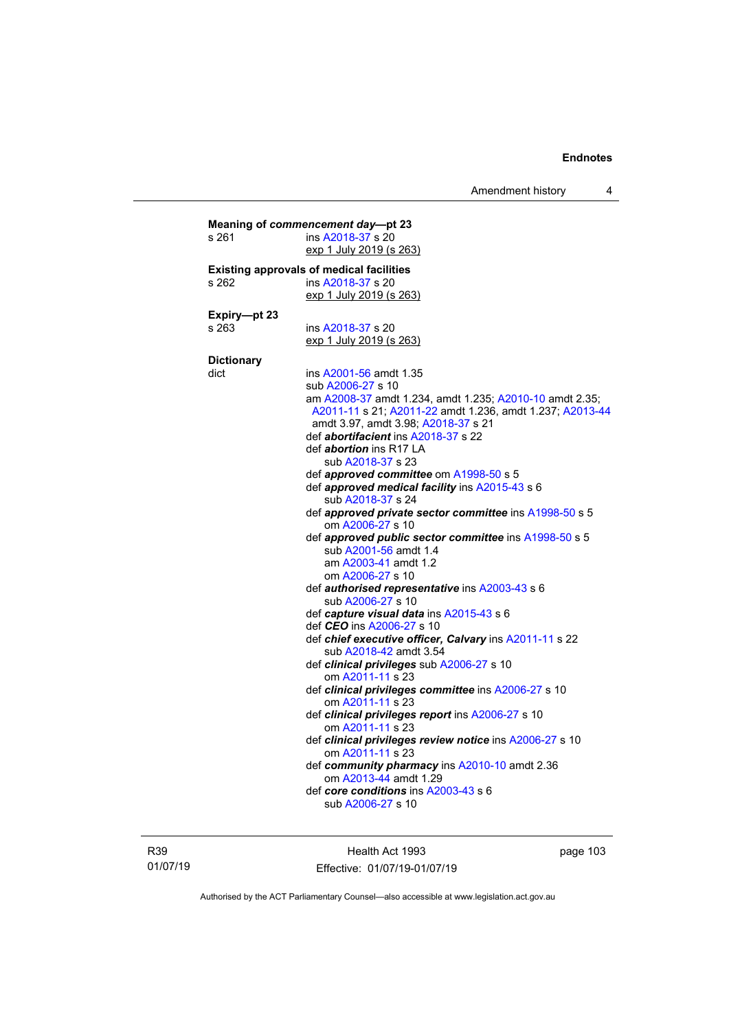**Meaning of *commencement day*—pt 23**

s 261 ins A2018-37 s 20
exp 1 July 2019 (s 263)

**Existing approvals of medical facilities**

s 262 ins A2018-37 s 20
exp 1 July 2019 (s 263)

**Expiry—pt 23**

s 263 ins A2018-37 s 20
exp 1 July 2019 (s 263)

**Dictionary**

dict ins A2001-56 amdt 1.35
sub A2006-27 s 10
am A2008-37 amdt 1.234, amdt 1.235; A2010-10 amdt 2.35; A2011-11 s 21; A2011-22 amdt 1.236, amdt 1.237; A2013-44 amdt 3.97, amdt 3.98; A2018-37 s 21
def ***abortifacient*** ins A2018-37 s 22
def ***abortion*** ins R17 LA
sub A2018-37 s 23
def ***approved committee*** om A1998-50 s 5
def ***approved medical facility*** ins A2015-43 s 6
sub A2018-37 s 24
def ***approved private sector committee*** ins A1998-50 s 5
om A2006-27 s 10
def ***approved public sector committee*** ins A1998-50 s 5
sub A2001-56 amdt 1.4
am A2003-41 amdt 1.2
om A2006-27 s 10
def ***authorised representative*** ins A2003-43 s 6
sub A2006-27 s 10
def ***capture visual data*** ins A2015-43 s 6
def ***CEO*** ins A2006-27 s 10
def ***chief executive officer, Calvary*** ins A2011-11 s 22
sub A2018-42 amdt 3.54
def ***clinical privileges*** sub A2006-27 s 10
om A2011-11 s 23
def ***clinical privileges committee*** ins A2006-27 s 10
om A2011-11 s 23
def ***clinical privileges report*** ins A2006-27 s 10
om A2011-11 s 23
def ***clinical privileges review notice*** ins A2006-27 s 10
om A2011-11 s 23
def ***community pharmacy*** ins A2010-10 amdt 2.36
om A2013-44 amdt 1.29
def ***core conditions*** ins A2003-43 s 6
sub A2006-27 s 10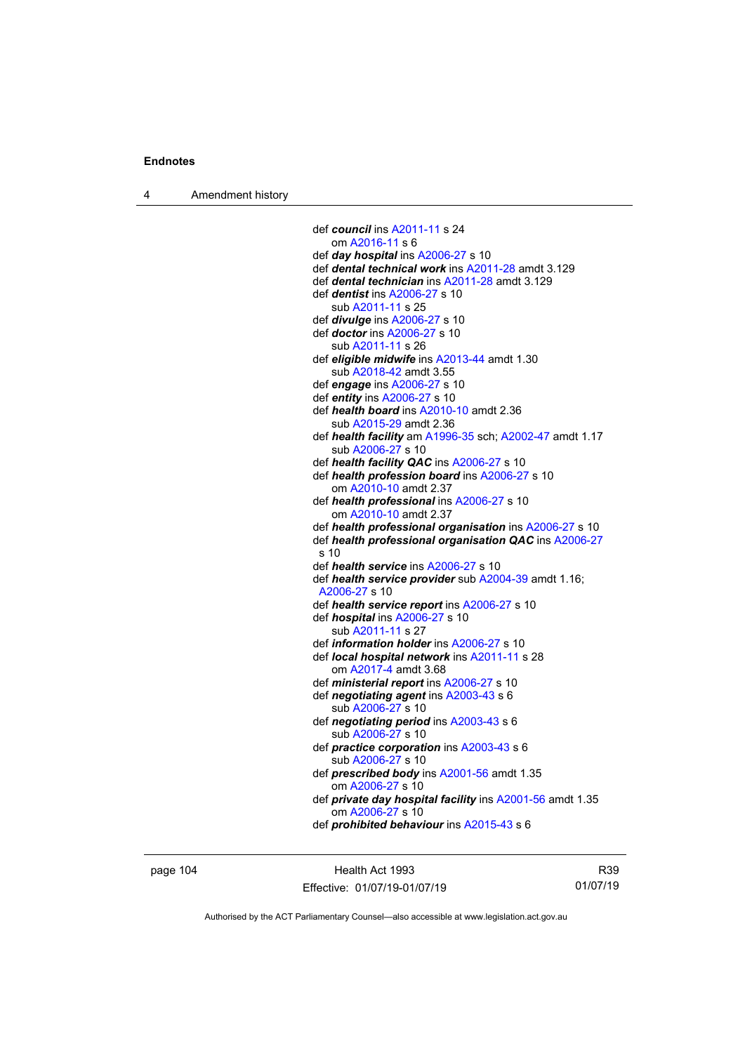def ***council*** ins A2011-11 s 24
om A2016-11 s 6
def ***day hospital*** ins A2006-27 s 10
def ***dental technical work*** ins A2011-28 amdt 3.129
def ***dental technician*** ins A2011-28 amdt 3.129
def ***dentist*** ins A2006-27 s 10
sub A2011-11 s 25
def ***divulge*** ins A2006-27 s 10
def ***doctor*** ins A2006-27 s 10
sub A2011-11 s 26
def ***eligible midwife*** ins A2013-44 amdt 1.30
sub A2018-42 amdt 3.55
def ***engage*** ins A2006-27 s 10
def ***entity*** ins A2006-27 s 10
def ***health board*** ins A2010-10 amdt 2.36
sub A2015-29 amdt 2.36
def ***health facility*** am A1996-35 sch; A2002-47 amdt 1.17
sub A2006-27 s 10
def ***health facility QAC*** ins A2006-27 s 10
def ***health profession board*** ins A2006-27 s 10
om A2010-10 amdt 2.37
def ***health professional*** ins A2006-27 s 10
om A2010-10 amdt 2.37
def ***health professional organisation*** ins A2006-27 s 10
def ***health professional organisation QAC*** ins A2006-27 s 10
def ***health service*** ins A2006-27 s 10
def ***health service provider*** sub A2004-39 amdt 1.16; A2006-27 s 10
def ***health service report*** ins A2006-27 s 10
def ***hospital*** ins A2006-27 s 10
sub A2011-11 s 27
def ***information holder*** ins A2006-27 s 10
def ***local hospital network*** ins A2011-11 s 28
om A2017-4 amdt 3.68
def ***ministerial report*** ins A2006-27 s 10
def ***negotiating agent*** ins A2003-43 s 6
sub A2006-27 s 10
def ***negotiating period*** ins A2003-43 s 6
sub A2006-27 s 10
def ***practice corporation*** ins A2003-43 s 6
sub A2006-27 s 10
def ***prescribed body*** ins A2001-56 amdt 1.35
om A2006-27 s 10
def ***private day hospital facility*** ins A2001-56 amdt 1.35
om A2006-27 s 10
def ***prohibited behaviour*** ins A2015-43 s 6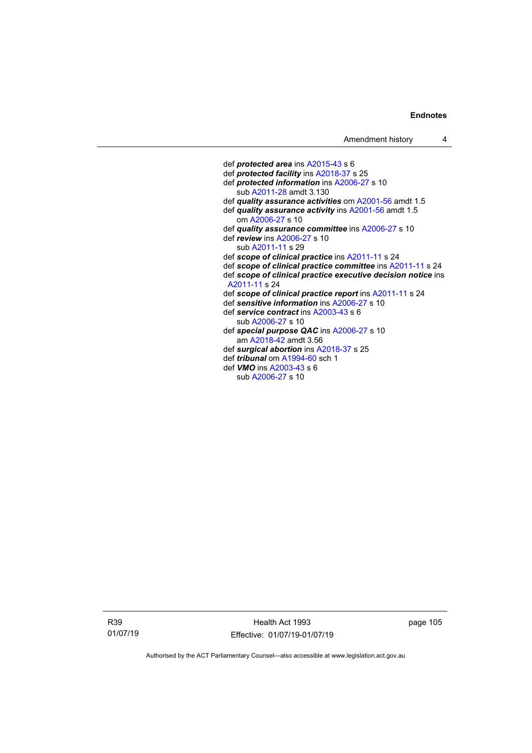def ***protected area*** ins A2015-43 s 6
def ***protected facility*** ins A2018-37 s 25
def ***protected information*** ins A2006-27 s 10
  sub A2011-28 amdt 3.130
def ***quality assurance activities*** om A2001-56 amdt 1.5
def ***quality assurance activity*** ins A2001-56 amdt 1.5
  om A2006-27 s 10
def ***quality assurance committee*** ins A2006-27 s 10
def ***review*** ins A2006-27 s 10
  sub A2011-11 s 29
def ***scope of clinical practice*** ins A2011-11 s 24
def ***scope of clinical practice committee*** ins A2011-11 s 24
def ***scope of clinical practice executive decision notice*** ins A2011-11 s 24
def ***scope of clinical practice report*** ins A2011-11 s 24
def ***sensitive information*** ins A2006-27 s 10
def ***service contract*** ins A2003-43 s 6
  sub A2006-27 s 10
def ***special purpose QAC*** ins A2006-27 s 10
  am A2018-42 amdt 3.56
def ***surgical abortion*** ins A2018-37 s 25
def ***tribunal*** om A1994-60 sch 1
def ***VMO*** ins A2003-43 s 6
  sub A2006-27 s 10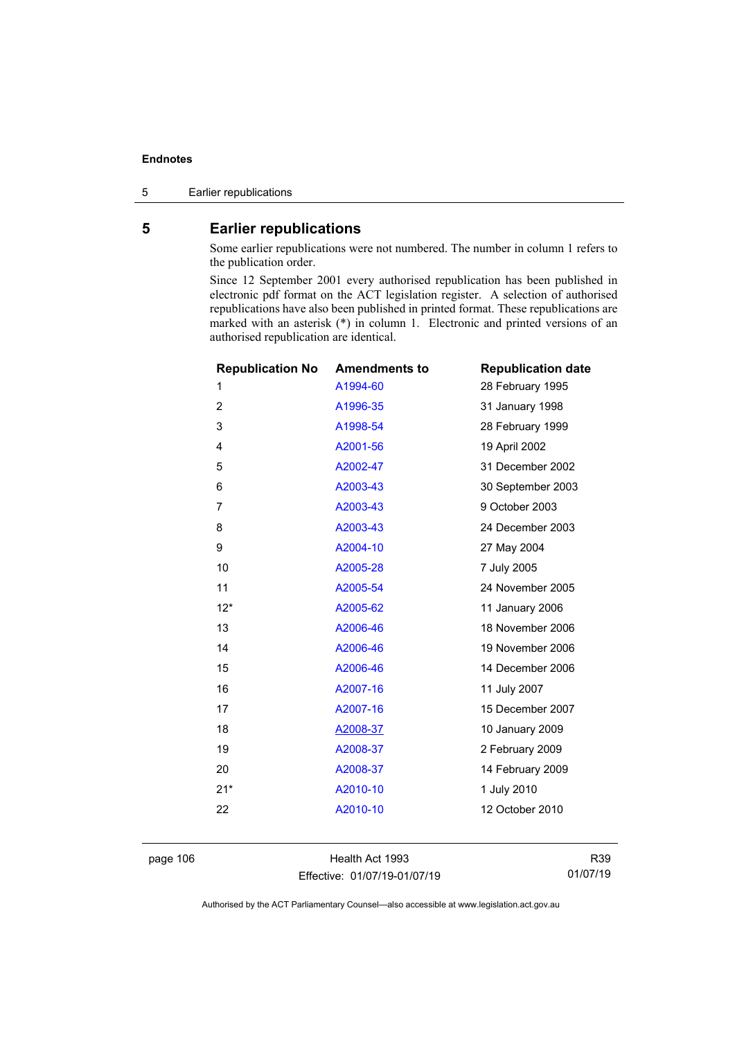# 5 Earlier republications

Some earlier republications were not numbered. The number in column 1 refers to the publication order.

Since 12 September 2001 every authorised republication has been published in electronic pdf format on the ACT legislation register. A selection of authorised republications have also been published in printed format. These republications are marked with an asterisk (*) in column 1. Electronic and printed versions of an authorised republication are identical.

| Republication No | Amendments to | Republication date |
|---|---|---|
| 1 | A1994-60 | 28 February 1995 |
| 2 | A1996-35 | 31 January 1998 |
| 3 | A1998-54 | 28 February 1999 |
| 4 | A2001-56 | 19 April 2002 |
| 5 | A2002-47 | 31 December 2002 |
| 6 | A2003-43 | 30 September 2003 |
| 7 | A2003-43 | 9 October 2003 |
| 8 | A2003-43 | 24 December 2003 |
| 9 | A2004-10 | 27 May 2004 |
| 10 | A2005-28 | 7 July 2005 |
| 11 | A2005-54 | 24 November 2005 |
| 12* | A2005-62 | 11 January 2006 |
| 13 | A2006-46 | 18 November 2006 |
| 14 | A2006-46 | 19 November 2006 |
| 15 | A2006-46 | 14 December 2006 |
| 16 | A2007-16 | 11 July 2007 |
| 17 | A2007-16 | 15 December 2007 |
| 18 | A2008-37 | 10 January 2009 |
| 19 | A2008-37 | 2 February 2009 |
| 20 | A2008-37 | 14 February 2009 |
| 21* | A2010-10 | 1 July 2010 |
| 22 | A2010-10 | 12 October 2010 |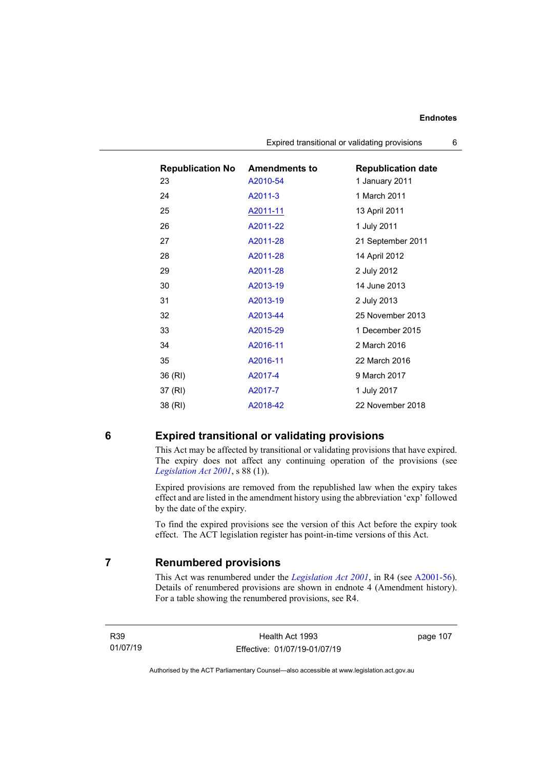| Republication No | Amendments to | Republication date |
|---|---|---|
| 23 | A2010-54 | 1 January 2011 |
| 24 | A2011-3 | 1 March 2011 |
| 25 | A2011-11 | 13 April 2011 |
| 26 | A2011-22 | 1 July 2011 |
| 27 | A2011-28 | 21 September 2011 |
| 28 | A2011-28 | 14 April 2012 |
| 29 | A2011-28 | 2 July 2012 |
| 30 | A2013-19 | 14 June 2013 |
| 31 | A2013-19 | 2 July 2013 |
| 32 | A2013-44 | 25 November 2013 |
| 33 | A2015-29 | 1 December 2015 |
| 34 | A2016-11 | 2 March 2016 |
| 35 | A2016-11 | 22 March 2016 |
| 36 (RI) | A2017-4 | 9 March 2017 |
| 37 (RI) | A2017-7 | 1 July 2017 |
| 38 (RI) | A2018-42 | 22 November 2018 |

## 6 Expired transitional or validating provisions

This Act may be affected by transitional or validating provisions that have expired. The expiry does not affect any continuing operation of the provisions (see *Legislation Act 2001*, s 88 (1)).

Expired provisions are removed from the republished law when the expiry takes effect and are listed in the amendment history using the abbreviation 'exp' followed by the date of the expiry.

To find the expired provisions see the version of this Act before the expiry took effect. The ACT legislation register has point-in-time versions of this Act.

## 7 Renumbered provisions

This Act was renumbered under the *Legislation Act 2001*, in R4 (see A2001-56). Details of renumbered provisions are shown in endnote 4 (Amendment history). For a table showing the renumbered provisions, see R4.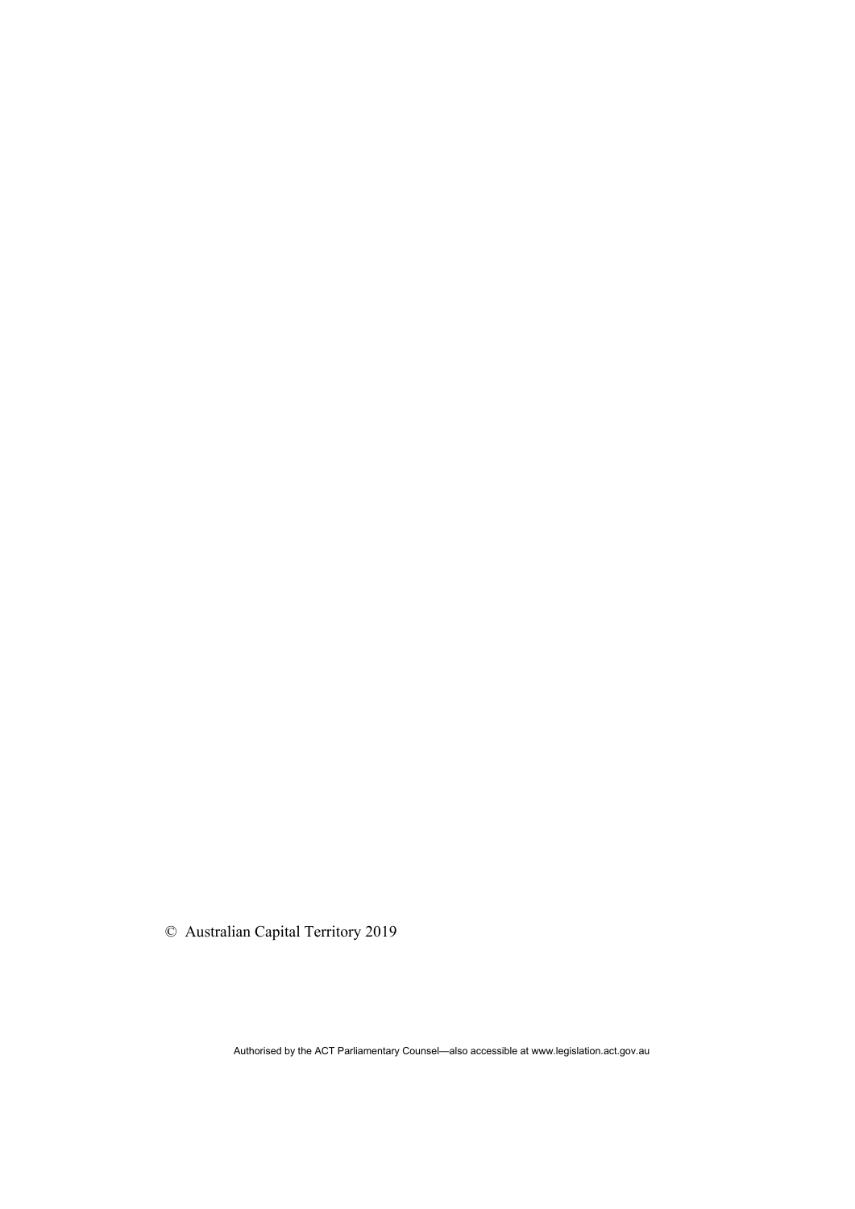© Australian Capital Territory 2019